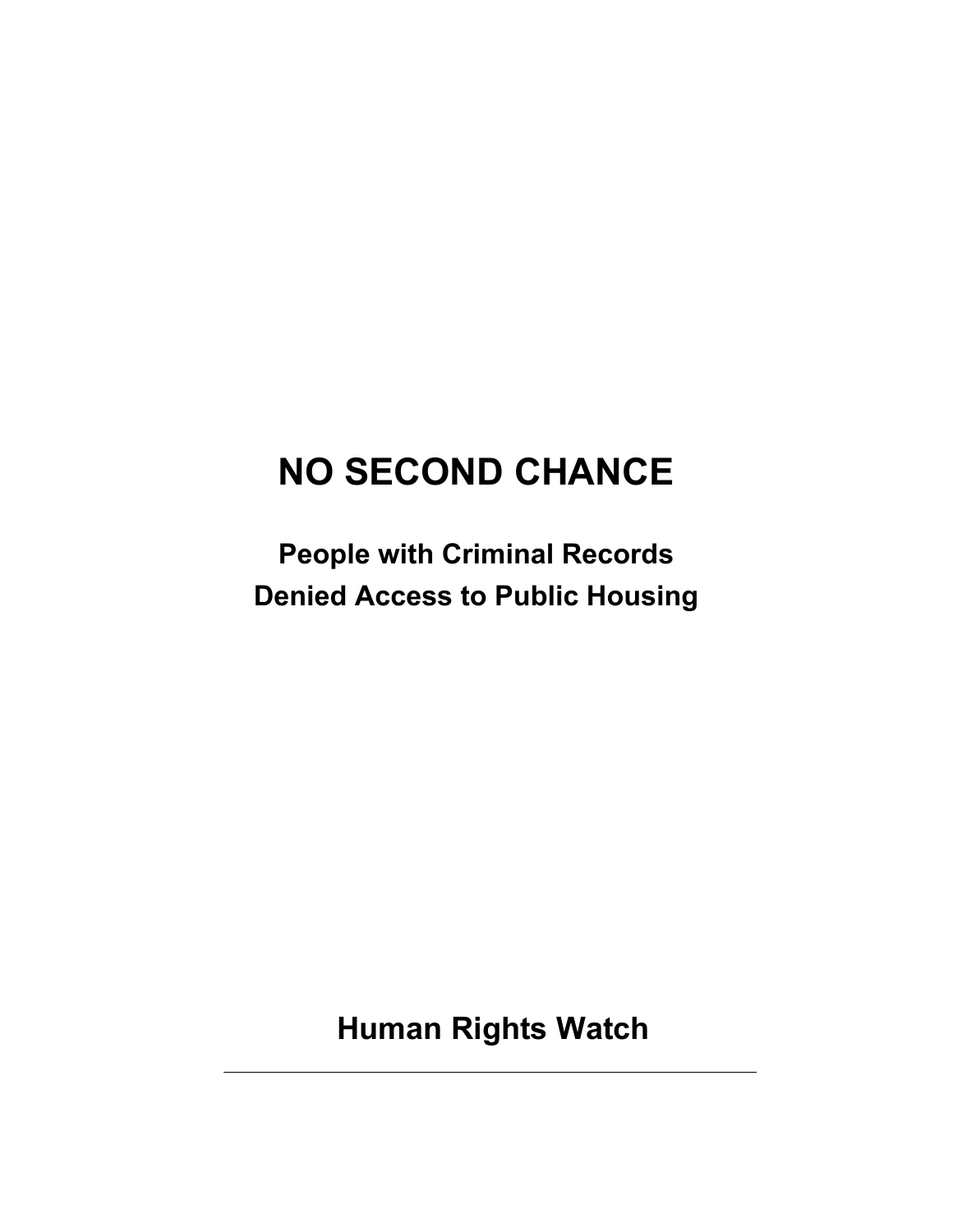# NO SECOND CHANCE

## People with Criminal Records Denied Access to Public Housing

**Human Rights Watch**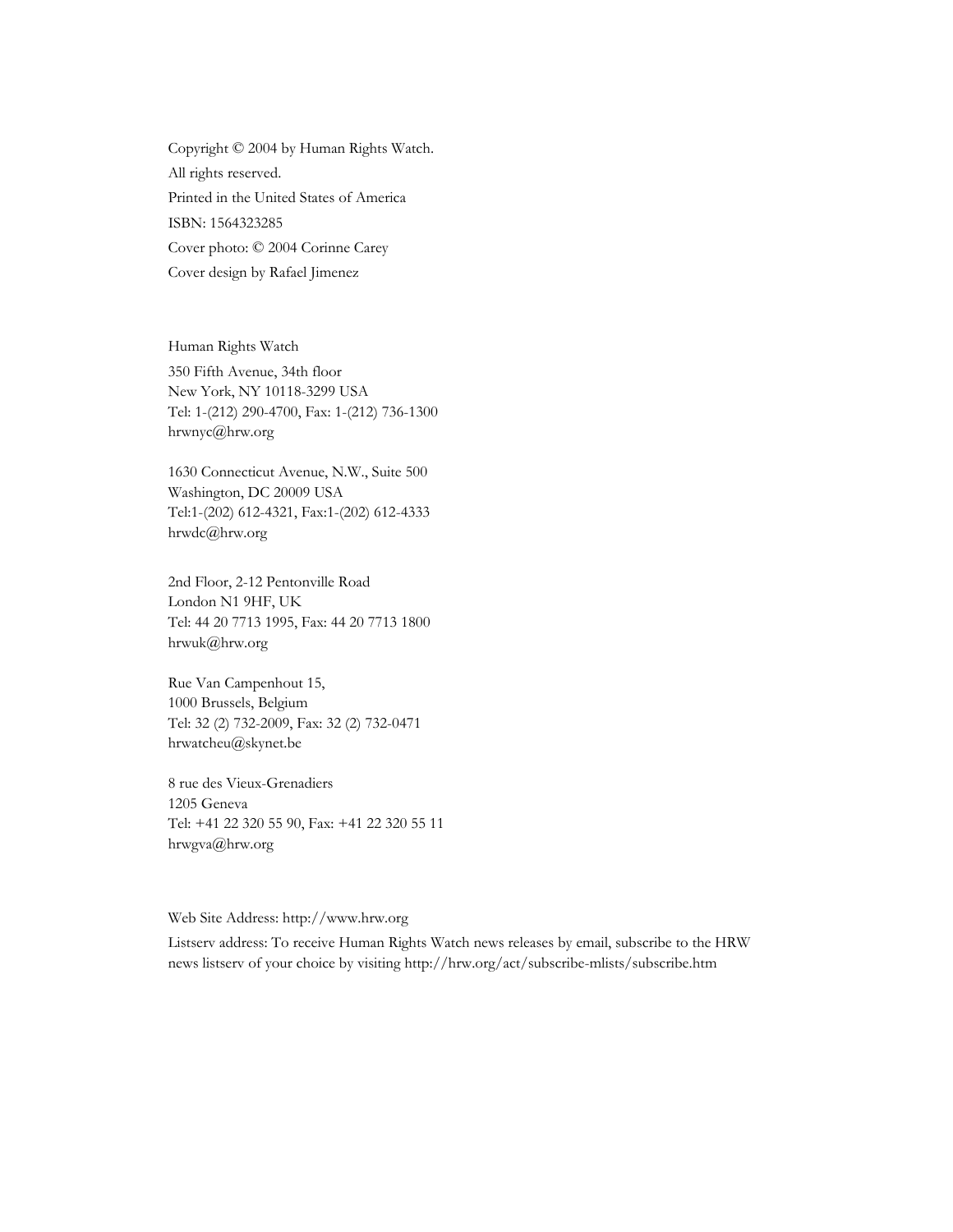Copyright © 2004 by Human Rights Watch.

All rights reserved.

Printed in the United States of America

ISBN: 1564323285

Cover photo: © 2004 Corinne Carey

Cover design by Rafael Jimenez

Human Rights Watch

350 Fifth Avenue, 34th floor
New York, NY 10118-3299 USA
Tel: 1-(212) 290-4700, Fax: 1-(212) 736-1300
hrwnyc@hrw.org

1630 Connecticut Avenue, N.W., Suite 500
Washington, DC 20009 USA
Tel:1-(202) 612-4321, Fax:1-(202) 612-4333
hrwdc@hrw.org

2nd Floor, 2-12 Pentonville Road
London N1 9HF, UK
Tel: 44 20 7713 1995, Fax: 44 20 7713 1800
hrwuk@hrw.org

Rue Van Campenhout 15,
1000 Brussels, Belgium
Tel: 32 (2) 732-2009, Fax: 32 (2) 732-0471
hrwatcheu@skynet.be

8 rue des Vieux-Grenadiers
1205 Geneva
Tel: +41 22 320 55 90, Fax: +41 22 320 55 11
hrwgva@hrw.org

Web Site Address: http://www.hrw.org

Listserv address: To receive Human Rights Watch news releases by email, subscribe to the HRW news listserv of your choice by visiting http://hrw.org/act/subscribe-mlists/subscribe.htm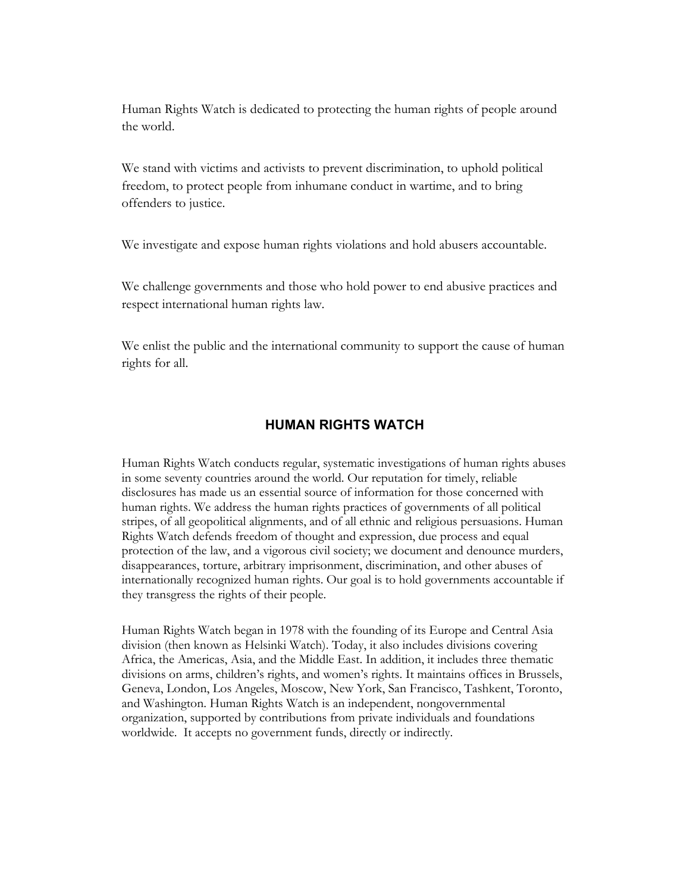Human Rights Watch is dedicated to protecting the human rights of people around the world.

We stand with victims and activists to prevent discrimination, to uphold political freedom, to protect people from inhumane conduct in wartime, and to bring offenders to justice.

We investigate and expose human rights violations and hold abusers accountable.

We challenge governments and those who hold power to end abusive practices and respect international human rights law.

We enlist the public and the international community to support the cause of human rights for all.

## HUMAN RIGHTS WATCH

Human Rights Watch conducts regular, systematic investigations of human rights abuses in some seventy countries around the world. Our reputation for timely, reliable disclosures has made us an essential source of information for those concerned with human rights. We address the human rights practices of governments of all political stripes, of all geopolitical alignments, and of all ethnic and religious persuasions. Human Rights Watch defends freedom of thought and expression, due process and equal protection of the law, and a vigorous civil society; we document and denounce murders, disappearances, torture, arbitrary imprisonment, discrimination, and other abuses of internationally recognized human rights. Our goal is to hold governments accountable if they transgress the rights of their people.

Human Rights Watch began in 1978 with the founding of its Europe and Central Asia division (then known as Helsinki Watch). Today, it also includes divisions covering Africa, the Americas, Asia, and the Middle East. In addition, it includes three thematic divisions on arms, children's rights, and women's rights. It maintains offices in Brussels, Geneva, London, Los Angeles, Moscow, New York, San Francisco, Tashkent, Toronto, and Washington. Human Rights Watch is an independent, nongovernmental organization, supported by contributions from private individuals and foundations worldwide. It accepts no government funds, directly or indirectly.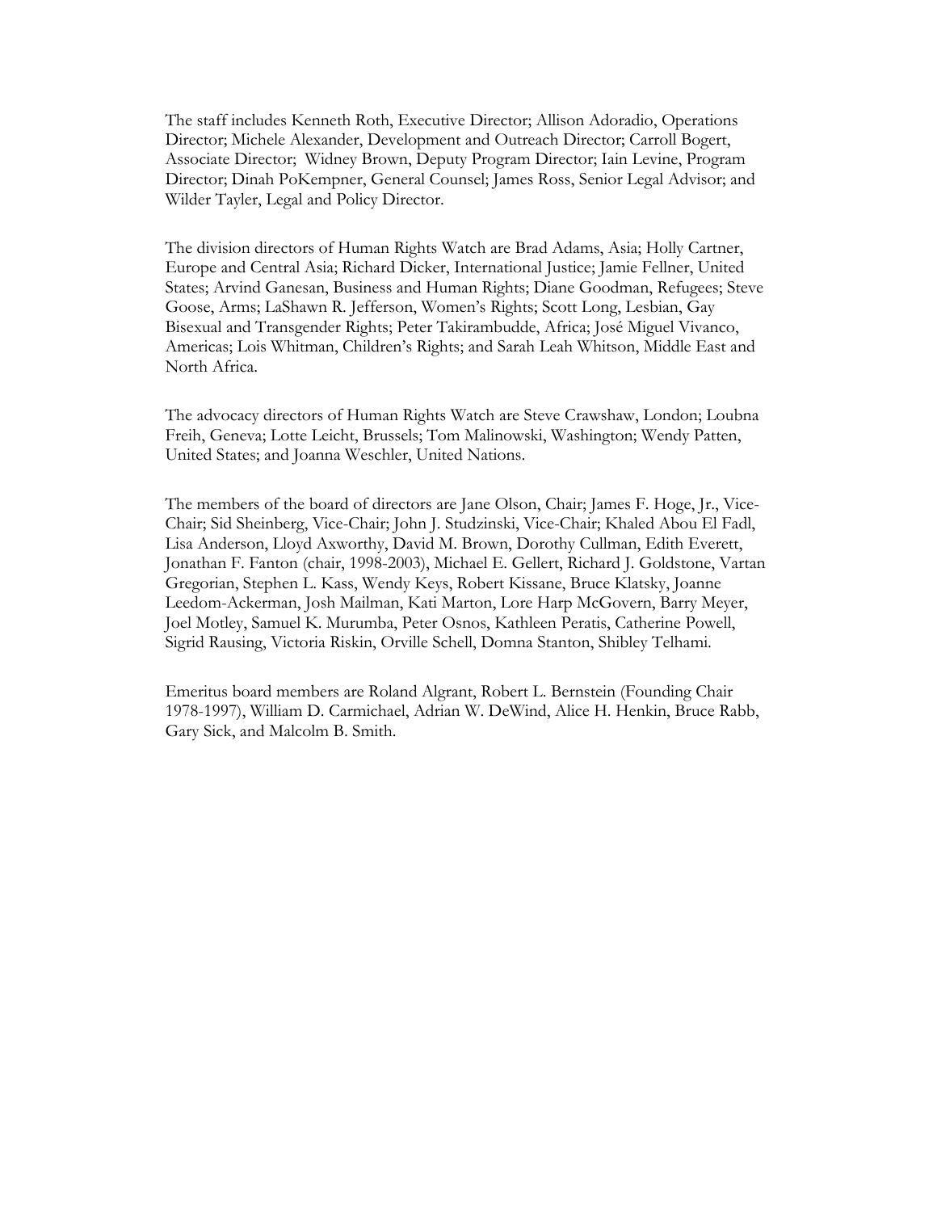The staff includes Kenneth Roth, Executive Director; Allison Adoradio, Operations Director; Michele Alexander, Development and Outreach Director; Carroll Bogert, Associate Director; Widney Brown, Deputy Program Director; Iain Levine, Program Director; Dinah PoKempner, General Counsel; James Ross, Senior Legal Advisor; and Wilder Tayler, Legal and Policy Director.

The division directors of Human Rights Watch are Brad Adams, Asia; Holly Cartner, Europe and Central Asia; Richard Dicker, International Justice; Jamie Fellner, United States; Arvind Ganesan, Business and Human Rights; Diane Goodman, Refugees; Steve Goose, Arms; LaShawn R. Jefferson, Women's Rights; Scott Long, Lesbian, Gay Bisexual and Transgender Rights; Peter Takirambudde, Africa; José Miguel Vivanco, Americas; Lois Whitman, Children's Rights; and Sarah Leah Whitson, Middle East and North Africa.

The advocacy directors of Human Rights Watch are Steve Crawshaw, London; Loubna Freih, Geneva; Lotte Leicht, Brussels; Tom Malinowski, Washington; Wendy Patten, United States; and Joanna Weschler, United Nations.

The members of the board of directors are Jane Olson, Chair; James F. Hoge, Jr., Vice-Chair; Sid Sheinberg, Vice-Chair; John J. Studzinski, Vice-Chair; Khaled Abou El Fadl, Lisa Anderson, Lloyd Axworthy, David M. Brown, Dorothy Cullman, Edith Everett, Jonathan F. Fanton (chair, 1998-2003), Michael E. Gellert, Richard J. Goldstone, Vartan Gregorian, Stephen L. Kass, Wendy Keys, Robert Kissane, Bruce Klatsky, Joanne Leedom-Ackerman, Josh Mailman, Kati Marton, Lore Harp McGovern, Barry Meyer, Joel Motley, Samuel K. Murumba, Peter Osnos, Kathleen Peratis, Catherine Powell, Sigrid Rausing, Victoria Riskin, Orville Schell, Domna Stanton, Shibley Telhami.

Emeritus board members are Roland Algrant, Robert L. Bernstein (Founding Chair 1978-1997), William D. Carmichael, Adrian W. DeWind, Alice H. Henkin, Bruce Rabb, Gary Sick, and Malcolm B. Smith.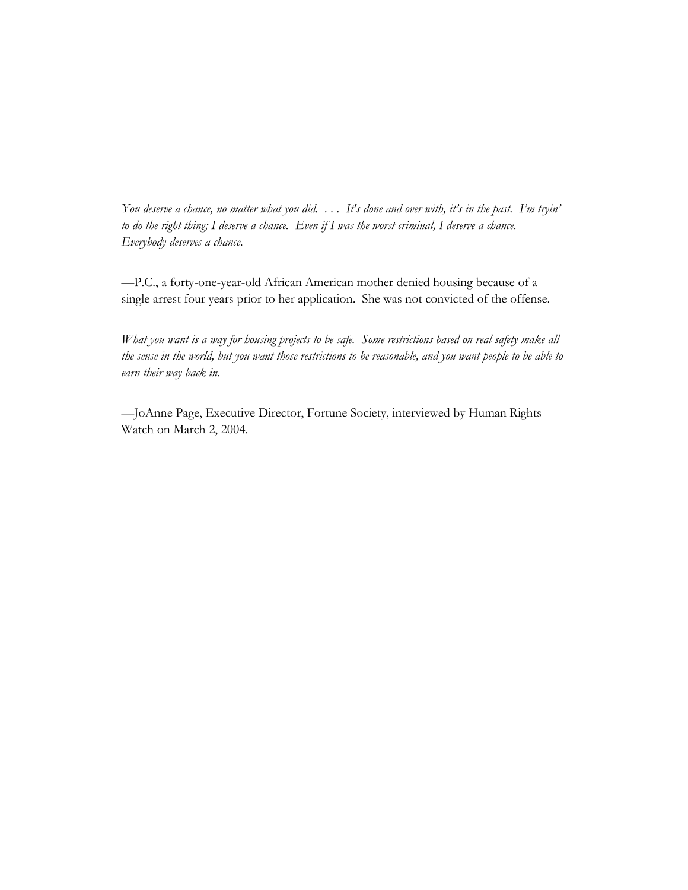*You deserve a chance, no matter what you did. . . . It's done and over with, it's in the past. I'm tryin' to do the right thing; I deserve a chance. Even if I was the worst criminal, I deserve a chance. Everybody deserves a chance.*

—P.C., a forty-one-year-old African American mother denied housing because of a single arrest four years prior to her application. She was not convicted of the offense.

*What you want is a way for housing projects to be safe. Some restrictions based on real safety make all the sense in the world, but you want those restrictions to be reasonable, and you want people to be able to earn their way back in.*

—JoAnne Page, Executive Director, Fortune Society, interviewed by Human Rights Watch on March 2, 2004.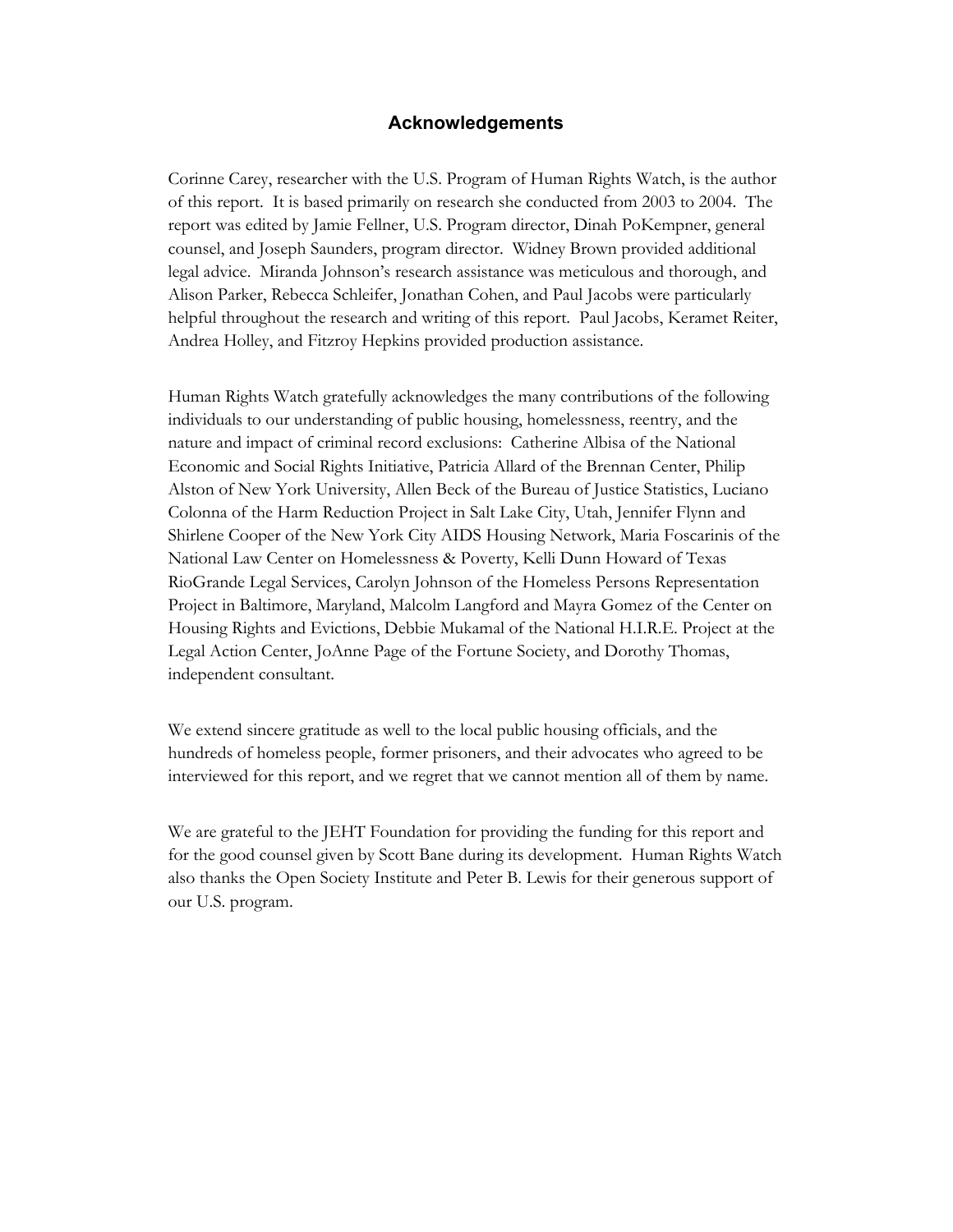## Acknowledgements

Corinne Carey, researcher with the U.S. Program of Human Rights Watch, is the author of this report. It is based primarily on research she conducted from 2003 to 2004. The report was edited by Jamie Fellner, U.S. Program director, Dinah PoKempner, general counsel, and Joseph Saunders, program director. Widney Brown provided additional legal advice. Miranda Johnson's research assistance was meticulous and thorough, and Alison Parker, Rebecca Schleifer, Jonathan Cohen, and Paul Jacobs were particularly helpful throughout the research and writing of this report. Paul Jacobs, Keramet Reiter, Andrea Holley, and Fitzroy Hepkins provided production assistance.

Human Rights Watch gratefully acknowledges the many contributions of the following individuals to our understanding of public housing, homelessness, reentry, and the nature and impact of criminal record exclusions: Catherine Albisa of the National Economic and Social Rights Initiative, Patricia Allard of the Brennan Center, Philip Alston of New York University, Allen Beck of the Bureau of Justice Statistics, Luciano Colonna of the Harm Reduction Project in Salt Lake City, Utah, Jennifer Flynn and Shirlene Cooper of the New York City AIDS Housing Network, Maria Foscarinis of the National Law Center on Homelessness & Poverty, Kelli Dunn Howard of Texas RioGrande Legal Services, Carolyn Johnson of the Homeless Persons Representation Project in Baltimore, Maryland, Malcolm Langford and Mayra Gomez of the Center on Housing Rights and Evictions, Debbie Mukamal of the National H.I.R.E. Project at the Legal Action Center, JoAnne Page of the Fortune Society, and Dorothy Thomas, independent consultant.

We extend sincere gratitude as well to the local public housing officials, and the hundreds of homeless people, former prisoners, and their advocates who agreed to be interviewed for this report, and we regret that we cannot mention all of them by name.

We are grateful to the JEHT Foundation for providing the funding for this report and for the good counsel given by Scott Bane during its development. Human Rights Watch also thanks the Open Society Institute and Peter B. Lewis for their generous support of our U.S. program.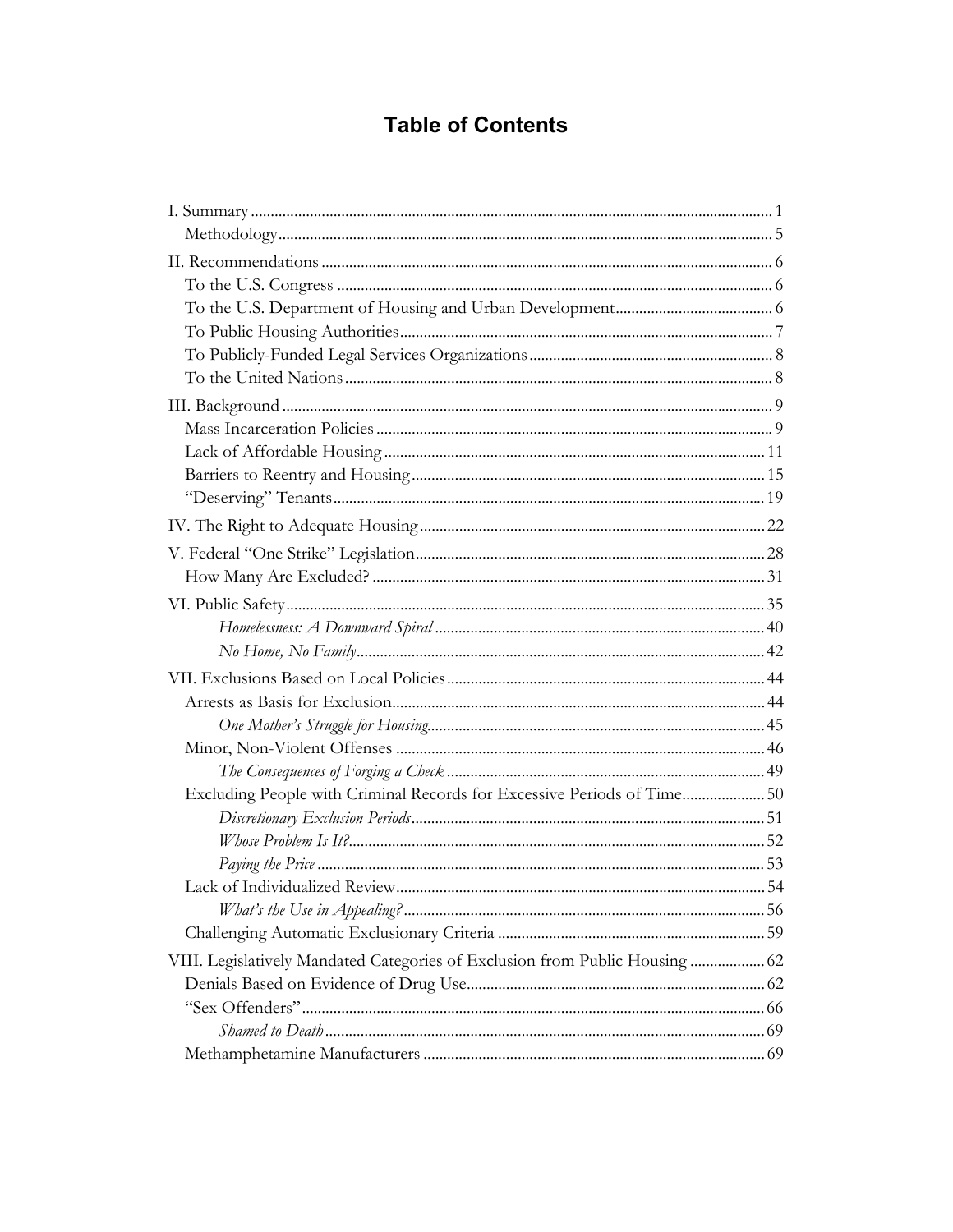# Table of Contents

I. Summary ... 1
  Methodology ... 5

II. Recommendations ... 6
  To the U.S. Congress ... 6
  To the U.S. Department of Housing and Urban Development ... 6
  To Public Housing Authorities ... 7
  To Publicly-Funded Legal Services Organizations ... 8
  To the United Nations ... 8

III. Background ... 9
  Mass Incarceration Policies ... 9
  Lack of Affordable Housing ... 11
  Barriers to Reentry and Housing ... 15
  "Deserving" Tenants ... 19

IV. The Right to Adequate Housing ... 22

V. Federal "One Strike" Legislation ... 28
  How Many Are Excluded? ... 31

VI. Public Safety ... 35
    *Homelessness: A Downward Spiral* ... 40
    *No Home, No Family* ... 42

VII. Exclusions Based on Local Policies ... 44
  Arrests as Basis for Exclusion ... 44
    *One Mother's Struggle for Housing* ... 45
  Minor, Non-Violent Offenses ... 46
    *The Consequences of Forging a Check* ... 49
  Excluding People with Criminal Records for Excessive Periods of Time ... 50
    *Discretionary Exclusion Periods* ... 51
    *Whose Problem Is It?* ... 52
    *Paying the Price* ... 53
  Lack of Individualized Review ... 54
    *What's the Use in Appealing?* ... 56
  Challenging Automatic Exclusionary Criteria ... 59

VIII. Legislatively Mandated Categories of Exclusion from Public Housing ... 62
  Denials Based on Evidence of Drug Use ... 62
  "Sex Offenders" ... 66
    *Shamed to Death* ... 69
  Methamphetamine Manufacturers ... 69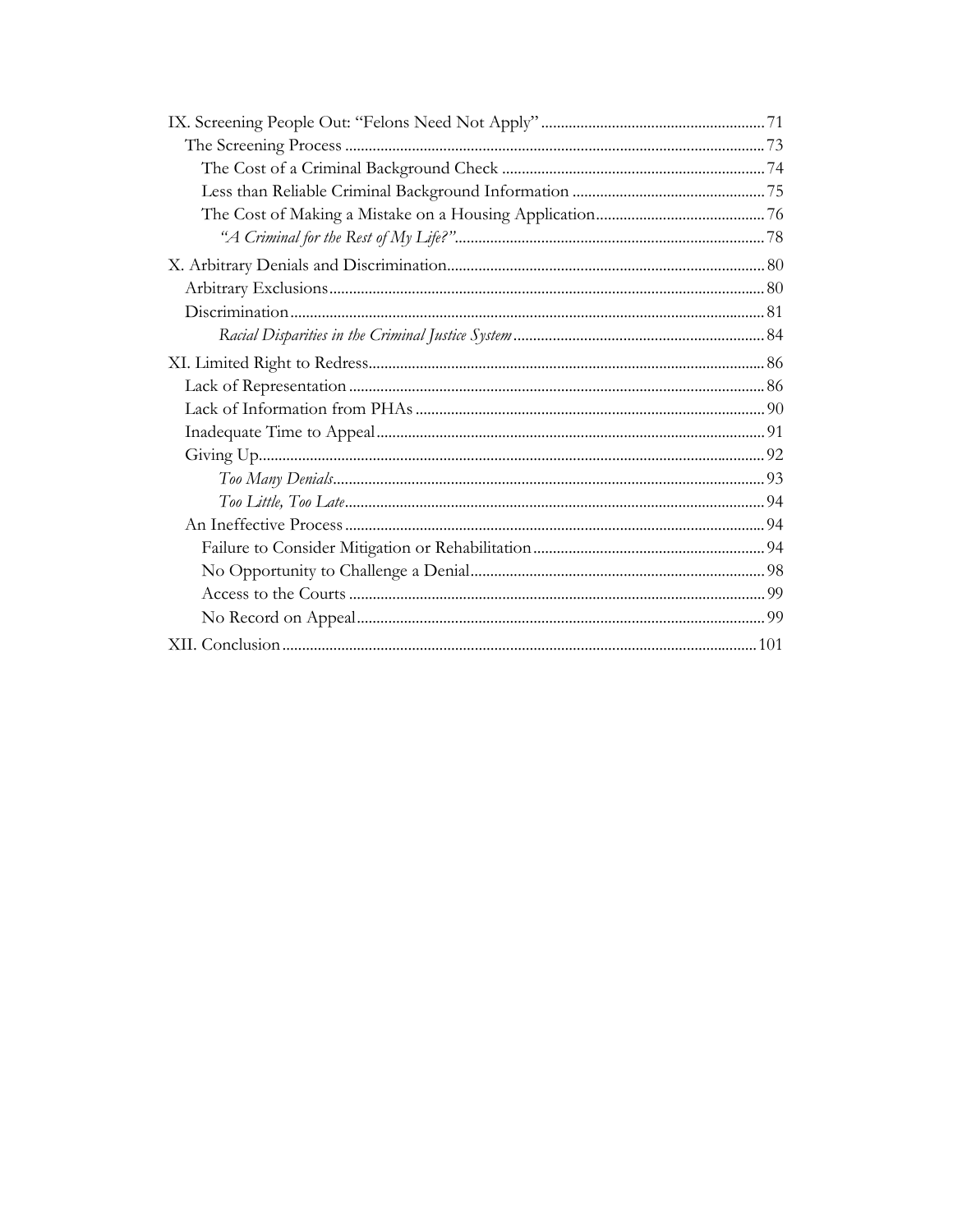IX. Screening People Out: "Felons Need Not Apply" ........................................................ 71

  The Screening Process ........................................................................................................ 73

    The Cost of a Criminal Background Check ................................................................. 74

    Less than Reliable Criminal Background Information ................................................ 75

    The Cost of Making a Mistake on a Housing Application .......................................... 76

      *"A Criminal for the Rest of My Life?"* ............................................................................ 78

X. Arbitrary Denials and Discrimination ............................................................................... 80

  Arbitrary Exclusions ............................................................................................................ 80

  Discrimination ...................................................................................................................... 81

      *Racial Disparities in the Criminal Justice System* ............................................................... 84

XI. Limited Right to Redress .................................................................................................... 86

  Lack of Representation ........................................................................................................ 86

  Lack of Information from PHAs ....................................................................................... 90

  Inadequate Time to Appeal ................................................................................................. 91

  Giving Up ............................................................................................................................... 92

      *Too Many Denials* ............................................................................................................ 93

      *Too Little, Too Late* .......................................................................................................... 94

  An Ineffective Process ......................................................................................................... 94

    Failure to Consider Mitigation or Rehabilitation .......................................................... 94

    No Opportunity to Challenge a Denial .......................................................................... 98

    Access to the Courts ........................................................................................................ 99

    No Record on Appeal ...................................................................................................... 99

XII. Conclusion ....................................................................................................................... 101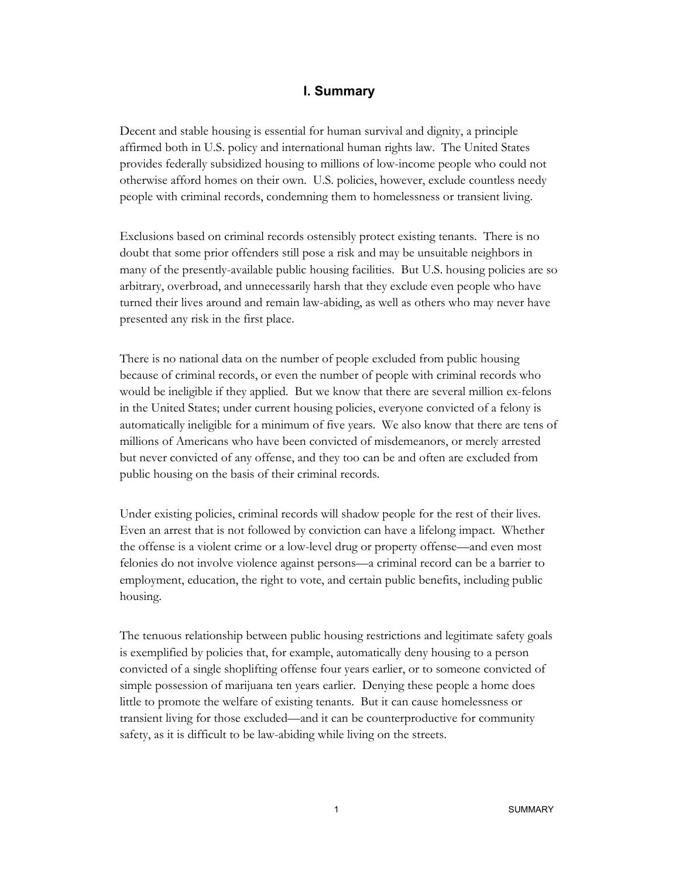## I. Summary

Decent and stable housing is essential for human survival and dignity, a principle affirmed both in U.S. policy and international human rights law. The United States provides federally subsidized housing to millions of low-income people who could not otherwise afford homes on their own. U.S. policies, however, exclude countless needy people with criminal records, condemning them to homelessness or transient living.

Exclusions based on criminal records ostensibly protect existing tenants. There is no doubt that some prior offenders still pose a risk and may be unsuitable neighbors in many of the presently-available public housing facilities. But U.S. housing policies are so arbitrary, overbroad, and unnecessarily harsh that they exclude even people who have turned their lives around and remain law-abiding, as well as others who may never have presented any risk in the first place.

There is no national data on the number of people excluded from public housing because of criminal records, or even the number of people with criminal records who would be ineligible if they applied. But we know that there are several million ex-felons in the United States; under current housing policies, everyone convicted of a felony is automatically ineligible for a minimum of five years. We also know that there are tens of millions of Americans who have been convicted of misdemeanors, or merely arrested but never convicted of any offense, and they too can be and often are excluded from public housing on the basis of their criminal records.

Under existing policies, criminal records will shadow people for the rest of their lives. Even an arrest that is not followed by conviction can have a lifelong impact. Whether the offense is a violent crime or a low-level drug or property offense—and even most felonies do not involve violence against persons—a criminal record can be a barrier to employment, education, the right to vote, and certain public benefits, including public housing.

The tenuous relationship between public housing restrictions and legitimate safety goals is exemplified by policies that, for example, automatically deny housing to a person convicted of a single shoplifting offense four years earlier, or to someone convicted of simple possession of marijuana ten years earlier. Denying these people a home does little to promote the welfare of existing tenants. But it can cause homelessness or transient living for those excluded—and it can be counterproductive for community safety, as it is difficult to be law-abiding while living on the streets.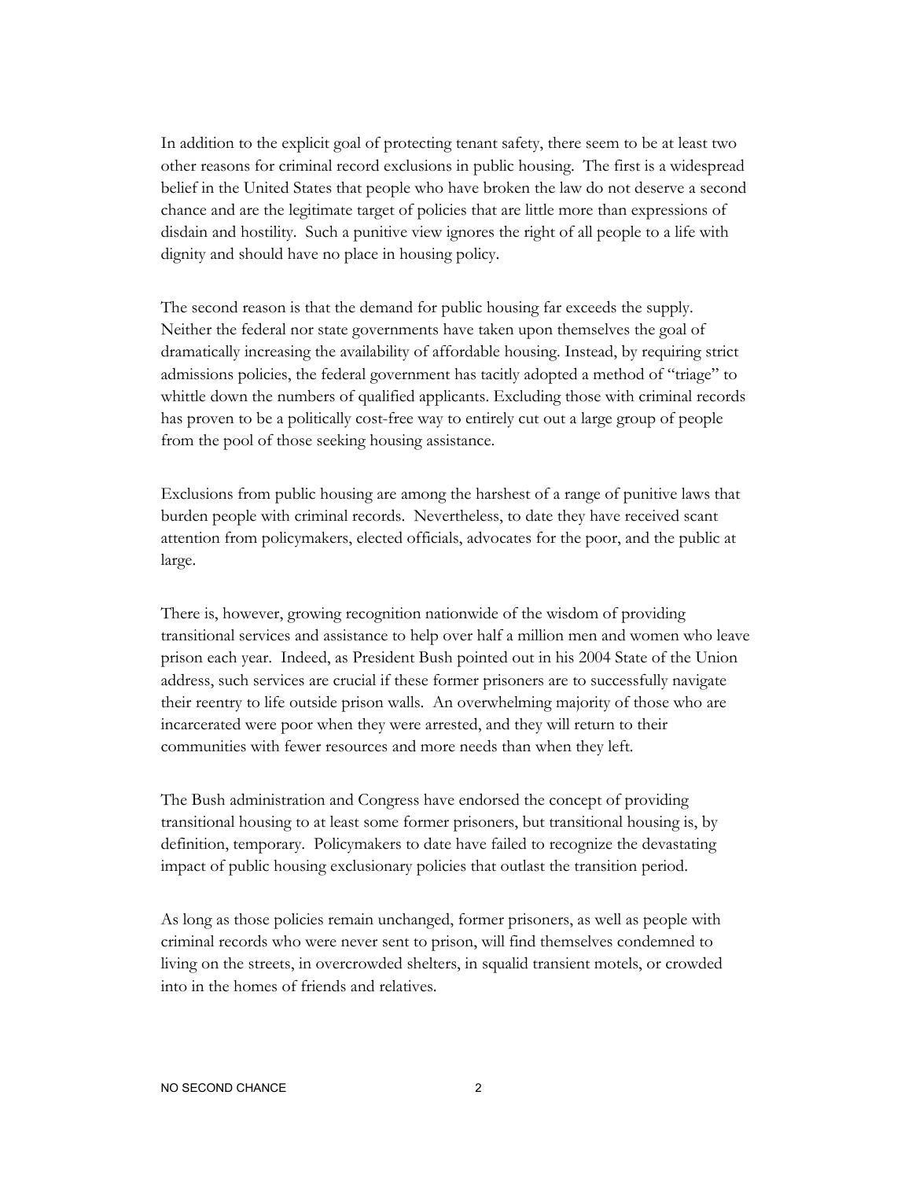In addition to the explicit goal of protecting tenant safety, there seem to be at least two other reasons for criminal record exclusions in public housing. The first is a widespread belief in the United States that people who have broken the law do not deserve a second chance and are the legitimate target of policies that are little more than expressions of disdain and hostility. Such a punitive view ignores the right of all people to a life with dignity and should have no place in housing policy.

The second reason is that the demand for public housing far exceeds the supply. Neither the federal nor state governments have taken upon themselves the goal of dramatically increasing the availability of affordable housing. Instead, by requiring strict admissions policies, the federal government has tacitly adopted a method of "triage" to whittle down the numbers of qualified applicants. Excluding those with criminal records has proven to be a politically cost-free way to entirely cut out a large group of people from the pool of those seeking housing assistance.

Exclusions from public housing are among the harshest of a range of punitive laws that burden people with criminal records. Nevertheless, to date they have received scant attention from policymakers, elected officials, advocates for the poor, and the public at large.

There is, however, growing recognition nationwide of the wisdom of providing transitional services and assistance to help over half a million men and women who leave prison each year. Indeed, as President Bush pointed out in his 2004 State of the Union address, such services are crucial if these former prisoners are to successfully navigate their reentry to life outside prison walls. An overwhelming majority of those who are incarcerated were poor when they were arrested, and they will return to their communities with fewer resources and more needs than when they left.

The Bush administration and Congress have endorsed the concept of providing transitional housing to at least some former prisoners, but transitional housing is, by definition, temporary. Policymakers to date have failed to recognize the devastating impact of public housing exclusionary policies that outlast the transition period.

As long as those policies remain unchanged, former prisoners, as well as people with criminal records who were never sent to prison, will find themselves condemned to living on the streets, in overcrowded shelters, in squalid transient motels, or crowded into in the homes of friends and relatives.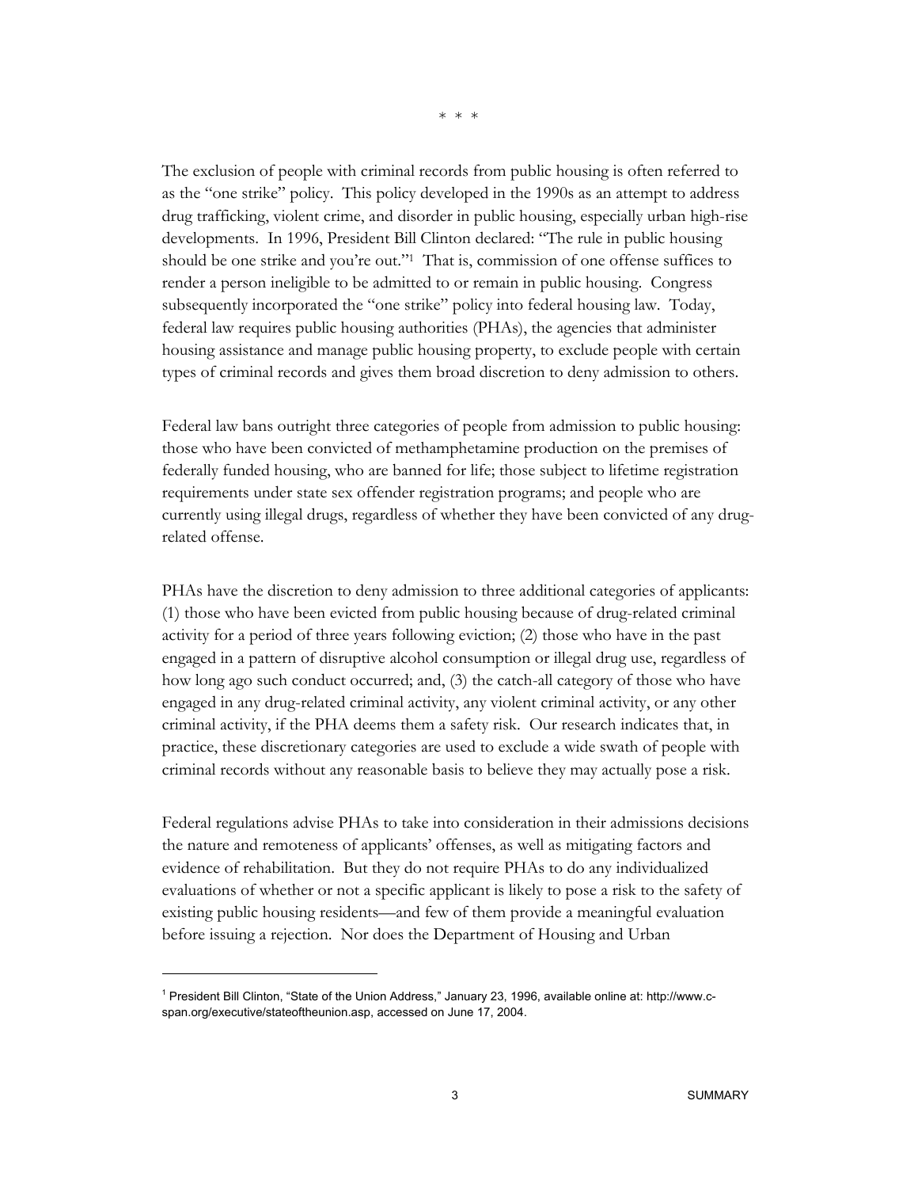\* \* \*

The exclusion of people with criminal records from public housing is often referred to as the "one strike" policy. This policy developed in the 1990s as an attempt to address drug trafficking, violent crime, and disorder in public housing, especially urban high-rise developments. In 1996, President Bill Clinton declared: "The rule in public housing should be one strike and you're out."[1] That is, commission of one offense suffices to render a person ineligible to be admitted to or remain in public housing. Congress subsequently incorporated the "one strike" policy into federal housing law. Today, federal law requires public housing authorities (PHAs), the agencies that administer housing assistance and manage public housing property, to exclude people with certain types of criminal records and gives them broad discretion to deny admission to others.

Federal law bans outright three categories of people from admission to public housing: those who have been convicted of methamphetamine production on the premises of federally funded housing, who are banned for life; those subject to lifetime registration requirements under state sex offender registration programs; and people who are currently using illegal drugs, regardless of whether they have been convicted of any drug-related offense.

PHAs have the discretion to deny admission to three additional categories of applicants: (1) those who have been evicted from public housing because of drug-related criminal activity for a period of three years following eviction; (2) those who have in the past engaged in a pattern of disruptive alcohol consumption or illegal drug use, regardless of how long ago such conduct occurred; and, (3) the catch-all category of those who have engaged in any drug-related criminal activity, any violent criminal activity, or any other criminal activity, if the PHA deems them a safety risk. Our research indicates that, in practice, these discretionary categories are used to exclude a wide swath of people with criminal records without any reasonable basis to believe they may actually pose a risk.

Federal regulations advise PHAs to take into consideration in their admissions decisions the nature and remoteness of applicants' offenses, as well as mitigating factors and evidence of rehabilitation. But they do not require PHAs to do any individualized evaluations of whether or not a specific applicant is likely to pose a risk to the safety of existing public housing residents—and few of them provide a meaningful evaluation before issuing a rejection. Nor does the Department of Housing and Urban

[1] President Bill Clinton, "State of the Union Address," January 23, 1996, available online at: http://www.c-span.org/executive/stateoftheunion.asp, accessed on June 17, 2004.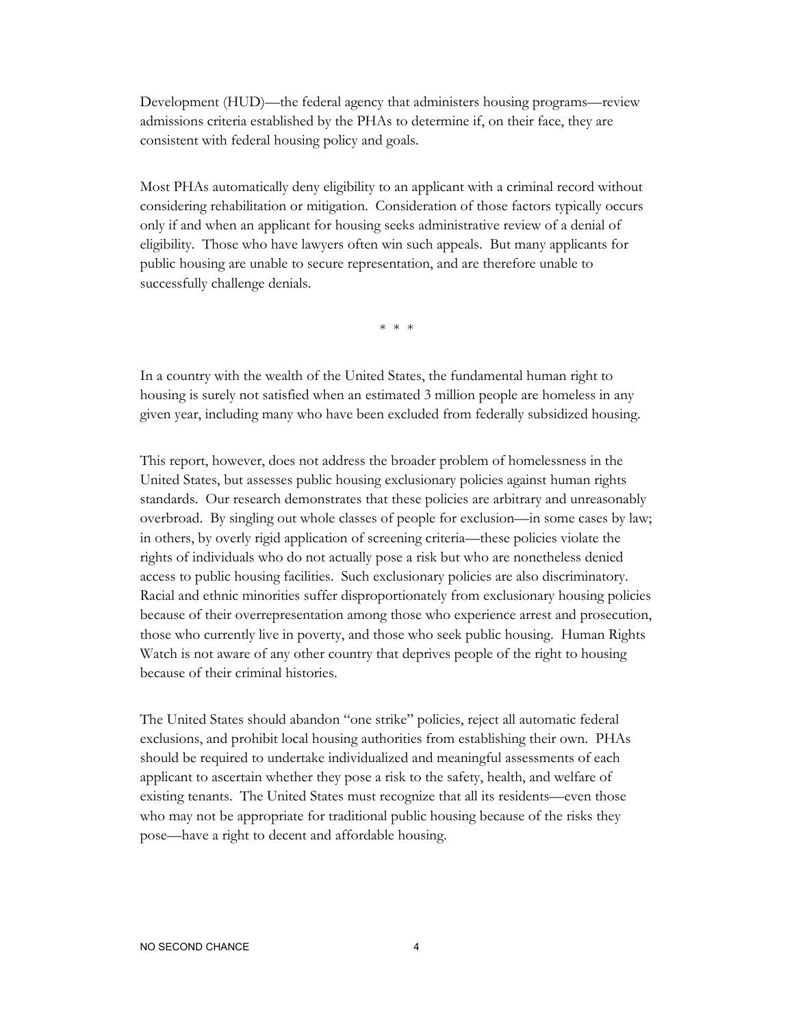Development (HUD)—the federal agency that administers housing programs—review admissions criteria established by the PHAs to determine if, on their face, they are consistent with federal housing policy and goals.

Most PHAs automatically deny eligibility to an applicant with a criminal record without considering rehabilitation or mitigation. Consideration of those factors typically occurs only if and when an applicant for housing seeks administrative review of a denial of eligibility. Those who have lawyers often win such appeals. But many applicants for public housing are unable to secure representation, and are therefore unable to successfully challenge denials.

\* \* \*

In a country with the wealth of the United States, the fundamental human right to housing is surely not satisfied when an estimated 3 million people are homeless in any given year, including many who have been excluded from federally subsidized housing.

This report, however, does not address the broader problem of homelessness in the United States, but assesses public housing exclusionary policies against human rights standards. Our research demonstrates that these policies are arbitrary and unreasonably overbroad. By singling out whole classes of people for exclusion—in some cases by law; in others, by overly rigid application of screening criteria—these policies violate the rights of individuals who do not actually pose a risk but who are nonetheless denied access to public housing facilities. Such exclusionary policies are also discriminatory. Racial and ethnic minorities suffer disproportionately from exclusionary housing policies because of their overrepresentation among those who experience arrest and prosecution, those who currently live in poverty, and those who seek public housing. Human Rights Watch is not aware of any other country that deprives people of the right to housing because of their criminal histories.

The United States should abandon "one strike" policies, reject all automatic federal exclusions, and prohibit local housing authorities from establishing their own. PHAs should be required to undertake individualized and meaningful assessments of each applicant to ascertain whether they pose a risk to the safety, health, and welfare of existing tenants. The United States must recognize that all its residents—even those who may not be appropriate for traditional public housing because of the risks they pose—have a right to decent and affordable housing.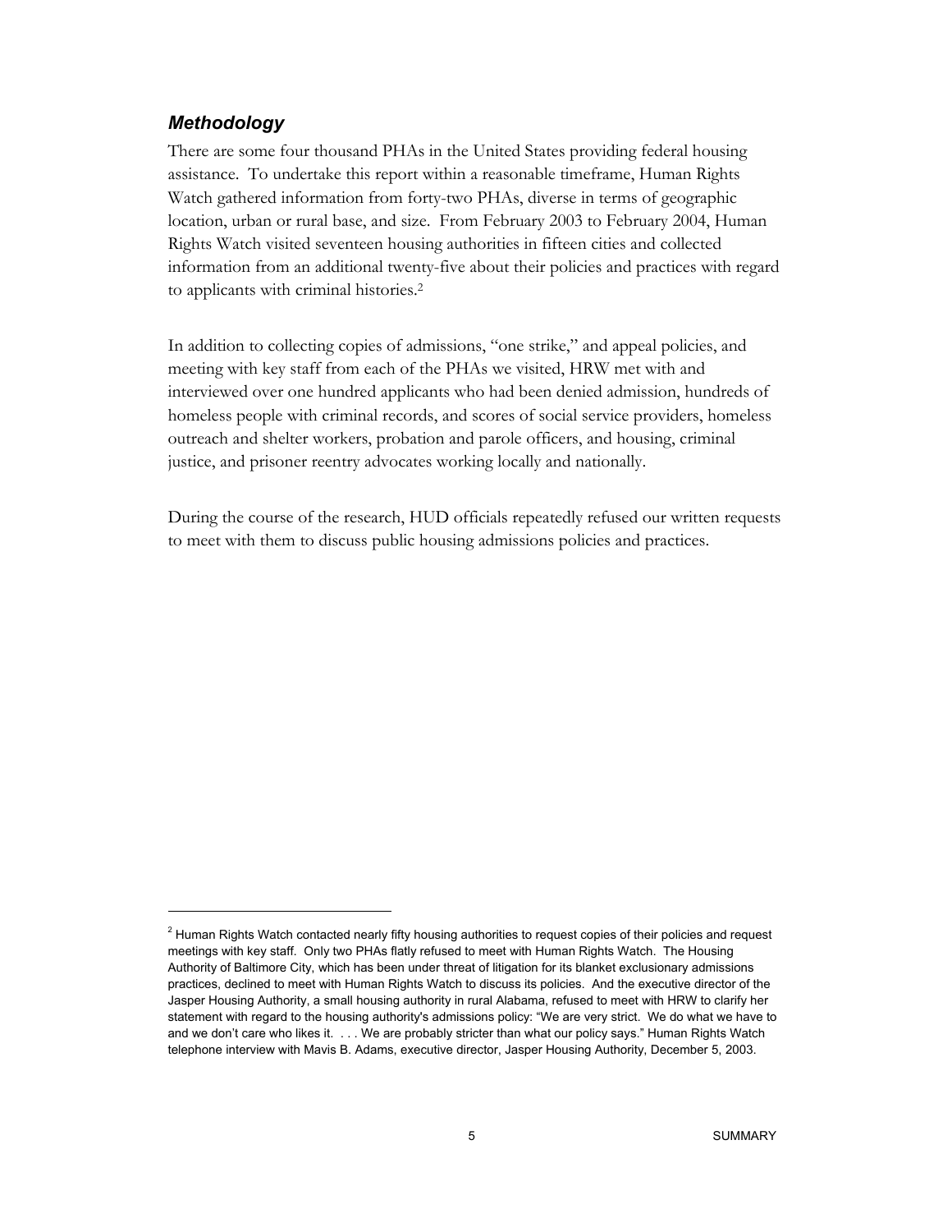### *Methodology*

There are some four thousand PHAs in the United States providing federal housing assistance. To undertake this report within a reasonable timeframe, Human Rights Watch gathered information from forty-two PHAs, diverse in terms of geographic location, urban or rural base, and size. From February 2003 to February 2004, Human Rights Watch visited seventeen housing authorities in fifteen cities and collected information from an additional twenty-five about their policies and practices with regard to applicants with criminal histories.[2]

In addition to collecting copies of admissions, "one strike," and appeal policies, and meeting with key staff from each of the PHAs we visited, HRW met with and interviewed over one hundred applicants who had been denied admission, hundreds of homeless people with criminal records, and scores of social service providers, homeless outreach and shelter workers, probation and parole officers, and housing, criminal justice, and prisoner reentry advocates working locally and nationally.

During the course of the research, HUD officials repeatedly refused our written requests to meet with them to discuss public housing admissions policies and practices.

---

[2] Human Rights Watch contacted nearly fifty housing authorities to request copies of their policies and request meetings with key staff. Only two PHAs flatly refused to meet with Human Rights Watch. The Housing Authority of Baltimore City, which has been under threat of litigation for its blanket exclusionary admissions practices, declined to meet with Human Rights Watch to discuss its policies. And the executive director of the Jasper Housing Authority, a small housing authority in rural Alabama, refused to meet with HRW to clarify her statement with regard to the housing authority's admissions policy: "We are very strict. We do what we have to and we don't care who likes it. . . . We are probably stricter than what our policy says." Human Rights Watch telephone interview with Mavis B. Adams, executive director, Jasper Housing Authority, December 5, 2003.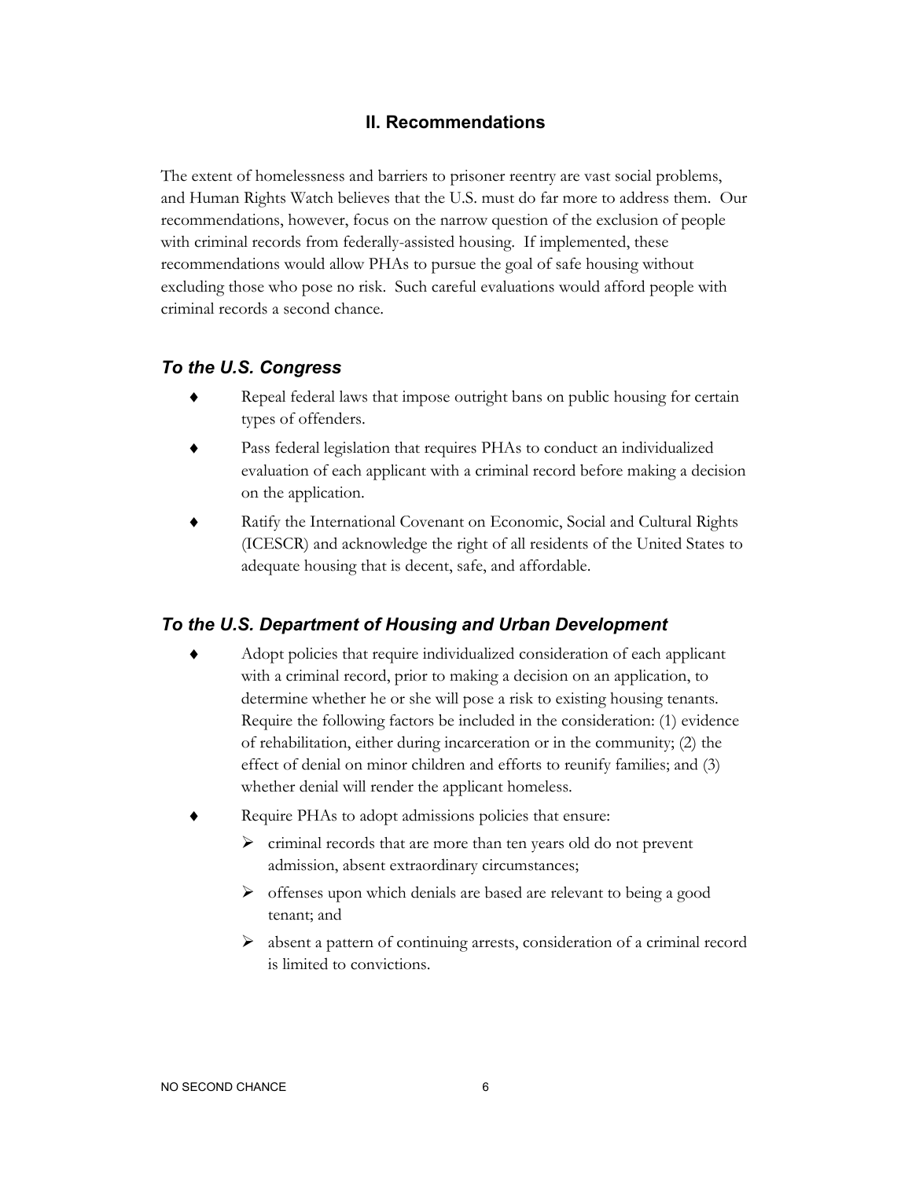## II. Recommendations

The extent of homelessness and barriers to prisoner reentry are vast social problems, and Human Rights Watch believes that the U.S. must do far more to address them. Our recommendations, however, focus on the narrow question of the exclusion of people with criminal records from federally-assisted housing. If implemented, these recommendations would allow PHAs to pursue the goal of safe housing without excluding those who pose no risk. Such careful evaluations would afford people with criminal records a second chance.

### *To the U.S. Congress*

- Repeal federal laws that impose outright bans on public housing for certain types of offenders.
- Pass federal legislation that requires PHAs to conduct an individualized evaluation of each applicant with a criminal record before making a decision on the application.
- Ratify the International Covenant on Economic, Social and Cultural Rights (ICESCR) and acknowledge the right of all residents of the United States to adequate housing that is decent, safe, and affordable.

### *To the U.S. Department of Housing and Urban Development*

- Adopt policies that require individualized consideration of each applicant with a criminal record, prior to making a decision on an application, to determine whether he or she will pose a risk to existing housing tenants. Require the following factors be included in the consideration: (1) evidence of rehabilitation, either during incarceration or in the community; (2) the effect of denial on minor children and efforts to reunify families; and (3) whether denial will render the applicant homeless.
- Require PHAs to adopt admissions policies that ensure:
  - criminal records that are more than ten years old do not prevent admission, absent extraordinary circumstances;
  - offenses upon which denials are based are relevant to being a good tenant; and
  - absent a pattern of continuing arrests, consideration of a criminal record is limited to convictions.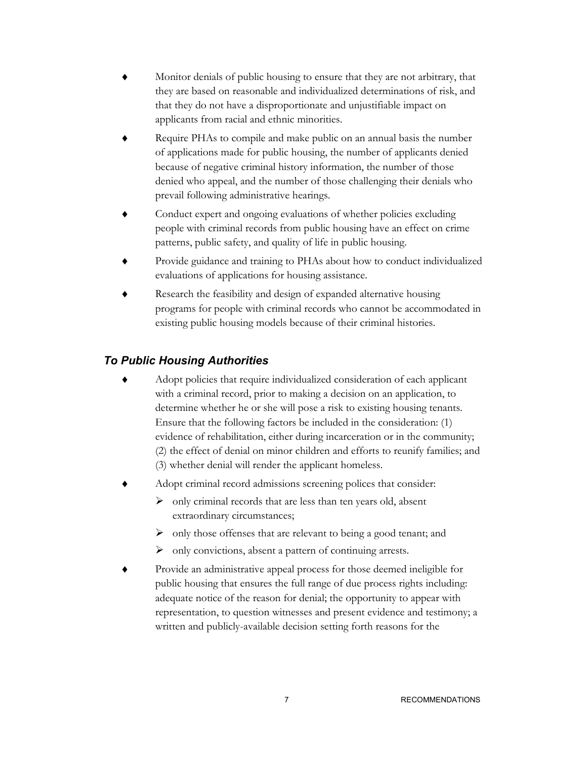- Monitor denials of public housing to ensure that they are not arbitrary, that they are based on reasonable and individualized determinations of risk, and that they do not have a disproportionate and unjustifiable impact on applicants from racial and ethnic minorities.
- Require PHAs to compile and make public on an annual basis the number of applications made for public housing, the number of applicants denied because of negative criminal history information, the number of those denied who appeal, and the number of those challenging their denials who prevail following administrative hearings.
- Conduct expert and ongoing evaluations of whether policies excluding people with criminal records from public housing have an effect on crime patterns, public safety, and quality of life in public housing.
- Provide guidance and training to PHAs about how to conduct individualized evaluations of applications for housing assistance.
- Research the feasibility and design of expanded alternative housing programs for people with criminal records who cannot be accommodated in existing public housing models because of their criminal histories.

### *To Public Housing Authorities*

- Adopt policies that require individualized consideration of each applicant with a criminal record, prior to making a decision on an application, to determine whether he or she will pose a risk to existing housing tenants. Ensure that the following factors be included in the consideration: (1) evidence of rehabilitation, either during incarceration or in the community; (2) the effect of denial on minor children and efforts to reunify families; and (3) whether denial will render the applicant homeless.
- Adopt criminal record admissions screening polices that consider:
  - only criminal records that are less than ten years old, absent extraordinary circumstances;
  - only those offenses that are relevant to being a good tenant; and
  - only convictions, absent a pattern of continuing arrests.
- Provide an administrative appeal process for those deemed ineligible for public housing that ensures the full range of due process rights including: adequate notice of the reason for denial; the opportunity to appear with representation, to question witnesses and present evidence and testimony; a written and publicly-available decision setting forth reasons for the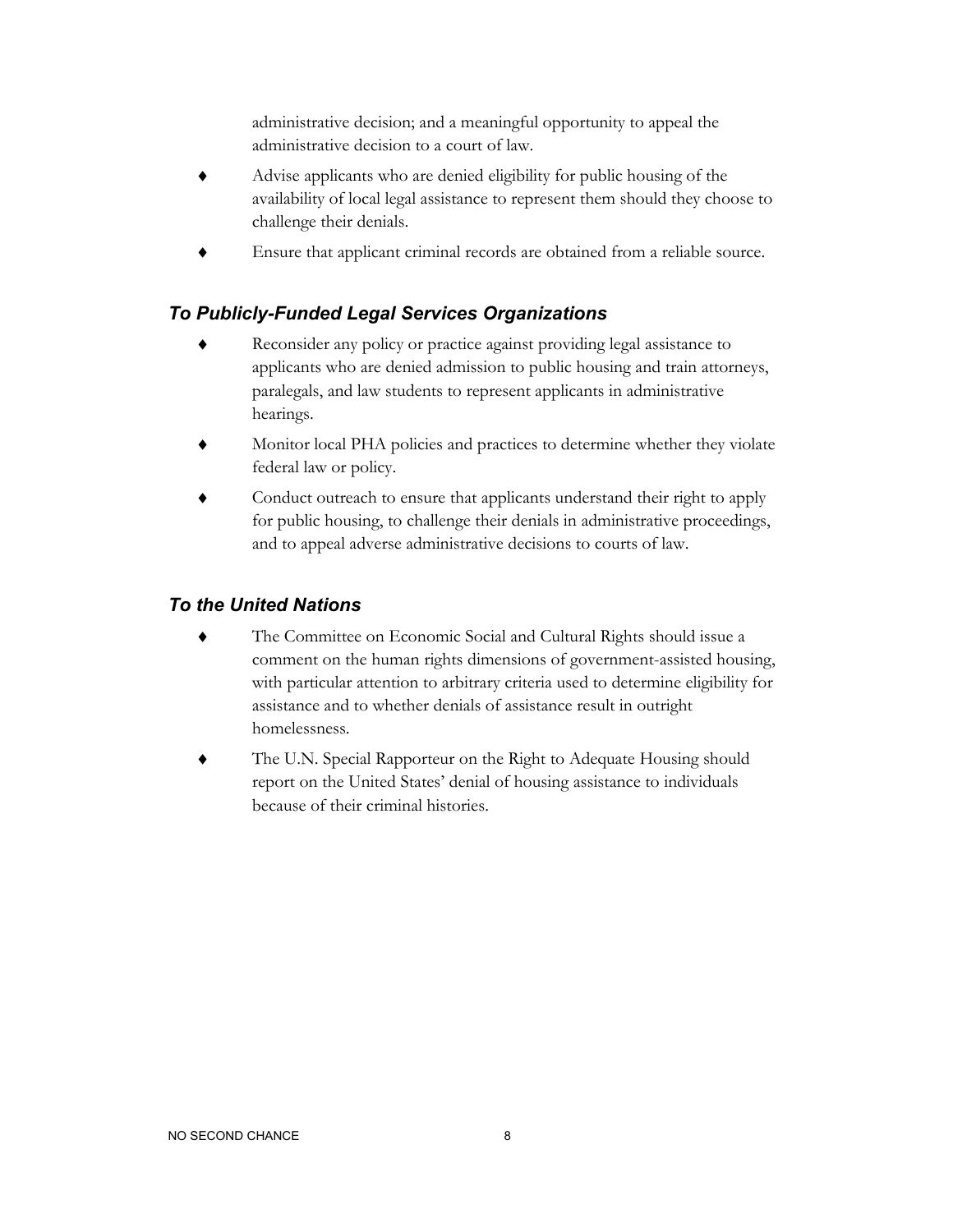administrative decision; and a meaningful opportunity to appeal the administrative decision to a court of law.

- Advise applicants who are denied eligibility for public housing of the availability of local legal assistance to represent them should they choose to challenge their denials.
- Ensure that applicant criminal records are obtained from a reliable source.

### *To Publicly-Funded Legal Services Organizations*

- Reconsider any policy or practice against providing legal assistance to applicants who are denied admission to public housing and train attorneys, paralegals, and law students to represent applicants in administrative hearings.
- Monitor local PHA policies and practices to determine whether they violate federal law or policy.
- Conduct outreach to ensure that applicants understand their right to apply for public housing, to challenge their denials in administrative proceedings, and to appeal adverse administrative decisions to courts of law.

### *To the United Nations*

- The Committee on Economic Social and Cultural Rights should issue a comment on the human rights dimensions of government-assisted housing, with particular attention to arbitrary criteria used to determine eligibility for assistance and to whether denials of assistance result in outright homelessness.
- The U.N. Special Rapporteur on the Right to Adequate Housing should report on the United States' denial of housing assistance to individuals because of their criminal histories.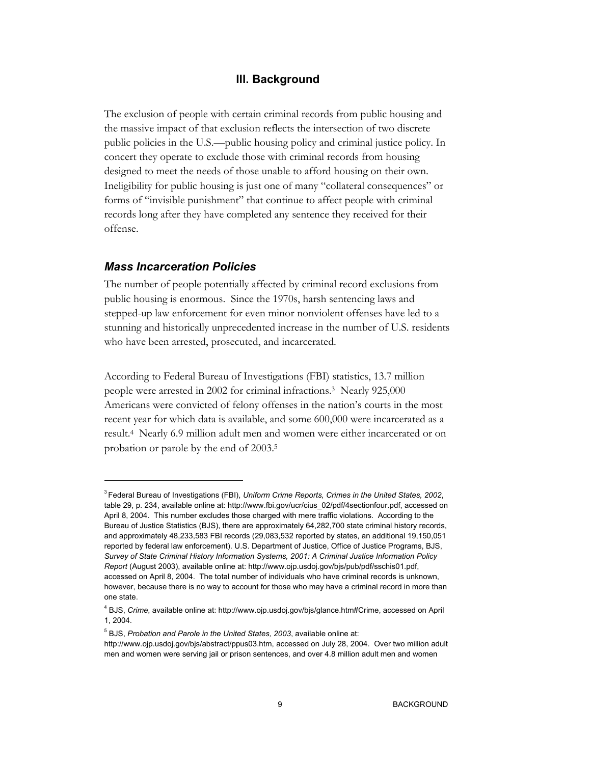## III. Background

The exclusion of people with certain criminal records from public housing and the massive impact of that exclusion reflects the intersection of two discrete public policies in the U.S.—public housing policy and criminal justice policy. In concert they operate to exclude those with criminal records from housing designed to meet the needs of those unable to afford housing on their own. Ineligibility for public housing is just one of many "collateral consequences" or forms of "invisible punishment" that continue to affect people with criminal records long after they have completed any sentence they received for their offense.

### *Mass Incarceration Policies*

The number of people potentially affected by criminal record exclusions from public housing is enormous. Since the 1970s, harsh sentencing laws and stepped-up law enforcement for even minor nonviolent offenses have led to a stunning and historically unprecedented increase in the number of U.S. residents who have been arrested, prosecuted, and incarcerated.

According to Federal Bureau of Investigations (FBI) statistics, 13.7 million people were arrested in 2002 for criminal infractions.[3] Nearly 925,000 Americans were convicted of felony offenses in the nation's courts in the most recent year for which data is available, and some 600,000 were incarcerated as a result.[4] Nearly 6.9 million adult men and women were either incarcerated or on probation or parole by the end of 2003.[5]

---

[3] Federal Bureau of Investigations (FBI), *Uniform Crime Reports, Crimes in the United States, 2002*, table 29, p. 234, available online at: http://www.fbi.gov/ucr/cius_02/pdf/4sectionfour.pdf, accessed on April 8, 2004. This number excludes those charged with mere traffic violations. According to the Bureau of Justice Statistics (BJS), there are approximately 64,282,700 state criminal history records, and approximately 48,233,583 FBI records (29,083,532 reported by states, an additional 19,150,051 reported by federal law enforcement). U.S. Department of Justice, Office of Justice Programs, BJS, *Survey of State Criminal History Information Systems, 2001: A Criminal Justice Information Policy Report* (August 2003), available online at: http://www.ojp.usdoj.gov/bjs/pub/pdf/sschis01.pdf, accessed on April 8, 2004. The total number of individuals who have criminal records is unknown, however, because there is no way to account for those who may have a criminal record in more than one state.

[4] BJS, *Crime*, available online at: http://www.ojp.usdoj.gov/bjs/glance.htm#Crime, accessed on April 1, 2004.

[5] BJS, *Probation and Parole in the United States, 2003*, available online at: http://www.ojp.usdoj.gov/bjs/abstract/ppus03.htm, accessed on July 28, 2004. Over two million adult men and women were serving jail or prison sentences, and over 4.8 million adult men and women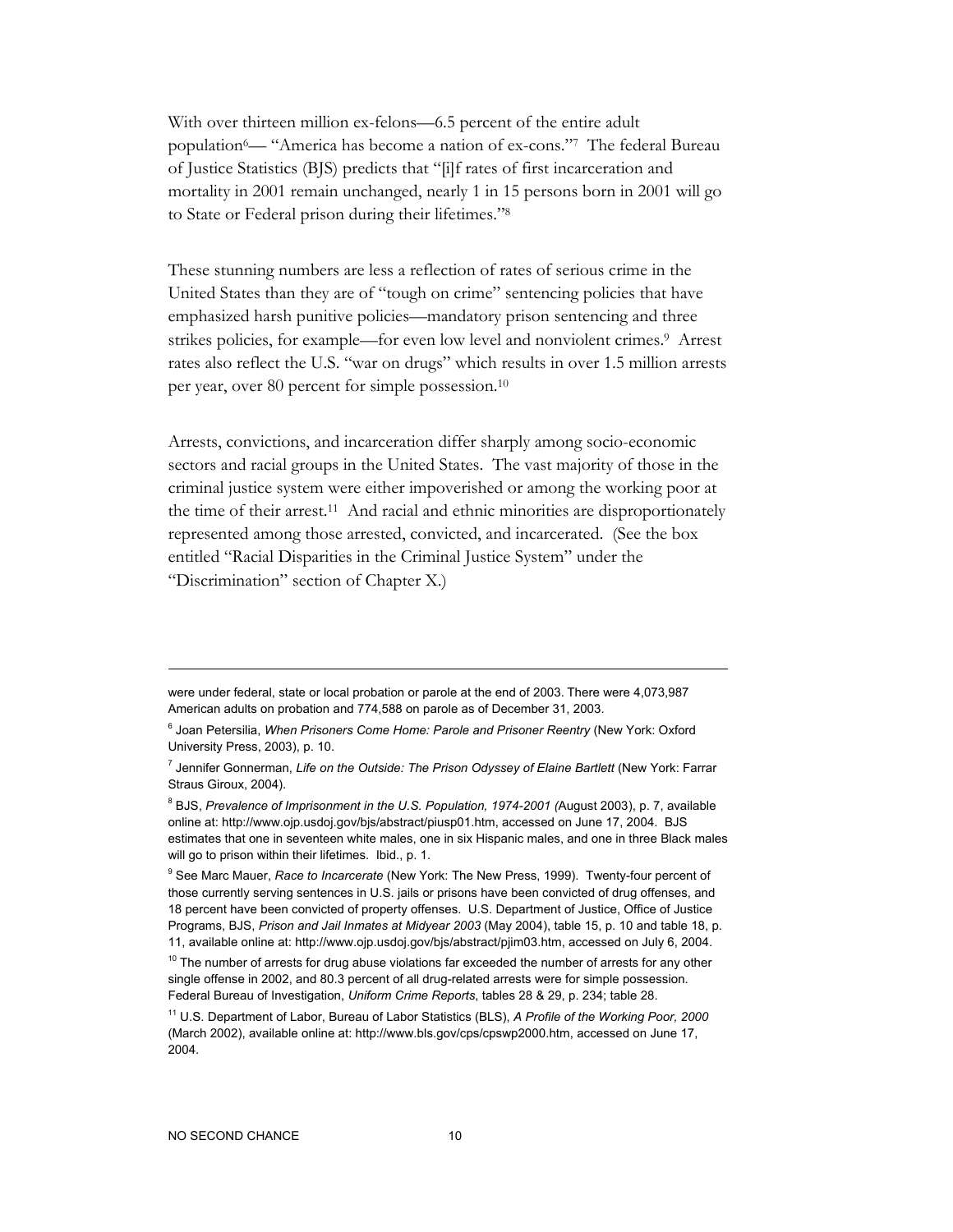With over thirteen million ex-felons—6.5 percent of the entire adult population[6]— "America has become a nation of ex-cons."[7] The federal Bureau of Justice Statistics (BJS) predicts that "[i]f rates of first incarceration and mortality in 2001 remain unchanged, nearly 1 in 15 persons born in 2001 will go to State or Federal prison during their lifetimes."[8]

These stunning numbers are less a reflection of rates of serious crime in the United States than they are of "tough on crime" sentencing policies that have emphasized harsh punitive policies—mandatory prison sentencing and three strikes policies, for example—for even low level and nonviolent crimes.[9] Arrest rates also reflect the U.S. "war on drugs" which results in over 1.5 million arrests per year, over 80 percent for simple possession.[10]

Arrests, convictions, and incarceration differ sharply among socio-economic sectors and racial groups in the United States. The vast majority of those in the criminal justice system were either impoverished or among the working poor at the time of their arrest.[11] And racial and ethnic minorities are disproportionately represented among those arrested, convicted, and incarcerated. (See the box entitled "Racial Disparities in the Criminal Justice System" under the "Discrimination" section of Chapter X.)

---

were under federal, state or local probation or parole at the end of 2003. There were 4,073,987 American adults on probation and 774,588 on parole as of December 31, 2003.

[6] Joan Petersilia, *When Prisoners Come Home: Parole and Prisoner Reentry* (New York: Oxford University Press, 2003), p. 10.

[7] Jennifer Gonnerman, *Life on the Outside: The Prison Odyssey of Elaine Bartlett* (New York: Farrar Straus Giroux, 2004).

[8] BJS, *Prevalence of Imprisonment in the U.S. Population, 1974-2001 (*August 2003), p. 7, available online at: http://www.ojp.usdoj.gov/bjs/abstract/piusp01.htm, accessed on June 17, 2004. BJS estimates that one in seventeen white males, one in six Hispanic males, and one in three Black males will go to prison within their lifetimes. Ibid., p. 1.

[9] See Marc Mauer, *Race to Incarcerate* (New York: The New Press, 1999). Twenty-four percent of those currently serving sentences in U.S. jails or prisons have been convicted of drug offenses, and 18 percent have been convicted of property offenses. U.S. Department of Justice, Office of Justice Programs, BJS, *Prison and Jail Inmates at Midyear 2003* (May 2004), table 15, p. 10 and table 18, p. 11, available online at: http://www.ojp.usdoj.gov/bjs/abstract/pjim03.htm, accessed on July 6, 2004.

[10] The number of arrests for drug abuse violations far exceeded the number of arrests for any other single offense in 2002, and 80.3 percent of all drug-related arrests were for simple possession. Federal Bureau of Investigation, *Uniform Crime Reports*, tables 28 & 29, p. 234; table 28.

[11] U.S. Department of Labor, Bureau of Labor Statistics (BLS), *A Profile of the Working Poor, 2000* (March 2002), available online at: http://www.bls.gov/cps/cpswp2000.htm, accessed on June 17, 2004.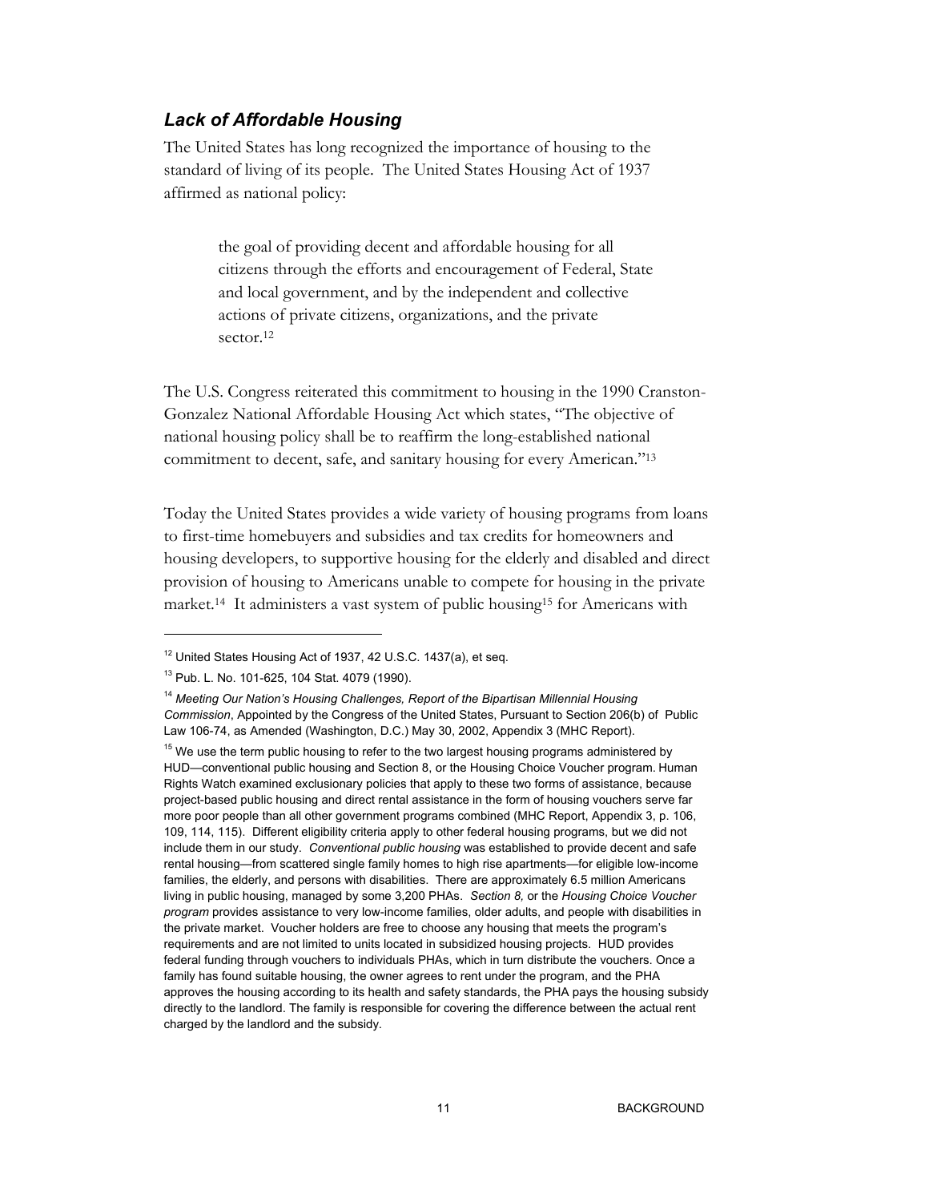### *Lack of Affordable Housing*

The United States has long recognized the importance of housing to the standard of living of its people. The United States Housing Act of 1937 affirmed as national policy:

> the goal of providing decent and affordable housing for all citizens through the efforts and encouragement of Federal, State and local government, and by the independent and collective actions of private citizens, organizations, and the private sector.[12]

The U.S. Congress reiterated this commitment to housing in the 1990 Cranston-Gonzalez National Affordable Housing Act which states, "The objective of national housing policy shall be to reaffirm the long-established national commitment to decent, safe, and sanitary housing for every American."[13]

Today the United States provides a wide variety of housing programs from loans to first-time homebuyers and subsidies and tax credits for homeowners and housing developers, to supportive housing for the elderly and disabled and direct provision of housing to Americans unable to compete for housing in the private market.[14] It administers a vast system of public housing[15] for Americans with

---

[12] United States Housing Act of 1937, 42 U.S.C. 1437(a), et seq.

[13] Pub. L. No. 101-625, 104 Stat. 4079 (1990).

[14] *Meeting Our Nation's Housing Challenges, Report of the Bipartisan Millennial Housing Commission*, Appointed by the Congress of the United States, Pursuant to Section 206(b) of Public Law 106-74, as Amended (Washington, D.C.) May 30, 2002, Appendix 3 (MHC Report).

[15] We use the term public housing to refer to the two largest housing programs administered by HUD—conventional public housing and Section 8, or the Housing Choice Voucher program. Human Rights Watch examined exclusionary policies that apply to these two forms of assistance, because project-based public housing and direct rental assistance in the form of housing vouchers serve far more poor people than all other government programs combined (MHC Report, Appendix 3, p. 106, 109, 114, 115). Different eligibility criteria apply to other federal housing programs, but we did not include them in our study. *Conventional public housing* was established to provide decent and safe rental housing—from scattered single family homes to high rise apartments—for eligible low-income families, the elderly, and persons with disabilities. There are approximately 6.5 million Americans living in public housing, managed by some 3,200 PHAs. *Section 8,* or the *Housing Choice Voucher program* provides assistance to very low-income families, older adults, and people with disabilities in the private market. Voucher holders are free to choose any housing that meets the program's requirements and are not limited to units located in subsidized housing projects. HUD provides federal funding through vouchers to individuals PHAs, which in turn distribute the vouchers. Once a family has found suitable housing, the owner agrees to rent under the program, and the PHA approves the housing according to its health and safety standards, the PHA pays the housing subsidy directly to the landlord. The family is responsible for covering the difference between the actual rent charged by the landlord and the subsidy.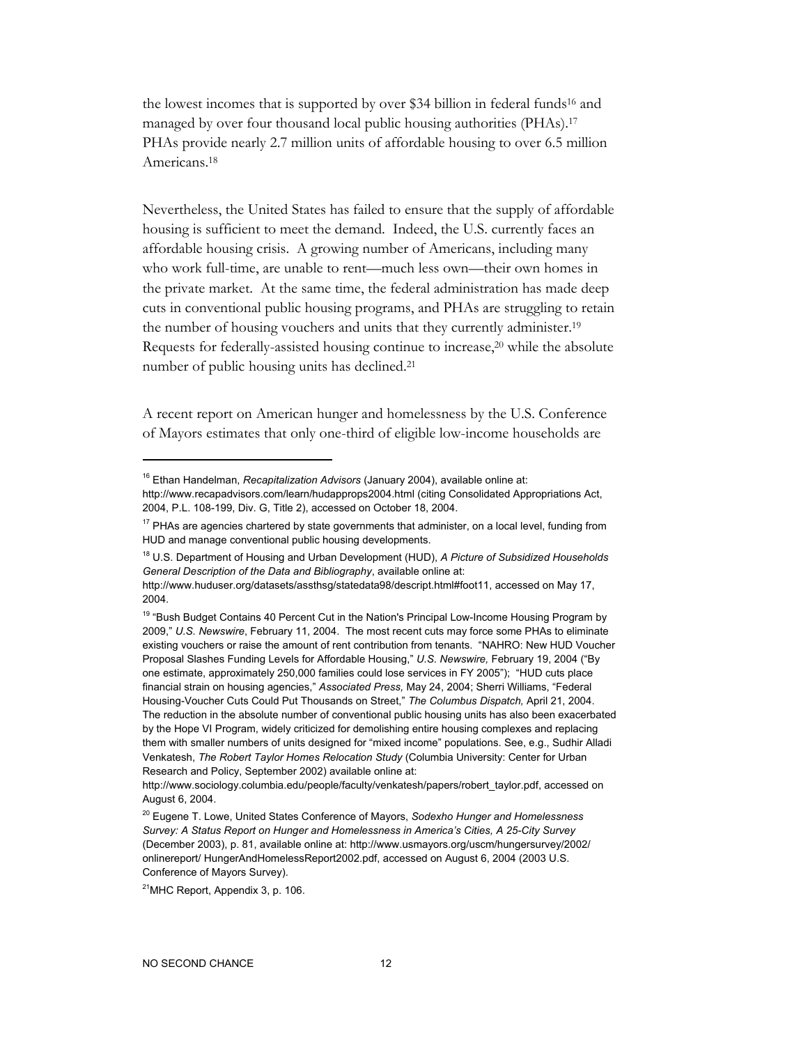the lowest incomes that is supported by over $34 billion in federal funds[16] and managed by over four thousand local public housing authorities (PHAs).[17] PHAs provide nearly 2.7 million units of affordable housing to over 6.5 million Americans.[18]

Nevertheless, the United States has failed to ensure that the supply of affordable housing is sufficient to meet the demand. Indeed, the U.S. currently faces an affordable housing crisis. A growing number of Americans, including many who work full-time, are unable to rent—much less own—their own homes in the private market. At the same time, the federal administration has made deep cuts in conventional public housing programs, and PHAs are struggling to retain the number of housing vouchers and units that they currently administer.[19] Requests for federally-assisted housing continue to increase,[20] while the absolute number of public housing units has declined.[21]

A recent report on American hunger and homelessness by the U.S. Conference of Mayors estimates that only one-third of eligible low-income households are

---

[16] Ethan Handelman, *Recapitalization Advisors* (January 2004), available online at: http://www.recapadvisors.com/learn/hudapprops2004.html (citing Consolidated Appropriations Act, 2004, P.L. 108-199, Div. G, Title 2), accessed on October 18, 2004.

[17] PHAs are agencies chartered by state governments that administer, on a local level, funding from HUD and manage conventional public housing developments.

[18] U.S. Department of Housing and Urban Development (HUD), *A Picture of Subsidized Households General Description of the Data and Bibliography*, available online at: http://www.huduser.org/datasets/assthsg/statedata98/descript.html#foot11, accessed on May 17, 2004.

[19] "Bush Budget Contains 40 Percent Cut in the Nation's Principal Low-Income Housing Program by 2009," *U.S. Newswire*, February 11, 2004. The most recent cuts may force some PHAs to eliminate existing vouchers or raise the amount of rent contribution from tenants. "NAHRO: New HUD Voucher Proposal Slashes Funding Levels for Affordable Housing," *U.S. Newswire,* February 19, 2004 ("By one estimate, approximately 250,000 families could lose services in FY 2005"); "HUD cuts place financial strain on housing agencies," *Associated Press,* May 24, 2004; Sherri Williams, "Federal Housing-Voucher Cuts Could Put Thousands on Street," *The Columbus Dispatch,* April 21, 2004. The reduction in the absolute number of conventional public housing units has also been exacerbated by the Hope VI Program, widely criticized for demolishing entire housing complexes and replacing them with smaller numbers of units designed for "mixed income" populations. See, e.g., Sudhir Alladi Venkatesh, *The Robert Taylor Homes Relocation Study* (Columbia University: Center for Urban Research and Policy, September 2002) available online at: http://www.sociology.columbia.edu/people/faculty/venkatesh/papers/robert_taylor.pdf, accessed on August 6, 2004.

[20] Eugene T. Lowe, United States Conference of Mayors, *Sodexho Hunger and Homelessness Survey: A Status Report on Hunger and Homelessness in America's Cities, A 25-City Survey* (December 2003), p. 81, available online at: http://www.usmayors.org/uscm/hungersurvey/2002/ onlinereport/ HungerAndHomelessReport2002.pdf, accessed on August 6, 2004 (2003 U.S. Conference of Mayors Survey).

[21] MHC Report, Appendix 3, p. 106.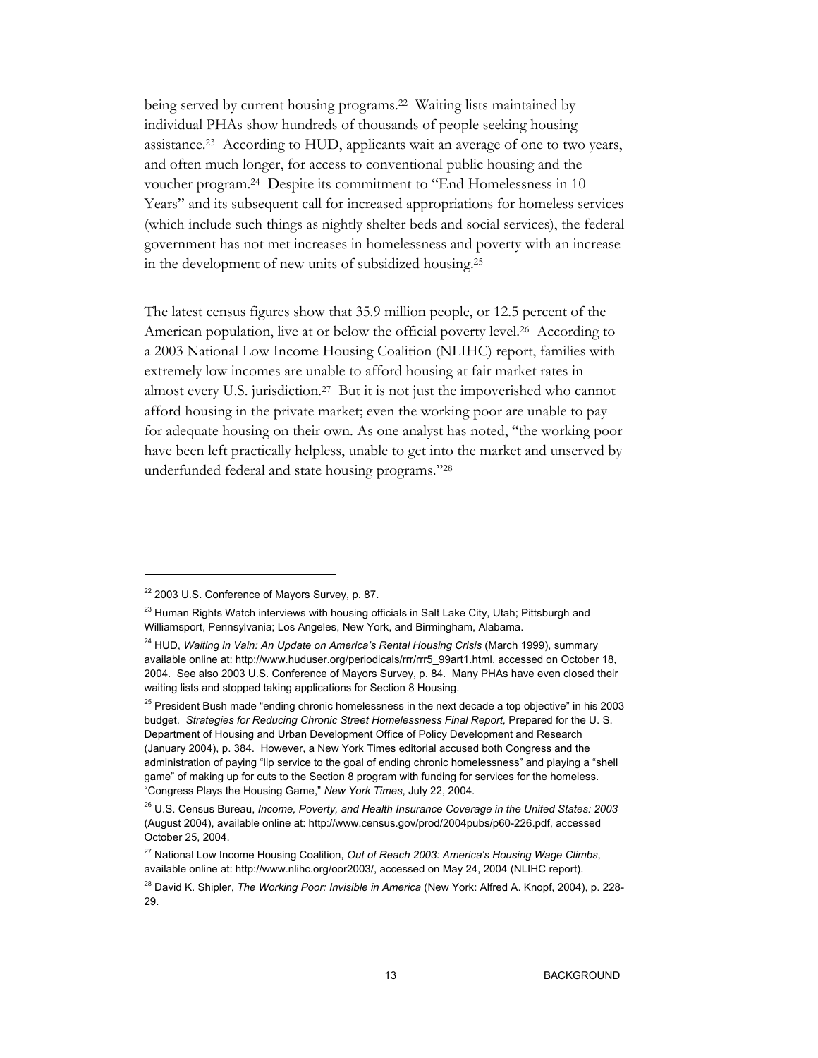being served by current housing programs.[22] Waiting lists maintained by individual PHAs show hundreds of thousands of people seeking housing assistance.[23] According to HUD, applicants wait an average of one to two years, and often much longer, for access to conventional public housing and the voucher program.[24] Despite its commitment to "End Homelessness in 10 Years" and its subsequent call for increased appropriations for homeless services (which include such things as nightly shelter beds and social services), the federal government has not met increases in homelessness and poverty with an increase in the development of new units of subsidized housing.[25]

The latest census figures show that 35.9 million people, or 12.5 percent of the American population, live at or below the official poverty level.[26] According to a 2003 National Low Income Housing Coalition (NLIHC) report, families with extremely low incomes are unable to afford housing at fair market rates in almost every U.S. jurisdiction.[27] But it is not just the impoverished who cannot afford housing in the private market; even the working poor are unable to pay for adequate housing on their own. As one analyst has noted, "the working poor have been left practically helpless, unable to get into the market and unserved by underfunded federal and state housing programs."[28]

---

[22] 2003 U.S. Conference of Mayors Survey, p. 87.

[23] Human Rights Watch interviews with housing officials in Salt Lake City, Utah; Pittsburgh and Williamsport, Pennsylvania; Los Angeles, New York, and Birmingham, Alabama.

[24] HUD, *Waiting in Vain: An Update on America's Rental Housing Crisis* (March 1999), summary available online at: http://www.huduser.org/periodicals/rrr/rrr5_99art1.html, accessed on October 18, 2004. See also 2003 U.S. Conference of Mayors Survey, p. 84. Many PHAs have even closed their waiting lists and stopped taking applications for Section 8 Housing.

[25] President Bush made "ending chronic homelessness in the next decade a top objective" in his 2003 budget. *Strategies for Reducing Chronic Street Homelessness Final Report,* Prepared for the U. S. Department of Housing and Urban Development Office of Policy Development and Research (January 2004), p. 384. However, a New York Times editorial accused both Congress and the administration of paying "lip service to the goal of ending chronic homelessness" and playing a "shell game" of making up for cuts to the Section 8 program with funding for services for the homeless. "Congress Plays the Housing Game," *New York Times*, July 22, 2004.

[26] U.S. Census Bureau, *Income, Poverty, and Health Insurance Coverage in the United States: 2003* (August 2004), available online at: http://www.census.gov/prod/2004pubs/p60-226.pdf, accessed October 25, 2004.

[27] National Low Income Housing Coalition, *Out of Reach 2003: America's Housing Wage Climbs*, available online at: http://www.nlihc.org/oor2003/, accessed on May 24, 2004 (NLIHC report).

[28] David K. Shipler, *The Working Poor: Invisible in America* (New York: Alfred A. Knopf, 2004), p. 228-29.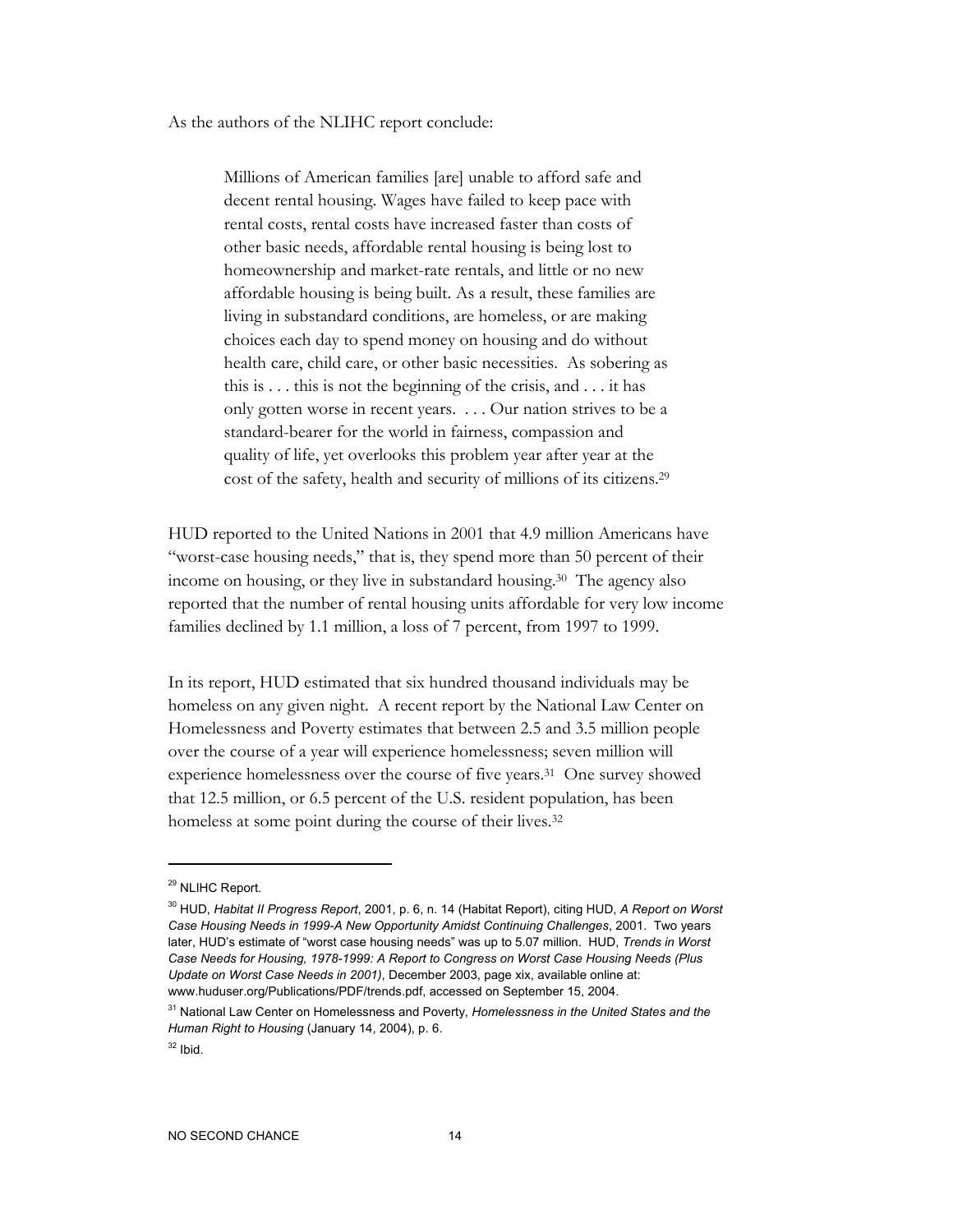As the authors of the NLIHC report conclude:

> Millions of American families [are] unable to afford safe and decent rental housing. Wages have failed to keep pace with rental costs, rental costs have increased faster than costs of other basic needs, affordable rental housing is being lost to homeownership and market-rate rentals, and little or no new affordable housing is being built. As a result, these families are living in substandard conditions, are homeless, or are making choices each day to spend money on housing and do without health care, child care, or other basic necessities. As sobering as this is . . . this is not the beginning of the crisis, and . . . it has only gotten worse in recent years. . . . Our nation strives to be a standard-bearer for the world in fairness, compassion and quality of life, yet overlooks this problem year after year at the cost of the safety, health and security of millions of its citizens.[29]

HUD reported to the United Nations in 2001 that 4.9 million Americans have "worst-case housing needs," that is, they spend more than 50 percent of their income on housing, or they live in substandard housing.[30] The agency also reported that the number of rental housing units affordable for very low income families declined by 1.1 million, a loss of 7 percent, from 1997 to 1999.

In its report, HUD estimated that six hundred thousand individuals may be homeless on any given night. A recent report by the National Law Center on Homelessness and Poverty estimates that between 2.5 and 3.5 million people over the course of a year will experience homelessness; seven million will experience homelessness over the course of five years.[31] One survey showed that 12.5 million, or 6.5 percent of the U.S. resident population, has been homeless at some point during the course of their lives.[32]

---

[29] NLIHC Report.

[30] HUD, *Habitat II Progress Report*, 2001, p. 6, n. 14 (Habitat Report), citing HUD, *A Report on Worst Case Housing Needs in 1999-A New Opportunity Amidst Continuing Challenges*, 2001. Two years later, HUD's estimate of "worst case housing needs" was up to 5.07 million. HUD, *Trends in Worst Case Needs for Housing, 1978-1999: A Report to Congress on Worst Case Housing Needs (Plus Update on Worst Case Needs in 2001)*, December 2003, page xix, available online at: www.huduser.org/Publications/PDF/trends.pdf, accessed on September 15, 2004.

[31] National Law Center on Homelessness and Poverty, *Homelessness in the United States and the Human Right to Housing* (January 14, 2004), p. 6.

[32] Ibid.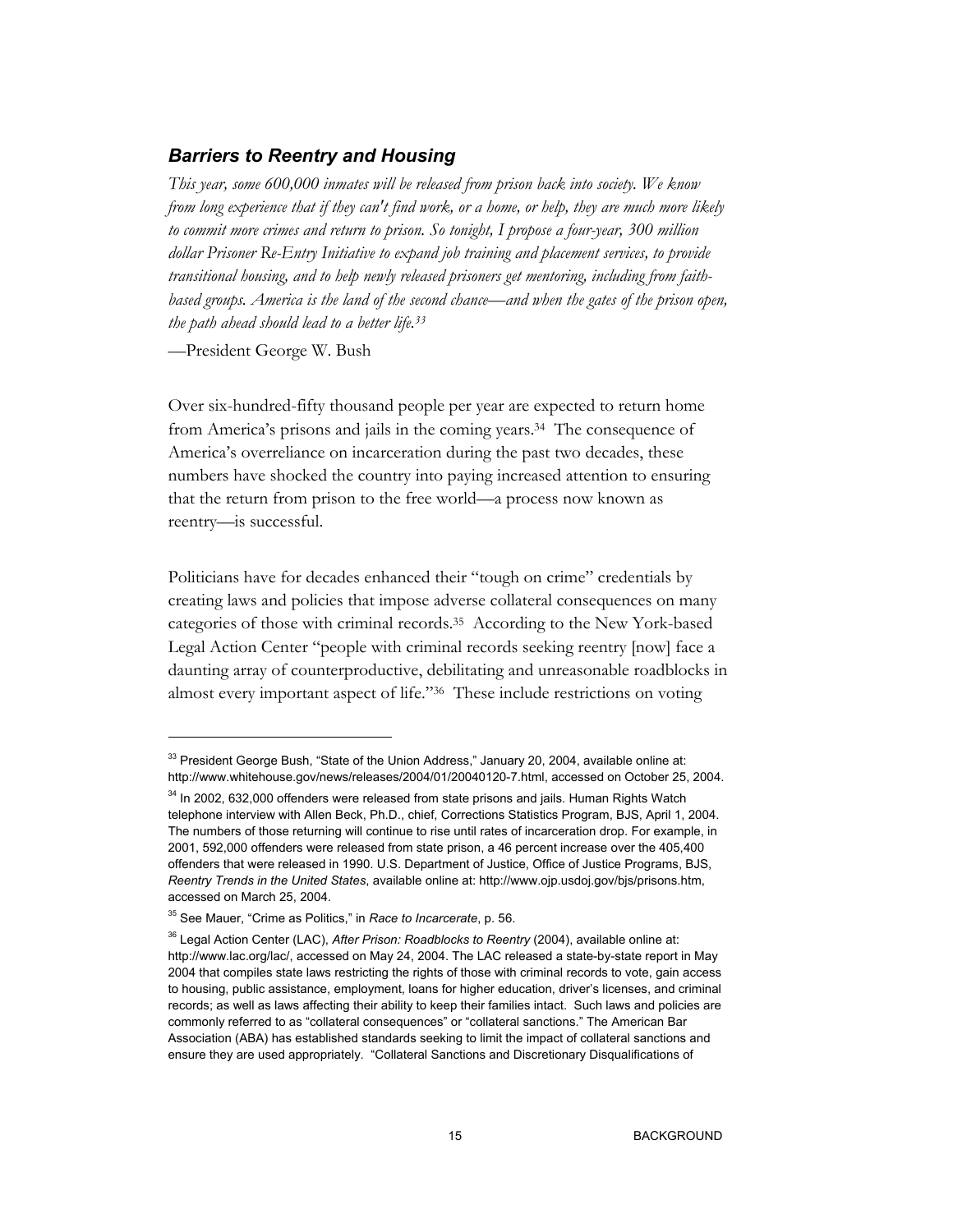## *Barriers to Reentry and Housing*

*This year, some 600,000 inmates will be released from prison back into society. We know from long experience that if they can't find work, or a home, or help, they are much more likely to commit more crimes and return to prison. So tonight, I propose a four-year, 300 million dollar Prisoner Re-Entry Initiative to expand job training and placement services, to provide transitional housing, and to help newly released prisoners get mentoring, including from faith-based groups. America is the land of the second chance—and when the gates of the prison open, the path ahead should lead to a better life.*[33]

—President George W. Bush

Over six-hundred-fifty thousand people per year are expected to return home from America's prisons and jails in the coming years.[34] The consequence of America's overreliance on incarceration during the past two decades, these numbers have shocked the country into paying increased attention to ensuring that the return from prison to the free world—a process now known as reentry—is successful.

Politicians have for decades enhanced their "tough on crime" credentials by creating laws and policies that impose adverse collateral consequences on many categories of those with criminal records.[35] According to the New York-based Legal Action Center "people with criminal records seeking reentry [now] face a daunting array of counterproductive, debilitating and unreasonable roadblocks in almost every important aspect of life."[36] These include restrictions on voting

---

[33] President George Bush, "State of the Union Address," January 20, 2004, available online at: http://www.whitehouse.gov/news/releases/2004/01/20040120-7.html, accessed on October 25, 2004.

[34] In 2002, 632,000 offenders were released from state prisons and jails. Human Rights Watch telephone interview with Allen Beck, Ph.D., chief, Corrections Statistics Program, BJS, April 1, 2004. The numbers of those returning will continue to rise until rates of incarceration drop. For example, in 2001, 592,000 offenders were released from state prison, a 46 percent increase over the 405,400 offenders that were released in 1990. U.S. Department of Justice, Office of Justice Programs, BJS, *Reentry Trends in the United States*, available online at: http://www.ojp.usdoj.gov/bjs/prisons.htm, accessed on March 25, 2004.

[35] See Mauer, "Crime as Politics," in *Race to Incarcerate*, p. 56.

[36] Legal Action Center (LAC), *After Prison: Roadblocks to Reentry* (2004), available online at: http://www.lac.org/lac/, accessed on May 24, 2004. The LAC released a state-by-state report in May 2004 that compiles state laws restricting the rights of those with criminal records to vote, gain access to housing, public assistance, employment, loans for higher education, driver's licenses, and criminal records; as well as laws affecting their ability to keep their families intact. Such laws and policies are commonly referred to as "collateral consequences" or "collateral sanctions." The American Bar Association (ABA) has established standards seeking to limit the impact of collateral sanctions and ensure they are used appropriately. "Collateral Sanctions and Discretionary Disqualifications of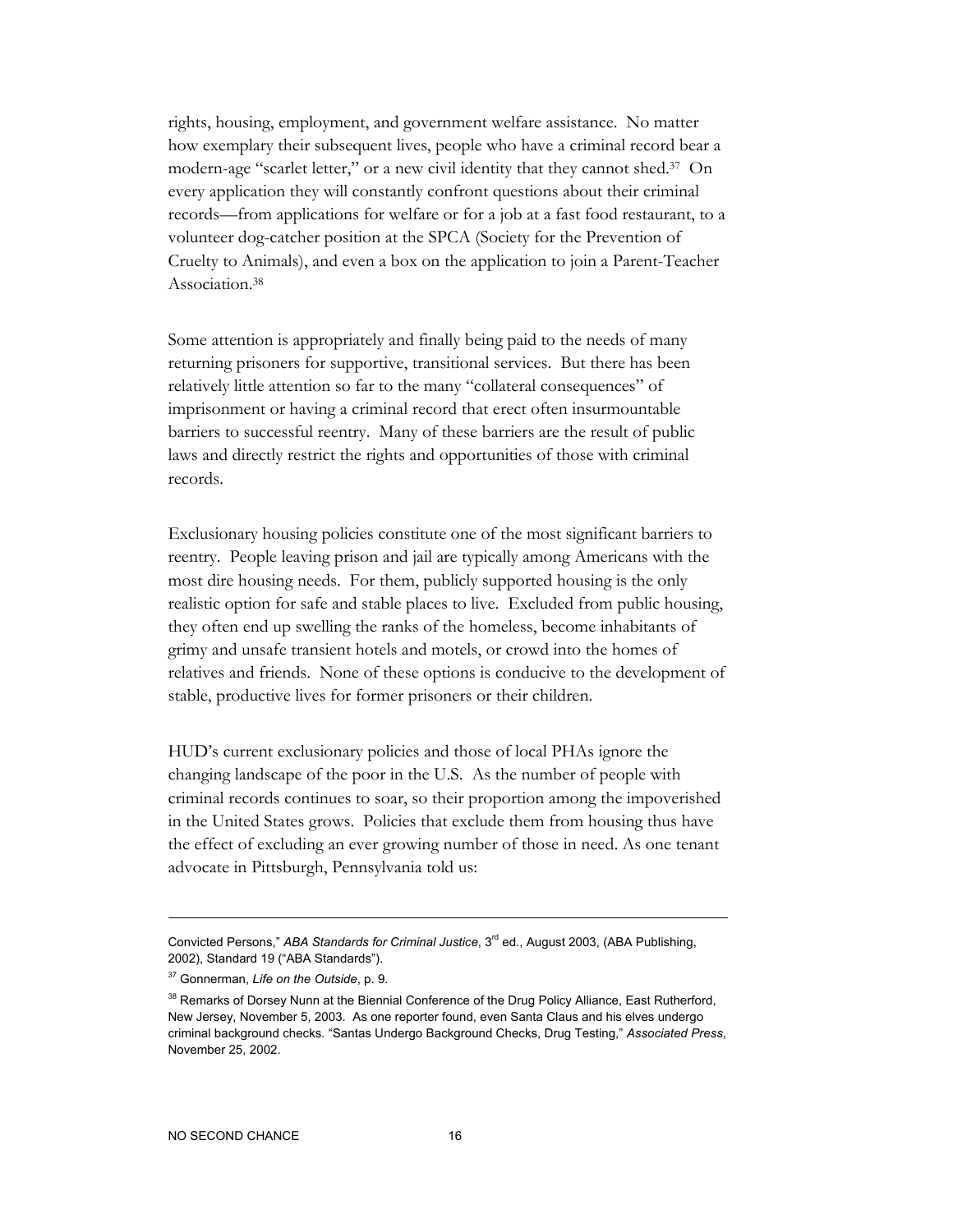rights, housing, employment, and government welfare assistance. No matter how exemplary their subsequent lives, people who have a criminal record bear a modern-age "scarlet letter," or a new civil identity that they cannot shed.[37] On every application they will constantly confront questions about their criminal records—from applications for welfare or for a job at a fast food restaurant, to a volunteer dog-catcher position at the SPCA (Society for the Prevention of Cruelty to Animals), and even a box on the application to join a Parent-Teacher Association.[38]

Some attention is appropriately and finally being paid to the needs of many returning prisoners for supportive, transitional services. But there has been relatively little attention so far to the many "collateral consequences" of imprisonment or having a criminal record that erect often insurmountable barriers to successful reentry. Many of these barriers are the result of public laws and directly restrict the rights and opportunities of those with criminal records.

Exclusionary housing policies constitute one of the most significant barriers to reentry. People leaving prison and jail are typically among Americans with the most dire housing needs. For them, publicly supported housing is the only realistic option for safe and stable places to live. Excluded from public housing, they often end up swelling the ranks of the homeless, become inhabitants of grimy and unsafe transient hotels and motels, or crowd into the homes of relatives and friends. None of these options is conducive to the development of stable, productive lives for former prisoners or their children.

HUD's current exclusionary policies and those of local PHAs ignore the changing landscape of the poor in the U.S. As the number of people with criminal records continues to soar, so their proportion among the impoverished in the United States grows. Policies that exclude them from housing thus have the effect of excluding an ever growing number of those in need. As one tenant advocate in Pittsburgh, Pennsylvania told us:

---

Convicted Persons," *ABA Standards for Criminal Justice*, 3rd ed., August 2003, (ABA Publishing, 2002), Standard 19 ("ABA Standards").

[37] Gonnerman, *Life on the Outside*, p. 9.

[38] Remarks of Dorsey Nunn at the Biennial Conference of the Drug Policy Alliance, East Rutherford, New Jersey, November 5, 2003. As one reporter found, even Santa Claus and his elves undergo criminal background checks. "Santas Undergo Background Checks, Drug Testing," *Associated Press*, November 25, 2002.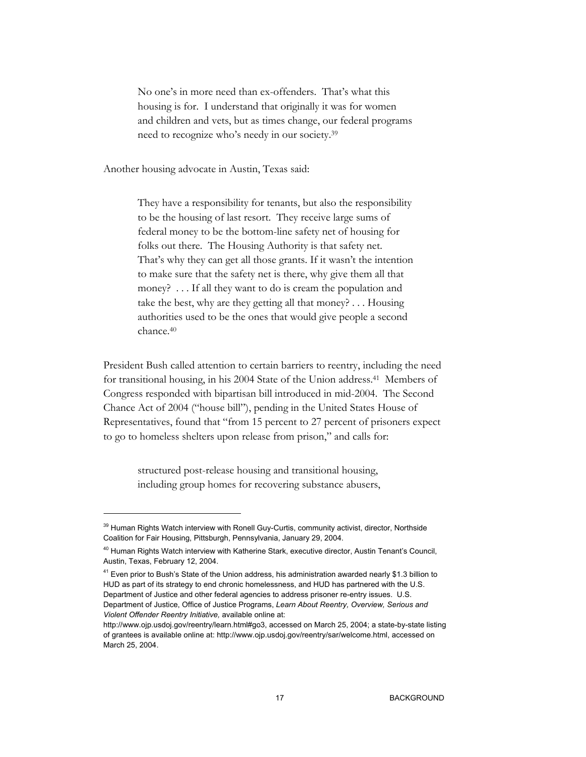> No one's in more need than ex-offenders. That's what this housing is for. I understand that originally it was for women and children and vets, but as times change, our federal programs need to recognize who's needy in our society.[39]

Another housing advocate in Austin, Texas said:

> They have a responsibility for tenants, but also the responsibility to be the housing of last resort. They receive large sums of federal money to be the bottom-line safety net of housing for folks out there. The Housing Authority is that safety net. That's why they can get all those grants. If it wasn't the intention to make sure that the safety net is there, why give them all that money? . . . If all they want to do is cream the population and take the best, why are they getting all that money? . . . Housing authorities used to be the ones that would give people a second chance.[40]

President Bush called attention to certain barriers to reentry, including the need for transitional housing, in his 2004 State of the Union address.[41] Members of Congress responded with bipartisan bill introduced in mid-2004. The Second Chance Act of 2004 ("house bill"), pending in the United States House of Representatives, found that "from 15 percent to 27 percent of prisoners expect to go to homeless shelters upon release from prison," and calls for:

> structured post-release housing and transitional housing, including group homes for recovering substance abusers,

---

[39] Human Rights Watch interview with Ronell Guy-Curtis, community activist, director, Northside Coalition for Fair Housing, Pittsburgh, Pennsylvania, January 29, 2004.

[40] Human Rights Watch interview with Katherine Stark, executive director, Austin Tenant's Council, Austin, Texas, February 12, 2004.

[41] Even prior to Bush's State of the Union address, his administration awarded nearly $1.3 billion to HUD as part of its strategy to end chronic homelessness, and HUD has partnered with the U.S. Department of Justice and other federal agencies to address prisoner re-entry issues. U.S. Department of Justice, Office of Justice Programs, *Learn About Reentry, Overview, Serious and Violent Offender Reentry Initiative,* available online at: http://www.ojp.usdoj.gov/reentry/learn.html#go3, accessed on March 25, 2004; a state-by-state listing of grantees is available online at: http://www.ojp.usdoj.gov/reentry/sar/welcome.html, accessed on March 25, 2004.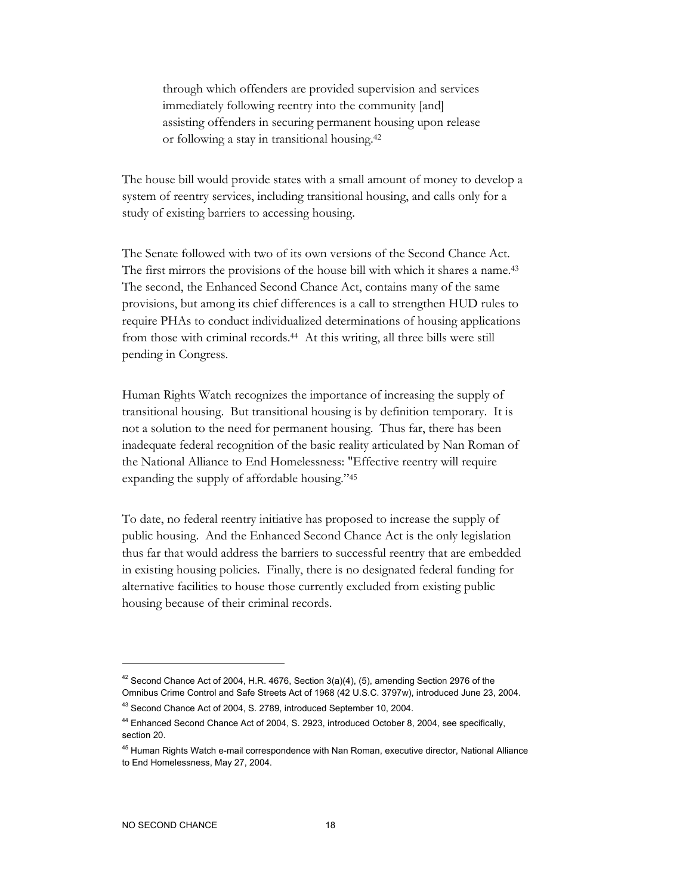> through which offenders are provided supervision and services immediately following reentry into the community [and] assisting offenders in securing permanent housing upon release or following a stay in transitional housing.[42]

The house bill would provide states with a small amount of money to develop a system of reentry services, including transitional housing, and calls only for a study of existing barriers to accessing housing.

The Senate followed with two of its own versions of the Second Chance Act. The first mirrors the provisions of the house bill with which it shares a name.[43] The second, the Enhanced Second Chance Act, contains many of the same provisions, but among its chief differences is a call to strengthen HUD rules to require PHAs to conduct individualized determinations of housing applications from those with criminal records.[44] At this writing, all three bills were still pending in Congress.

Human Rights Watch recognizes the importance of increasing the supply of transitional housing. But transitional housing is by definition temporary. It is not a solution to the need for permanent housing. Thus far, there has been inadequate federal recognition of the basic reality articulated by Nan Roman of the National Alliance to End Homelessness: "Effective reentry will require expanding the supply of affordable housing."[45]

To date, no federal reentry initiative has proposed to increase the supply of public housing. And the Enhanced Second Chance Act is the only legislation thus far that would address the barriers to successful reentry that are embedded in existing housing policies. Finally, there is no designated federal funding for alternative facilities to house those currently excluded from existing public housing because of their criminal records.

---

[42] Second Chance Act of 2004, H.R. 4676, Section 3(a)(4), (5), amending Section 2976 of the Omnibus Crime Control and Safe Streets Act of 1968 (42 U.S.C. 3797w), introduced June 23, 2004.

[43] Second Chance Act of 2004, S. 2789, introduced September 10, 2004.

[44] Enhanced Second Chance Act of 2004, S. 2923, introduced October 8, 2004, see specifically, section 20.

[45] Human Rights Watch e-mail correspondence with Nan Roman, executive director, National Alliance to End Homelessness, May 27, 2004.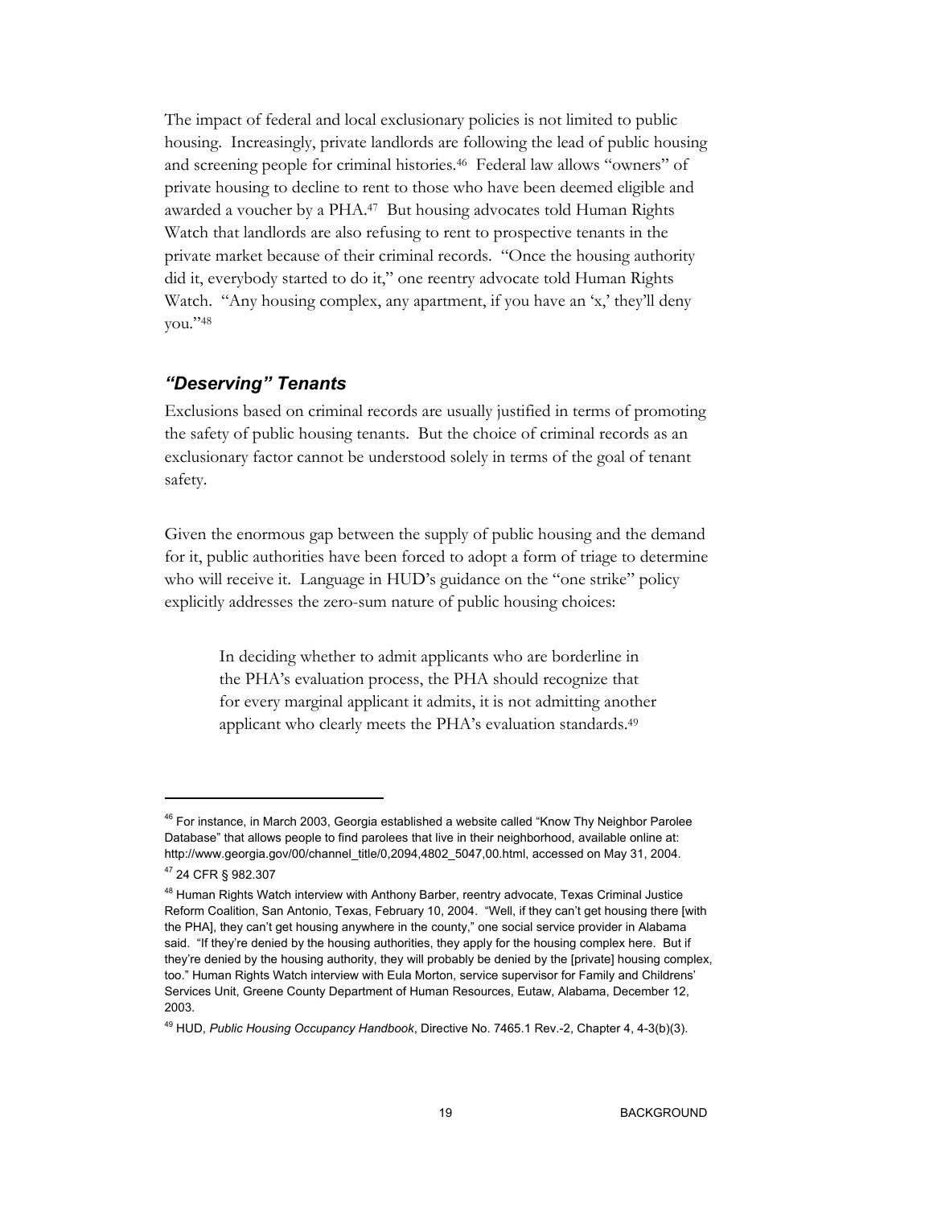The impact of federal and local exclusionary policies is not limited to public housing. Increasingly, private landlords are following the lead of public housing and screening people for criminal histories.[46] Federal law allows "owners" of private housing to decline to rent to those who have been deemed eligible and awarded a voucher by a PHA.[47] But housing advocates told Human Rights Watch that landlords are also refusing to rent to prospective tenants in the private market because of their criminal records. "Once the housing authority did it, everybody started to do it," one reentry advocate told Human Rights Watch. "Any housing complex, any apartment, if you have an 'x,' they'll deny you."[48]

### *"Deserving" Tenants*

Exclusions based on criminal records are usually justified in terms of promoting the safety of public housing tenants. But the choice of criminal records as an exclusionary factor cannot be understood solely in terms of the goal of tenant safety.

Given the enormous gap between the supply of public housing and the demand for it, public authorities have been forced to adopt a form of triage to determine who will receive it. Language in HUD's guidance on the "one strike" policy explicitly addresses the zero-sum nature of public housing choices:

> In deciding whether to admit applicants who are borderline in the PHA's evaluation process, the PHA should recognize that for every marginal applicant it admits, it is not admitting another applicant who clearly meets the PHA's evaluation standards.[49]

---

[46] For instance, in March 2003, Georgia established a website called "Know Thy Neighbor Parolee Database" that allows people to find parolees that live in their neighborhood, available online at: http://www.georgia.gov/00/channel_title/0,2094,4802_5047,00.html, accessed on May 31, 2004.

[47] 24 CFR § 982.307

[48] Human Rights Watch interview with Anthony Barber, reentry advocate, Texas Criminal Justice Reform Coalition, San Antonio, Texas, February 10, 2004. "Well, if they can't get housing there [with the PHA], they can't get housing anywhere in the county," one social service provider in Alabama said. "If they're denied by the housing authorities, they apply for the housing complex here. But if they're denied by the housing authority, they will probably be denied by the [private] housing complex, too." Human Rights Watch interview with Eula Morton, service supervisor for Family and Childrens' Services Unit, Greene County Department of Human Resources, Eutaw, Alabama, December 12, 2003.

[49] HUD, *Public Housing Occupancy Handbook*, Directive No. 7465.1 Rev.-2, Chapter 4, 4-3(b)(3).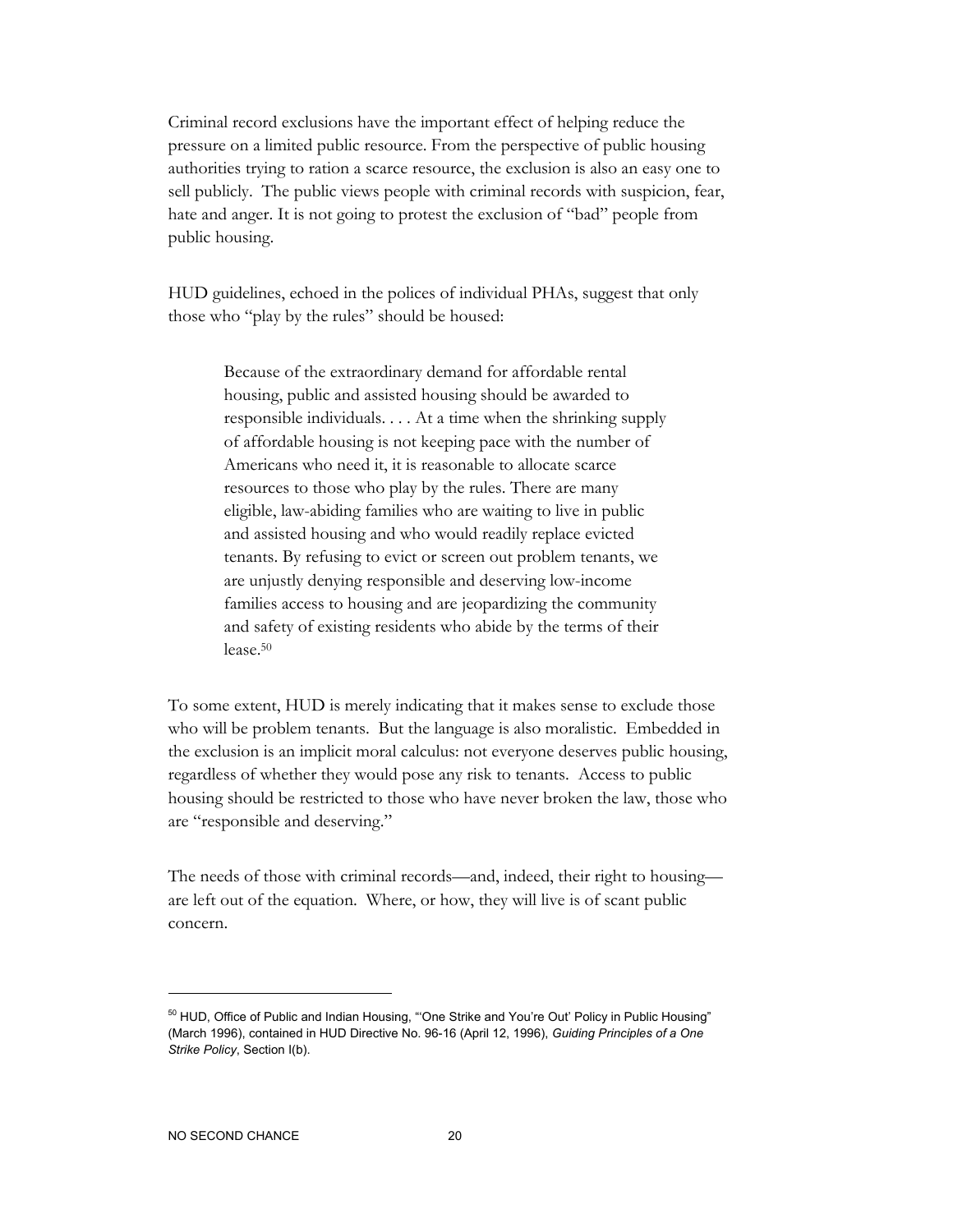Criminal record exclusions have the important effect of helping reduce the pressure on a limited public resource. From the perspective of public housing authorities trying to ration a scarce resource, the exclusion is also an easy one to sell publicly. The public views people with criminal records with suspicion, fear, hate and anger. It is not going to protest the exclusion of "bad" people from public housing.

HUD guidelines, echoed in the polices of individual PHAs, suggest that only those who "play by the rules" should be housed:

> Because of the extraordinary demand for affordable rental housing, public and assisted housing should be awarded to responsible individuals. . . . At a time when the shrinking supply of affordable housing is not keeping pace with the number of Americans who need it, it is reasonable to allocate scarce resources to those who play by the rules. There are many eligible, law-abiding families who are waiting to live in public and assisted housing and who would readily replace evicted tenants. By refusing to evict or screen out problem tenants, we are unjustly denying responsible and deserving low-income families access to housing and are jeopardizing the community and safety of existing residents who abide by the terms of their lease.[50]

To some extent, HUD is merely indicating that it makes sense to exclude those who will be problem tenants. But the language is also moralistic. Embedded in the exclusion is an implicit moral calculus: not everyone deserves public housing, regardless of whether they would pose any risk to tenants. Access to public housing should be restricted to those who have never broken the law, those who are "responsible and deserving."

The needs of those with criminal records—and, indeed, their right to housing—are left out of the equation. Where, or how, they will live is of scant public concern.

---

[50] HUD, Office of Public and Indian Housing, "'One Strike and You're Out' Policy in Public Housing" (March 1996), contained in HUD Directive No. 96-16 (April 12, 1996), *Guiding Principles of a One Strike Policy*, Section I(b).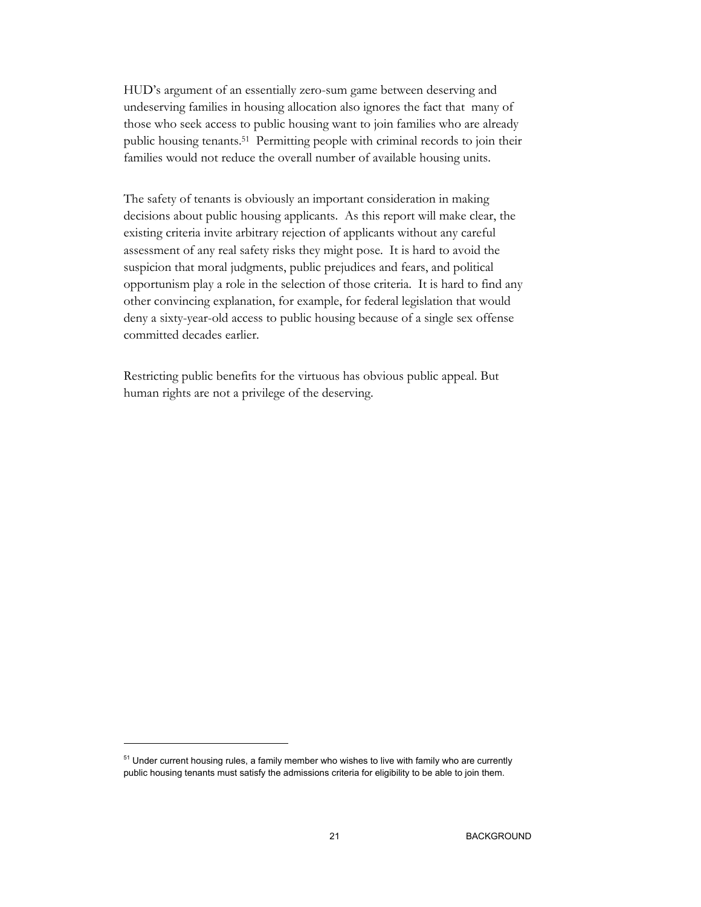HUD's argument of an essentially zero-sum game between deserving and undeserving families in housing allocation also ignores the fact that many of those who seek access to public housing want to join families who are already public housing tenants.[51] Permitting people with criminal records to join their families would not reduce the overall number of available housing units.

The safety of tenants is obviously an important consideration in making decisions about public housing applicants. As this report will make clear, the existing criteria invite arbitrary rejection of applicants without any careful assessment of any real safety risks they might pose. It is hard to avoid the suspicion that moral judgments, public prejudices and fears, and political opportunism play a role in the selection of those criteria. It is hard to find any other convincing explanation, for example, for federal legislation that would deny a sixty-year-old access to public housing because of a single sex offense committed decades earlier.

Restricting public benefits for the virtuous has obvious public appeal. But human rights are not a privilege of the deserving.

[51] Under current housing rules, a family member who wishes to live with family who are currently public housing tenants must satisfy the admissions criteria for eligibility to be able to join them.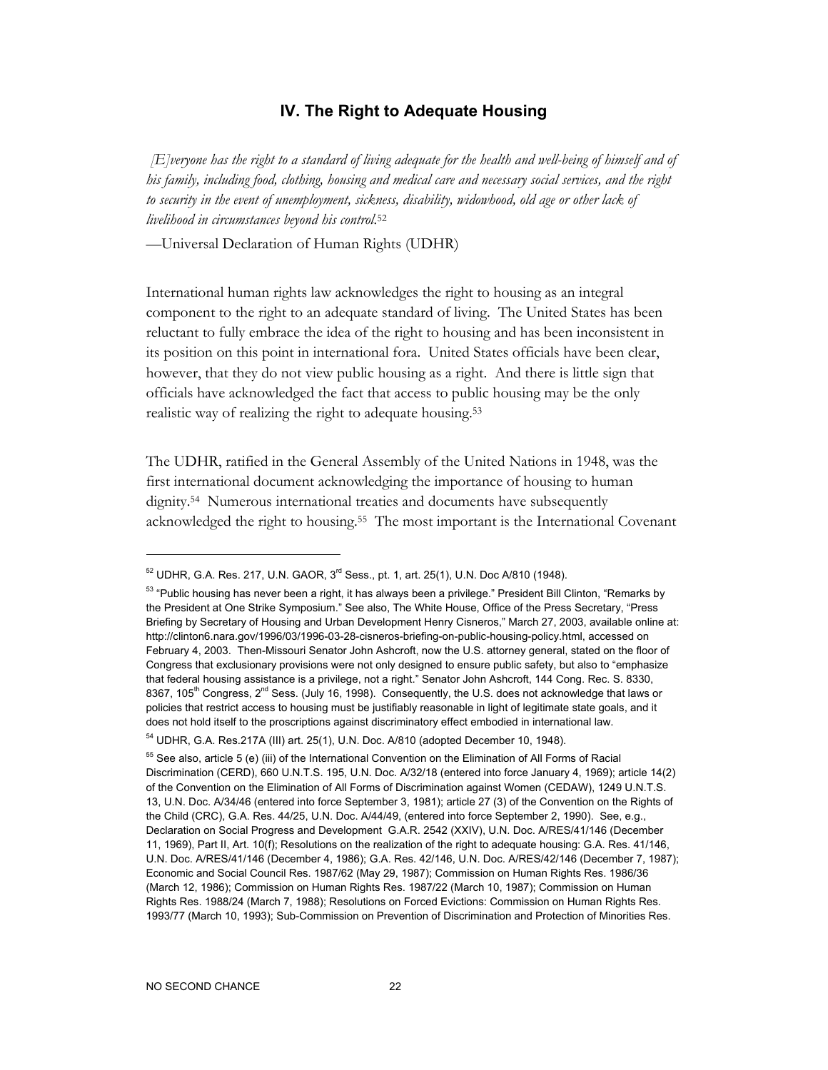## IV. The Right to Adequate Housing

*[E]veryone has the right to a standard of living adequate for the health and well-being of himself and of his family, including food, clothing, housing and medical care and necessary social services, and the right to security in the event of unemployment, sickness, disability, widowhood, old age or other lack of livelihood in circumstances beyond his control.*[52]

—Universal Declaration of Human Rights (UDHR)

International human rights law acknowledges the right to housing as an integral component to the right to an adequate standard of living. The United States has been reluctant to fully embrace the idea of the right to housing and has been inconsistent in its position on this point in international fora. United States officials have been clear, however, that they do not view public housing as a right. And there is little sign that officials have acknowledged the fact that access to public housing may be the only realistic way of realizing the right to adequate housing.[53]

The UDHR, ratified in the General Assembly of the United Nations in 1948, was the first international document acknowledging the importance of housing to human dignity.[54] Numerous international treaties and documents have subsequently acknowledged the right to housing.[55] The most important is the International Covenant

---

[52] UDHR, G.A. Res. 217, U.N. GAOR, 3rd Sess., pt. 1, art. 25(1), U.N. Doc A/810 (1948).

[53] "Public housing has never been a right, it has always been a privilege." President Bill Clinton, "Remarks by the President at One Strike Symposium." See also, The White House, Office of the Press Secretary, "Press Briefing by Secretary of Housing and Urban Development Henry Cisneros," March 27, 2003, available online at: http://clinton6.nara.gov/1996/03/1996-03-28-cisneros-briefing-on-public-housing-policy.html, accessed on February 4, 2003. Then-Missouri Senator John Ashcroft, now the U.S. attorney general, stated on the floor of Congress that exclusionary provisions were not only designed to ensure public safety, but also to "emphasize that federal housing assistance is a privilege, not a right." Senator John Ashcroft, 144 Cong. Rec. S. 8330, 8367, 105th Congress, 2nd Sess. (July 16, 1998). Consequently, the U.S. does not acknowledge that laws or policies that restrict access to housing must be justifiably reasonable in light of legitimate state goals, and it does not hold itself to the proscriptions against discriminatory effect embodied in international law.

[54] UDHR, G.A. Res.217A (III) art. 25(1), U.N. Doc. A/810 (adopted December 10, 1948).

[55] See also, article 5 (e) (iii) of the International Convention on the Elimination of All Forms of Racial Discrimination (CERD), 660 U.N.T.S. 195, U.N. Doc. A/32/18 (entered into force January 4, 1969); article 14(2) of the Convention on the Elimination of All Forms of Discrimination against Women (CEDAW), 1249 U.N.T.S. 13, U.N. Doc. A/34/46 (entered into force September 3, 1981); article 27 (3) of the Convention on the Rights of the Child (CRC), G.A. Res. 44/25, U.N. Doc. A/44/49, (entered into force September 2, 1990). See, e.g., Declaration on Social Progress and Development G.A.R. 2542 (XXIV), U.N. Doc. A/RES/41/146 (December 11, 1969), Part II, Art. 10(f); Resolutions on the realization of the right to adequate housing: G.A. Res. 41/146, U.N. Doc. A/RES/41/146 (December 4, 1986); G.A. Res. 42/146, U.N. Doc. A/RES/42/146 (December 7, 1987); Economic and Social Council Res. 1987/62 (May 29, 1987); Commission on Human Rights Res. 1986/36 (March 12, 1986); Commission on Human Rights Res. 1987/22 (March 10, 1987); Commission on Human Rights Res. 1988/24 (March 7, 1988); Resolutions on Forced Evictions: Commission on Human Rights Res. 1993/77 (March 10, 1993); Sub-Commission on Prevention of Discrimination and Protection of Minorities Res.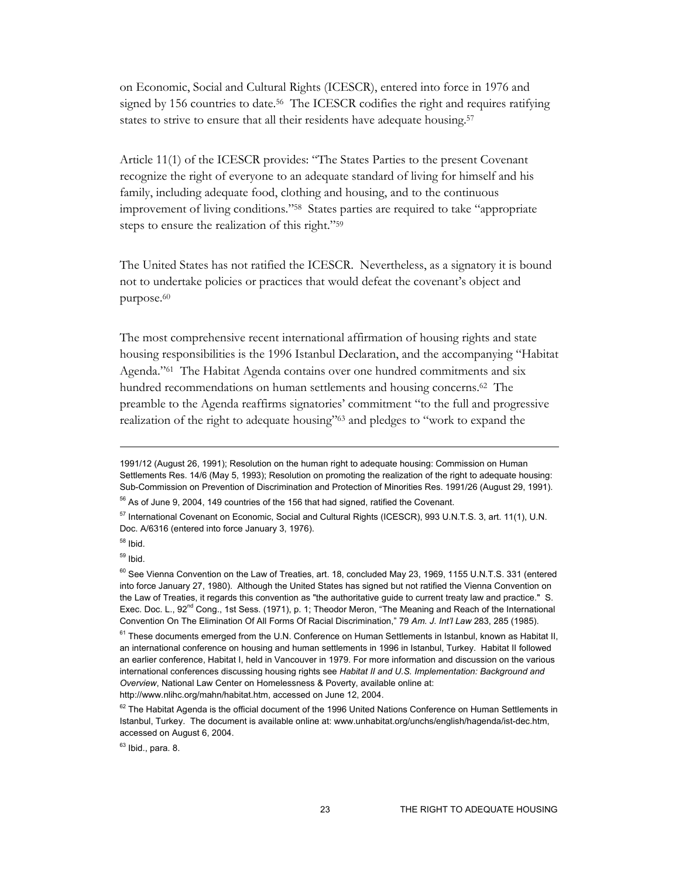on Economic, Social and Cultural Rights (ICESCR), entered into force in 1976 and signed by 156 countries to date.[56] The ICESCR codifies the right and requires ratifying states to strive to ensure that all their residents have adequate housing.[57]

Article 11(1) of the ICESCR provides: "The States Parties to the present Covenant recognize the right of everyone to an adequate standard of living for himself and his family, including adequate food, clothing and housing, and to the continuous improvement of living conditions."[58] States parties are required to take "appropriate steps to ensure the realization of this right."[59]

The United States has not ratified the ICESCR. Nevertheless, as a signatory it is bound not to undertake policies or practices that would defeat the covenant's object and purpose.[60]

The most comprehensive recent international affirmation of housing rights and state housing responsibilities is the 1996 Istanbul Declaration, and the accompanying "Habitat Agenda."[61] The Habitat Agenda contains over one hundred commitments and six hundred recommendations on human settlements and housing concerns.[62] The preamble to the Agenda reaffirms signatories' commitment "to the full and progressive realization of the right to adequate housing"[63] and pledges to "work to expand the

---

1991/12 (August 26, 1991); Resolution on the human right to adequate housing: Commission on Human Settlements Res. 14/6 (May 5, 1993); Resolution on promoting the realization of the right to adequate housing: Sub-Commission on Prevention of Discrimination and Protection of Minorities Res. 1991/26 (August 29, 1991).

[56] As of June 9, 2004, 149 countries of the 156 that had signed, ratified the Covenant.

[57] International Covenant on Economic, Social and Cultural Rights (ICESCR), 993 U.N.T.S. 3, art. 11(1), U.N. Doc. A/6316 (entered into force January 3, 1976).

[58] Ibid.

[59] Ibid.

[60] See Vienna Convention on the Law of Treaties, art. 18, concluded May 23, 1969, 1155 U.N.T.S. 331 (entered into force January 27, 1980). Although the United States has signed but not ratified the Vienna Convention on the Law of Treaties, it regards this convention as "the authoritative guide to current treaty law and practice." S. Exec. Doc. L., 92nd Cong., 1st Sess. (1971), p. 1; Theodor Meron, "The Meaning and Reach of the International Convention On The Elimination Of All Forms Of Racial Discrimination," 79 *Am. J. Int'l Law* 283, 285 (1985).

[61] These documents emerged from the U.N. Conference on Human Settlements in Istanbul, known as Habitat II, an international conference on housing and human settlements in 1996 in Istanbul, Turkey. Habitat II followed an earlier conference, Habitat I, held in Vancouver in 1979. For more information and discussion on the various international conferences discussing housing rights see *Habitat II and U.S. Implementation: Background and Overview*, National Law Center on Homelessness & Poverty, available online at: http://www.nlihc.org/mahn/habitat.htm, accessed on June 12, 2004.

[62] The Habitat Agenda is the official document of the 1996 United Nations Conference on Human Settlements in Istanbul, Turkey. The document is available online at: www.unhabitat.org/unchs/english/hagenda/ist-dec.htm, accessed on August 6, 2004.

[63] Ibid., para. 8.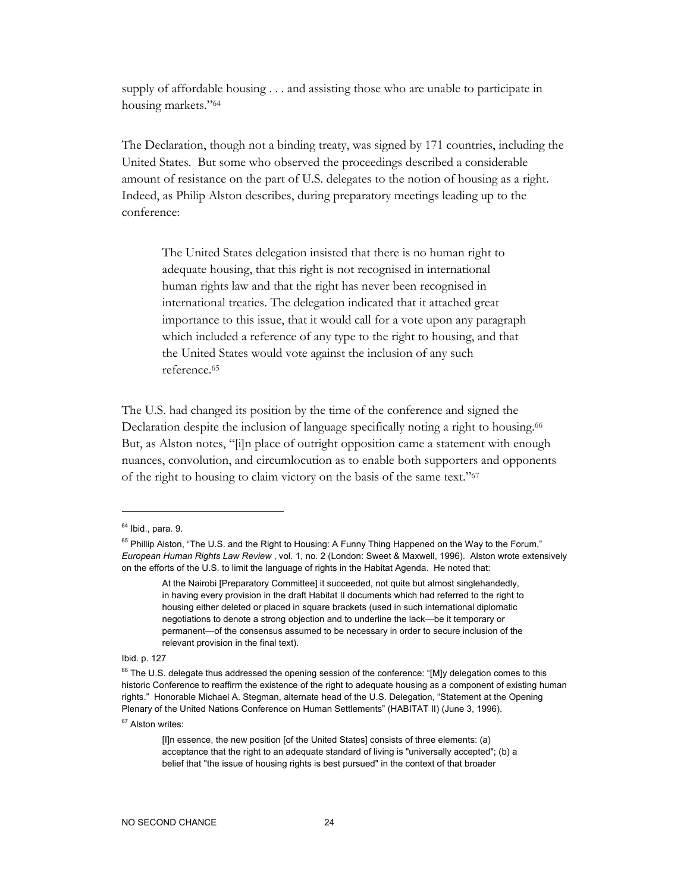supply of affordable housing . . . and assisting those who are unable to participate in housing markets."[64]

The Declaration, though not a binding treaty, was signed by 171 countries, including the United States. But some who observed the proceedings described a considerable amount of resistance on the part of U.S. delegates to the notion of housing as a right. Indeed, as Philip Alston describes, during preparatory meetings leading up to the conference:

> The United States delegation insisted that there is no human right to adequate housing, that this right is not recognised in international human rights law and that the right has never been recognised in international treaties. The delegation indicated that it attached great importance to this issue, that it would call for a vote upon any paragraph which included a reference of any type to the right to housing, and that the United States would vote against the inclusion of any such reference.[65]

The U.S. had changed its position by the time of the conference and signed the Declaration despite the inclusion of language specifically noting a right to housing.[66] But, as Alston notes, "[i]n place of outright opposition came a statement with enough nuances, convolution, and circumlocution as to enable both supporters and opponents of the right to housing to claim victory on the basis of the same text."[67]

---

[64] Ibid., para. 9.

[65] Phillip Alston, "The U.S. and the Right to Housing: A Funny Thing Happened on the Way to the Forum," *European Human Rights Law Review* , vol. 1, no. 2 (London: Sweet & Maxwell, 1996). Alston wrote extensively on the efforts of the U.S. to limit the language of rights in the Habitat Agenda. He noted that:

> At the Nairobi [Preparatory Committee] it succeeded, not quite but almost singlehandedly, in having every provision in the draft Habitat II documents which had referred to the right to housing either deleted or placed in square brackets (used in such international diplomatic negotiations to denote a strong objection and to underline the lack—be it temporary or permanent—of the consensus assumed to be necessary in order to secure inclusion of the relevant provision in the final text).

Ibid. p. 127

[66] The U.S. delegate thus addressed the opening session of the conference: "[M]y delegation comes to this historic Conference to reaffirm the existence of the right to adequate housing as a component of existing human rights." Honorable Michael A. Stegman, alternate head of the U.S. Delegation, "Statement at the Opening Plenary of the United Nations Conference on Human Settlements" (HABITAT II) (June 3, 1996).

[67] Alston writes:

> [I]n essence, the new position [of the United States] consists of three elements: (a) acceptance that the right to an adequate standard of living is "universally accepted"; (b) a belief that "the issue of housing rights is best pursued" in the context of that broader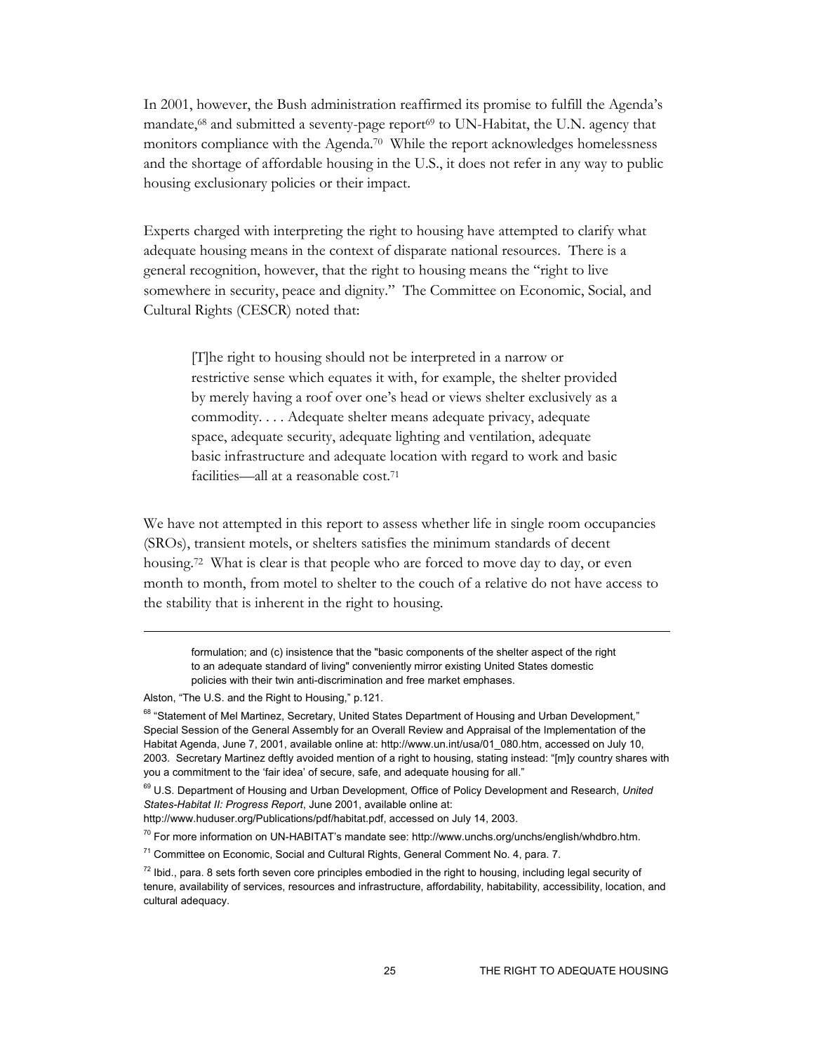In 2001, however, the Bush administration reaffirmed its promise to fulfill the Agenda's mandate,[68] and submitted a seventy-page report[69] to UN-Habitat, the U.N. agency that monitors compliance with the Agenda.[70] While the report acknowledges homelessness and the shortage of affordable housing in the U.S., it does not refer in any way to public housing exclusionary policies or their impact.

Experts charged with interpreting the right to housing have attempted to clarify what adequate housing means in the context of disparate national resources. There is a general recognition, however, that the right to housing means the "right to live somewhere in security, peace and dignity." The Committee on Economic, Social, and Cultural Rights (CESCR) noted that:

> [T]he right to housing should not be interpreted in a narrow or restrictive sense which equates it with, for example, the shelter provided by merely having a roof over one's head or views shelter exclusively as a commodity. . . . Adequate shelter means adequate privacy, adequate space, adequate security, adequate lighting and ventilation, adequate basic infrastructure and adequate location with regard to work and basic facilities—all at a reasonable cost.[71]

We have not attempted in this report to assess whether life in single room occupancies (SROs), transient motels, or shelters satisfies the minimum standards of decent housing.[72] What is clear is that people who are forced to move day to day, or even month to month, from motel to shelter to the couch of a relative do not have access to the stability that is inherent in the right to housing.

---

> formulation; and (c) insistence that the "basic components of the shelter aspect of the right to an adequate standard of living" conveniently mirror existing United States domestic policies with their twin anti-discrimination and free market emphases.

Alston, "The U.S. and the Right to Housing," p.121.

[68] "Statement of Mel Martinez, Secretary, United States Department of Housing and Urban Development," Special Session of the General Assembly for an Overall Review and Appraisal of the Implementation of the Habitat Agenda, June 7, 2001, available online at: http://www.un.int/usa/01_080.htm, accessed on July 10, 2003. Secretary Martinez deftly avoided mention of a right to housing, stating instead: "[m]y country shares with you a commitment to the 'fair idea' of secure, safe, and adequate housing for all."

[69] U.S. Department of Housing and Urban Development, Office of Policy Development and Research, *United States-Habitat II: Progress Report*, June 2001, available online at: http://www.huduser.org/Publications/pdf/habitat.pdf, accessed on July 14, 2003.

[70] For more information on UN-HABITAT's mandate see: http://www.unchs.org/unchs/english/whdbro.htm.

[71] Committee on Economic, Social and Cultural Rights, General Comment No. 4, para. 7.

[72] Ibid., para. 8 sets forth seven core principles embodied in the right to housing, including legal security of tenure, availability of services, resources and infrastructure, affordability, habitability, accessibility, location, and cultural adequacy.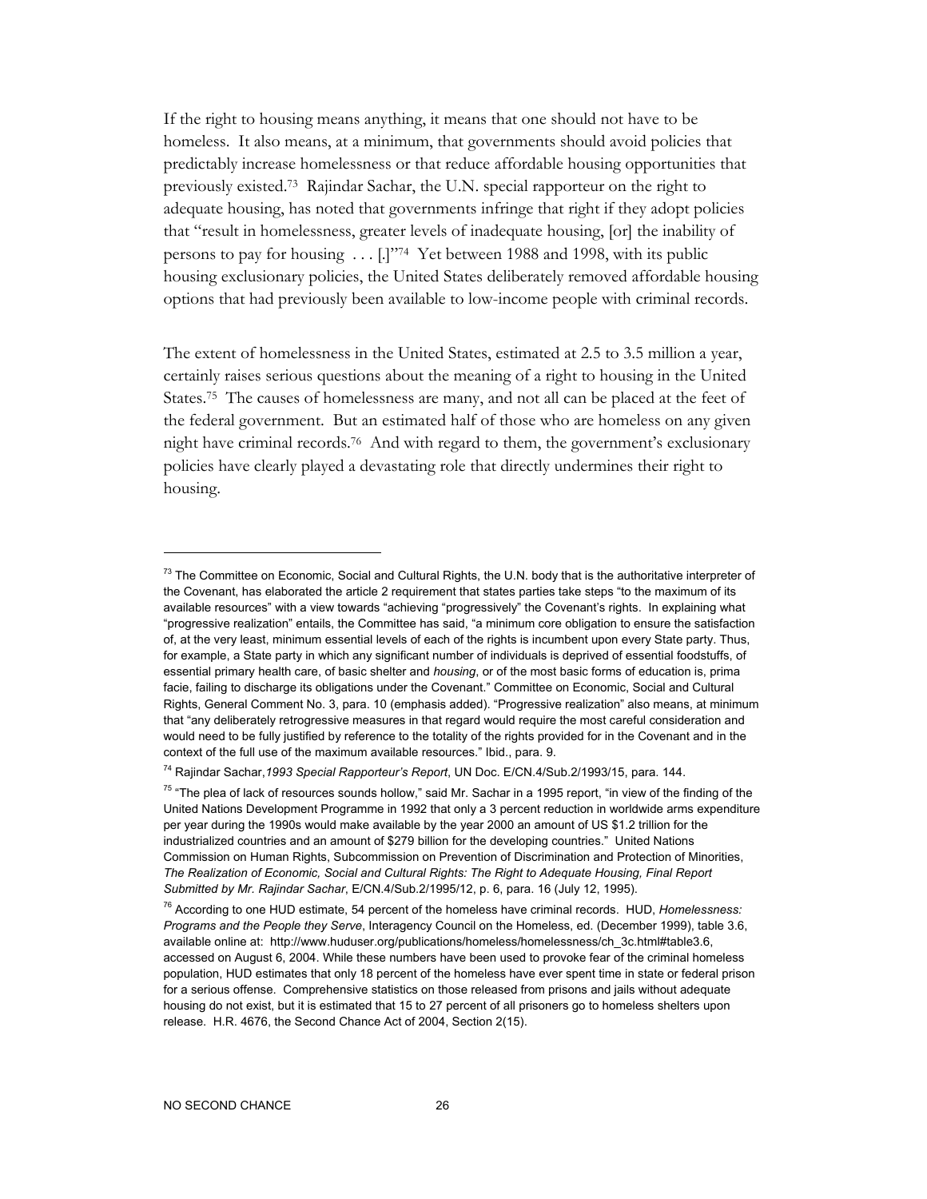If the right to housing means anything, it means that one should not have to be homeless. It also means, at a minimum, that governments should avoid policies that predictably increase homelessness or that reduce affordable housing opportunities that previously existed.[73] Rajindar Sachar, the U.N. special rapporteur on the right to adequate housing, has noted that governments infringe that right if they adopt policies that "result in homelessness, greater levels of inadequate housing, [or] the inability of persons to pay for housing . . . [.]"[74] Yet between 1988 and 1998, with its public housing exclusionary policies, the United States deliberately removed affordable housing options that had previously been available to low-income people with criminal records.

The extent of homelessness in the United States, estimated at 2.5 to 3.5 million a year, certainly raises serious questions about the meaning of a right to housing in the United States.[75] The causes of homelessness are many, and not all can be placed at the feet of the federal government. But an estimated half of those who are homeless on any given night have criminal records.[76] And with regard to them, the government's exclusionary policies have clearly played a devastating role that directly undermines their right to housing.

---

[73] The Committee on Economic, Social and Cultural Rights, the U.N. body that is the authoritative interpreter of the Covenant, has elaborated the article 2 requirement that states parties take steps "to the maximum of its available resources" with a view towards "achieving "progressively" the Covenant's rights. In explaining what "progressive realization" entails, the Committee has said, "a minimum core obligation to ensure the satisfaction of, at the very least, minimum essential levels of each of the rights is incumbent upon every State party. Thus, for example, a State party in which any significant number of individuals is deprived of essential foodstuffs, of essential primary health care, of basic shelter and *housing*, or of the most basic forms of education is, prima facie, failing to discharge its obligations under the Covenant." Committee on Economic, Social and Cultural Rights, General Comment No. 3, para. 10 (emphasis added). "Progressive realization" also means, at minimum that "any deliberately retrogressive measures in that regard would require the most careful consideration and would need to be fully justified by reference to the totality of the rights provided for in the Covenant and in the context of the full use of the maximum available resources." Ibid., para. 9.

[74] Rajindar Sachar, *1993 Special Rapporteur's Report*, UN Doc. E/CN.4/Sub.2/1993/15, para. 144.

[75] "The plea of lack of resources sounds hollow," said Mr. Sachar in a 1995 report, "in view of the finding of the United Nations Development Programme in 1992 that only a 3 percent reduction in worldwide arms expenditure per year during the 1990s would make available by the year 2000 an amount of US $1.2 trillion for the industrialized countries and an amount of $279 billion for the developing countries." United Nations Commission on Human Rights, Subcommission on Prevention of Discrimination and Protection of Minorities, *The Realization of Economic, Social and Cultural Rights: The Right to Adequate Housing, Final Report Submitted by Mr. Rajindar Sachar*, E/CN.4/Sub.2/1995/12, p. 6, para. 16 (July 12, 1995).

[76] According to one HUD estimate, 54 percent of the homeless have criminal records. HUD, *Homelessness: Programs and the People they Serve*, Interagency Council on the Homeless, ed. (December 1999), table 3.6, available online at: http://www.huduser.org/publications/homeless/homelessness/ch_3c.html#table3.6, accessed on August 6, 2004. While these numbers have been used to provoke fear of the criminal homeless population, HUD estimates that only 18 percent of the homeless have ever spent time in state or federal prison for a serious offense. Comprehensive statistics on those released from prisons and jails without adequate housing do not exist, but it is estimated that 15 to 27 percent of all prisoners go to homeless shelters upon release. H.R. 4676, the Second Chance Act of 2004, Section 2(15).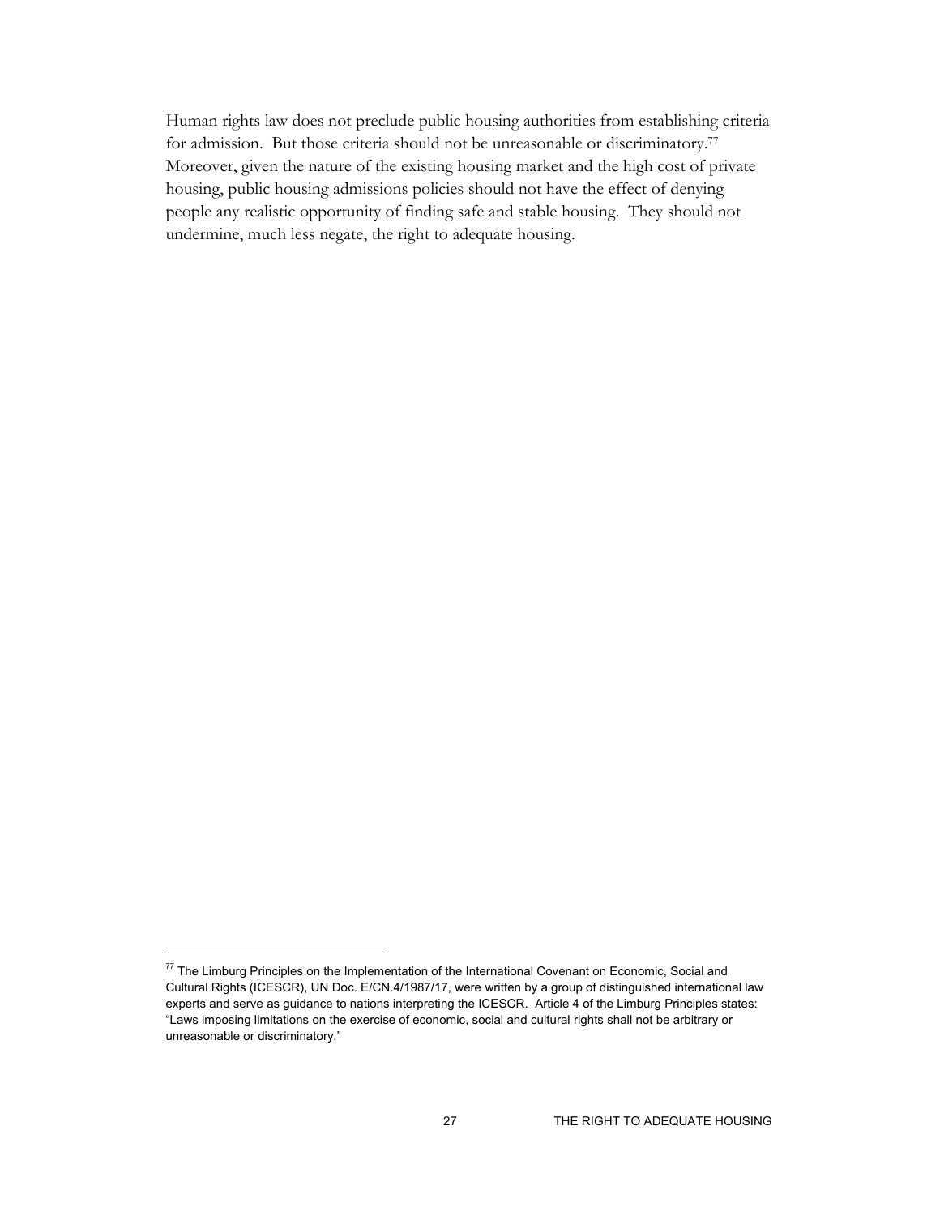Human rights law does not preclude public housing authorities from establishing criteria for admission. But those criteria should not be unreasonable or discriminatory.[77] Moreover, given the nature of the existing housing market and the high cost of private housing, public housing admissions policies should not have the effect of denying people any realistic opportunity of finding safe and stable housing. They should not undermine, much less negate, the right to adequate housing.

---

[77] The Limburg Principles on the Implementation of the International Covenant on Economic, Social and Cultural Rights (ICESCR), UN Doc. E/CN.4/1987/17, were written by a group of distinguished international law experts and serve as guidance to nations interpreting the ICESCR. Article 4 of the Limburg Principles states: "Laws imposing limitations on the exercise of economic, social and cultural rights shall not be arbitrary or unreasonable or discriminatory."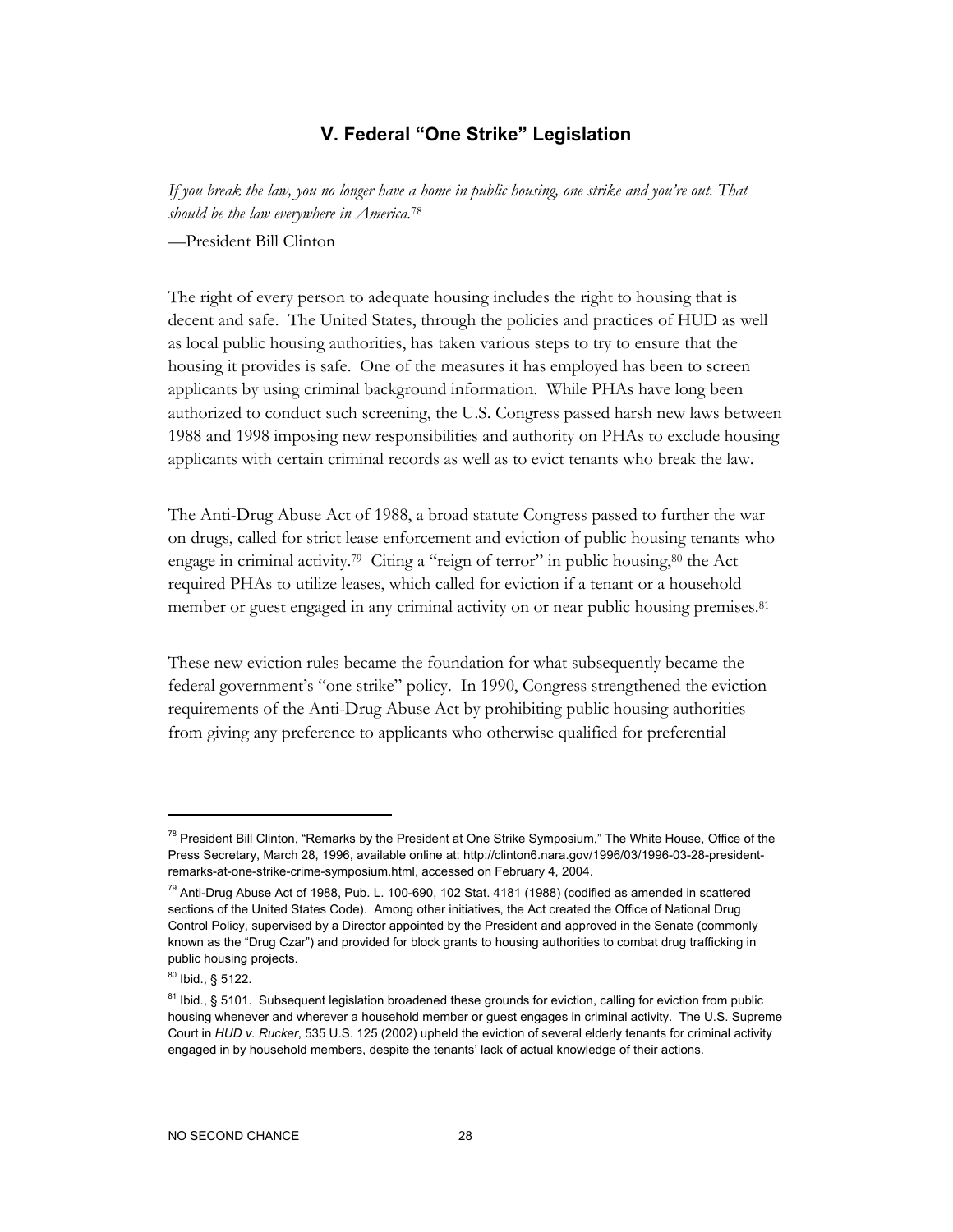## V. Federal "One Strike" Legislation

*If you break the law, you no longer have a home in public housing, one strike and you're out. That should be the law everywhere in America.*[78]

—President Bill Clinton

The right of every person to adequate housing includes the right to housing that is decent and safe. The United States, through the policies and practices of HUD as well as local public housing authorities, has taken various steps to try to ensure that the housing it provides is safe. One of the measures it has employed has been to screen applicants by using criminal background information. While PHAs have long been authorized to conduct such screening, the U.S. Congress passed harsh new laws between 1988 and 1998 imposing new responsibilities and authority on PHAs to exclude housing applicants with certain criminal records as well as to evict tenants who break the law.

The Anti-Drug Abuse Act of 1988, a broad statute Congress passed to further the war on drugs, called for strict lease enforcement and eviction of public housing tenants who engage in criminal activity.[79] Citing a "reign of terror" in public housing,[80] the Act required PHAs to utilize leases, which called for eviction if a tenant or a household member or guest engaged in any criminal activity on or near public housing premises.[81]

These new eviction rules became the foundation for what subsequently became the federal government's "one strike" policy. In 1990, Congress strengthened the eviction requirements of the Anti-Drug Abuse Act by prohibiting public housing authorities from giving any preference to applicants who otherwise qualified for preferential

---

[78] President Bill Clinton, "Remarks by the President at One Strike Symposium," The White House, Office of the Press Secretary, March 28, 1996, available online at: http://clinton6.nara.gov/1996/03/1996-03-28-president-remarks-at-one-strike-crime-symposium.html, accessed on February 4, 2004.

[79] Anti-Drug Abuse Act of 1988, Pub. L. 100-690, 102 Stat. 4181 (1988) (codified as amended in scattered sections of the United States Code). Among other initiatives, the Act created the Office of National Drug Control Policy, supervised by a Director appointed by the President and approved in the Senate (commonly known as the "Drug Czar") and provided for block grants to housing authorities to combat drug trafficking in public housing projects.

[80] Ibid., § 5122.

[81] Ibid., § 5101. Subsequent legislation broadened these grounds for eviction, calling for eviction from public housing whenever and wherever a household member or guest engages in criminal activity. The U.S. Supreme Court in *HUD v. Rucker*, 535 U.S. 125 (2002) upheld the eviction of several elderly tenants for criminal activity engaged in by household members, despite the tenants' lack of actual knowledge of their actions.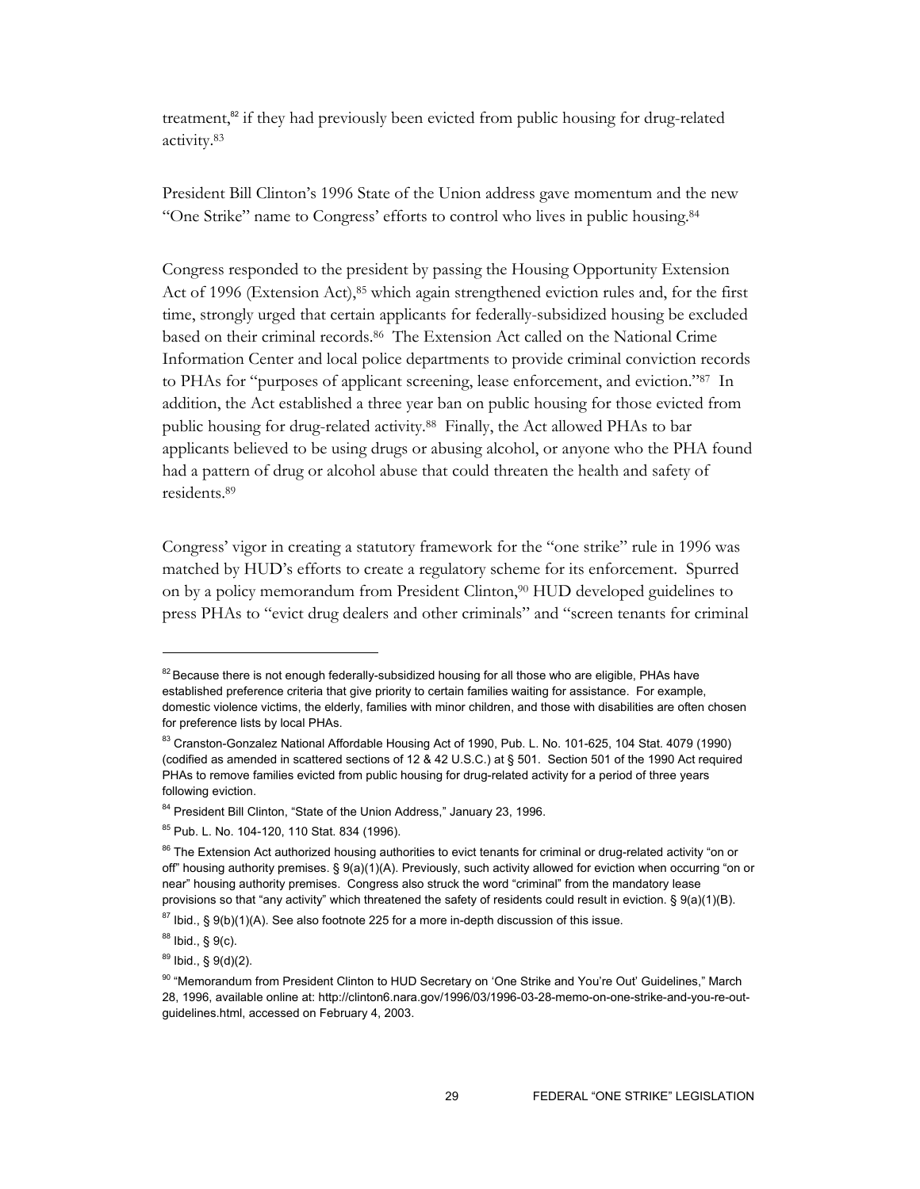treatment,[82] if they had previously been evicted from public housing for drug-related activity.[83]

President Bill Clinton's 1996 State of the Union address gave momentum and the new "One Strike" name to Congress' efforts to control who lives in public housing.[84]

Congress responded to the president by passing the Housing Opportunity Extension Act of 1996 (Extension Act),[85] which again strengthened eviction rules and, for the first time, strongly urged that certain applicants for federally-subsidized housing be excluded based on their criminal records.[86] The Extension Act called on the National Crime Information Center and local police departments to provide criminal conviction records to PHAs for "purposes of applicant screening, lease enforcement, and eviction."[87] In addition, the Act established a three year ban on public housing for those evicted from public housing for drug-related activity.[88] Finally, the Act allowed PHAs to bar applicants believed to be using drugs or abusing alcohol, or anyone who the PHA found had a pattern of drug or alcohol abuse that could threaten the health and safety of residents.[89]

Congress' vigor in creating a statutory framework for the "one strike" rule in 1996 was matched by HUD's efforts to create a regulatory scheme for its enforcement. Spurred on by a policy memorandum from President Clinton,[90] HUD developed guidelines to press PHAs to "evict drug dealers and other criminals" and "screen tenants for criminal

---

[82] Because there is not enough federally-subsidized housing for all those who are eligible, PHAs have established preference criteria that give priority to certain families waiting for assistance. For example, domestic violence victims, the elderly, families with minor children, and those with disabilities are often chosen for preference lists by local PHAs.

[83] Cranston-Gonzalez National Affordable Housing Act of 1990, Pub. L. No. 101-625, 104 Stat. 4079 (1990) (codified as amended in scattered sections of 12 & 42 U.S.C.) at § 501. Section 501 of the 1990 Act required PHAs to remove families evicted from public housing for drug-related activity for a period of three years following eviction.

[84] President Bill Clinton, "State of the Union Address," January 23, 1996.

[85] Pub. L. No. 104-120, 110 Stat. 834 (1996).

[86] The Extension Act authorized housing authorities to evict tenants for criminal or drug-related activity "on or off" housing authority premises. § 9(a)(1)(A). Previously, such activity allowed for eviction when occurring "on or near" housing authority premises. Congress also struck the word "criminal" from the mandatory lease provisions so that "any activity" which threatened the safety of residents could result in eviction. § 9(a)(1)(B).

[87] Ibid., § 9(b)(1)(A). See also footnote 225 for a more in-depth discussion of this issue.

[88] Ibid., § 9(c).

[89] Ibid., § 9(d)(2).

[90] "Memorandum from President Clinton to HUD Secretary on 'One Strike and You're Out' Guidelines," March 28, 1996, available online at: http://clinton6.nara.gov/1996/03/1996-03-28-memo-on-one-strike-and-you-re-out-guidelines.html, accessed on February 4, 2003.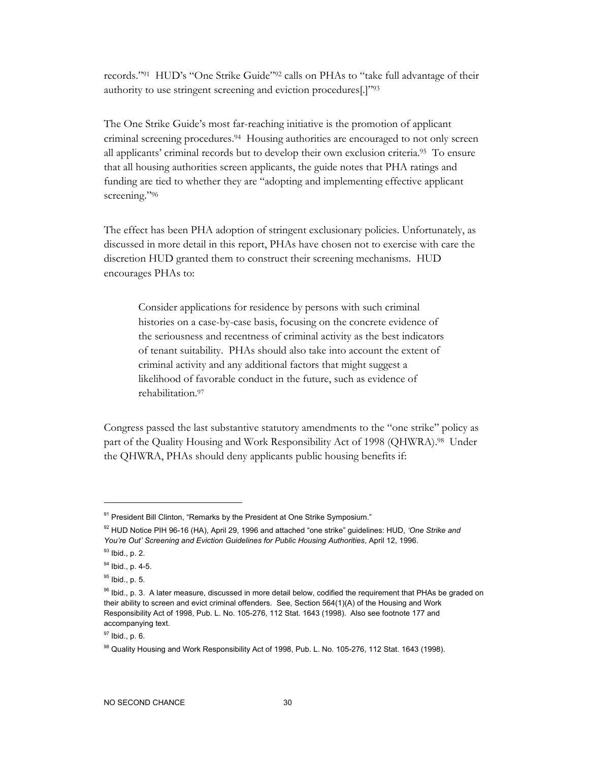records."[91] HUD's "One Strike Guide"[92] calls on PHAs to "take full advantage of their authority to use stringent screening and eviction procedures[.]"[93]

The One Strike Guide's most far-reaching initiative is the promotion of applicant criminal screening procedures.[94] Housing authorities are encouraged to not only screen all applicants' criminal records but to develop their own exclusion criteria.[95] To ensure that all housing authorities screen applicants, the guide notes that PHA ratings and funding are tied to whether they are "adopting and implementing effective applicant screening."[96]

The effect has been PHA adoption of stringent exclusionary policies. Unfortunately, as discussed in more detail in this report, PHAs have chosen not to exercise with care the discretion HUD granted them to construct their screening mechanisms. HUD encourages PHAs to:

> Consider applications for residence by persons with such criminal histories on a case-by-case basis, focusing on the concrete evidence of the seriousness and recentness of criminal activity as the best indicators of tenant suitability. PHAs should also take into account the extent of criminal activity and any additional factors that might suggest a likelihood of favorable conduct in the future, such as evidence of rehabilitation.[97]

Congress passed the last substantive statutory amendments to the "one strike" policy as part of the Quality Housing and Work Responsibility Act of 1998 (QHWRA).[98] Under the QHWRA, PHAs should deny applicants public housing benefits if:

---

[91] President Bill Clinton, "Remarks by the President at One Strike Symposium."

[92] HUD Notice PIH 96-16 (HA), April 29, 1996 and attached "one strike" guidelines: HUD, *'One Strike and You're Out' Screening and Eviction Guidelines for Public Housing Authorities*, April 12, 1996.

[93] Ibid., p. 2.

[94] Ibid., p. 4-5.

[95] Ibid., p. 5.

[96] Ibid., p. 3. A later measure, discussed in more detail below, codified the requirement that PHAs be graded on their ability to screen and evict criminal offenders. See, Section 564(1)(A) of the Housing and Work Responsibility Act of 1998, Pub. L. No. 105-276, 112 Stat. 1643 (1998). Also see footnote 177 and accompanying text.

[97] Ibid., p. 6.

[98] Quality Housing and Work Responsibility Act of 1998, Pub. L. No. 105-276, 112 Stat. 1643 (1998).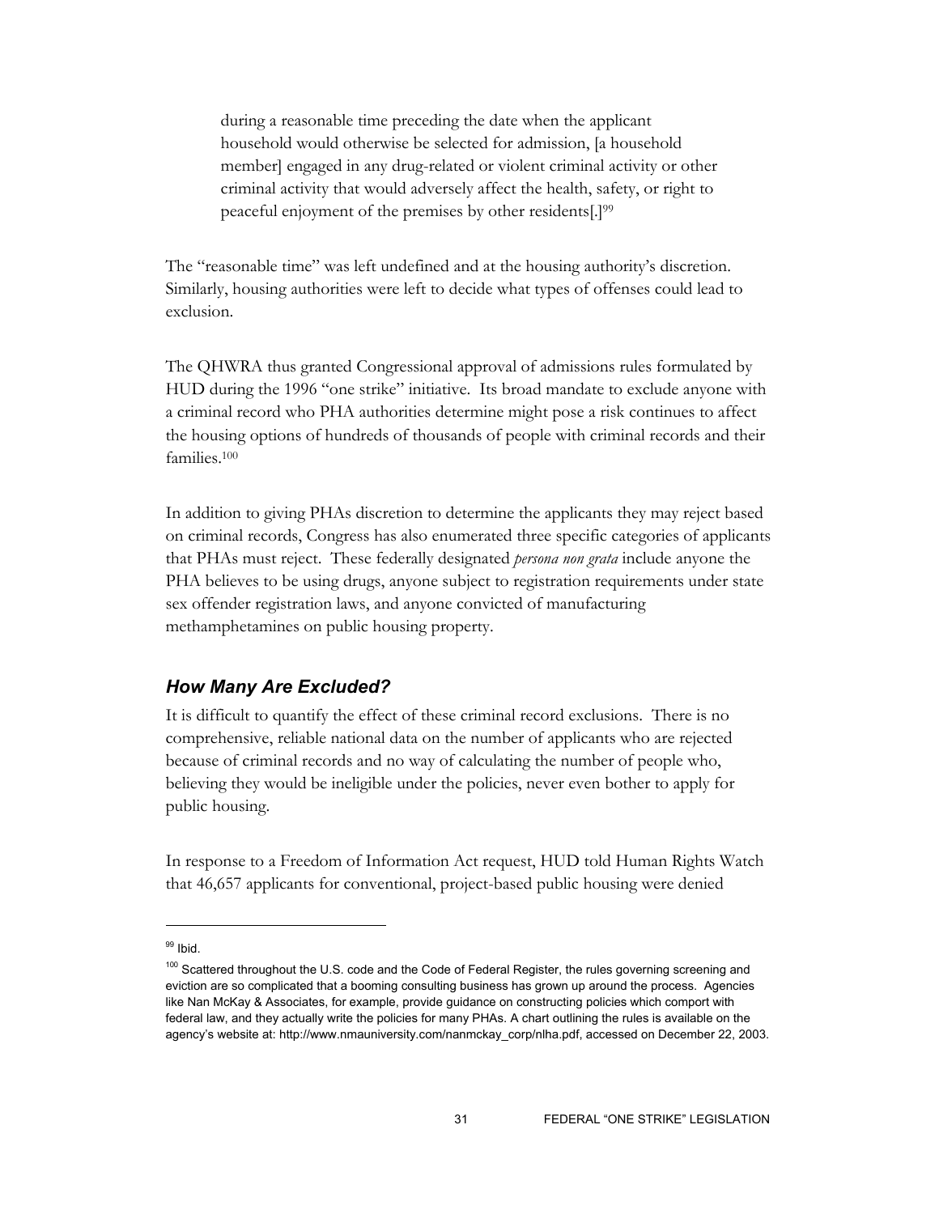> during a reasonable time preceding the date when the applicant household would otherwise be selected for admission, [a household member] engaged in any drug-related or violent criminal activity or other criminal activity that would adversely affect the health, safety, or right to peaceful enjoyment of the premises by other residents[.][99]

The "reasonable time" was left undefined and at the housing authority's discretion. Similarly, housing authorities were left to decide what types of offenses could lead to exclusion.

The QHWRA thus granted Congressional approval of admissions rules formulated by HUD during the 1996 "one strike" initiative. Its broad mandate to exclude anyone with a criminal record who PHA authorities determine might pose a risk continues to affect the housing options of hundreds of thousands of people with criminal records and their families.[100]

In addition to giving PHAs discretion to determine the applicants they may reject based on criminal records, Congress has also enumerated three specific categories of applicants that PHAs must reject. These federally designated *persona non grata* include anyone the PHA believes to be using drugs, anyone subject to registration requirements under state sex offender registration laws, and anyone convicted of manufacturing methamphetamines on public housing property.

### *How Many Are Excluded?*

It is difficult to quantify the effect of these criminal record exclusions. There is no comprehensive, reliable national data on the number of applicants who are rejected because of criminal records and no way of calculating the number of people who, believing they would be ineligible under the policies, never even bother to apply for public housing.

In response to a Freedom of Information Act request, HUD told Human Rights Watch that 46,657 applicants for conventional, project-based public housing were denied

---

[99] Ibid.

[100] Scattered throughout the U.S. code and the Code of Federal Register, the rules governing screening and eviction are so complicated that a booming consulting business has grown up around the process. Agencies like Nan McKay & Associates, for example, provide guidance on constructing policies which comport with federal law, and they actually write the policies for many PHAs. A chart outlining the rules is available on the agency's website at: http://www.nmauniversity.com/nanmckay_corp/nlha.pdf, accessed on December 22, 2003.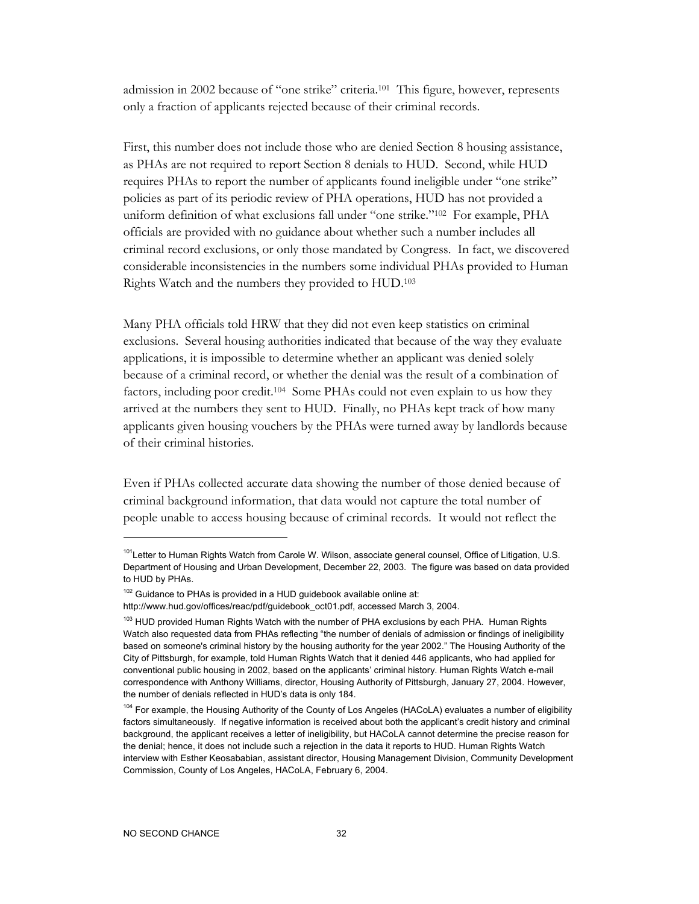admission in 2002 because of "one strike" criteria.[101] This figure, however, represents only a fraction of applicants rejected because of their criminal records.

First, this number does not include those who are denied Section 8 housing assistance, as PHAs are not required to report Section 8 denials to HUD. Second, while HUD requires PHAs to report the number of applicants found ineligible under "one strike" policies as part of its periodic review of PHA operations, HUD has not provided a uniform definition of what exclusions fall under "one strike."[102] For example, PHA officials are provided with no guidance about whether such a number includes all criminal record exclusions, or only those mandated by Congress. In fact, we discovered considerable inconsistencies in the numbers some individual PHAs provided to Human Rights Watch and the numbers they provided to HUD.[103]

Many PHA officials told HRW that they did not even keep statistics on criminal exclusions. Several housing authorities indicated that because of the way they evaluate applications, it is impossible to determine whether an applicant was denied solely because of a criminal record, or whether the denial was the result of a combination of factors, including poor credit.[104] Some PHAs could not even explain to us how they arrived at the numbers they sent to HUD. Finally, no PHAs kept track of how many applicants given housing vouchers by the PHAs were turned away by landlords because of their criminal histories.

Even if PHAs collected accurate data showing the number of those denied because of criminal background information, that data would not capture the total number of people unable to access housing because of criminal records. It would not reflect the

---

[101] Letter to Human Rights Watch from Carole W. Wilson, associate general counsel, Office of Litigation, U.S. Department of Housing and Urban Development, December 22, 2003. The figure was based on data provided to HUD by PHAs.

[102] Guidance to PHAs is provided in a HUD guidebook available online at: http://www.hud.gov/offices/reac/pdf/guidebook_oct01.pdf, accessed March 3, 2004.

[103] HUD provided Human Rights Watch with the number of PHA exclusions by each PHA. Human Rights Watch also requested data from PHAs reflecting "the number of denials of admission or findings of ineligibility based on someone's criminal history by the housing authority for the year 2002." The Housing Authority of the City of Pittsburgh, for example, told Human Rights Watch that it denied 446 applicants, who had applied for conventional public housing in 2002, based on the applicants' criminal history. Human Rights Watch e-mail correspondence with Anthony Williams, director, Housing Authority of Pittsburgh, January 27, 2004. However, the number of denials reflected in HUD's data is only 184.

[104] For example, the Housing Authority of the County of Los Angeles (HACoLA) evaluates a number of eligibility factors simultaneously. If negative information is received about both the applicant's credit history and criminal background, the applicant receives a letter of ineligibility, but HACoLA cannot determine the precise reason for the denial; hence, it does not include such a rejection in the data it reports to HUD. Human Rights Watch interview with Esther Keosababian, assistant director, Housing Management Division, Community Development Commission, County of Los Angeles, HACoLA, February 6, 2004.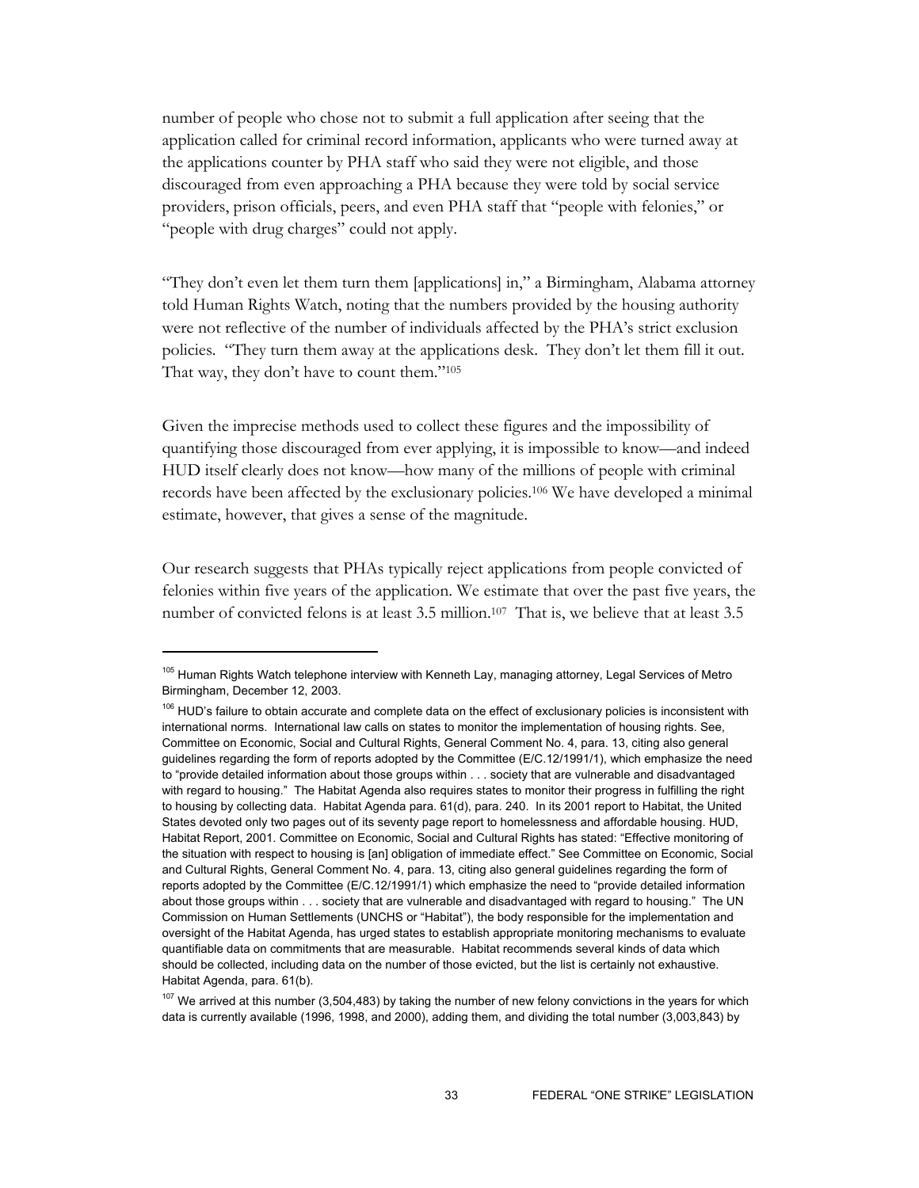number of people who chose not to submit a full application after seeing that the application called for criminal record information, applicants who were turned away at the applications counter by PHA staff who said they were not eligible, and those discouraged from even approaching a PHA because they were told by social service providers, prison officials, peers, and even PHA staff that "people with felonies," or "people with drug charges" could not apply.

"They don't even let them turn them [applications] in," a Birmingham, Alabama attorney told Human Rights Watch, noting that the numbers provided by the housing authority were not reflective of the number of individuals affected by the PHA's strict exclusion policies. "They turn them away at the applications desk. They don't let them fill it out. That way, they don't have to count them."[105]

Given the imprecise methods used to collect these figures and the impossibility of quantifying those discouraged from ever applying, it is impossible to know—and indeed HUD itself clearly does not know—how many of the millions of people with criminal records have been affected by the exclusionary policies.[106] We have developed a minimal estimate, however, that gives a sense of the magnitude.

Our research suggests that PHAs typically reject applications from people convicted of felonies within five years of the application. We estimate that over the past five years, the number of convicted felons is at least 3.5 million.[107] That is, we believe that at least 3.5

---

[105] Human Rights Watch telephone interview with Kenneth Lay, managing attorney, Legal Services of Metro Birmingham, December 12, 2003.

[106] HUD's failure to obtain accurate and complete data on the effect of exclusionary policies is inconsistent with international norms. International law calls on states to monitor the implementation of housing rights. See, Committee on Economic, Social and Cultural Rights, General Comment No. 4, para. 13, citing also general guidelines regarding the form of reports adopted by the Committee (E/C.12/1991/1), which emphasize the need to "provide detailed information about those groups within . . . society that are vulnerable and disadvantaged with regard to housing." The Habitat Agenda also requires states to monitor their progress in fulfilling the right to housing by collecting data. Habitat Agenda para. 61(d), para. 240. In its 2001 report to Habitat, the United States devoted only two pages out of its seventy page report to homelessness and affordable housing. HUD, Habitat Report, 2001. Committee on Economic, Social and Cultural Rights has stated: "Effective monitoring of the situation with respect to housing is [an] obligation of immediate effect." See Committee on Economic, Social and Cultural Rights, General Comment No. 4, para. 13, citing also general guidelines regarding the form of reports adopted by the Committee (E/C.12/1991/1) which emphasize the need to "provide detailed information about those groups within . . . society that are vulnerable and disadvantaged with regard to housing." The UN Commission on Human Settlements (UNCHS or "Habitat"), the body responsible for the implementation and oversight of the Habitat Agenda, has urged states to establish appropriate monitoring mechanisms to evaluate quantifiable data on commitments that are measurable. Habitat recommends several kinds of data which should be collected, including data on the number of those evicted, but the list is certainly not exhaustive. Habitat Agenda, para. 61(b).

[107] We arrived at this number (3,504,483) by taking the number of new felony convictions in the years for which data is currently available (1996, 1998, and 2000), adding them, and dividing the total number (3,003,843) by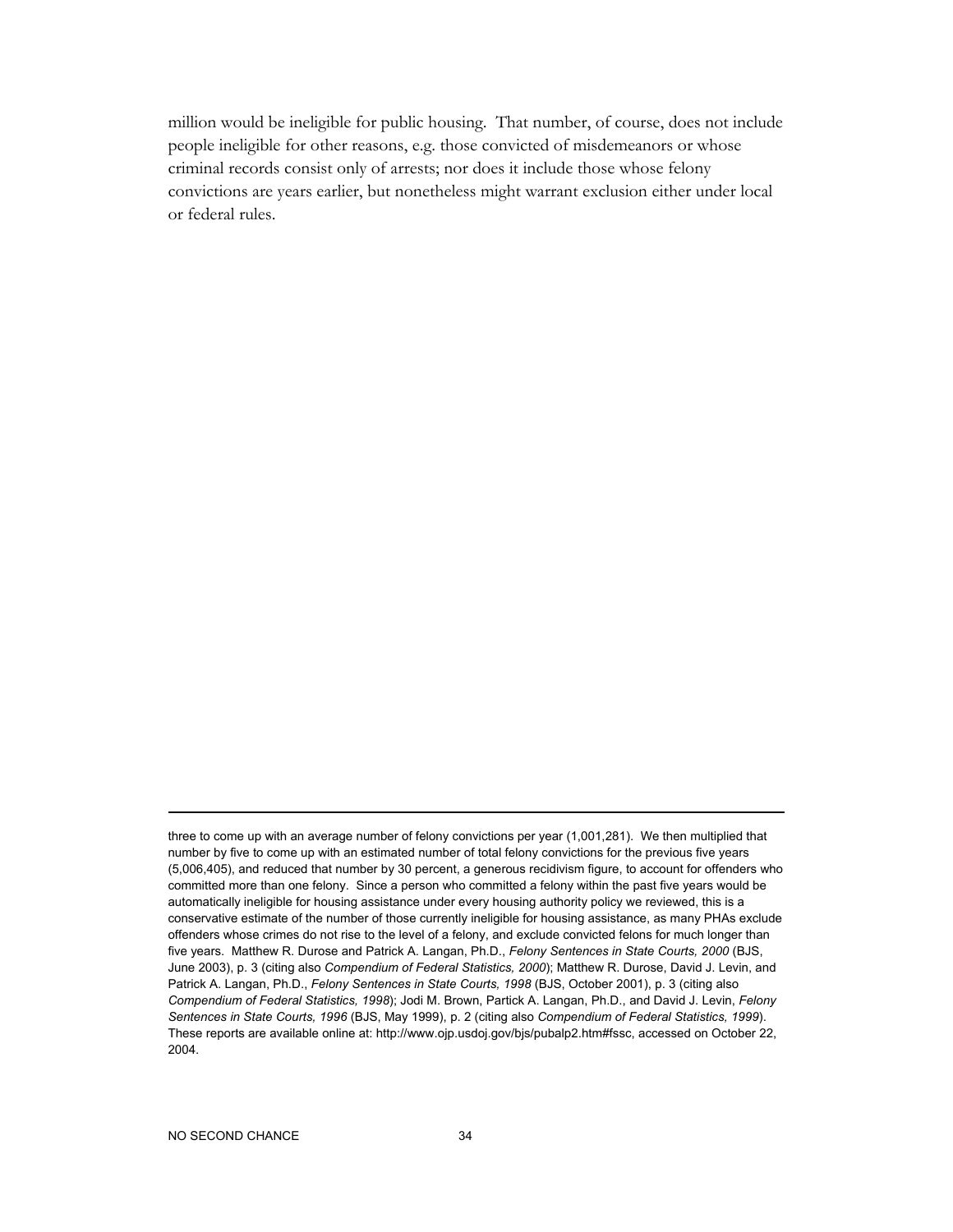million would be ineligible for public housing. That number, of course, does not include people ineligible for other reasons, e.g. those convicted of misdemeanors or whose criminal records consist only of arrests; nor does it include those whose felony convictions are years earlier, but nonetheless might warrant exclusion either under local or federal rules.

---

three to come up with an average number of felony convictions per year (1,001,281). We then multiplied that number by five to come up with an estimated number of total felony convictions for the previous five years (5,006,405), and reduced that number by 30 percent, a generous recidivism figure, to account for offenders who committed more than one felony. Since a person who committed a felony within the past five years would be automatically ineligible for housing assistance under every housing authority policy we reviewed, this is a conservative estimate of the number of those currently ineligible for housing assistance, as many PHAs exclude offenders whose crimes do not rise to the level of a felony, and exclude convicted felons for much longer than five years. Matthew R. Durose and Patrick A. Langan, Ph.D., *Felony Sentences in State Courts, 2000* (BJS, June 2003), p. 3 (citing also *Compendium of Federal Statistics, 2000*); Matthew R. Durose, David J. Levin, and Patrick A. Langan, Ph.D., *Felony Sentences in State Courts, 1998* (BJS, October 2001), p. 3 (citing also *Compendium of Federal Statistics, 1998*); Jodi M. Brown, Partick A. Langan, Ph.D., and David J. Levin, *Felony Sentences in State Courts, 1996* (BJS, May 1999), p. 2 (citing also *Compendium of Federal Statistics, 1999*). These reports are available online at: http://www.ojp.usdoj.gov/bjs/pubalp2.htm#fssc, accessed on October 22, 2004.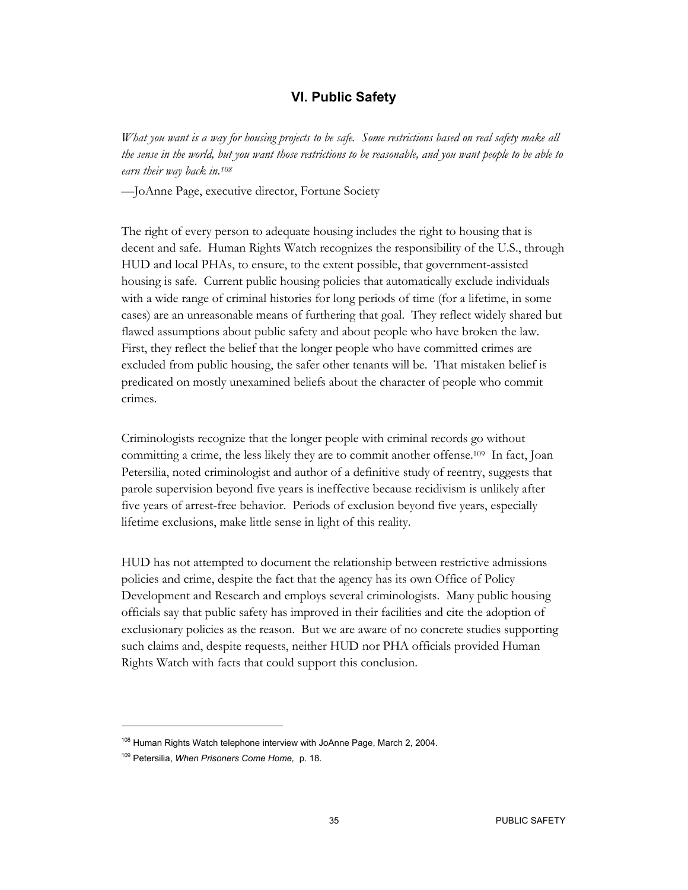## VI. Public Safety

*What you want is a way for housing projects to be safe. Some restrictions based on real safety make all the sense in the world, but you want those restrictions to be reasonable, and you want people to be able to earn their way back in.*[108]

—JoAnne Page, executive director, Fortune Society

The right of every person to adequate housing includes the right to housing that is decent and safe. Human Rights Watch recognizes the responsibility of the U.S., through HUD and local PHAs, to ensure, to the extent possible, that government-assisted housing is safe. Current public housing policies that automatically exclude individuals with a wide range of criminal histories for long periods of time (for a lifetime, in some cases) are an unreasonable means of furthering that goal. They reflect widely shared but flawed assumptions about public safety and about people who have broken the law. First, they reflect the belief that the longer people who have committed crimes are excluded from public housing, the safer other tenants will be. That mistaken belief is predicated on mostly unexamined beliefs about the character of people who commit crimes.

Criminologists recognize that the longer people with criminal records go without committing a crime, the less likely they are to commit another offense.[109] In fact, Joan Petersilia, noted criminologist and author of a definitive study of reentry, suggests that parole supervision beyond five years is ineffective because recidivism is unlikely after five years of arrest-free behavior. Periods of exclusion beyond five years, especially lifetime exclusions, make little sense in light of this reality.

HUD has not attempted to document the relationship between restrictive admissions policies and crime, despite the fact that the agency has its own Office of Policy Development and Research and employs several criminologists. Many public housing officials say that public safety has improved in their facilities and cite the adoption of exclusionary policies as the reason. But we are aware of no concrete studies supporting such claims and, despite requests, neither HUD nor PHA officials provided Human Rights Watch with facts that could support this conclusion.

---

[108] Human Rights Watch telephone interview with JoAnne Page, March 2, 2004.

[109] Petersilia, *When Prisoners Come Home,* p. 18.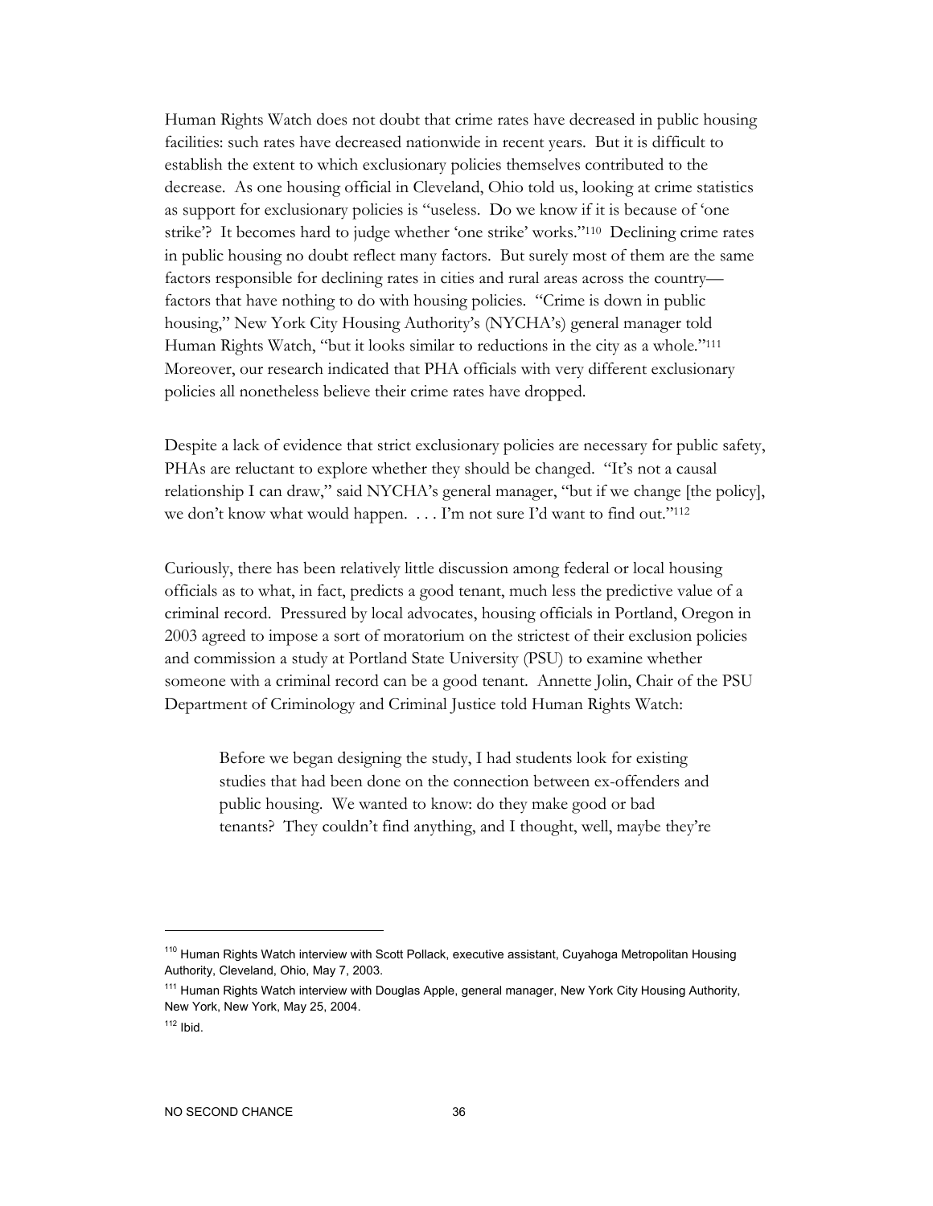Human Rights Watch does not doubt that crime rates have decreased in public housing facilities: such rates have decreased nationwide in recent years. But it is difficult to establish the extent to which exclusionary policies themselves contributed to the decrease. As one housing official in Cleveland, Ohio told us, looking at crime statistics as support for exclusionary policies is "useless. Do we know if it is because of 'one strike'? It becomes hard to judge whether 'one strike' works."[110] Declining crime rates in public housing no doubt reflect many factors. But surely most of them are the same factors responsible for declining rates in cities and rural areas across the country—factors that have nothing to do with housing policies. "Crime is down in public housing," New York City Housing Authority's (NYCHA's) general manager told Human Rights Watch, "but it looks similar to reductions in the city as a whole."[111] Moreover, our research indicated that PHA officials with very different exclusionary policies all nonetheless believe their crime rates have dropped.

Despite a lack of evidence that strict exclusionary policies are necessary for public safety, PHAs are reluctant to explore whether they should be changed. "It's not a causal relationship I can draw," said NYCHA's general manager, "but if we change [the policy], we don't know what would happen. . . . I'm not sure I'd want to find out."[112]

Curiously, there has been relatively little discussion among federal or local housing officials as to what, in fact, predicts a good tenant, much less the predictive value of a criminal record. Pressured by local advocates, housing officials in Portland, Oregon in 2003 agreed to impose a sort of moratorium on the strictest of their exclusion policies and commission a study at Portland State University (PSU) to examine whether someone with a criminal record can be a good tenant. Annette Jolin, Chair of the PSU Department of Criminology and Criminal Justice told Human Rights Watch:

> Before we began designing the study, I had students look for existing studies that had been done on the connection between ex-offenders and public housing. We wanted to know: do they make good or bad tenants? They couldn't find anything, and I thought, well, maybe they're

---

[110] Human Rights Watch interview with Scott Pollack, executive assistant, Cuyahoga Metropolitan Housing Authority, Cleveland, Ohio, May 7, 2003.

[111] Human Rights Watch interview with Douglas Apple, general manager, New York City Housing Authority, New York, New York, May 25, 2004.

[112] Ibid.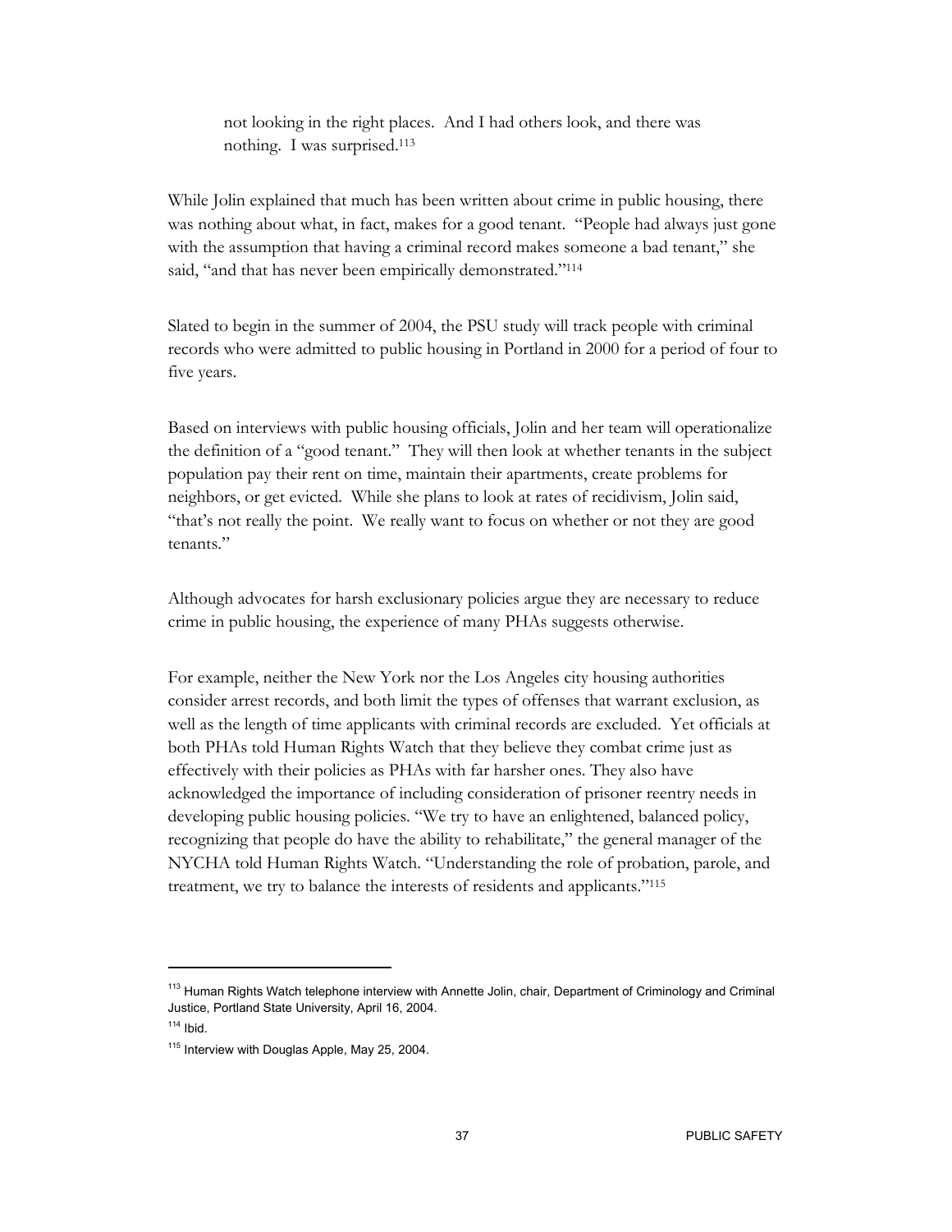> not looking in the right places. And I had others look, and there was nothing. I was surprised.[113]

While Jolin explained that much has been written about crime in public housing, there was nothing about what, in fact, makes for a good tenant. "People had always just gone with the assumption that having a criminal record makes someone a bad tenant," she said, "and that has never been empirically demonstrated."[114]

Slated to begin in the summer of 2004, the PSU study will track people with criminal records who were admitted to public housing in Portland in 2000 for a period of four to five years.

Based on interviews with public housing officials, Jolin and her team will operationalize the definition of a "good tenant." They will then look at whether tenants in the subject population pay their rent on time, maintain their apartments, create problems for neighbors, or get evicted. While she plans to look at rates of recidivism, Jolin said, "that's not really the point. We really want to focus on whether or not they are good tenants."

Although advocates for harsh exclusionary policies argue they are necessary to reduce crime in public housing, the experience of many PHAs suggests otherwise.

For example, neither the New York nor the Los Angeles city housing authorities consider arrest records, and both limit the types of offenses that warrant exclusion, as well as the length of time applicants with criminal records are excluded. Yet officials at both PHAs told Human Rights Watch that they believe they combat crime just as effectively with their policies as PHAs with far harsher ones. They also have acknowledged the importance of including consideration of prisoner reentry needs in developing public housing policies. "We try to have an enlightened, balanced policy, recognizing that people do have the ability to rehabilitate," the general manager of the NYCHA told Human Rights Watch. "Understanding the role of probation, parole, and treatment, we try to balance the interests of residents and applicants."[115]

---

[113] Human Rights Watch telephone interview with Annette Jolin, chair, Department of Criminology and Criminal Justice, Portland State University, April 16, 2004.

[114] Ibid.

[115] Interview with Douglas Apple, May 25, 2004.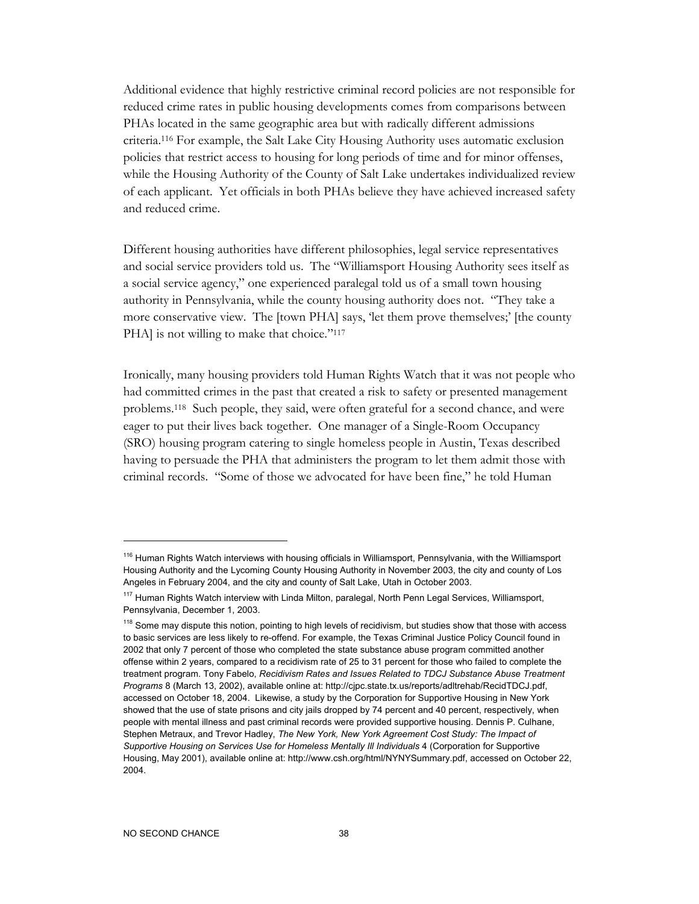Additional evidence that highly restrictive criminal record policies are not responsible for reduced crime rates in public housing developments comes from comparisons between PHAs located in the same geographic area but with radically different admissions criteria.[116] For example, the Salt Lake City Housing Authority uses automatic exclusion policies that restrict access to housing for long periods of time and for minor offenses, while the Housing Authority of the County of Salt Lake undertakes individualized review of each applicant. Yet officials in both PHAs believe they have achieved increased safety and reduced crime.

Different housing authorities have different philosophies, legal service representatives and social service providers told us. The "Williamsport Housing Authority sees itself as a social service agency," one experienced paralegal told us of a small town housing authority in Pennsylvania, while the county housing authority does not. "They take a more conservative view. The [town PHA] says, 'let them prove themselves;' [the county PHA] is not willing to make that choice."[117]

Ironically, many housing providers told Human Rights Watch that it was not people who had committed crimes in the past that created a risk to safety or presented management problems.[118] Such people, they said, were often grateful for a second chance, and were eager to put their lives back together. One manager of a Single-Room Occupancy (SRO) housing program catering to single homeless people in Austin, Texas described having to persuade the PHA that administers the program to let them admit those with criminal records. "Some of those we advocated for have been fine," he told Human

---

[116] Human Rights Watch interviews with housing officials in Williamsport, Pennsylvania, with the Williamsport Housing Authority and the Lycoming County Housing Authority in November 2003, the city and county of Los Angeles in February 2004, and the city and county of Salt Lake, Utah in October 2003.

[117] Human Rights Watch interview with Linda Milton, paralegal, North Penn Legal Services, Williamsport, Pennsylvania, December 1, 2003.

[118] Some may dispute this notion, pointing to high levels of recidivism, but studies show that those with access to basic services are less likely to re-offend. For example, the Texas Criminal Justice Policy Council found in 2002 that only 7 percent of those who completed the state substance abuse program committed another offense within 2 years, compared to a recidivism rate of 25 to 31 percent for those who failed to complete the treatment program. Tony Fabelo, *Recidivism Rates and Issues Related to TDCJ Substance Abuse Treatment Programs* 8 (March 13, 2002), available online at: http://cjpc.state.tx.us/reports/adltrehab/RecidTDCJ.pdf, accessed on October 18, 2004. Likewise, a study by the Corporation for Supportive Housing in New York showed that the use of state prisons and city jails dropped by 74 percent and 40 percent, respectively, when people with mental illness and past criminal records were provided supportive housing. Dennis P. Culhane, Stephen Metraux, and Trevor Hadley, *The New York, New York Agreement Cost Study: The Impact of Supportive Housing on Services Use for Homeless Mentally Ill Individuals* 4 (Corporation for Supportive Housing, May 2001), available online at: http://www.csh.org/html/NYNYSummary.pdf, accessed on October 22, 2004.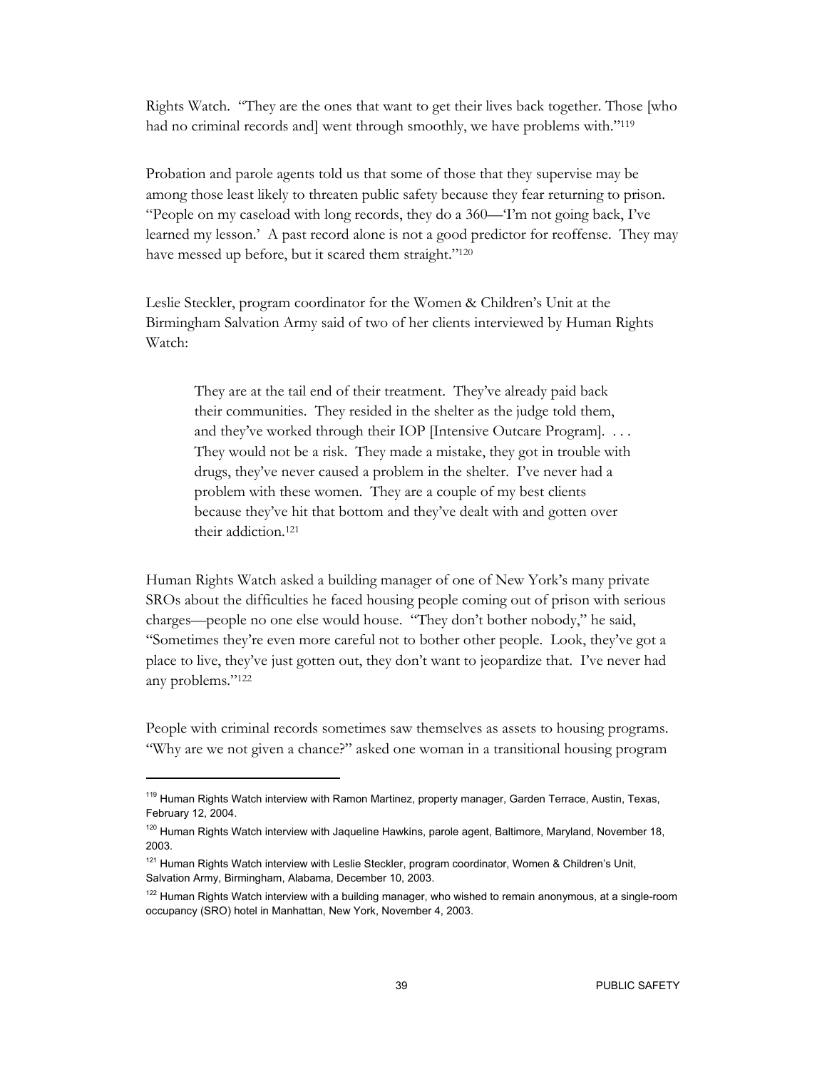Rights Watch. "They are the ones that want to get their lives back together. Those [who had no criminal records and] went through smoothly, we have problems with."[119]

Probation and parole agents told us that some of those that they supervise may be among those least likely to threaten public safety because they fear returning to prison. "People on my caseload with long records, they do a 360—'I'm not going back, I've learned my lesson.' A past record alone is not a good predictor for reoffense. They may have messed up before, but it scared them straight."[120]

Leslie Steckler, program coordinator for the Women & Children's Unit at the Birmingham Salvation Army said of two of her clients interviewed by Human Rights Watch:

> They are at the tail end of their treatment. They've already paid back their communities. They resided in the shelter as the judge told them, and they've worked through their IOP [Intensive Outcare Program]. . . . They would not be a risk. They made a mistake, they got in trouble with drugs, they've never caused a problem in the shelter. I've never had a problem with these women. They are a couple of my best clients because they've hit that bottom and they've dealt with and gotten over their addiction.[121]

Human Rights Watch asked a building manager of one of New York's many private SROs about the difficulties he faced housing people coming out of prison with serious charges—people no one else would house. "They don't bother nobody," he said, "Sometimes they're even more careful not to bother other people. Look, they've got a place to live, they've just gotten out, they don't want to jeopardize that. I've never had any problems."[122]

People with criminal records sometimes saw themselves as assets to housing programs. "Why are we not given a chance?" asked one woman in a transitional housing program

---

[119] Human Rights Watch interview with Ramon Martinez, property manager, Garden Terrace, Austin, Texas, February 12, 2004.

[120] Human Rights Watch interview with Jaqueline Hawkins, parole agent, Baltimore, Maryland, November 18, 2003.

[121] Human Rights Watch interview with Leslie Steckler, program coordinator, Women & Children's Unit, Salvation Army, Birmingham, Alabama, December 10, 2003.

[122] Human Rights Watch interview with a building manager, who wished to remain anonymous, at a single-room occupancy (SRO) hotel in Manhattan, New York, November 4, 2003.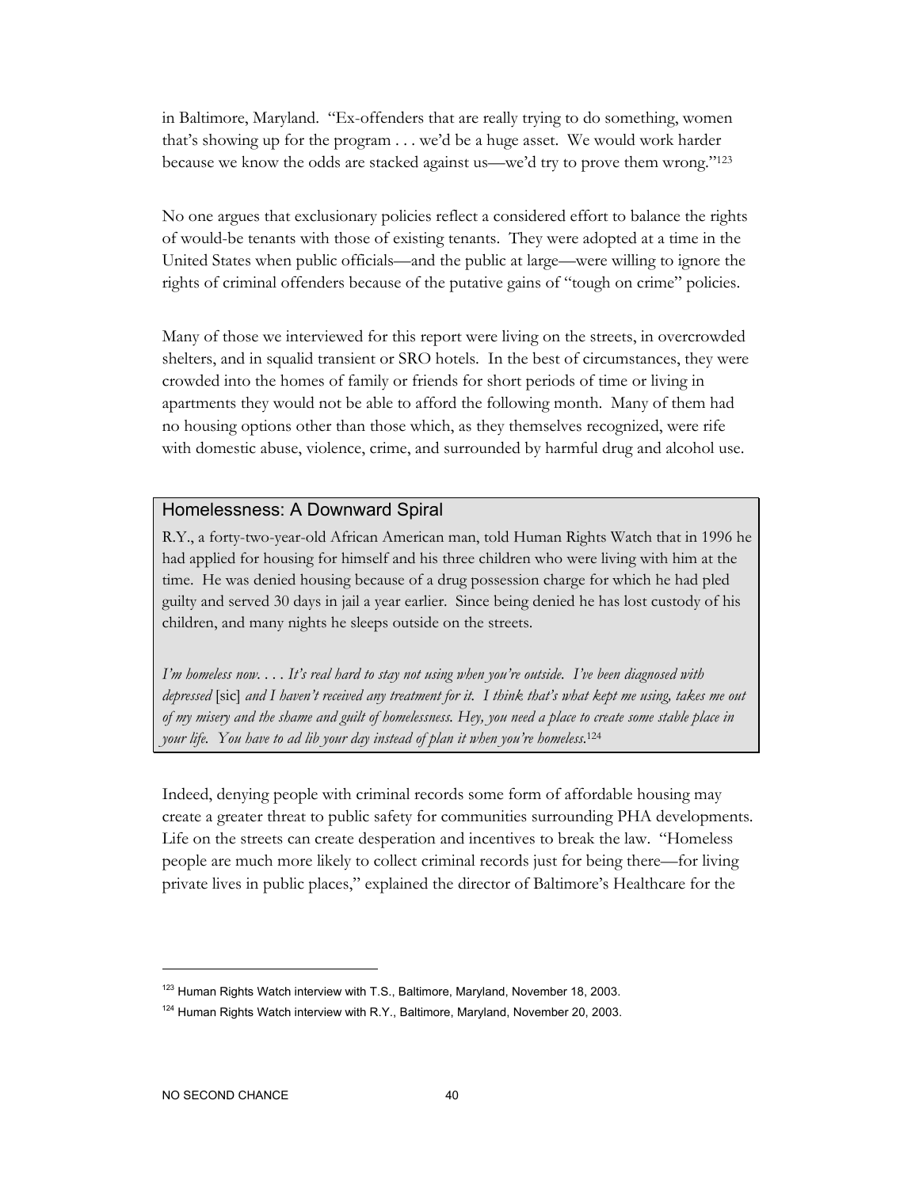in Baltimore, Maryland. "Ex-offenders that are really trying to do something, women that's showing up for the program . . . we'd be a huge asset. We would work harder because we know the odds are stacked against us—we'd try to prove them wrong."[123]

No one argues that exclusionary policies reflect a considered effort to balance the rights of would-be tenants with those of existing tenants. They were adopted at a time in the United States when public officials—and the public at large—were willing to ignore the rights of criminal offenders because of the putative gains of "tough on crime" policies.

Many of those we interviewed for this report were living on the streets, in overcrowded shelters, and in squalid transient or SRO hotels. In the best of circumstances, they were crowded into the homes of family or friends for short periods of time or living in apartments they would not be able to afford the following month. Many of them had no housing options other than those which, as they themselves recognized, were rife with domestic abuse, violence, crime, and surrounded by harmful drug and alcohol use.

### Homelessness: A Downward Spiral

R.Y., a forty-two-year-old African American man, told Human Rights Watch that in 1996 he had applied for housing for himself and his three children who were living with him at the time. He was denied housing because of a drug possession charge for which he had pled guilty and served 30 days in jail a year earlier. Since being denied he has lost custody of his children, and many nights he sleeps outside on the streets.

*I'm homeless now. . . . It's real hard to stay not using when you're outside. I've been diagnosed with depressed* [sic] *and I haven't received any treatment for it. I think that's what kept me using, takes me out of my misery and the shame and guilt of homelessness. Hey, you need a place to create some stable place in your life. You have to ad lib your day instead of plan it when you're homeless.*[124]

Indeed, denying people with criminal records some form of affordable housing may create a greater threat to public safety for communities surrounding PHA developments. Life on the streets can create desperation and incentives to break the law. "Homeless people are much more likely to collect criminal records just for being there—for living private lives in public places," explained the director of Baltimore's Healthcare for the

---

[123] Human Rights Watch interview with T.S., Baltimore, Maryland, November 18, 2003.

[124] Human Rights Watch interview with R.Y., Baltimore, Maryland, November 20, 2003.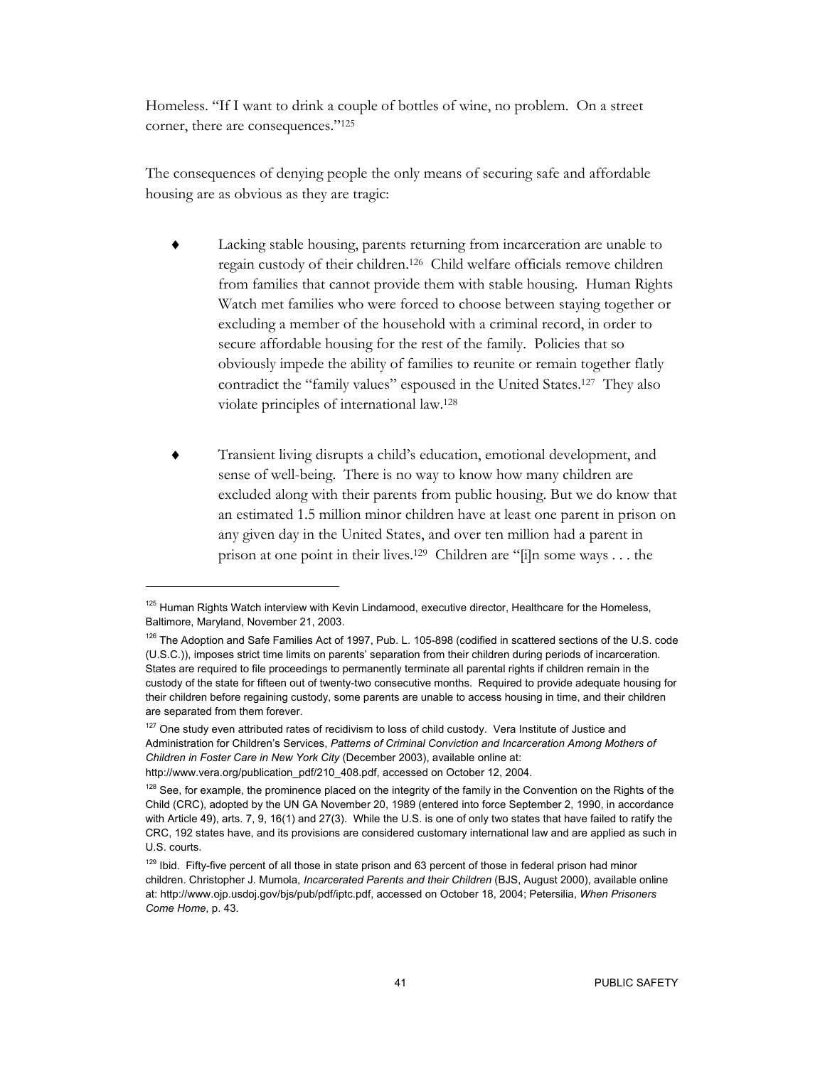Homeless. "If I want to drink a couple of bottles of wine, no problem. On a street corner, there are consequences."[125]

The consequences of denying people the only means of securing safe and affordable housing are as obvious as they are tragic:

- Lacking stable housing, parents returning from incarceration are unable to regain custody of their children.[126] Child welfare officials remove children from families that cannot provide them with stable housing. Human Rights Watch met families who were forced to choose between staying together or excluding a member of the household with a criminal record, in order to secure affordable housing for the rest of the family. Policies that so obviously impede the ability of families to reunite or remain together flatly contradict the "family values" espoused in the United States.[127] They also violate principles of international law.[128]

- Transient living disrupts a child's education, emotional development, and sense of well-being. There is no way to know how many children are excluded along with their parents from public housing. But we do know that an estimated 1.5 million minor children have at least one parent in prison on any given day in the United States, and over ten million had a parent in prison at one point in their lives.[129] Children are "[i]n some ways . . . the

---

[125] Human Rights Watch interview with Kevin Lindamood, executive director, Healthcare for the Homeless, Baltimore, Maryland, November 21, 2003.

[126] The Adoption and Safe Families Act of 1997, Pub. L. 105-898 (codified in scattered sections of the U.S. code (U.S.C.)), imposes strict time limits on parents' separation from their children during periods of incarceration. States are required to file proceedings to permanently terminate all parental rights if children remain in the custody of the state for fifteen out of twenty-two consecutive months. Required to provide adequate housing for their children before regaining custody, some parents are unable to access housing in time, and their children are separated from them forever.

[127] One study even attributed rates of recidivism to loss of child custody. Vera Institute of Justice and Administration for Children's Services, *Patterns of Criminal Conviction and Incarceration Among Mothers of Children in Foster Care in New York City* (December 2003), available online at: http://www.vera.org/publication_pdf/210_408.pdf, accessed on October 12, 2004.

[128] See, for example, the prominence placed on the integrity of the family in the Convention on the Rights of the Child (CRC), adopted by the UN GA November 20, 1989 (entered into force September 2, 1990, in accordance with Article 49), arts. 7, 9, 16(1) and 27(3). While the U.S. is one of only two states that have failed to ratify the CRC, 192 states have, and its provisions are considered customary international law and are applied as such in U.S. courts.

[129] Ibid. Fifty-five percent of all those in state prison and 63 percent of those in federal prison had minor children. Christopher J. Mumola, *Incarcerated Parents and their Children* (BJS, August 2000), available online at: http://www.ojp.usdoj.gov/bjs/pub/pdf/iptc.pdf, accessed on October 18, 2004; Petersilia, *When Prisoners Come Home*, p. 43.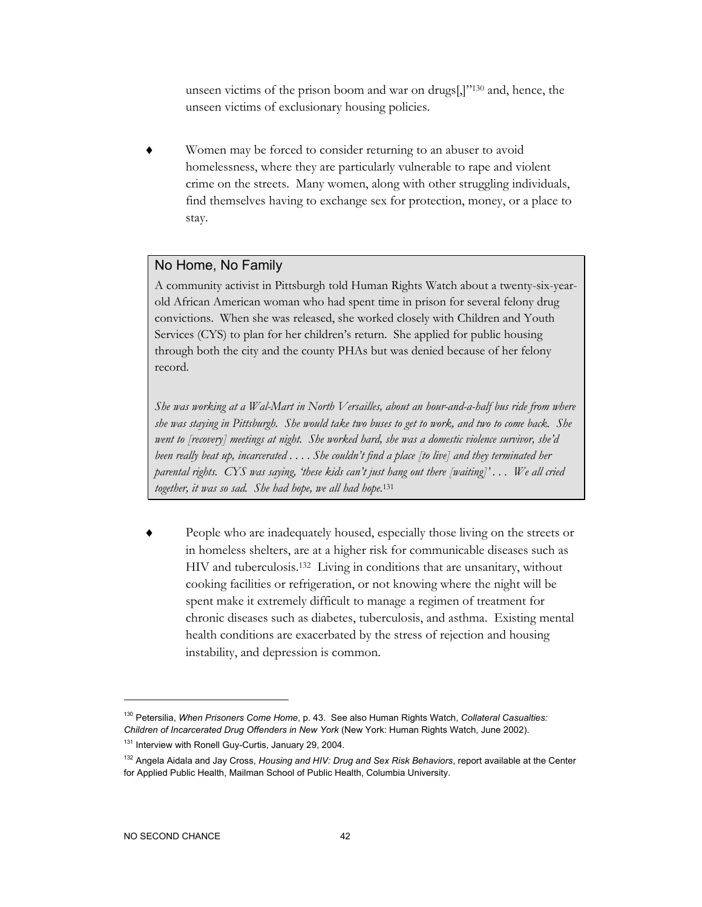unseen victims of the prison boom and war on drugs[,]"[130] and, hence, the unseen victims of exclusionary housing policies.

- Women may be forced to consider returning to an abuser to avoid homelessness, where they are particularly vulnerable to rape and violent crime on the streets. Many women, along with other struggling individuals, find themselves having to exchange sex for protection, money, or a place to stay.

### No Home, No Family

A community activist in Pittsburgh told Human Rights Watch about a twenty-six-year-old African American woman who had spent time in prison for several felony drug convictions. When she was released, she worked closely with Children and Youth Services (CYS) to plan for her children's return. She applied for public housing through both the city and the county PHAs but was denied because of her felony record.

*She was working at a Wal-Mart in North Versailles, about an hour-and-a-half bus ride from where she was staying in Pittsburgh. She would take two buses to get to work, and two to come back. She went to [recovery] meetings at night. She worked hard, she was a domestic violence survivor, she'd been really beat up, incarcerated . . . . She couldn't find a place [to live] and they terminated her parental rights. CYS was saying, 'these kids can't just hang out there [waiting]' . . . We all cried together, it was so sad. She had hope, we all had hope.*[131]

- People who are inadequately housed, especially those living on the streets or in homeless shelters, are at a higher risk for communicable diseases such as HIV and tuberculosis.[132] Living in conditions that are unsanitary, without cooking facilities or refrigeration, or not knowing where the night will be spent make it extremely difficult to manage a regimen of treatment for chronic diseases such as diabetes, tuberculosis, and asthma. Existing mental health conditions are exacerbated by the stress of rejection and housing instability, and depression is common.

---

[130] Petersilia, *When Prisoners Come Home*, p. 43. See also Human Rights Watch, *Collateral Casualties: Children of Incarcerated Drug Offenders in New York* (New York: Human Rights Watch, June 2002).

[131] Interview with Ronell Guy-Curtis, January 29, 2004.

[132] Angela Aidala and Jay Cross, *Housing and HIV: Drug and Sex Risk Behaviors*, report available at the Center for Applied Public Health, Mailman School of Public Health, Columbia University.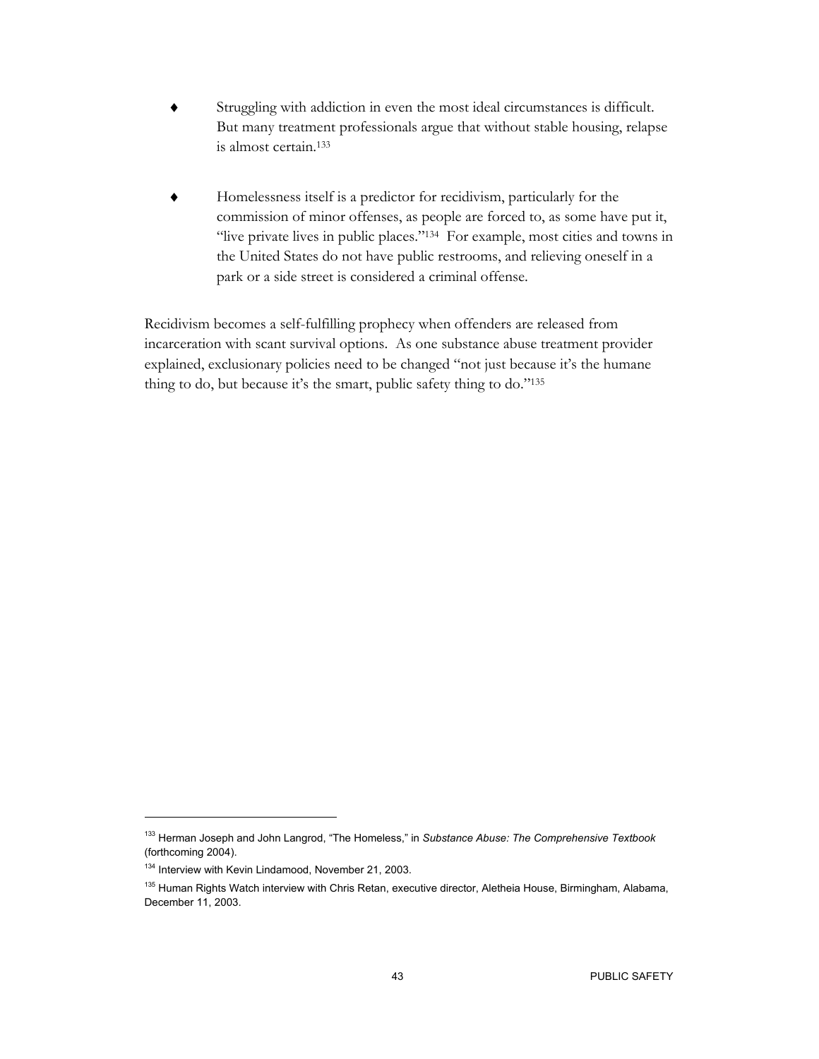- Struggling with addiction in even the most ideal circumstances is difficult. But many treatment professionals argue that without stable housing, relapse is almost certain.[133]

- Homelessness itself is a predictor for recidivism, particularly for the commission of minor offenses, as people are forced to, as some have put it, "live private lives in public places."[134] For example, most cities and towns in the United States do not have public restrooms, and relieving oneself in a park or a side street is considered a criminal offense.

Recidivism becomes a self-fulfilling prophecy when offenders are released from incarceration with scant survival options. As one substance abuse treatment provider explained, exclusionary policies need to be changed "not just because it's the humane thing to do, but because it's the smart, public safety thing to do."[135]

---

[133] Herman Joseph and John Langrod, "The Homeless," in *Substance Abuse: The Comprehensive Textbook* (forthcoming 2004).

[134] Interview with Kevin Lindamood, November 21, 2003.

[135] Human Rights Watch interview with Chris Retan, executive director, Aletheia House, Birmingham, Alabama, December 11, 2003.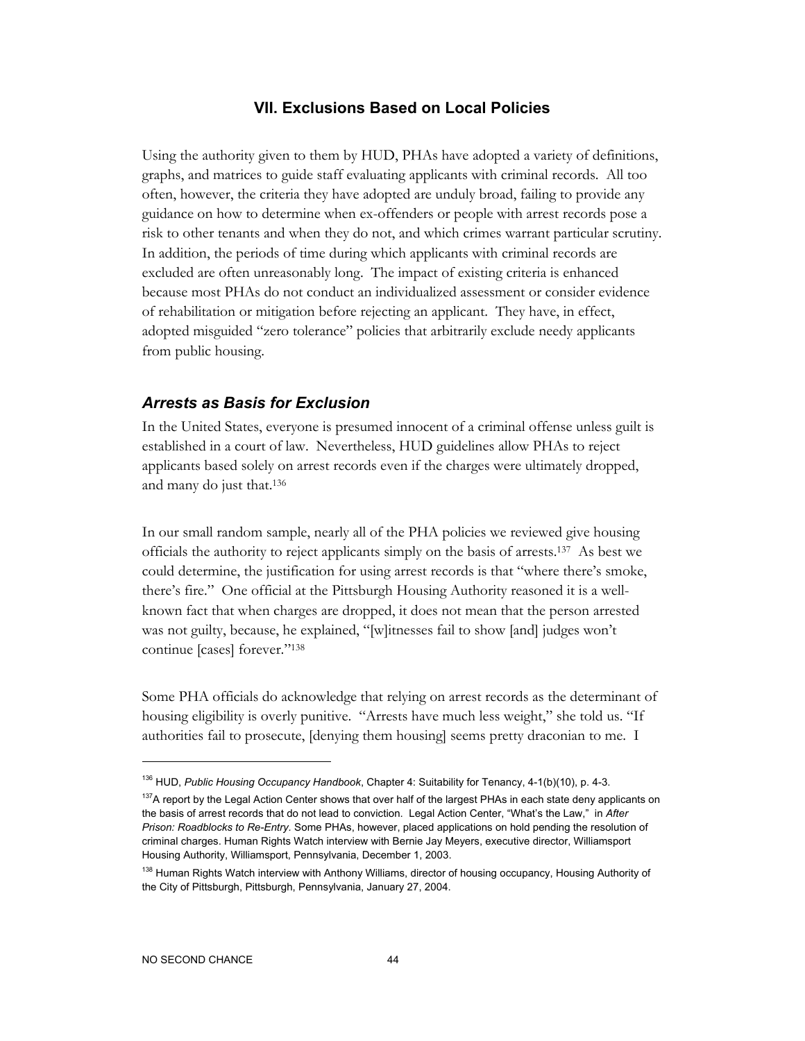## VII. Exclusions Based on Local Policies

Using the authority given to them by HUD, PHAs have adopted a variety of definitions, graphs, and matrices to guide staff evaluating applicants with criminal records. All too often, however, the criteria they have adopted are unduly broad, failing to provide any guidance on how to determine when ex-offenders or people with arrest records pose a risk to other tenants and when they do not, and which crimes warrant particular scrutiny. In addition, the periods of time during which applicants with criminal records are excluded are often unreasonably long. The impact of existing criteria is enhanced because most PHAs do not conduct an individualized assessment or consider evidence of rehabilitation or mitigation before rejecting an applicant. They have, in effect, adopted misguided "zero tolerance" policies that arbitrarily exclude needy applicants from public housing.

### *Arrests as Basis for Exclusion*

In the United States, everyone is presumed innocent of a criminal offense unless guilt is established in a court of law. Nevertheless, HUD guidelines allow PHAs to reject applicants based solely on arrest records even if the charges were ultimately dropped, and many do just that.[136]

In our small random sample, nearly all of the PHA policies we reviewed give housing officials the authority to reject applicants simply on the basis of arrests.[137] As best we could determine, the justification for using arrest records is that "where there's smoke, there's fire." One official at the Pittsburgh Housing Authority reasoned it is a well-known fact that when charges are dropped, it does not mean that the person arrested was not guilty, because, he explained, "[w]itnesses fail to show [and] judges won't continue [cases] forever."[138]

Some PHA officials do acknowledge that relying on arrest records as the determinant of housing eligibility is overly punitive. "Arrests have much less weight," she told us. "If authorities fail to prosecute, [denying them housing] seems pretty draconian to me. I

---

[136] HUD, *Public Housing Occupancy Handbook*, Chapter 4: Suitability for Tenancy, 4-1(b)(10), p. 4-3.

[137] A report by the Legal Action Center shows that over half of the largest PHAs in each state deny applicants on the basis of arrest records that do not lead to conviction. Legal Action Center, "What's the Law," in *After Prison: Roadblocks to Re-Entry*. Some PHAs, however, placed applications on hold pending the resolution of criminal charges. Human Rights Watch interview with Bernie Jay Meyers, executive director, Williamsport Housing Authority, Williamsport, Pennsylvania, December 1, 2003.

[138] Human Rights Watch interview with Anthony Williams, director of housing occupancy, Housing Authority of the City of Pittsburgh, Pittsburgh, Pennsylvania, January 27, 2004.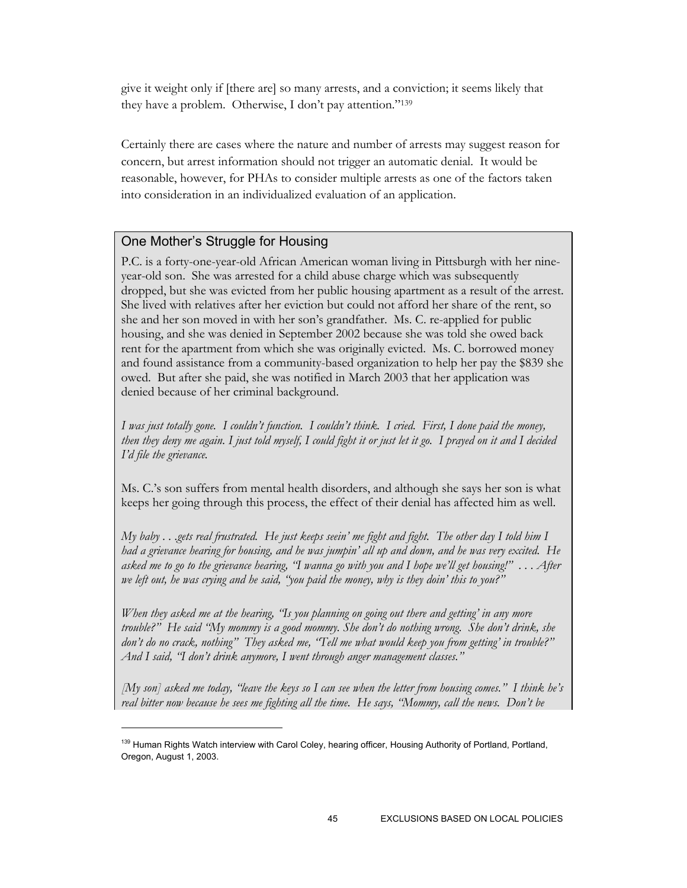give it weight only if [there are] so many arrests, and a conviction; it seems likely that they have a problem. Otherwise, I don't pay attention."[139]

Certainly there are cases where the nature and number of arrests may suggest reason for concern, but arrest information should not trigger an automatic denial. It would be reasonable, however, for PHAs to consider multiple arrests as one of the factors taken into consideration in an individualized evaluation of an application.

### One Mother's Struggle for Housing

P.C. is a forty-one-year-old African American woman living in Pittsburgh with her nine-year-old son. She was arrested for a child abuse charge which was subsequently dropped, but she was evicted from her public housing apartment as a result of the arrest. She lived with relatives after her eviction but could not afford her share of the rent, so she and her son moved in with her son's grandfather. Ms. C. re-applied for public housing, and she was denied in September 2002 because she was told she owed back rent for the apartment from which she was originally evicted. Ms. C. borrowed money and found assistance from a community-based organization to help her pay the $839 she owed. But after she paid, she was notified in March 2003 that her application was denied because of her criminal background.

*I was just totally gone. I couldn't function. I couldn't think. I cried. First, I done paid the money, then they deny me again. I just told myself, I could fight it or just let it go. I prayed on it and I decided I'd file the grievance.*

Ms. C.'s son suffers from mental health disorders, and although she says her son is what keeps her going through this process, the effect of their denial has affected him as well.

*My baby . . .gets real frustrated. He just keeps seein' me fight and fight. The other day I told him I had a grievance hearing for housing, and he was jumpin' all up and down, and he was very excited. He asked me to go to the grievance hearing, "I wanna go with you and I hope we'll get housing!" . . . After we left out, he was crying and he said, "you paid the money, why is they doin' this to you?"*

*When they asked me at the hearing, "Is you planning on going out there and getting' in any more trouble?" He said "My mommy is a good mommy. She don't do nothing wrong. She don't drink, she don't do no crack, nothing" They asked me, "Tell me what would keep you from getting' in trouble?" And I said, "I don't drink anymore, I went through anger management classes."*

*[My son] asked me today, "leave the keys so I can see when the letter from housing comes." I think he's real bitter now because he sees me fighting all the time. He says, "Mommy, call the news. Don't be*

---

[139] Human Rights Watch interview with Carol Coley, hearing officer, Housing Authority of Portland, Portland, Oregon, August 1, 2003.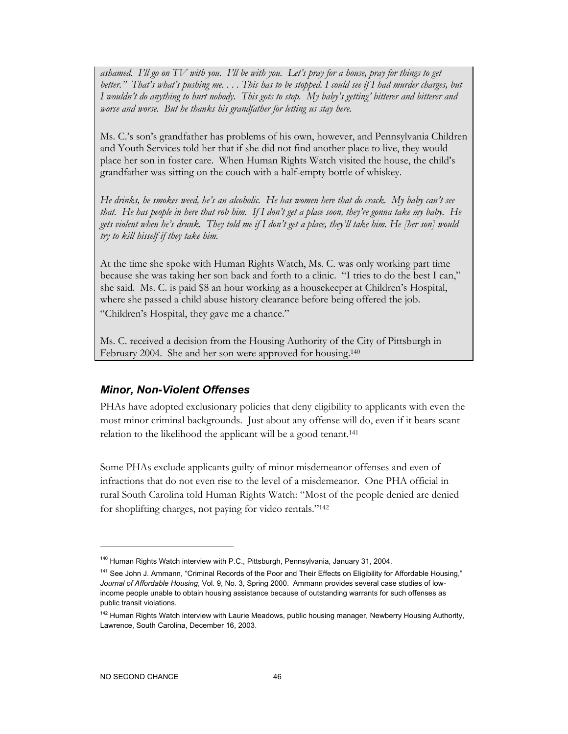*ashamed. I'll go on TV with you. I'll be with you. Let's pray for a house, pray for things to get better." That's what's pushing me. . . . This has to be stopped. I could see if I had murder charges, but I wouldn't do anything to hurt nobody. This gots to stop. My baby's getting' bitterer and bitterer and worse and worse. But he thanks his grandfather for letting us stay here.*

Ms. C.'s son's grandfather has problems of his own, however, and Pennsylvania Children and Youth Services told her that if she did not find another place to live, they would place her son in foster care. When Human Rights Watch visited the house, the child's grandfather was sitting on the couch with a half-empty bottle of whiskey.

*He drinks, he smokes weed, he's an alcoholic. He has women here that do crack. My baby can't see that. He has people in here that rob him. If I don't get a place soon, they're gonna take my baby. He gets violent when he's drunk. They told me if I don't get a place, they'll take him. He [her son] would try to kill hisself if they take him.*

At the time she spoke with Human Rights Watch, Ms. C. was only working part time because she was taking her son back and forth to a clinic. "I tries to do the best I can," she said. Ms. C. is paid $8 an hour working as a housekeeper at Children's Hospital, where she passed a child abuse history clearance before being offered the job. "Children's Hospital, they gave me a chance."

Ms. C. received a decision from the Housing Authority of the City of Pittsburgh in February 2004. She and her son were approved for housing.[140]

### *Minor, Non-Violent Offenses*

PHAs have adopted exclusionary policies that deny eligibility to applicants with even the most minor criminal backgrounds. Just about any offense will do, even if it bears scant relation to the likelihood the applicant will be a good tenant.[141]

Some PHAs exclude applicants guilty of minor misdemeanor offenses and even of infractions that do not even rise to the level of a misdemeanor. One PHA official in rural South Carolina told Human Rights Watch: "Most of the people denied are denied for shoplifting charges, not paying for video rentals."[142]

---

[140] Human Rights Watch interview with P.C., Pittsburgh, Pennsylvania, January 31, 2004.

[141] See John J. Ammann, "Criminal Records of the Poor and Their Effects on Eligibility for Affordable Housing," *Journal of Affordable Housing*, Vol. 9, No. 3, Spring 2000. Ammann provides several case studies of low-income people unable to obtain housing assistance because of outstanding warrants for such offenses as public transit violations.

[142] Human Rights Watch interview with Laurie Meadows, public housing manager, Newberry Housing Authority, Lawrence, South Carolina, December 16, 2003.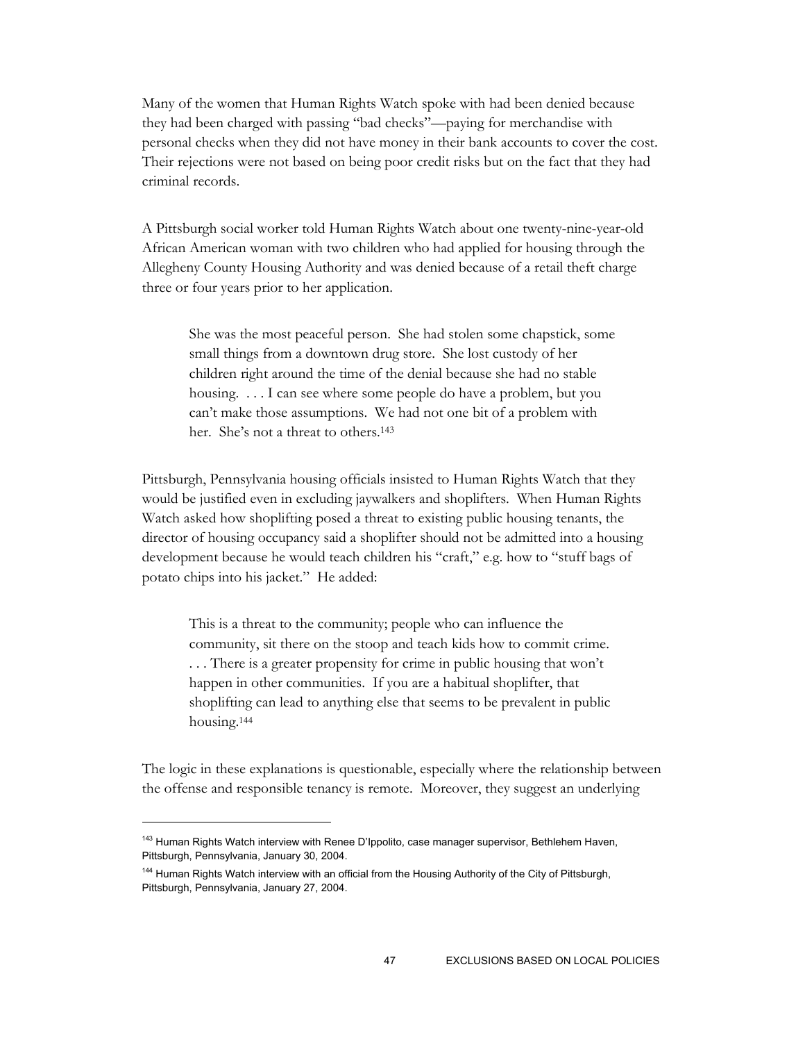Many of the women that Human Rights Watch spoke with had been denied because they had been charged with passing "bad checks"—paying for merchandise with personal checks when they did not have money in their bank accounts to cover the cost. Their rejections were not based on being poor credit risks but on the fact that they had criminal records.

A Pittsburgh social worker told Human Rights Watch about one twenty-nine-year-old African American woman with two children who had applied for housing through the Allegheny County Housing Authority and was denied because of a retail theft charge three or four years prior to her application.

> She was the most peaceful person. She had stolen some chapstick, some small things from a downtown drug store. She lost custody of her children right around the time of the denial because she had no stable housing. . . . I can see where some people do have a problem, but you can't make those assumptions. We had not one bit of a problem with her. She's not a threat to others.[143]

Pittsburgh, Pennsylvania housing officials insisted to Human Rights Watch that they would be justified even in excluding jaywalkers and shoplifters. When Human Rights Watch asked how shoplifting posed a threat to existing public housing tenants, the director of housing occupancy said a shoplifter should not be admitted into a housing development because he would teach children his "craft," e.g. how to "stuff bags of potato chips into his jacket." He added:

> This is a threat to the community; people who can influence the community, sit there on the stoop and teach kids how to commit crime. . . . There is a greater propensity for crime in public housing that won't happen in other communities. If you are a habitual shoplifter, that shoplifting can lead to anything else that seems to be prevalent in public housing.[144]

The logic in these explanations is questionable, especially where the relationship between the offense and responsible tenancy is remote. Moreover, they suggest an underlying

---

[143] Human Rights Watch interview with Renee D'Ippolito, case manager supervisor, Bethlehem Haven, Pittsburgh, Pennsylvania, January 30, 2004.

[144] Human Rights Watch interview with an official from the Housing Authority of the City of Pittsburgh, Pittsburgh, Pennsylvania, January 27, 2004.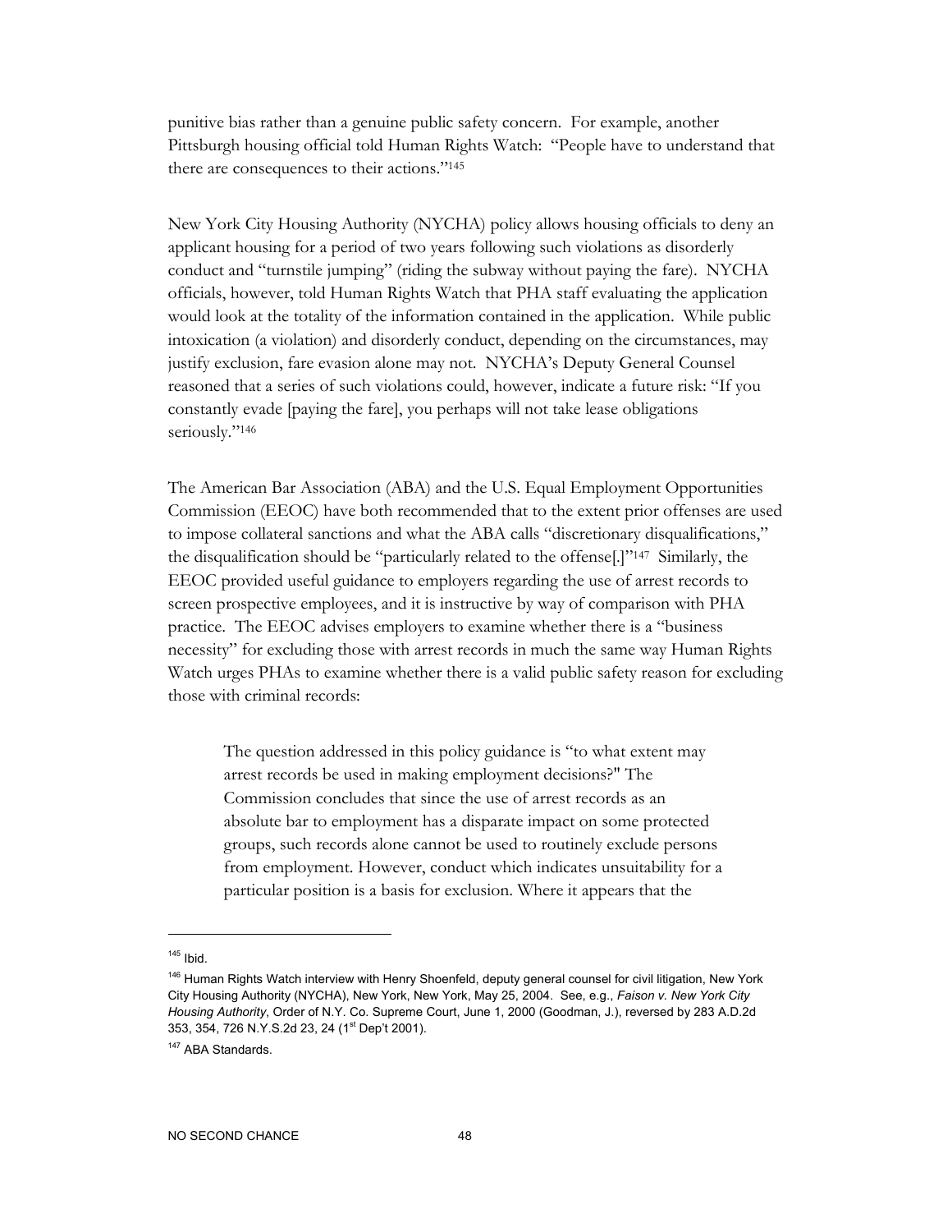punitive bias rather than a genuine public safety concern. For example, another Pittsburgh housing official told Human Rights Watch: "People have to understand that there are consequences to their actions."[145]

New York City Housing Authority (NYCHA) policy allows housing officials to deny an applicant housing for a period of two years following such violations as disorderly conduct and "turnstile jumping" (riding the subway without paying the fare). NYCHA officials, however, told Human Rights Watch that PHA staff evaluating the application would look at the totality of the information contained in the application. While public intoxication (a violation) and disorderly conduct, depending on the circumstances, may justify exclusion, fare evasion alone may not. NYCHA's Deputy General Counsel reasoned that a series of such violations could, however, indicate a future risk: "If you constantly evade [paying the fare], you perhaps will not take lease obligations seriously."[146]

The American Bar Association (ABA) and the U.S. Equal Employment Opportunities Commission (EEOC) have both recommended that to the extent prior offenses are used to impose collateral sanctions and what the ABA calls "discretionary disqualifications," the disqualification should be "particularly related to the offense[.]"[147] Similarly, the EEOC provided useful guidance to employers regarding the use of arrest records to screen prospective employees, and it is instructive by way of comparison with PHA practice. The EEOC advises employers to examine whether there is a "business necessity" for excluding those with arrest records in much the same way Human Rights Watch urges PHAs to examine whether there is a valid public safety reason for excluding those with criminal records:

> The question addressed in this policy guidance is "to what extent may arrest records be used in making employment decisions?" The Commission concludes that since the use of arrest records as an absolute bar to employment has a disparate impact on some protected groups, such records alone cannot be used to routinely exclude persons from employment. However, conduct which indicates unsuitability for a particular position is a basis for exclusion. Where it appears that the

---

[145] Ibid.

[146] Human Rights Watch interview with Henry Shoenfeld, deputy general counsel for civil litigation, New York City Housing Authority (NYCHA), New York, New York, May 25, 2004. See, e.g., *Faison v. New York City Housing Authority*, Order of N.Y. Co. Supreme Court, June 1, 2000 (Goodman, J.), reversed by 283 A.D.2d 353, 354, 726 N.Y.S.2d 23, 24 (1st Dep't 2001).

[147] ABA Standards.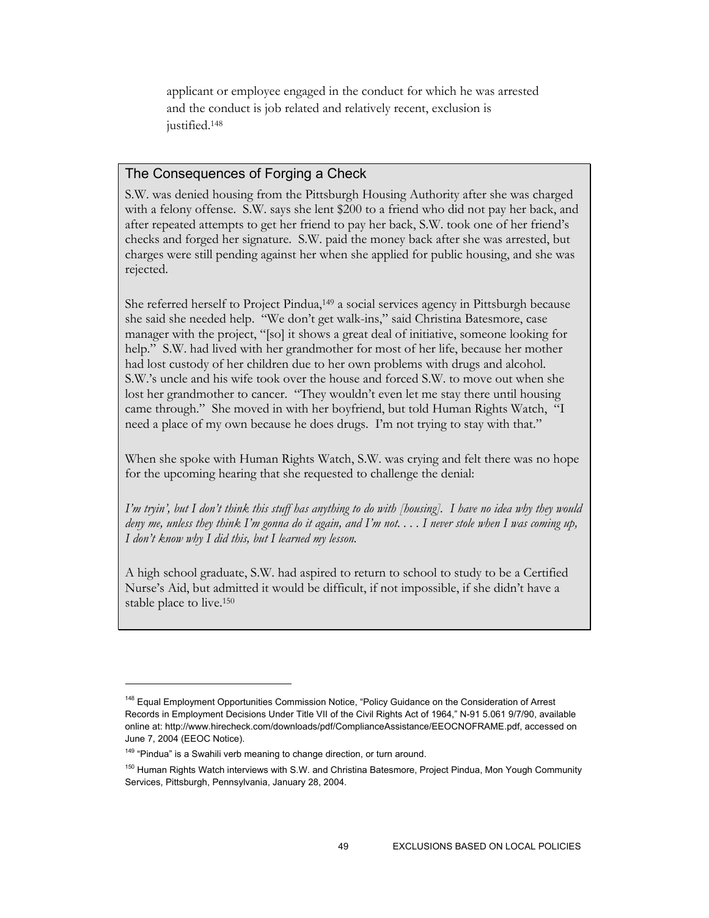applicant or employee engaged in the conduct for which he was arrested and the conduct is job related and relatively recent, exclusion is justified.[148]

### The Consequences of Forging a Check

S.W. was denied housing from the Pittsburgh Housing Authority after she was charged with a felony offense. S.W. says she lent $200 to a friend who did not pay her back, and after repeated attempts to get her friend to pay her back, S.W. took one of her friend's checks and forged her signature. S.W. paid the money back after she was arrested, but charges were still pending against her when she applied for public housing, and she was rejected.

She referred herself to Project Pindua,[149] a social services agency in Pittsburgh because she said she needed help. "We don't get walk-ins," said Christina Batesmore, case manager with the project, "[so] it shows a great deal of initiative, someone looking for help." S.W. had lived with her grandmother for most of her life, because her mother had lost custody of her children due to her own problems with drugs and alcohol. S.W.'s uncle and his wife took over the house and forced S.W. to move out when she lost her grandmother to cancer. "They wouldn't even let me stay there until housing came through." She moved in with her boyfriend, but told Human Rights Watch, "I need a place of my own because he does drugs. I'm not trying to stay with that."

When she spoke with Human Rights Watch, S.W. was crying and felt there was no hope for the upcoming hearing that she requested to challenge the denial:

*I'm tryin', but I don't think this stuff has anything to do with [housing]. I have no idea why they would deny me, unless they think I'm gonna do it again, and I'm not. . . . I never stole when I was coming up, I don't know why I did this, but I learned my lesson.*

A high school graduate, S.W. had aspired to return to school to study to be a Certified Nurse's Aid, but admitted it would be difficult, if not impossible, if she didn't have a stable place to live.[150]

---

[148] Equal Employment Opportunities Commission Notice, "Policy Guidance on the Consideration of Arrest Records in Employment Decisions Under Title VII of the Civil Rights Act of 1964," N-91 5.061 9/7/90, available online at: http://www.hirecheck.com/downloads/pdf/ComplianceAssistance/EEOCNOFRAME.pdf, accessed on June 7, 2004 (EEOC Notice).

[149] "Pindua" is a Swahili verb meaning to change direction, or turn around.

[150] Human Rights Watch interviews with S.W. and Christina Batesmore, Project Pindua, Mon Yough Community Services, Pittsburgh, Pennsylvania, January 28, 2004.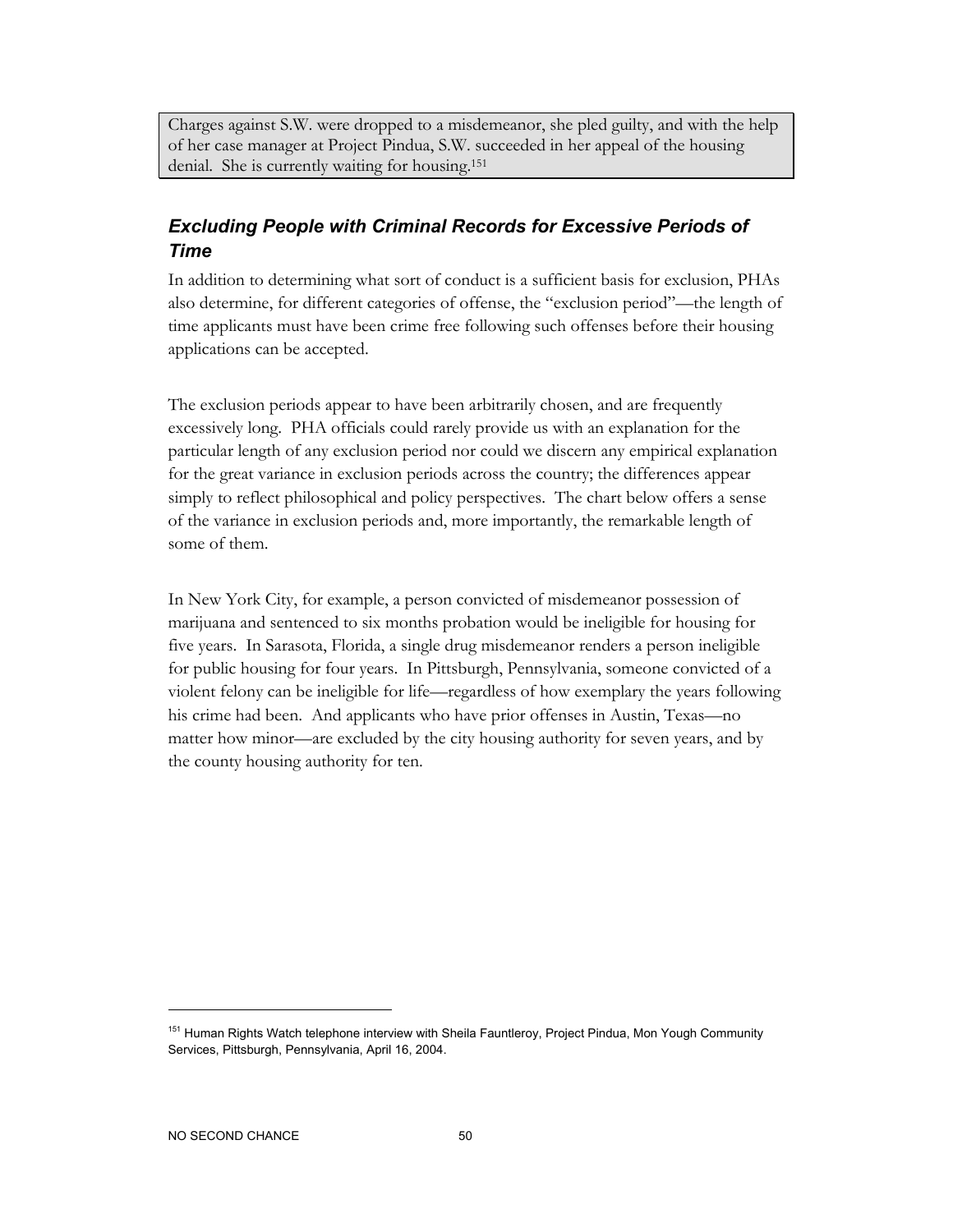Charges against S.W. were dropped to a misdemeanor, she pled guilty, and with the help of her case manager at Project Pindua, S.W. succeeded in her appeal of the housing denial. She is currently waiting for housing.[151]

### *Excluding People with Criminal Records for Excessive Periods of Time*

In addition to determining what sort of conduct is a sufficient basis for exclusion, PHAs also determine, for different categories of offense, the "exclusion period"—the length of time applicants must have been crime free following such offenses before their housing applications can be accepted.

The exclusion periods appear to have been arbitrarily chosen, and are frequently excessively long. PHA officials could rarely provide us with an explanation for the particular length of any exclusion period nor could we discern any empirical explanation for the great variance in exclusion periods across the country; the differences appear simply to reflect philosophical and policy perspectives. The chart below offers a sense of the variance in exclusion periods and, more importantly, the remarkable length of some of them.

In New York City, for example, a person convicted of misdemeanor possession of marijuana and sentenced to six months probation would be ineligible for housing for five years. In Sarasota, Florida, a single drug misdemeanor renders a person ineligible for public housing for four years. In Pittsburgh, Pennsylvania, someone convicted of a violent felony can be ineligible for life—regardless of how exemplary the years following his crime had been. And applicants who have prior offenses in Austin, Texas—no matter how minor—are excluded by the city housing authority for seven years, and by the county housing authority for ten.

---

[151] Human Rights Watch telephone interview with Sheila Fauntleroy, Project Pindua, Mon Yough Community Services, Pittsburgh, Pennsylvania, April 16, 2004.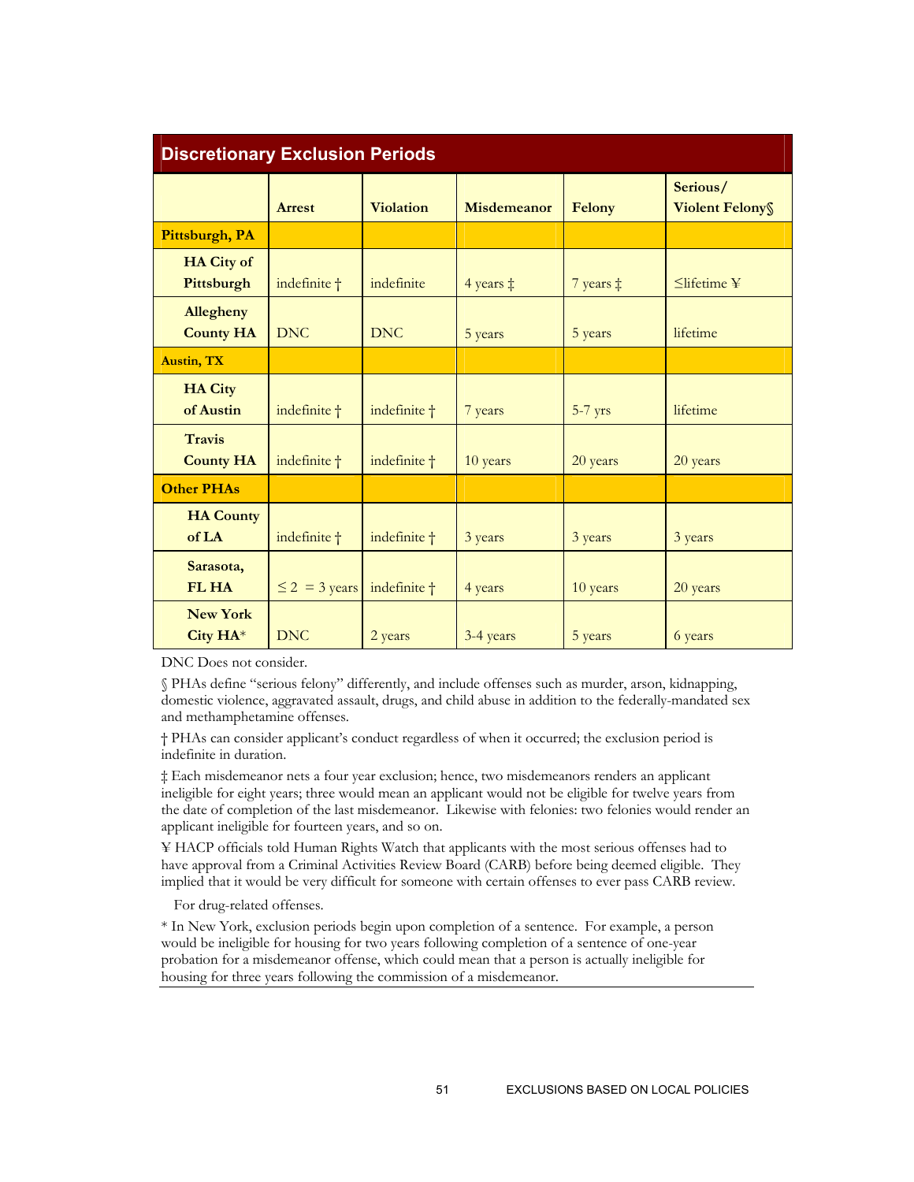## Discretionary Exclusion Periods

| | Arrest | Violation | Misdemeanor | Felony | Serious/ Violent Felony§ |
|---|---|---|---|---|---|
| **Pittsburgh, PA** | | | | | |
| **HA City of Pittsburgh** | indefinite † | indefinite | 4 years ‡ | 7 years ‡ | ≤lifetime ¥ |
| **Allegheny County HA** | DNC | DNC | 5 years | 5 years | lifetime |
| **Austin, TX** | | | | | |
| **HA City of Austin** | indefinite † | indefinite † | 7 years | 5-7 yrs | lifetime |
| **Travis County HA** | indefinite † | indefinite † | 10 years | 20 years | 20 years |
| **Other PHAs** | | | | | |
| **HA County of LA** | indefinite † | indefinite † | 3 years | 3 years | 3 years |
| **Sarasota, FL HA** | ≤ 2 = 3 years | indefinite † | 4 years | 10 years | 20 years |
| **New York City HA*** | DNC | 2 years | 3-4 years | 5 years | 6 years |

DNC Does not consider.

§ PHAs define "serious felony" differently, and include offenses such as murder, arson, kidnapping, domestic violence, aggravated assault, drugs, and child abuse in addition to the federally-mandated sex and methamphetamine offenses.

† PHAs can consider applicant's conduct regardless of when it occurred; the exclusion period is indefinite in duration.

‡ Each misdemeanor nets a four year exclusion; hence, two misdemeanors renders an applicant ineligible for eight years; three would mean an applicant would not be eligible for twelve years from the date of completion of the last misdemeanor. Likewise with felonies: two felonies would render an applicant ineligible for fourteen years, and so on.

¥ HACP officials told Human Rights Watch that applicants with the most serious offenses had to have approval from a Criminal Activities Review Board (CARB) before being deemed eligible. They implied that it would be very difficult for someone with certain offenses to ever pass CARB review.

For drug-related offenses.

* In New York, exclusion periods begin upon completion of a sentence. For example, a person would be ineligible for housing for two years following completion of a sentence of one-year probation for a misdemeanor offense, which could mean that a person is actually ineligible for housing for three years following the commission of a misdemeanor.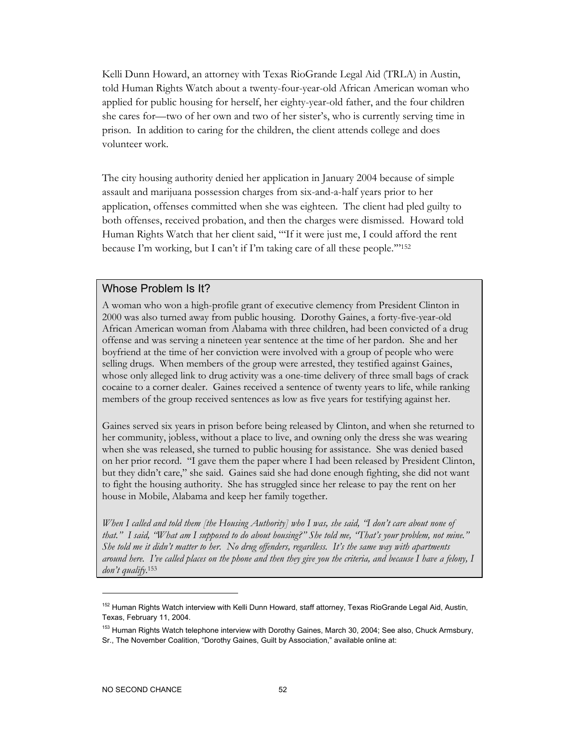Kelli Dunn Howard, an attorney with Texas RioGrande Legal Aid (TRLA) in Austin, told Human Rights Watch about a twenty-four-year-old African American woman who applied for public housing for herself, her eighty-year-old father, and the four children she cares for—two of her own and two of her sister's, who is currently serving time in prison. In addition to caring for the children, the client attends college and does volunteer work.

The city housing authority denied her application in January 2004 because of simple assault and marijuana possession charges from six-and-a-half years prior to her application, offenses committed when she was eighteen. The client had pled guilty to both offenses, received probation, and then the charges were dismissed. Howard told Human Rights Watch that her client said, "'If it were just me, I could afford the rent because I'm working, but I can't if I'm taking care of all these people.'"[152]

### Whose Problem Is It?

A woman who won a high-profile grant of executive clemency from President Clinton in 2000 was also turned away from public housing. Dorothy Gaines, a forty-five-year-old African American woman from Alabama with three children, had been convicted of a drug offense and was serving a nineteen year sentence at the time of her pardon. She and her boyfriend at the time of her conviction were involved with a group of people who were selling drugs. When members of the group were arrested, they testified against Gaines, whose only alleged link to drug activity was a one-time delivery of three small bags of crack cocaine to a corner dealer. Gaines received a sentence of twenty years to life, while ranking members of the group received sentences as low as five years for testifying against her.

Gaines served six years in prison before being released by Clinton, and when she returned to her community, jobless, without a place to live, and owning only the dress she was wearing when she was released, she turned to public housing for assistance. She was denied based on her prior record. "I gave them the paper where I had been released by President Clinton, but they didn't care," she said. Gaines said she had done enough fighting, she did not want to fight the housing authority. She has struggled since her release to pay the rent on her house in Mobile, Alabama and keep her family together.

*When I called and told them [the Housing Authority] who I was, she said, "I don't care about none of that." I said, "What am I supposed to do about housing?" She told me, "That's your problem, not mine." She told me it didn't matter to her. No drug offenders, regardless. It's the same way with apartments around here. I've called places on the phone and then they give you the criteria, and because I have a felony, I don't qualify.*[153]

---

[152] Human Rights Watch interview with Kelli Dunn Howard, staff attorney, Texas RioGrande Legal Aid, Austin, Texas, February 11, 2004.

[153] Human Rights Watch telephone interview with Dorothy Gaines, March 30, 2004; See also, Chuck Armsbury, Sr., The November Coalition, "Dorothy Gaines, Guilt by Association," available online at: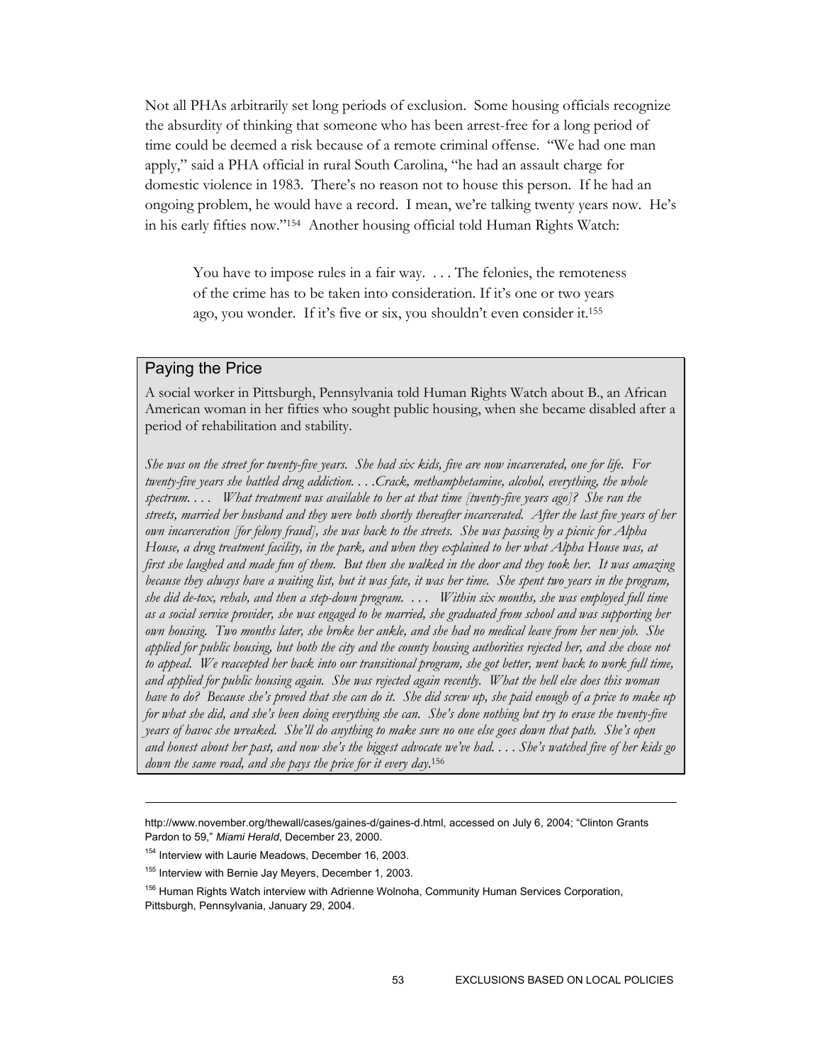Not all PHAs arbitrarily set long periods of exclusion. Some housing officials recognize the absurdity of thinking that someone who has been arrest-free for a long period of time could be deemed a risk because of a remote criminal offense. "We had one man apply," said a PHA official in rural South Carolina, "he had an assault charge for domestic violence in 1983. There's no reason not to house this person. If he had an ongoing problem, he would have a record. I mean, we're talking twenty years now. He's in his early fifties now."[154] Another housing official told Human Rights Watch:

> You have to impose rules in a fair way. . . . The felonies, the remoteness of the crime has to be taken into consideration. If it's one or two years ago, you wonder. If it's five or six, you shouldn't even consider it.[155]

### Paying the Price

A social worker in Pittsburgh, Pennsylvania told Human Rights Watch about B., an African American woman in her fifties who sought public housing, when she became disabled after a period of rehabilitation and stability.

*She was on the street for twenty-five years. She had six kids, five are now incarcerated, one for life. For twenty-five years she battled drug addiction. . . .Crack, methamphetamine, alcohol, everything, the whole spectrum. . . . What treatment was available to her at that time [twenty-five years ago]? She ran the streets, married her husband and they were both shortly thereafter incarcerated. After the last five years of her own incarceration [for felony fraud], she was back to the streets. She was passing by a picnic for Alpha House, a drug treatment facility, in the park, and when they explained to her what Alpha House was, at first she laughed and made fun of them. But then she walked in the door and they took her. It was amazing because they always have a waiting list, but it was fate, it was her time. She spent two years in the program, she did de-tox, rehab, and then a step-down program. . . . Within six months, she was employed full time as a social service provider, she was engaged to be married, she graduated from school and was supporting her own housing. Two months later, she broke her ankle, and she had no medical leave from her new job. She applied for public housing, but both the city and the county housing authorities rejected her, and she chose not to appeal. We reaccepted her back into our transitional program, she got better, went back to work full time, and applied for public housing again. She was rejected again recently. What the hell else does this woman have to do? Because she's proved that she can do it. She did screw up, she paid enough of a price to make up for what she did, and she's been doing everything she can. She's done nothing but try to erase the twenty-five years of havoc she wreaked. She'll do anything to make sure no one else goes down that path. She's open and honest about her past, and now she's the biggest advocate we've had. . . . She's watched five of her kids go down the same road, and she pays the price for it every day.*[156]

---

http://www.november.org/thewall/cases/gaines-d/gaines-d.html, accessed on July 6, 2004; "Clinton Grants Pardon to 59," *Miami Herald*, December 23, 2000.

[154] Interview with Laurie Meadows, December 16, 2003.

[155] Interview with Bernie Jay Meyers, December 1, 2003.

[156] Human Rights Watch interview with Adrienne Wolnoha, Community Human Services Corporation, Pittsburgh, Pennsylvania, January 29, 2004.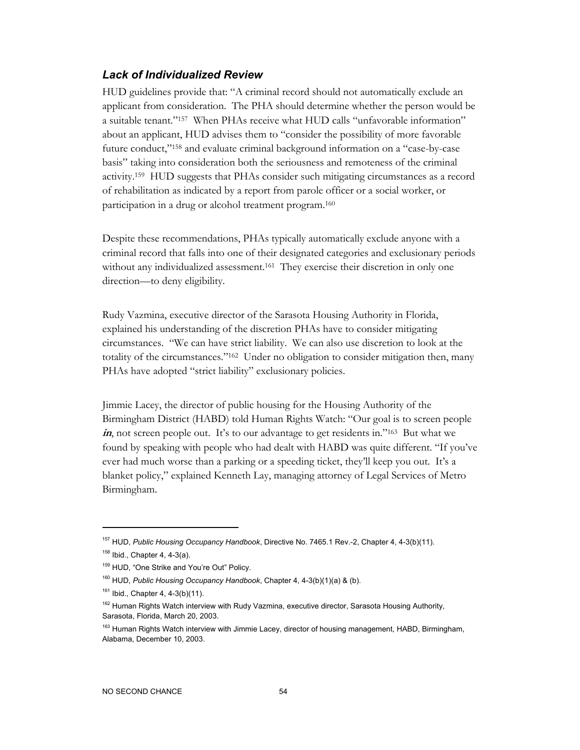### *Lack of Individualized Review*

HUD guidelines provide that: "A criminal record should not automatically exclude an applicant from consideration. The PHA should determine whether the person would be a suitable tenant."[157] When PHAs receive what HUD calls "unfavorable information" about an applicant, HUD advises them to "consider the possibility of more favorable future conduct,"[158] and evaluate criminal background information on a "case-by-case basis" taking into consideration both the seriousness and remoteness of the criminal activity.[159] HUD suggests that PHAs consider such mitigating circumstances as a record of rehabilitation as indicated by a report from parole officer or a social worker, or participation in a drug or alcohol treatment program.[160]

Despite these recommendations, PHAs typically automatically exclude anyone with a criminal record that falls into one of their designated categories and exclusionary periods without any individualized assessment.[161] They exercise their discretion in only one direction—to deny eligibility.

Rudy Vazmina, executive director of the Sarasota Housing Authority in Florida, explained his understanding of the discretion PHAs have to consider mitigating circumstances. "We can have strict liability. We can also use discretion to look at the totality of the circumstances."[162] Under no obligation to consider mitigation then, many PHAs have adopted "strict liability" exclusionary policies.

Jimmie Lacey, the director of public housing for the Housing Authority of the Birmingham District (HABD) told Human Rights Watch: "Our goal is to screen people ***in***, not screen people out. It's to our advantage to get residents in."[163] But what we found by speaking with people who had dealt with HABD was quite different. "If you've ever had much worse than a parking or a speeding ticket, they'll keep you out. It's a blanket policy," explained Kenneth Lay, managing attorney of Legal Services of Metro Birmingham.

---

[157] HUD, *Public Housing Occupancy Handbook*, Directive No. 7465.1 Rev.-2, Chapter 4, 4-3(b)(11).

[158] Ibid., Chapter 4, 4-3(a).

[159] HUD, "One Strike and You're Out" Policy.

[160] HUD, *Public Housing Occupancy Handbook*, Chapter 4, 4-3(b)(1)(a) & (b).

[161] Ibid., Chapter 4, 4-3(b)(11).

[162] Human Rights Watch interview with Rudy Vazmina, executive director, Sarasota Housing Authority, Sarasota, Florida, March 20, 2003.

[163] Human Rights Watch interview with Jimmie Lacey, director of housing management, HABD, Birmingham, Alabama, December 10, 2003.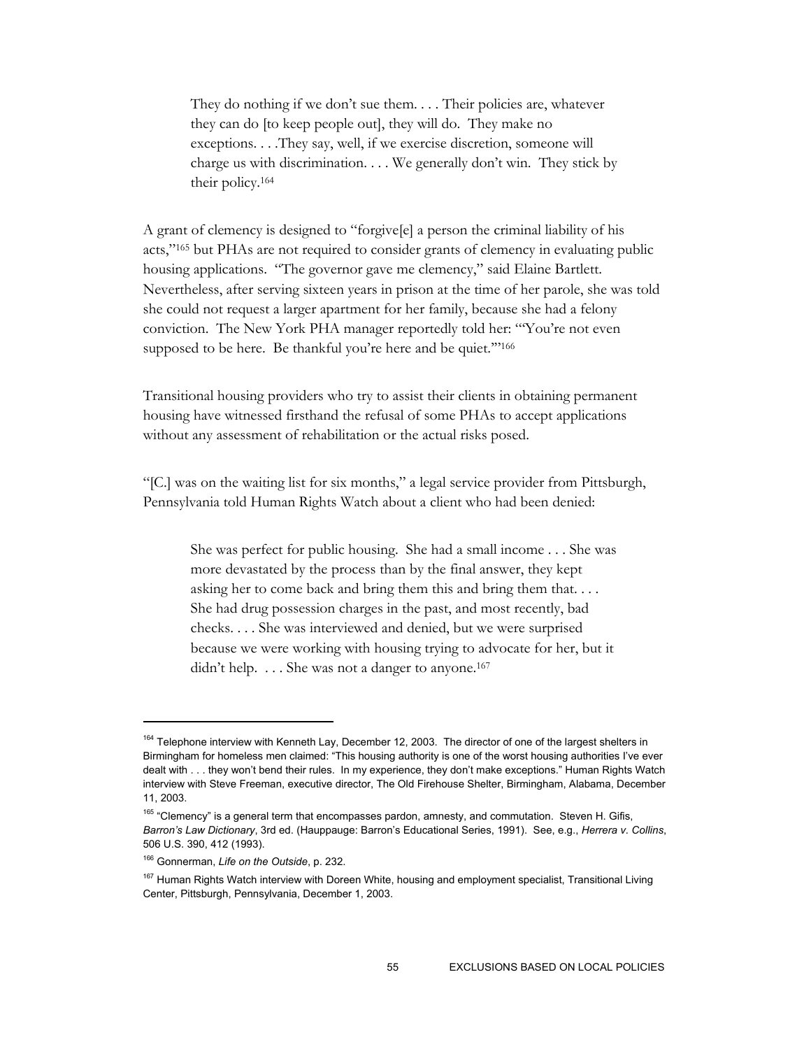> They do nothing if we don't sue them. . . . Their policies are, whatever they can do [to keep people out], they will do. They make no exceptions. . . .They say, well, if we exercise discretion, someone will charge us with discrimination. . . . We generally don't win. They stick by their policy.[164]

A grant of clemency is designed to "forgive[e] a person the criminal liability of his acts,"[165] but PHAs are not required to consider grants of clemency in evaluating public housing applications. "The governor gave me clemency," said Elaine Bartlett. Nevertheless, after serving sixteen years in prison at the time of her parole, she was told she could not request a larger apartment for her family, because she had a felony conviction. The New York PHA manager reportedly told her: "'You're not even supposed to be here. Be thankful you're here and be quiet.'"[166]

Transitional housing providers who try to assist their clients in obtaining permanent housing have witnessed firsthand the refusal of some PHAs to accept applications without any assessment of rehabilitation or the actual risks posed.

"[C.] was on the waiting list for six months," a legal service provider from Pittsburgh, Pennsylvania told Human Rights Watch about a client who had been denied:

> She was perfect for public housing. She had a small income . . . She was more devastated by the process than by the final answer, they kept asking her to come back and bring them this and bring them that. . . . She had drug possession charges in the past, and most recently, bad checks. . . . She was interviewed and denied, but we were surprised because we were working with housing trying to advocate for her, but it didn't help. . . . She was not a danger to anyone.[167]

---

[164] Telephone interview with Kenneth Lay, December 12, 2003. The director of one of the largest shelters in Birmingham for homeless men claimed: "This housing authority is one of the worst housing authorities I've ever dealt with . . . they won't bend their rules. In my experience, they don't make exceptions." Human Rights Watch interview with Steve Freeman, executive director, The Old Firehouse Shelter, Birmingham, Alabama, December 11, 2003.

[165] "Clemency" is a general term that encompasses pardon, amnesty, and commutation. Steven H. Gifis, *Barron's Law Dictionary*, 3rd ed. (Hauppauge: Barron's Educational Series, 1991). See, e.g., *Herrera v. Collins*, 506 U.S. 390, 412 (1993).

[166] Gonnerman, *Life on the Outside*, p. 232.

[167] Human Rights Watch interview with Doreen White, housing and employment specialist, Transitional Living Center, Pittsburgh, Pennsylvania, December 1, 2003.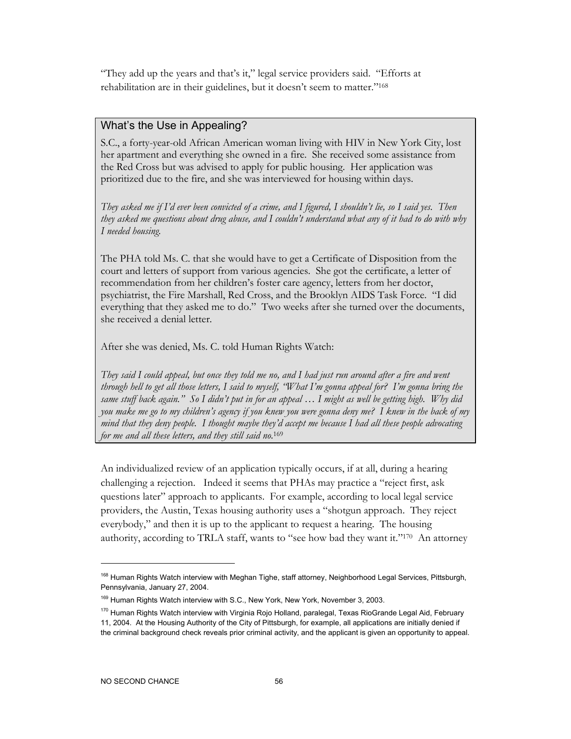"They add up the years and that's it," legal service providers said. "Efforts at rehabilitation are in their guidelines, but it doesn't seem to matter."[168]

### What's the Use in Appealing?

S.C., a forty-year-old African American woman living with HIV in New York City, lost her apartment and everything she owned in a fire. She received some assistance from the Red Cross but was advised to apply for public housing. Her application was prioritized due to the fire, and she was interviewed for housing within days.

*They asked me if I'd ever been convicted of a crime, and I figured, I shouldn't lie, so I said yes. Then they asked me questions about drug abuse, and I couldn't understand what any of it had to do with why I needed housing.*

The PHA told Ms. C. that she would have to get a Certificate of Disposition from the court and letters of support from various agencies. She got the certificate, a letter of recommendation from her children's foster care agency, letters from her doctor, psychiatrist, the Fire Marshall, Red Cross, and the Brooklyn AIDS Task Force. "I did everything that they asked me to do." Two weeks after she turned over the documents, she received a denial letter.

After she was denied, Ms. C. told Human Rights Watch:

*They said I could appeal, but once they told me no, and I had just run around after a fire and went through hell to get all those letters, I said to myself, "What I'm gonna appeal for? I'm gonna bring the same stuff back again." So I didn't put in for an appeal … I might as well be getting high. Why did you make me go to my children's agency if you knew you were gonna deny me? I knew in the back of my mind that they deny people. I thought maybe they'd accept me because I had all these people advocating for me and all these letters, and they still said no.*[169]

An individualized review of an application typically occurs, if at all, during a hearing challenging a rejection. Indeed it seems that PHAs may practice a "reject first, ask questions later" approach to applicants. For example, according to local legal service providers, the Austin, Texas housing authority uses a "shotgun approach. They reject everybody," and then it is up to the applicant to request a hearing. The housing authority, according to TRLA staff, wants to "see how bad they want it."[170] An attorney

---

[168] Human Rights Watch interview with Meghan Tighe, staff attorney, Neighborhood Legal Services, Pittsburgh, Pennsylvania, January 27, 2004.

[169] Human Rights Watch interview with S.C., New York, New York, November 3, 2003.

[170] Human Rights Watch interview with Virginia Rojo Holland, paralegal, Texas RioGrande Legal Aid, February 11, 2004. At the Housing Authority of the City of Pittsburgh, for example, all applications are initially denied if the criminal background check reveals prior criminal activity, and the applicant is given an opportunity to appeal.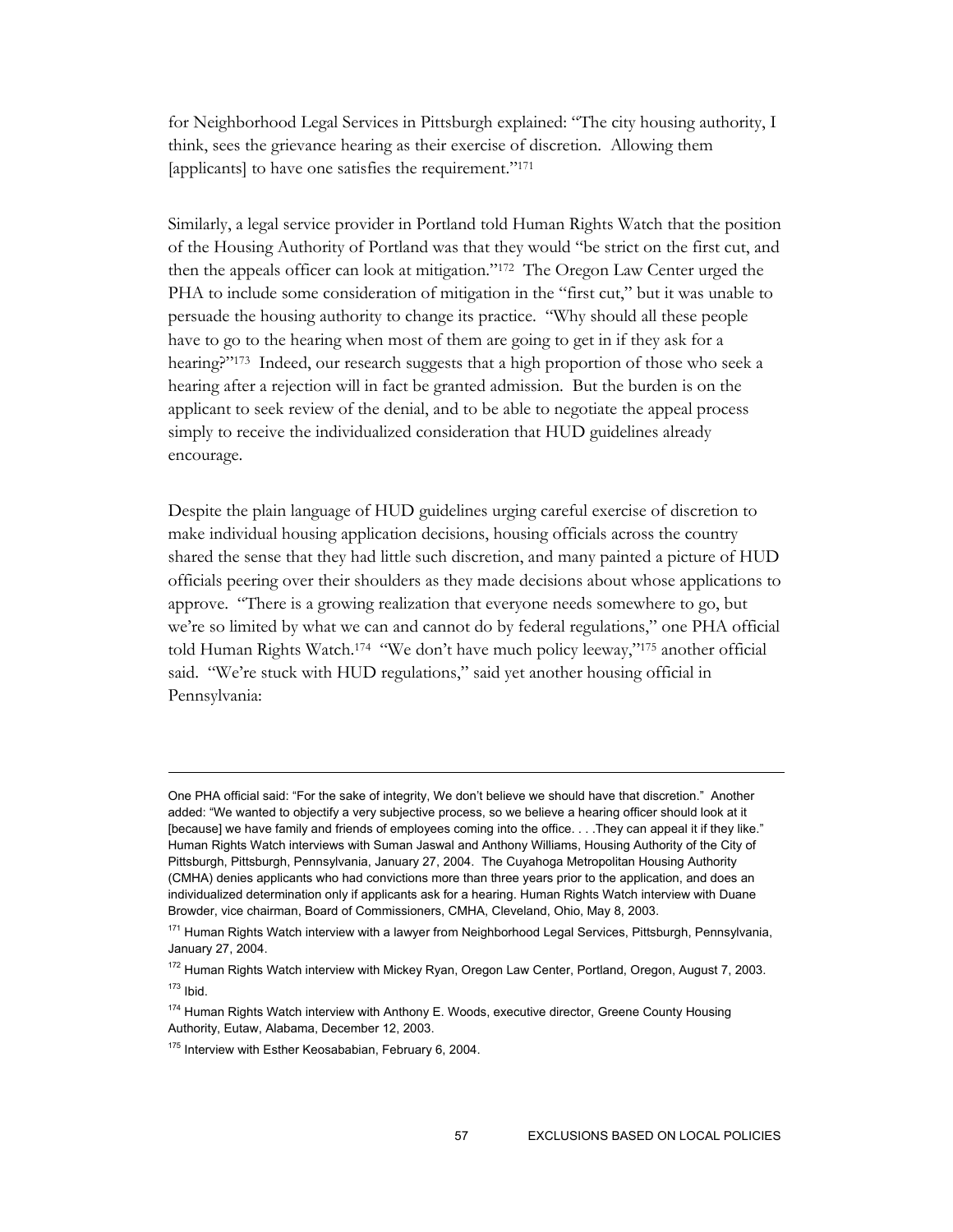for Neighborhood Legal Services in Pittsburgh explained: "The city housing authority, I think, sees the grievance hearing as their exercise of discretion. Allowing them [applicants] to have one satisfies the requirement."[171]

Similarly, a legal service provider in Portland told Human Rights Watch that the position of the Housing Authority of Portland was that they would "be strict on the first cut, and then the appeals officer can look at mitigation."[172] The Oregon Law Center urged the PHA to include some consideration of mitigation in the "first cut," but it was unable to persuade the housing authority to change its practice. "Why should all these people have to go to the hearing when most of them are going to get in if they ask for a hearing?"[173] Indeed, our research suggests that a high proportion of those who seek a hearing after a rejection will in fact be granted admission. But the burden is on the applicant to seek review of the denial, and to be able to negotiate the appeal process simply to receive the individualized consideration that HUD guidelines already encourage.

Despite the plain language of HUD guidelines urging careful exercise of discretion to make individual housing application decisions, housing officials across the country shared the sense that they had little such discretion, and many painted a picture of HUD officials peering over their shoulders as they made decisions about whose applications to approve. "There is a growing realization that everyone needs somewhere to go, but we're so limited by what we can and cannot do by federal regulations," one PHA official told Human Rights Watch.[174] "We don't have much policy leeway,"[175] another official said. "We're stuck with HUD regulations," said yet another housing official in Pennsylvania:

---

One PHA official said: "For the sake of integrity, We don't believe we should have that discretion." Another added: "We wanted to objectify a very subjective process, so we believe a hearing officer should look at it [because] we have family and friends of employees coming into the office. . . .They can appeal it if they like." Human Rights Watch interviews with Suman Jaswal and Anthony Williams, Housing Authority of the City of Pittsburgh, Pittsburgh, Pennsylvania, January 27, 2004. The Cuyahoga Metropolitan Housing Authority (CMHA) denies applicants who had convictions more than three years prior to the application, and does an individualized determination only if applicants ask for a hearing. Human Rights Watch interview with Duane Browder, vice chairman, Board of Commissioners, CMHA, Cleveland, Ohio, May 8, 2003.

[171] Human Rights Watch interview with a lawyer from Neighborhood Legal Services, Pittsburgh, Pennsylvania, January 27, 2004.

[172] Human Rights Watch interview with Mickey Ryan, Oregon Law Center, Portland, Oregon, August 7, 2003.

[173] Ibid.

[174] Human Rights Watch interview with Anthony E. Woods, executive director, Greene County Housing Authority, Eutaw, Alabama, December 12, 2003.

[175] Interview with Esther Keosababian, February 6, 2004.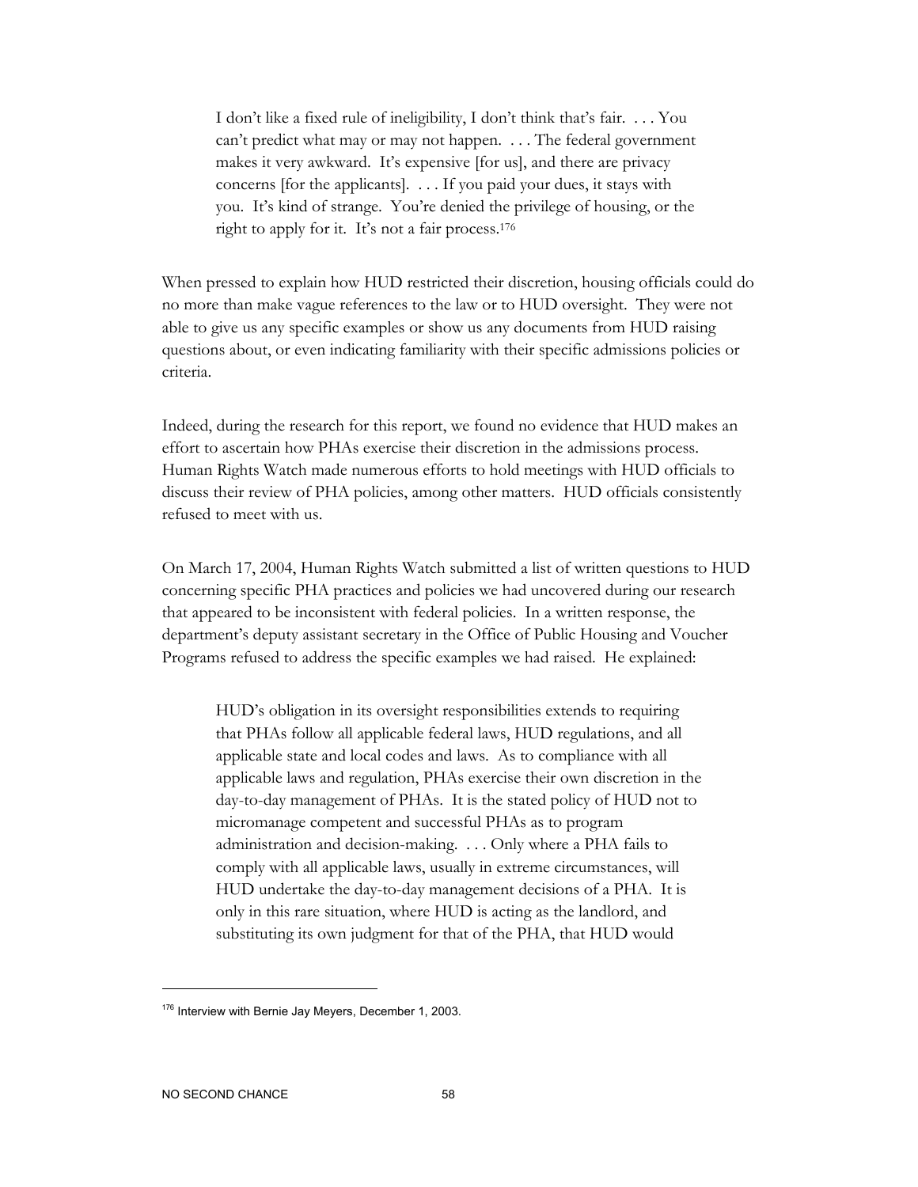> I don't like a fixed rule of ineligibility, I don't think that's fair. . . . You can't predict what may or may not happen. . . . The federal government makes it very awkward. It's expensive [for us], and there are privacy concerns [for the applicants]. . . . If you paid your dues, it stays with you. It's kind of strange. You're denied the privilege of housing, or the right to apply for it. It's not a fair process.[176]

When pressed to explain how HUD restricted their discretion, housing officials could do no more than make vague references to the law or to HUD oversight. They were not able to give us any specific examples or show us any documents from HUD raising questions about, or even indicating familiarity with their specific admissions policies or criteria.

Indeed, during the research for this report, we found no evidence that HUD makes an effort to ascertain how PHAs exercise their discretion in the admissions process. Human Rights Watch made numerous efforts to hold meetings with HUD officials to discuss their review of PHA policies, among other matters. HUD officials consistently refused to meet with us.

On March 17, 2004, Human Rights Watch submitted a list of written questions to HUD concerning specific PHA practices and policies we had uncovered during our research that appeared to be inconsistent with federal policies. In a written response, the department's deputy assistant secretary in the Office of Public Housing and Voucher Programs refused to address the specific examples we had raised. He explained:

> HUD's obligation in its oversight responsibilities extends to requiring that PHAs follow all applicable federal laws, HUD regulations, and all applicable state and local codes and laws. As to compliance with all applicable laws and regulation, PHAs exercise their own discretion in the day-to-day management of PHAs. It is the stated policy of HUD not to micromanage competent and successful PHAs as to program administration and decision-making. . . . Only where a PHA fails to comply with all applicable laws, usually in extreme circumstances, will HUD undertake the day-to-day management decisions of a PHA. It is only in this rare situation, where HUD is acting as the landlord, and substituting its own judgment for that of the PHA, that HUD would

---

[176] Interview with Bernie Jay Meyers, December 1, 2003.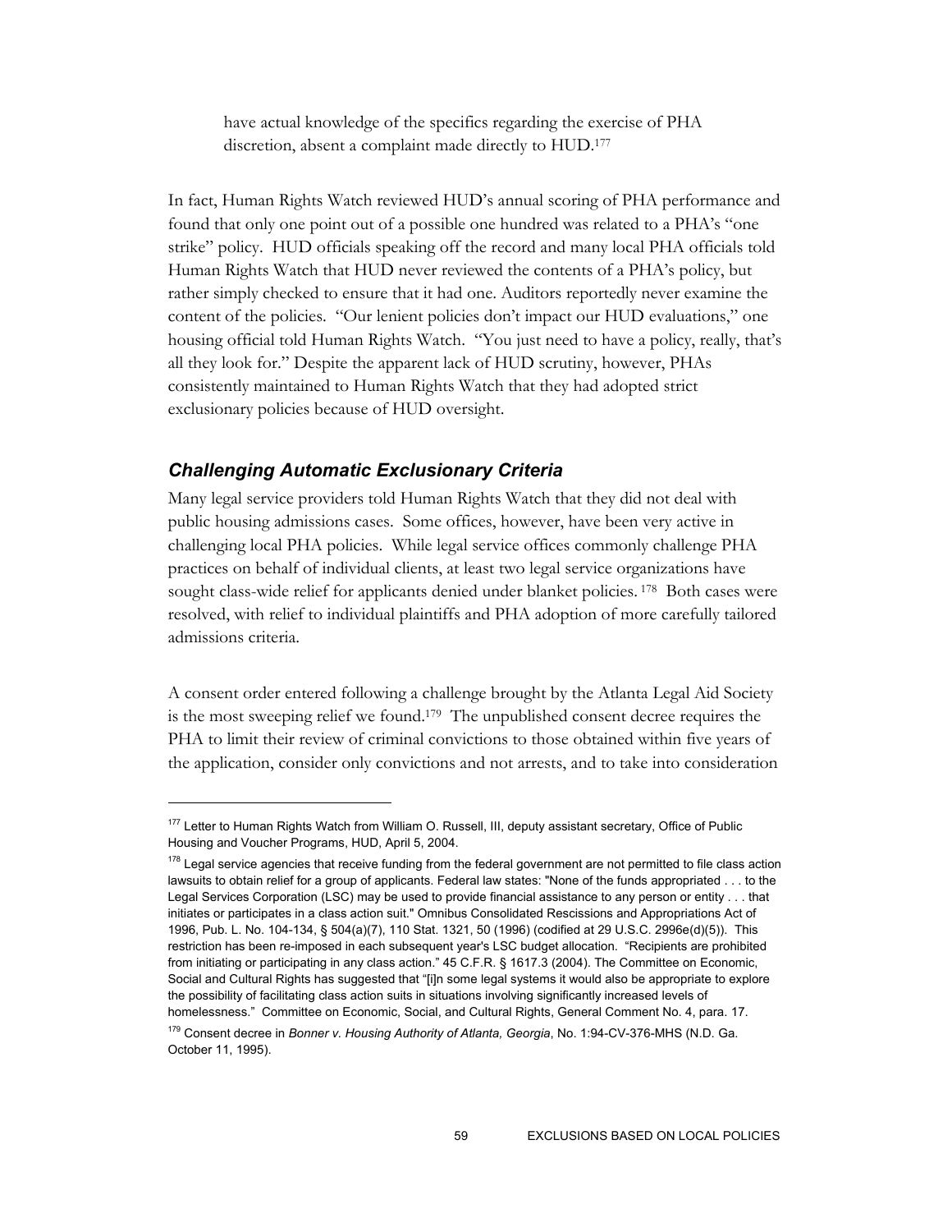have actual knowledge of the specifics regarding the exercise of PHA discretion, absent a complaint made directly to HUD.[177]

In fact, Human Rights Watch reviewed HUD's annual scoring of PHA performance and found that only one point out of a possible one hundred was related to a PHA's "one strike" policy. HUD officials speaking off the record and many local PHA officials told Human Rights Watch that HUD never reviewed the contents of a PHA's policy, but rather simply checked to ensure that it had one. Auditors reportedly never examine the content of the policies. "Our lenient policies don't impact our HUD evaluations," one housing official told Human Rights Watch. "You just need to have a policy, really, that's all they look for." Despite the apparent lack of HUD scrutiny, however, PHAs consistently maintained to Human Rights Watch that they had adopted strict exclusionary policies because of HUD oversight.

### *Challenging Automatic Exclusionary Criteria*

Many legal service providers told Human Rights Watch that they did not deal with public housing admissions cases. Some offices, however, have been very active in challenging local PHA policies. While legal service offices commonly challenge PHA practices on behalf of individual clients, at least two legal service organizations have sought class-wide relief for applicants denied under blanket policies.[178] Both cases were resolved, with relief to individual plaintiffs and PHA adoption of more carefully tailored admissions criteria.

A consent order entered following a challenge brought by the Atlanta Legal Aid Society is the most sweeping relief we found.[179] The unpublished consent decree requires the PHA to limit their review of criminal convictions to those obtained within five years of the application, consider only convictions and not arrests, and to take into consideration

---

[177] Letter to Human Rights Watch from William O. Russell, III, deputy assistant secretary, Office of Public Housing and Voucher Programs, HUD, April 5, 2004.

[178] Legal service agencies that receive funding from the federal government are not permitted to file class action lawsuits to obtain relief for a group of applicants. Federal law states: "None of the funds appropriated . . . to the Legal Services Corporation (LSC) may be used to provide financial assistance to any person or entity . . . that initiates or participates in a class action suit." Omnibus Consolidated Rescissions and Appropriations Act of 1996, Pub. L. No. 104-134, § 504(a)(7), 110 Stat. 1321, 50 (1996) (codified at 29 U.S.C. 2996e(d)(5)). This restriction has been re-imposed in each subsequent year's LSC budget allocation. "Recipients are prohibited from initiating or participating in any class action." 45 C.F.R. § 1617.3 (2004). The Committee on Economic, Social and Cultural Rights has suggested that "[i]n some legal systems it would also be appropriate to explore the possibility of facilitating class action suits in situations involving significantly increased levels of homelessness." Committee on Economic, Social, and Cultural Rights, General Comment No. 4, para. 17.

[179] Consent decree in *Bonner v. Housing Authority of Atlanta, Georgia*, No. 1:94-CV-376-MHS (N.D. Ga. October 11, 1995).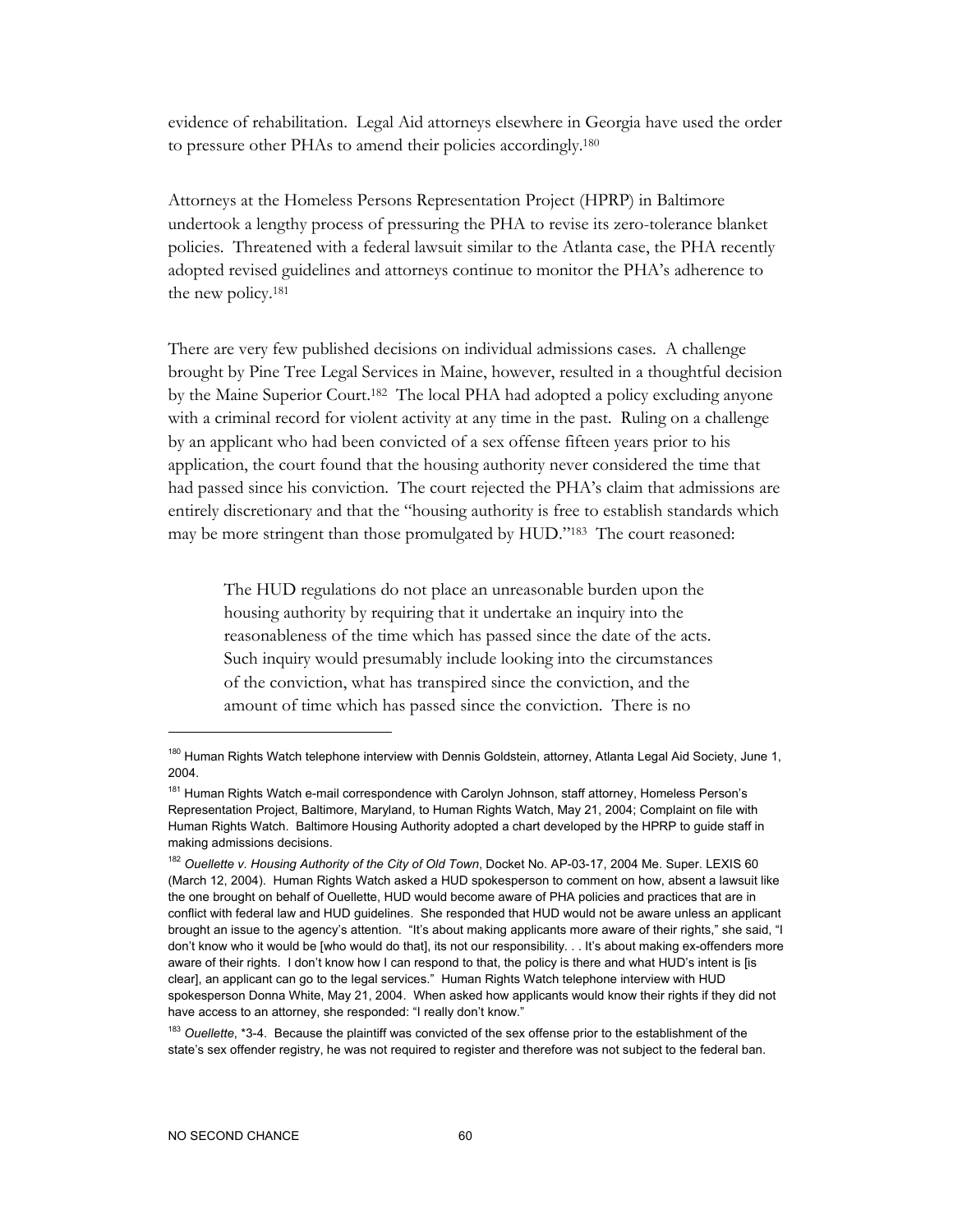evidence of rehabilitation. Legal Aid attorneys elsewhere in Georgia have used the order to pressure other PHAs to amend their policies accordingly.[180]

Attorneys at the Homeless Persons Representation Project (HPRP) in Baltimore undertook a lengthy process of pressuring the PHA to revise its zero-tolerance blanket policies. Threatened with a federal lawsuit similar to the Atlanta case, the PHA recently adopted revised guidelines and attorneys continue to monitor the PHA's adherence to the new policy.[181]

There are very few published decisions on individual admissions cases. A challenge brought by Pine Tree Legal Services in Maine, however, resulted in a thoughtful decision by the Maine Superior Court.[182] The local PHA had adopted a policy excluding anyone with a criminal record for violent activity at any time in the past. Ruling on a challenge by an applicant who had been convicted of a sex offense fifteen years prior to his application, the court found that the housing authority never considered the time that had passed since his conviction. The court rejected the PHA's claim that admissions are entirely discretionary and that the "housing authority is free to establish standards which may be more stringent than those promulgated by HUD."[183] The court reasoned:

> The HUD regulations do not place an unreasonable burden upon the housing authority by requiring that it undertake an inquiry into the reasonableness of the time which has passed since the date of the acts. Such inquiry would presumably include looking into the circumstances of the conviction, what has transpired since the conviction, and the amount of time which has passed since the conviction. There is no

---

[180] Human Rights Watch telephone interview with Dennis Goldstein, attorney, Atlanta Legal Aid Society, June 1, 2004.

[181] Human Rights Watch e-mail correspondence with Carolyn Johnson, staff attorney, Homeless Person's Representation Project, Baltimore, Maryland, to Human Rights Watch, May 21, 2004; Complaint on file with Human Rights Watch. Baltimore Housing Authority adopted a chart developed by the HPRP to guide staff in making admissions decisions.

[182] *Ouellette v. Housing Authority of the City of Old Town*, Docket No. AP-03-17, 2004 Me. Super. LEXIS 60 (March 12, 2004). Human Rights Watch asked a HUD spokesperson to comment on how, absent a lawsuit like the one brought on behalf of Ouellette, HUD would become aware of PHA policies and practices that are in conflict with federal law and HUD guidelines. She responded that HUD would not be aware unless an applicant brought an issue to the agency's attention. "It's about making applicants more aware of their rights," she said, "I don't know who it would be [who would do that], its not our responsibility. . . It's about making ex-offenders more aware of their rights. I don't know how I can respond to that, the policy is there and what HUD's intent is [is clear], an applicant can go to the legal services." Human Rights Watch telephone interview with HUD spokesperson Donna White, May 21, 2004. When asked how applicants would know their rights if they did not have access to an attorney, she responded: "I really don't know."

[183] *Ouellette*, *3-4. Because the plaintiff was convicted of the sex offense prior to the establishment of the state's sex offender registry, he was not required to register and therefore was not subject to the federal ban.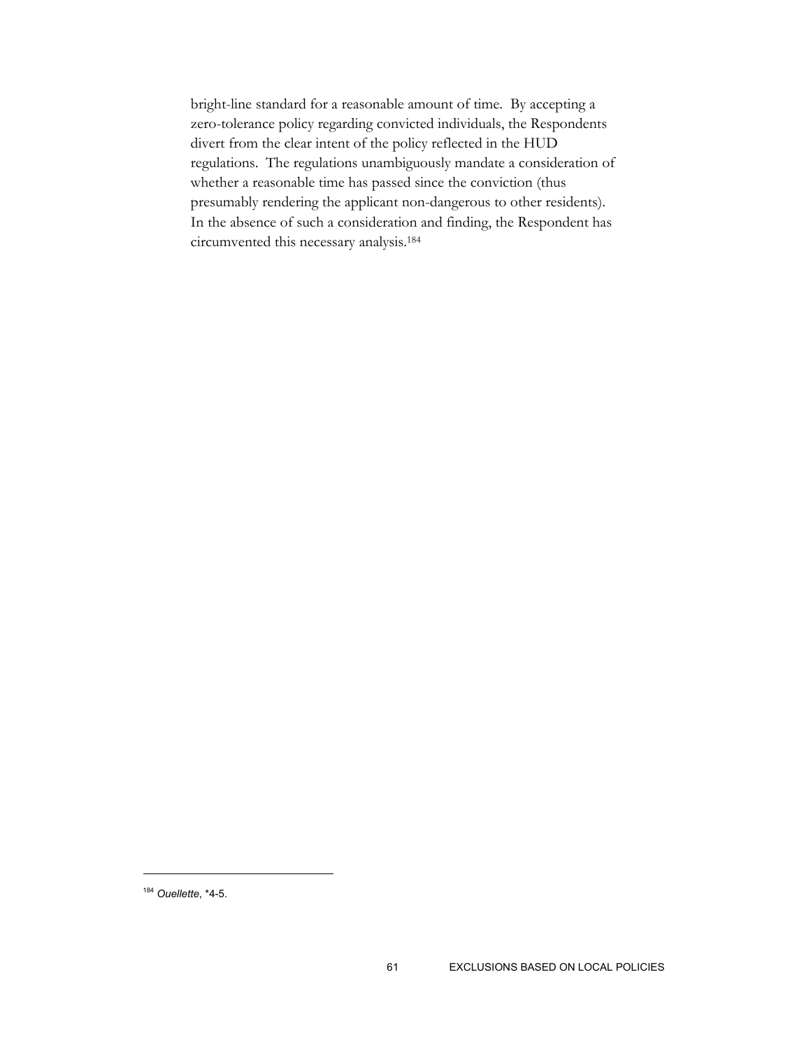bright-line standard for a reasonable amount of time. By accepting a zero-tolerance policy regarding convicted individuals, the Respondents divert from the clear intent of the policy reflected in the HUD regulations. The regulations unambiguously mandate a consideration of whether a reasonable time has passed since the conviction (thus presumably rendering the applicant non-dangerous to other residents). In the absence of such a consideration and finding, the Respondent has circumvented this necessary analysis.[184]

---

[184] *Ouellette*, *4-5.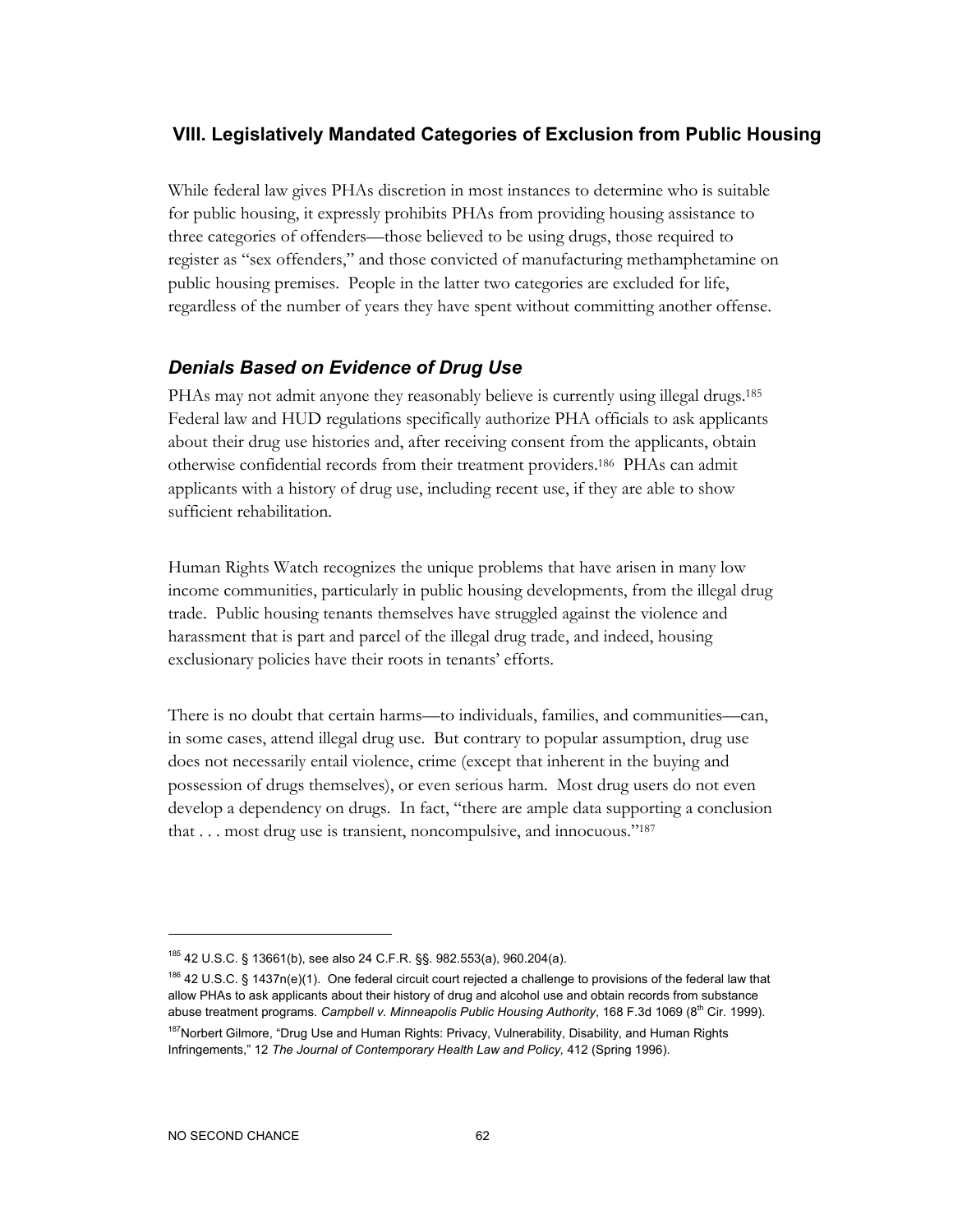## VIII. Legislatively Mandated Categories of Exclusion from Public Housing

While federal law gives PHAs discretion in most instances to determine who is suitable for public housing, it expressly prohibits PHAs from providing housing assistance to three categories of offenders—those believed to be using drugs, those required to register as "sex offenders," and those convicted of manufacturing methamphetamine on public housing premises. People in the latter two categories are excluded for life, regardless of the number of years they have spent without committing another offense.

### *Denials Based on Evidence of Drug Use*

PHAs may not admit anyone they reasonably believe is currently using illegal drugs.[185] Federal law and HUD regulations specifically authorize PHA officials to ask applicants about their drug use histories and, after receiving consent from the applicants, obtain otherwise confidential records from their treatment providers.[186] PHAs can admit applicants with a history of drug use, including recent use, if they are able to show sufficient rehabilitation.

Human Rights Watch recognizes the unique problems that have arisen in many low income communities, particularly in public housing developments, from the illegal drug trade. Public housing tenants themselves have struggled against the violence and harassment that is part and parcel of the illegal drug trade, and indeed, housing exclusionary policies have their roots in tenants' efforts.

There is no doubt that certain harms—to individuals, families, and communities—can, in some cases, attend illegal drug use. But contrary to popular assumption, drug use does not necessarily entail violence, crime (except that inherent in the buying and possession of drugs themselves), or even serious harm. Most drug users do not even develop a dependency on drugs. In fact, "there are ample data supporting a conclusion that . . . most drug use is transient, noncompulsive, and innocuous."[187]

---

[185] 42 U.S.C. § 13661(b), see also 24 C.F.R. §§. 982.553(a), 960.204(a).

[186] 42 U.S.C. § 1437n(e)(1). One federal circuit court rejected a challenge to provisions of the federal law that allow PHAs to ask applicants about their history of drug and alcohol use and obtain records from substance abuse treatment programs. *Campbell v. Minneapolis Public Housing Authority*, 168 F.3d 1069 (8th Cir. 1999).

[187] Norbert Gilmore, "Drug Use and Human Rights: Privacy, Vulnerability, Disability, and Human Rights Infringements," 12 *The Journal of Contemporary Health Law and Policy,* 412 (Spring 1996).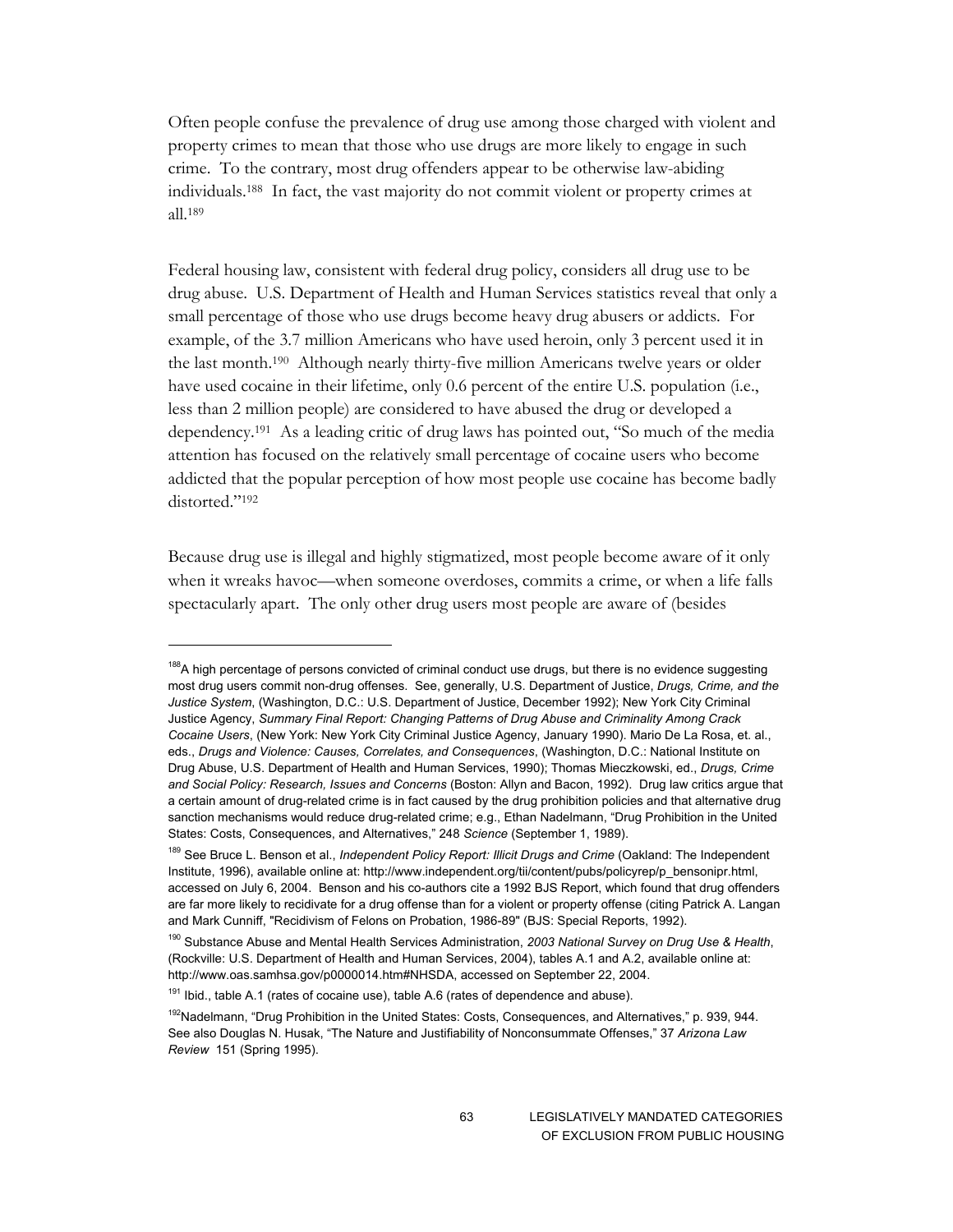Often people confuse the prevalence of drug use among those charged with violent and property crimes to mean that those who use drugs are more likely to engage in such crime. To the contrary, most drug offenders appear to be otherwise law-abiding individuals.[188] In fact, the vast majority do not commit violent or property crimes at all.[189]

Federal housing law, consistent with federal drug policy, considers all drug use to be drug abuse. U.S. Department of Health and Human Services statistics reveal that only a small percentage of those who use drugs become heavy drug abusers or addicts. For example, of the 3.7 million Americans who have used heroin, only 3 percent used it in the last month.[190] Although nearly thirty-five million Americans twelve years or older have used cocaine in their lifetime, only 0.6 percent of the entire U.S. population (i.e., less than 2 million people) are considered to have abused the drug or developed a dependency.[191] As a leading critic of drug laws has pointed out, "So much of the media attention has focused on the relatively small percentage of cocaine users who become addicted that the popular perception of how most people use cocaine has become badly distorted."[192]

Because drug use is illegal and highly stigmatized, most people become aware of it only when it wreaks havoc—when someone overdoses, commits a crime, or when a life falls spectacularly apart. The only other drug users most people are aware of (besides

---

[188] A high percentage of persons convicted of criminal conduct use drugs, but there is no evidence suggesting most drug users commit non-drug offenses. See, generally, U.S. Department of Justice, *Drugs, Crime, and the Justice System*, (Washington, D.C.: U.S. Department of Justice, December 1992); New York City Criminal Justice Agency, *Summary Final Report: Changing Patterns of Drug Abuse and Criminality Among Crack Cocaine Users*, (New York: New York City Criminal Justice Agency, January 1990). Mario De La Rosa, et. al., eds., *Drugs and Violence: Causes, Correlates, and Consequences*, (Washington, D.C.: National Institute on Drug Abuse, U.S. Department of Health and Human Services, 1990); Thomas Mieczkowski, ed., *Drugs, Crime and Social Policy: Research, Issues and Concerns* (Boston: Allyn and Bacon, 1992). Drug law critics argue that a certain amount of drug-related crime is in fact caused by the drug prohibition policies and that alternative drug sanction mechanisms would reduce drug-related crime; e.g., Ethan Nadelmann, "Drug Prohibition in the United States: Costs, Consequences, and Alternatives," 248 *Science* (September 1, 1989).

[189] See Bruce L. Benson et al., *Independent Policy Report: Illicit Drugs and Crime* (Oakland: The Independent Institute, 1996), available online at: http://www.independent.org/tii/content/pubs/policyrep/p_bensonipr.html, accessed on July 6, 2004. Benson and his co-authors cite a 1992 BJS Report, which found that drug offenders are far more likely to recidivate for a drug offense than for a violent or property offense (citing Patrick A. Langan and Mark Cunniff, "Recidivism of Felons on Probation, 1986-89" (BJS: Special Reports, 1992).

[190] Substance Abuse and Mental Health Services Administration, *2003 National Survey on Drug Use & Health*, (Rockville: U.S. Department of Health and Human Services, 2004), tables A.1 and A.2, available online at: http://www.oas.samhsa.gov/p0000014.htm#NHSDA, accessed on September 22, 2004.

[191] Ibid., table A.1 (rates of cocaine use), table A.6 (rates of dependence and abuse).

[192] Nadelmann, "Drug Prohibition in the United States: Costs, Consequences, and Alternatives," p. 939, 944. See also Douglas N. Husak, "The Nature and Justifiability of Nonconsummate Offenses," 37 *Arizona Law Review* 151 (Spring 1995).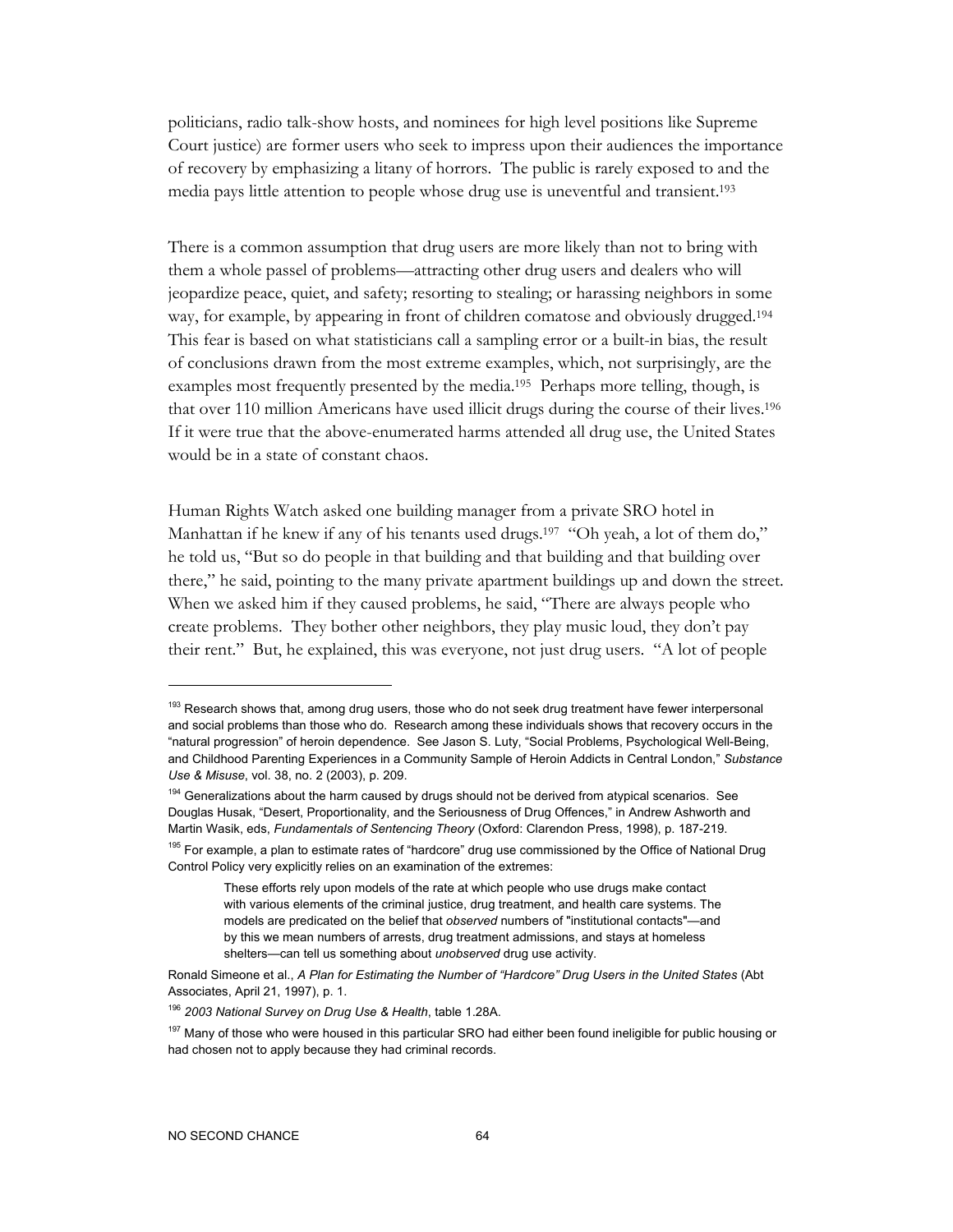politicians, radio talk-show hosts, and nominees for high level positions like Supreme Court justice) are former users who seek to impress upon their audiences the importance of recovery by emphasizing a litany of horrors. The public is rarely exposed to and the media pays little attention to people whose drug use is uneventful and transient.[193]

There is a common assumption that drug users are more likely than not to bring with them a whole passel of problems—attracting other drug users and dealers who will jeopardize peace, quiet, and safety; resorting to stealing; or harassing neighbors in some way, for example, by appearing in front of children comatose and obviously drugged.[194] This fear is based on what statisticians call a sampling error or a built-in bias, the result of conclusions drawn from the most extreme examples, which, not surprisingly, are the examples most frequently presented by the media.[195] Perhaps more telling, though, is that over 110 million Americans have used illicit drugs during the course of their lives.[196] If it were true that the above-enumerated harms attended all drug use, the United States would be in a state of constant chaos.

Human Rights Watch asked one building manager from a private SRO hotel in Manhattan if he knew if any of his tenants used drugs.[197] "Oh yeah, a lot of them do," he told us, "But so do people in that building and that building and that building over there," he said, pointing to the many private apartment buildings up and down the street. When we asked him if they caused problems, he said, "There are always people who create problems. They bother other neighbors, they play music loud, they don't pay their rent." But, he explained, this was everyone, not just drug users. "A lot of people

---

[193] Research shows that, among drug users, those who do not seek drug treatment have fewer interpersonal and social problems than those who do. Research among these individuals shows that recovery occurs in the "natural progression" of heroin dependence. See Jason S. Luty, "Social Problems, Psychological Well-Being, and Childhood Parenting Experiences in a Community Sample of Heroin Addicts in Central London," *Substance Use & Misuse*, vol. 38, no. 2 (2003), p. 209.

[194] Generalizations about the harm caused by drugs should not be derived from atypical scenarios. See Douglas Husak, "Desert, Proportionality, and the Seriousness of Drug Offences," in Andrew Ashworth and Martin Wasik, eds, *Fundamentals of Sentencing Theory* (Oxford: Clarendon Press, 1998), p. 187-219.

[195] For example, a plan to estimate rates of "hardcore" drug use commissioned by the Office of National Drug Control Policy very explicitly relies on an examination of the extremes:

> These efforts rely upon models of the rate at which people who use drugs make contact with various elements of the criminal justice, drug treatment, and health care systems. The models are predicated on the belief that *observed* numbers of "institutional contacts"—and by this we mean numbers of arrests, drug treatment admissions, and stays at homeless shelters—can tell us something about *unobserved* drug use activity.

Ronald Simeone et al., *A Plan for Estimating the Number of "Hardcore" Drug Users in the United States* (Abt Associates, April 21, 1997), p. 1.

[196] *2003 National Survey on Drug Use & Health*, table 1.28A.

[197] Many of those who were housed in this particular SRO had either been found ineligible for public housing or had chosen not to apply because they had criminal records.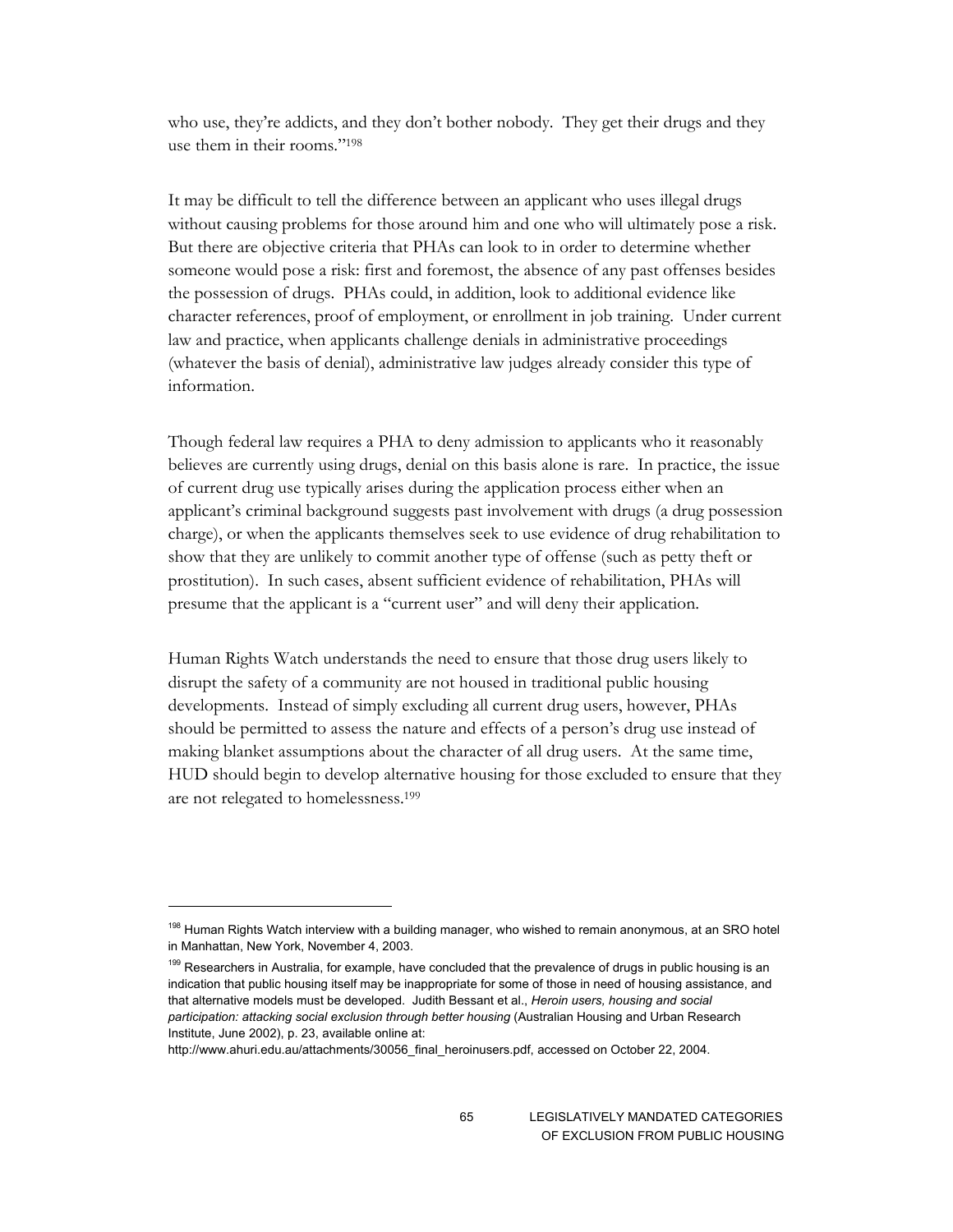who use, they're addicts, and they don't bother nobody. They get their drugs and they use them in their rooms."[198]

It may be difficult to tell the difference between an applicant who uses illegal drugs without causing problems for those around him and one who will ultimately pose a risk. But there are objective criteria that PHAs can look to in order to determine whether someone would pose a risk: first and foremost, the absence of any past offenses besides the possession of drugs. PHAs could, in addition, look to additional evidence like character references, proof of employment, or enrollment in job training. Under current law and practice, when applicants challenge denials in administrative proceedings (whatever the basis of denial), administrative law judges already consider this type of information.

Though federal law requires a PHA to deny admission to applicants who it reasonably believes are currently using drugs, denial on this basis alone is rare. In practice, the issue of current drug use typically arises during the application process either when an applicant's criminal background suggests past involvement with drugs (a drug possession charge), or when the applicants themselves seek to use evidence of drug rehabilitation to show that they are unlikely to commit another type of offense (such as petty theft or prostitution). In such cases, absent sufficient evidence of rehabilitation, PHAs will presume that the applicant is a "current user" and will deny their application.

Human Rights Watch understands the need to ensure that those drug users likely to disrupt the safety of a community are not housed in traditional public housing developments. Instead of simply excluding all current drug users, however, PHAs should be permitted to assess the nature and effects of a person's drug use instead of making blanket assumptions about the character of all drug users. At the same time, HUD should begin to develop alternative housing for those excluded to ensure that they are not relegated to homelessness.[199]

---

[198] Human Rights Watch interview with a building manager, who wished to remain anonymous, at an SRO hotel in Manhattan, New York, November 4, 2003.

[199] Researchers in Australia, for example, have concluded that the prevalence of drugs in public housing is an indication that public housing itself may be inappropriate for some of those in need of housing assistance, and that alternative models must be developed. Judith Bessant et al., *Heroin users, housing and social participation: attacking social exclusion through better housing* (Australian Housing and Urban Research Institute, June 2002), p. 23, available online at: http://www.ahuri.edu.au/attachments/30056_final_heroinusers.pdf, accessed on October 22, 2004.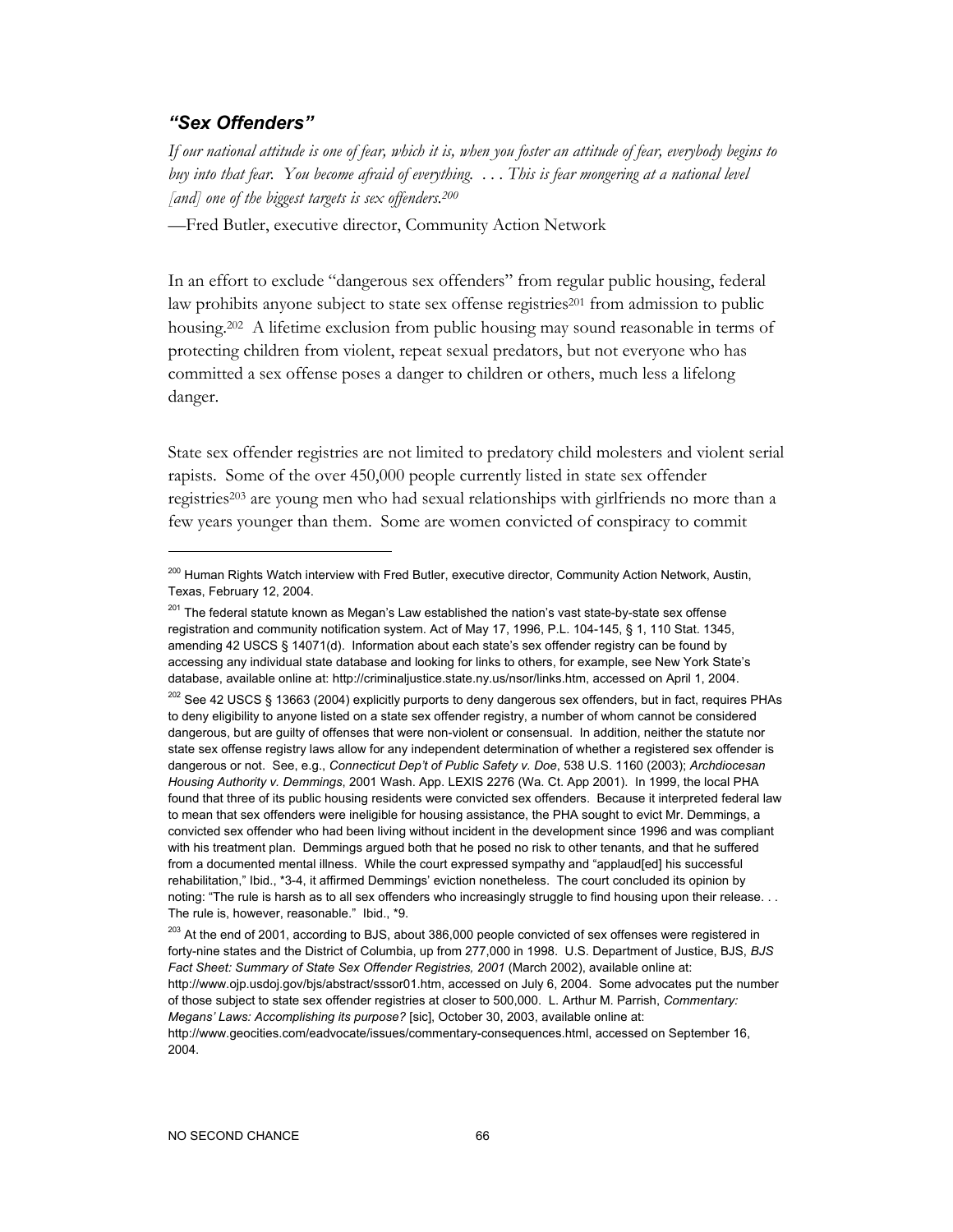### *"Sex Offenders"*

*If our national attitude is one of fear, which it is, when you foster an attitude of fear, everybody begins to buy into that fear. You become afraid of everything. . . . This is fear mongering at a national level [and] one of the biggest targets is sex offenders.*[200]

—Fred Butler, executive director, Community Action Network

In an effort to exclude "dangerous sex offenders" from regular public housing, federal law prohibits anyone subject to state sex offense registries[201] from admission to public housing.[202] A lifetime exclusion from public housing may sound reasonable in terms of protecting children from violent, repeat sexual predators, but not everyone who has committed a sex offense poses a danger to children or others, much less a lifelong danger.

State sex offender registries are not limited to predatory child molesters and violent serial rapists. Some of the over 450,000 people currently listed in state sex offender registries[203] are young men who had sexual relationships with girlfriends no more than a few years younger than them. Some are women convicted of conspiracy to commit

---

[200] Human Rights Watch interview with Fred Butler, executive director, Community Action Network, Austin, Texas, February 12, 2004.

[201] The federal statute known as Megan's Law established the nation's vast state-by-state sex offense registration and community notification system. Act of May 17, 1996, P.L. 104-145, § 1, 110 Stat. 1345, amending 42 USCS § 14071(d). Information about each state's sex offender registry can be found by accessing any individual state database and looking for links to others, for example, see New York State's database, available online at: http://criminaljustice.state.ny.us/nsor/links.htm, accessed on April 1, 2004.

[202] See 42 USCS § 13663 (2004) explicitly purports to deny dangerous sex offenders, but in fact, requires PHAs to deny eligibility to anyone listed on a state sex offender registry, a number of whom cannot be considered dangerous, but are guilty of offenses that were non-violent or consensual. In addition, neither the statute nor state sex offense registry laws allow for any independent determination of whether a registered sex offender is dangerous or not. See, e.g., *Connecticut Dep't of Public Safety v. Doe*, 538 U.S. 1160 (2003); *Archdiocesan Housing Authority v. Demmings*, 2001 Wash. App. LEXIS 2276 (Wa. Ct. App 2001). In 1999, the local PHA found that three of its public housing residents were convicted sex offenders. Because it interpreted federal law to mean that sex offenders were ineligible for housing assistance, the PHA sought to evict Mr. Demmings, a convicted sex offender who had been living without incident in the development since 1996 and was compliant with his treatment plan. Demmings argued both that he posed no risk to other tenants, and that he suffered from a documented mental illness. While the court expressed sympathy and "applaud[ed] his successful rehabilitation," Ibid., *3-4, it affirmed Demmings' eviction nonetheless. The court concluded its opinion by noting: "The rule is harsh as to all sex offenders who increasingly struggle to find housing upon their release. . . The rule is, however, reasonable." Ibid., *9.

[203] At the end of 2001, according to BJS, about 386,000 people convicted of sex offenses were registered in forty-nine states and the District of Columbia, up from 277,000 in 1998. U.S. Department of Justice, BJS, *BJS Fact Sheet: Summary of State Sex Offender Registries, 2001* (March 2002), available online at: http://www.ojp.usdoj.gov/bjs/abstract/sssor01.htm, accessed on July 6, 2004. Some advocates put the number of those subject to state sex offender registries at closer to 500,000. L. Arthur M. Parrish, *Commentary: Megans' Laws: Accomplishing its purpose?* [sic], October 30, 2003, available online at: http://www.geocities.com/eadvocate/issues/commentary-consequences.html, accessed on September 16, 2004.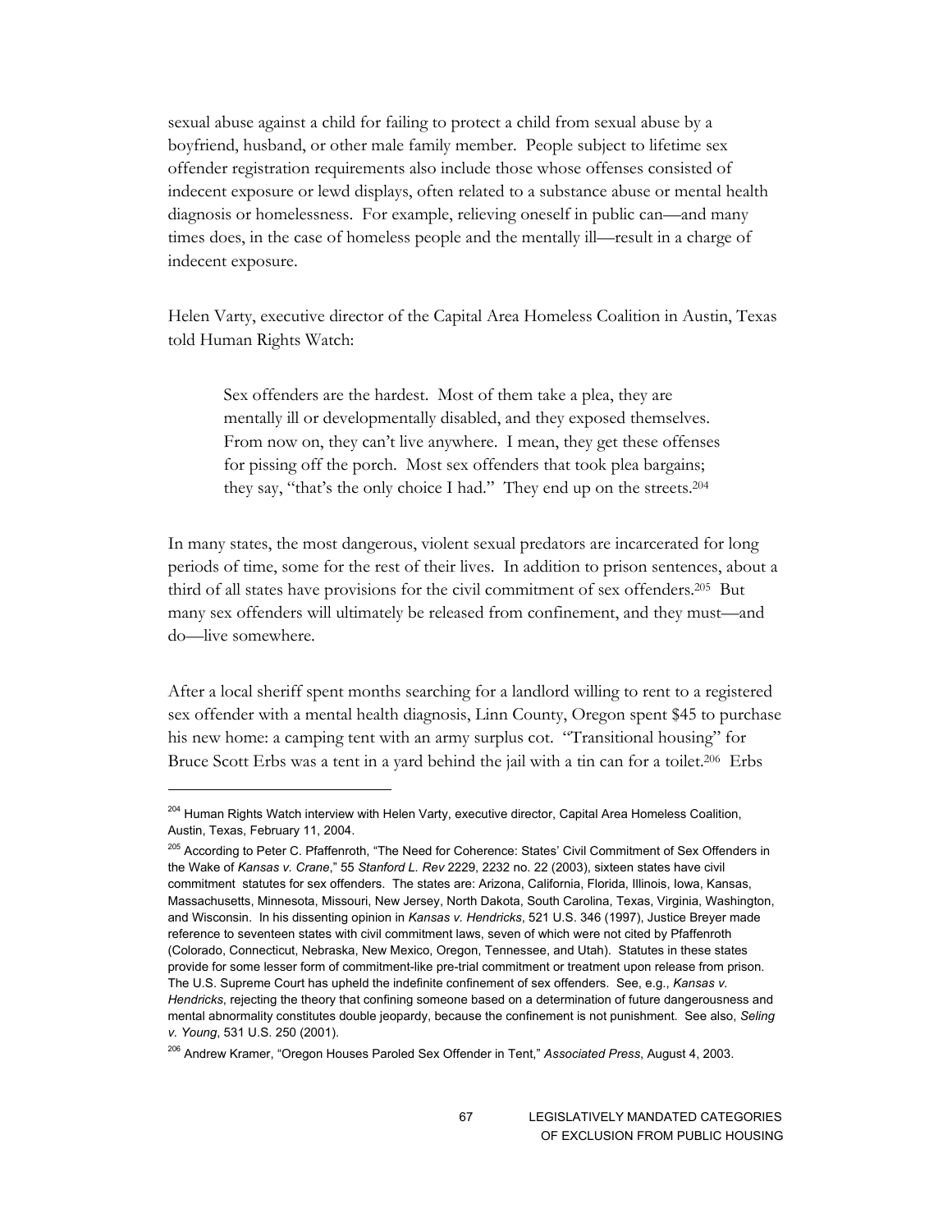sexual abuse against a child for failing to protect a child from sexual abuse by a boyfriend, husband, or other male family member. People subject to lifetime sex offender registration requirements also include those whose offenses consisted of indecent exposure or lewd displays, often related to a substance abuse or mental health diagnosis or homelessness. For example, relieving oneself in public can—and many times does, in the case of homeless people and the mentally ill—result in a charge of indecent exposure.

Helen Varty, executive director of the Capital Area Homeless Coalition in Austin, Texas told Human Rights Watch:

> Sex offenders are the hardest. Most of them take a plea, they are mentally ill or developmentally disabled, and they exposed themselves. From now on, they can't live anywhere. I mean, they get these offenses for pissing off the porch. Most sex offenders that took plea bargains; they say, "that's the only choice I had." They end up on the streets.[204]

In many states, the most dangerous, violent sexual predators are incarcerated for long periods of time, some for the rest of their lives. In addition to prison sentences, about a third of all states have provisions for the civil commitment of sex offenders.[205] But many sex offenders will ultimately be released from confinement, and they must—and do—live somewhere.

After a local sheriff spent months searching for a landlord willing to rent to a registered sex offender with a mental health diagnosis, Linn County, Oregon spent $45 to purchase his new home: a camping tent with an army surplus cot. "Transitional housing" for Bruce Scott Erbs was a tent in a yard behind the jail with a tin can for a toilet.[206] Erbs

---

[204] Human Rights Watch interview with Helen Varty, executive director, Capital Area Homeless Coalition, Austin, Texas, February 11, 2004.

[205] According to Peter C. Pfaffenroth, "The Need for Coherence: States' Civil Commitment of Sex Offenders in the Wake of *Kansas v. Crane*," 55 *Stanford L. Rev* 2229, 2232 no. 22 (2003), sixteen states have civil commitment statutes for sex offenders. The states are: Arizona, California, Florida, Illinois, Iowa, Kansas, Massachusetts, Minnesota, Missouri, New Jersey, North Dakota, South Carolina, Texas, Virginia, Washington, and Wisconsin. In his dissenting opinion in *Kansas v. Hendricks*, 521 U.S. 346 (1997), Justice Breyer made reference to seventeen states with civil commitment laws, seven of which were not cited by Pfaffenroth (Colorado, Connecticut, Nebraska, New Mexico, Oregon, Tennessee, and Utah). Statutes in these states provide for some lesser form of commitment-like pre-trial commitment or treatment upon release from prison. The U.S. Supreme Court has upheld the indefinite confinement of sex offenders. See, e.g., *Kansas v. Hendricks*, rejecting the theory that confining someone based on a determination of future dangerousness and mental abnormality constitutes double jeopardy, because the confinement is not punishment. See also, *Seling v. Young*, 531 U.S. 250 (2001).

[206] Andrew Kramer, "Oregon Houses Paroled Sex Offender in Tent," *Associated Press*, August 4, 2003.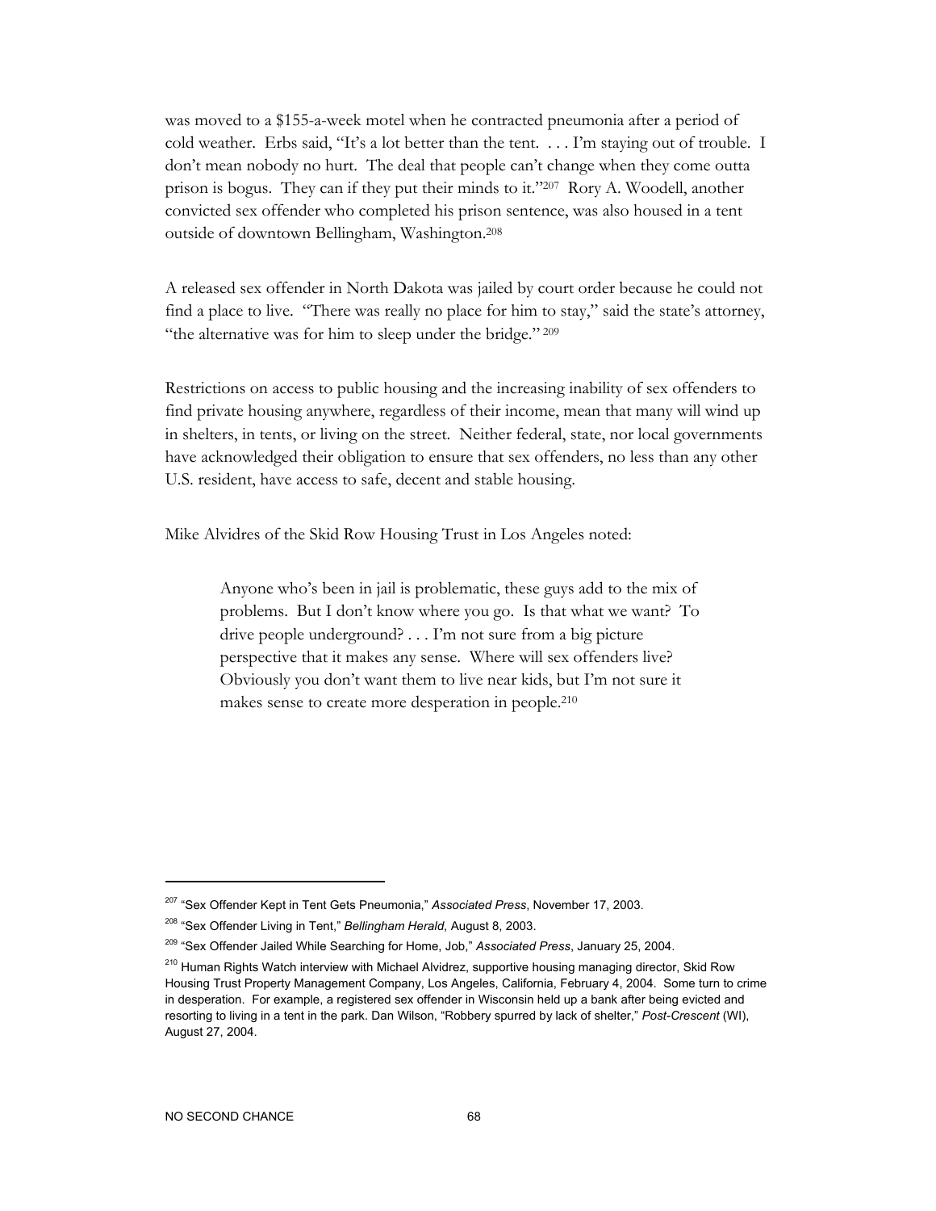was moved to a $155-a-week motel when he contracted pneumonia after a period of cold weather. Erbs said, "It's a lot better than the tent. . . . I'm staying out of trouble. I don't mean nobody no hurt. The deal that people can't change when they come outta prison is bogus. They can if they put their minds to it."[207] Rory A. Woodell, another convicted sex offender who completed his prison sentence, was also housed in a tent outside of downtown Bellingham, Washington.[208]

A released sex offender in North Dakota was jailed by court order because he could not find a place to live. "There was really no place for him to stay," said the state's attorney, "the alternative was for him to sleep under the bridge."[209]

Restrictions on access to public housing and the increasing inability of sex offenders to find private housing anywhere, regardless of their income, mean that many will wind up in shelters, in tents, or living on the street. Neither federal, state, nor local governments have acknowledged their obligation to ensure that sex offenders, no less than any other U.S. resident, have access to safe, decent and stable housing.

Mike Alvidres of the Skid Row Housing Trust in Los Angeles noted:

> Anyone who's been in jail is problematic, these guys add to the mix of problems. But I don't know where you go. Is that what we want? To drive people underground? . . . I'm not sure from a big picture perspective that it makes any sense. Where will sex offenders live? Obviously you don't want them to live near kids, but I'm not sure it makes sense to create more desperation in people.[210]

---

[207] "Sex Offender Kept in Tent Gets Pneumonia," *Associated Press*, November 17, 2003.

[208] "Sex Offender Living in Tent," *Bellingham Herald*, August 8, 2003.

[209] "Sex Offender Jailed While Searching for Home, Job," *Associated Press*, January 25, 2004.

[210] Human Rights Watch interview with Michael Alvidrez, supportive housing managing director, Skid Row Housing Trust Property Management Company, Los Angeles, California, February 4, 2004. Some turn to crime in desperation. For example, a registered sex offender in Wisconsin held up a bank after being evicted and resorting to living in a tent in the park. Dan Wilson, "Robbery spurred by lack of shelter," *Post-Crescent* (WI), August 27, 2004.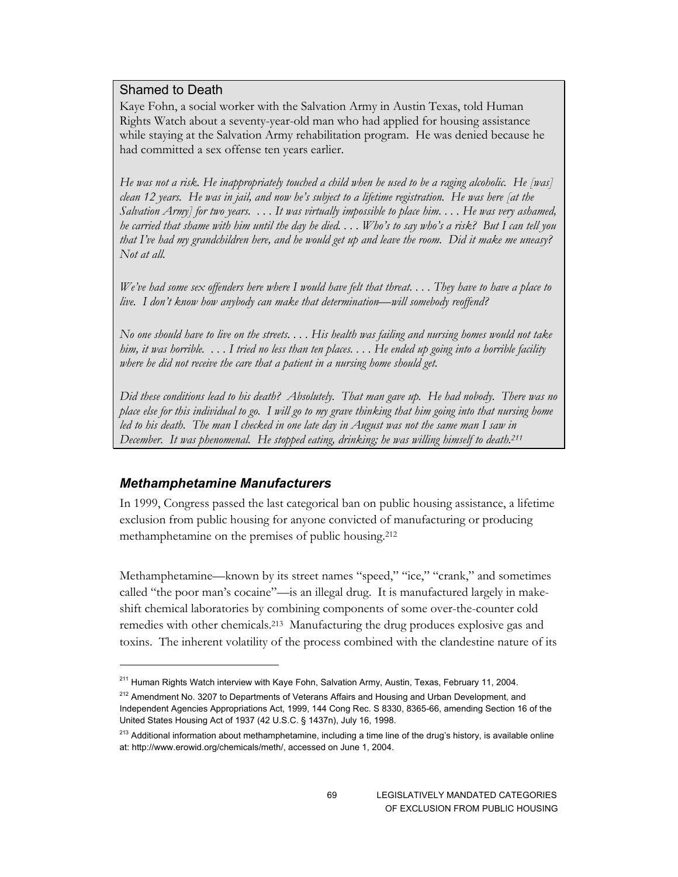### Shamed to Death

Kaye Fohn, a social worker with the Salvation Army in Austin Texas, told Human Rights Watch about a seventy-year-old man who had applied for housing assistance while staying at the Salvation Army rehabilitation program. He was denied because he had committed a sex offense ten years earlier.

*He was not a risk. He inappropriately touched a child when he used to be a raging alcoholic. He [was] clean 12 years. He was in jail, and now he's subject to a lifetime registration. He was here [at the Salvation Army] for two years. . . . It was virtually impossible to place him. . . . He was very ashamed, he carried that shame with him until the day he died. . . . Who's to say who's a risk? But I can tell you that I've had my grandchildren here, and he would get up and leave the room. Did it make me uneasy? Not at all.*

*We've had some sex offenders here where I would have felt that threat. . . . They have to have a place to live. I don't know how anybody can make that determination—will somebody reoffend?*

*No one should have to live on the streets. . . . His health was failing and nursing homes would not take him, it was horrible. . . . I tried no less than ten places. . . . He ended up going into a horrible facility where he did not receive the care that a patient in a nursing home should get.*

*Did these conditions lead to his death? Absolutely. That man gave up. He had nobody. There was no place else for this individual to go. I will go to my grave thinking that him going into that nursing home led to his death. The man I checked in one late day in August was not the same man I saw in December. It was phenomenal. He stopped eating, drinking; he was willing himself to death.*[211]

## *Methamphetamine Manufacturers*

In 1999, Congress passed the last categorical ban on public housing assistance, a lifetime exclusion from public housing for anyone convicted of manufacturing or producing methamphetamine on the premises of public housing.[212]

Methamphetamine—known by its street names "speed," "ice," "crank," and sometimes called "the poor man's cocaine"—is an illegal drug. It is manufactured largely in make-shift chemical laboratories by combining components of some over-the-counter cold remedies with other chemicals.[213] Manufacturing the drug produces explosive gas and toxins. The inherent volatility of the process combined with the clandestine nature of its

---

[211] Human Rights Watch interview with Kaye Fohn, Salvation Army, Austin, Texas, February 11, 2004.

[212] Amendment No. 3207 to Departments of Veterans Affairs and Housing and Urban Development, and Independent Agencies Appropriations Act, 1999, 144 Cong Rec. S 8330, 8365-66, amending Section 16 of the United States Housing Act of 1937 (42 U.S.C. § 1437n), July 16, 1998.

[213] Additional information about methamphetamine, including a time line of the drug's history, is available online at: http://www.erowid.org/chemicals/meth/, accessed on June 1, 2004.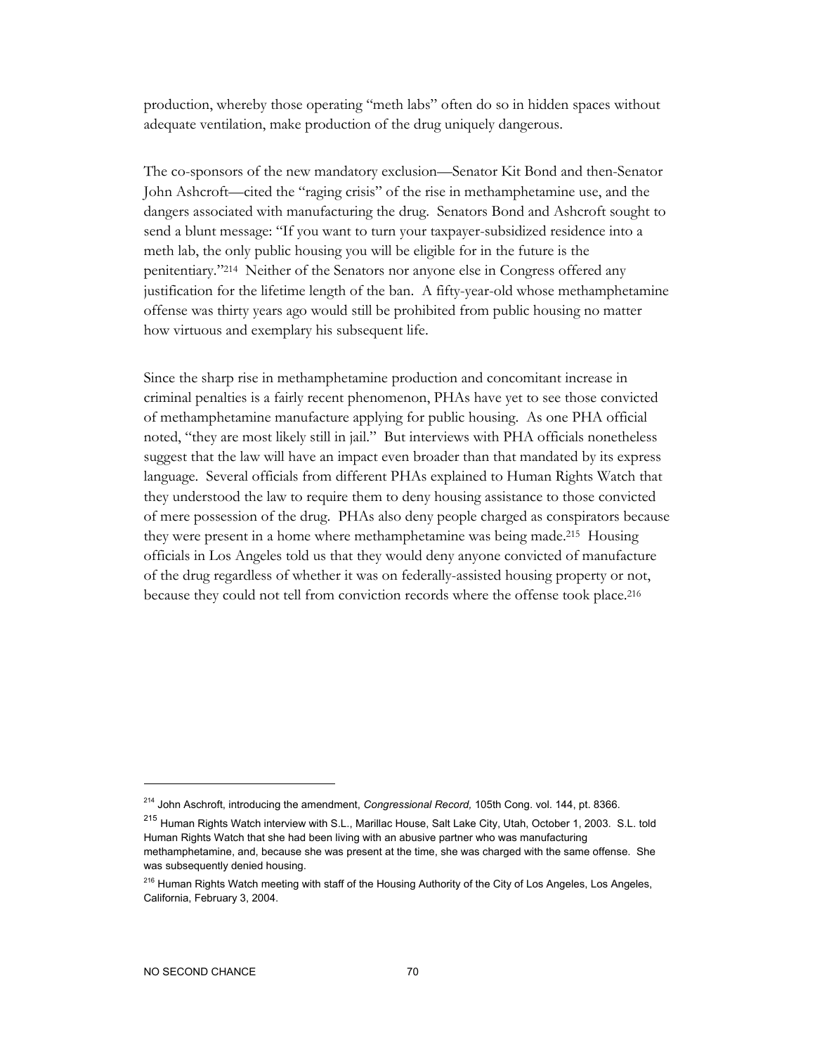production, whereby those operating "meth labs" often do so in hidden spaces without adequate ventilation, make production of the drug uniquely dangerous.

The co-sponsors of the new mandatory exclusion—Senator Kit Bond and then-Senator John Ashcroft—cited the "raging crisis" of the rise in methamphetamine use, and the dangers associated with manufacturing the drug. Senators Bond and Ashcroft sought to send a blunt message: "If you want to turn your taxpayer-subsidized residence into a meth lab, the only public housing you will be eligible for in the future is the penitentiary."[214] Neither of the Senators nor anyone else in Congress offered any justification for the lifetime length of the ban. A fifty-year-old whose methamphetamine offense was thirty years ago would still be prohibited from public housing no matter how virtuous and exemplary his subsequent life.

Since the sharp rise in methamphetamine production and concomitant increase in criminal penalties is a fairly recent phenomenon, PHAs have yet to see those convicted of methamphetamine manufacture applying for public housing. As one PHA official noted, "they are most likely still in jail." But interviews with PHA officials nonetheless suggest that the law will have an impact even broader than that mandated by its express language. Several officials from different PHAs explained to Human Rights Watch that they understood the law to require them to deny housing assistance to those convicted of mere possession of the drug. PHAs also deny people charged as conspirators because they were present in a home where methamphetamine was being made.[215] Housing officials in Los Angeles told us that they would deny anyone convicted of manufacture of the drug regardless of whether it was on federally-assisted housing property or not, because they could not tell from conviction records where the offense took place.[216]

---

[214] John Ascroft, introducing the amendment, *Congressional Record,* 105th Cong. vol. 144, pt. 8366.

[215] Human Rights Watch interview with S.L., Marillac House, Salt Lake City, Utah, October 1, 2003. S.L. told Human Rights Watch that she had been living with an abusive partner who was manufacturing methamphetamine, and, because she was present at the time, she was charged with the same offense. She was subsequently denied housing.

[216] Human Rights Watch meeting with staff of the Housing Authority of the City of Los Angeles, Los Angeles, California, February 3, 2004.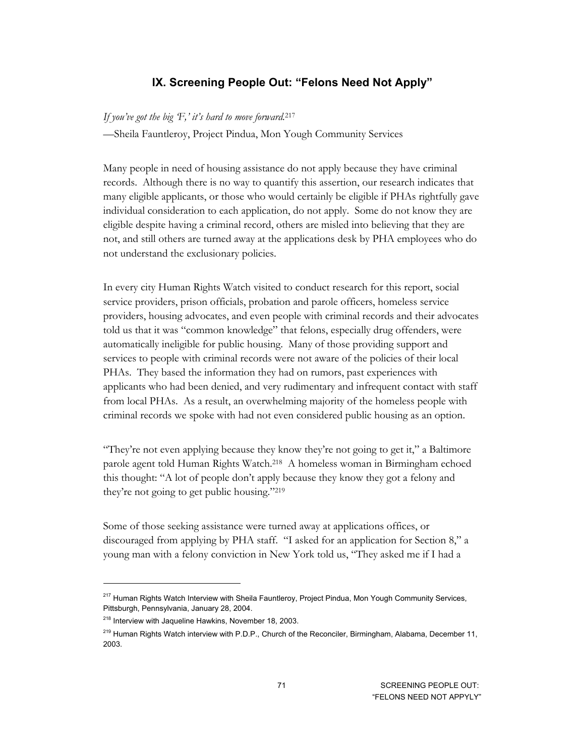## IX. Screening People Out: "Felons Need Not Apply"

*If you've got the big 'F,' it's hard to move forward.*[217]

—Sheila Fauntleroy, Project Pindua, Mon Yough Community Services

Many people in need of housing assistance do not apply because they have criminal records. Although there is no way to quantify this assertion, our research indicates that many eligible applicants, or those who would certainly be eligible if PHAs rightfully gave individual consideration to each application, do not apply. Some do not know they are eligible despite having a criminal record, others are misled into believing that they are not, and still others are turned away at the applications desk by PHA employees who do not understand the exclusionary policies.

In every city Human Rights Watch visited to conduct research for this report, social service providers, prison officials, probation and parole officers, homeless service providers, housing advocates, and even people with criminal records and their advocates told us that it was "common knowledge" that felons, especially drug offenders, were automatically ineligible for public housing. Many of those providing support and services to people with criminal records were not aware of the policies of their local PHAs. They based the information they had on rumors, past experiences with applicants who had been denied, and very rudimentary and infrequent contact with staff from local PHAs. As a result, an overwhelming majority of the homeless people with criminal records we spoke with had not even considered public housing as an option.

"They're not even applying because they know they're not going to get it," a Baltimore parole agent told Human Rights Watch.[218] A homeless woman in Birmingham echoed this thought: "A lot of people don't apply because they know they got a felony and they're not going to get public housing."[219]

Some of those seeking assistance were turned away at applications offices, or discouraged from applying by PHA staff. "I asked for an application for Section 8," a young man with a felony conviction in New York told us, "They asked me if I had a

---

[217] Human Rights Watch Interview with Sheila Fauntleroy, Project Pindua, Mon Yough Community Services, Pittsburgh, Pennsylvania, January 28, 2004.

[218] Interview with Jaqueline Hawkins, November 18, 2003.

[219] Human Rights Watch interview with P.D.P., Church of the Reconciler, Birmingham, Alabama, December 11, 2003.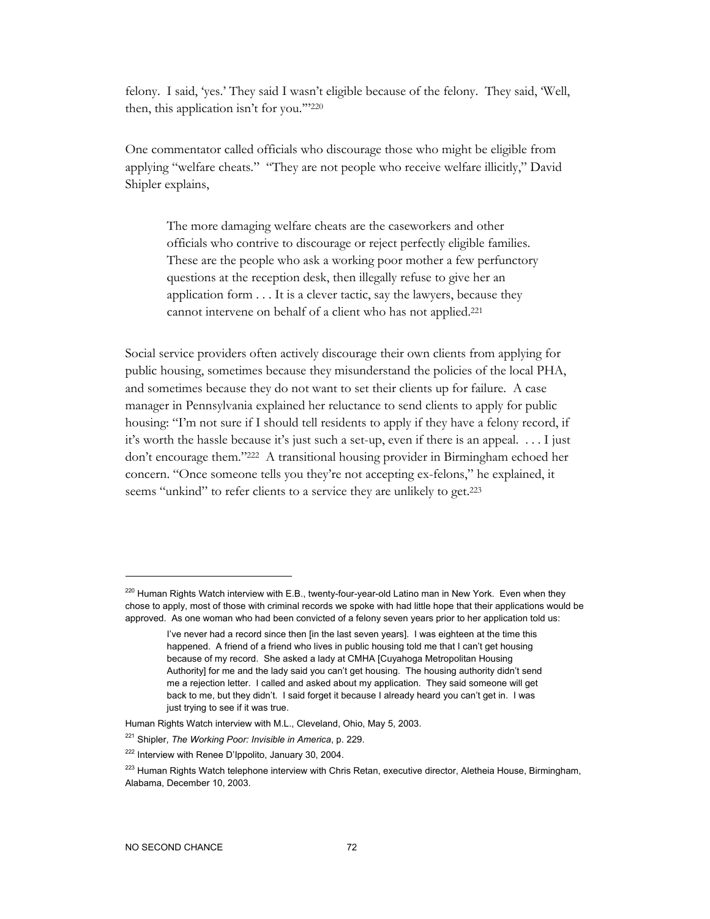felony. I said, 'yes.' They said I wasn't eligible because of the felony. They said, 'Well, then, this application isn't for you.'"[220]

One commentator called officials who discourage those who might be eligible from applying "welfare cheats." "They are not people who receive welfare illicitly," David Shipler explains,

> The more damaging welfare cheats are the caseworkers and other officials who contrive to discourage or reject perfectly eligible families. These are the people who ask a working poor mother a few perfunctory questions at the reception desk, then illegally refuse to give her an application form . . . It is a clever tactic, say the lawyers, because they cannot intervene on behalf of a client who has not applied.[221]

Social service providers often actively discourage their own clients from applying for public housing, sometimes because they misunderstand the policies of the local PHA, and sometimes because they do not want to set their clients up for failure. A case manager in Pennsylvania explained her reluctance to send clients to apply for public housing: "I'm not sure if I should tell residents to apply if they have a felony record, if it's worth the hassle because it's just such a set-up, even if there is an appeal. . . . I just don't encourage them."[222] A transitional housing provider in Birmingham echoed her concern. "Once someone tells you they're not accepting ex-felons," he explained, it seems "unkind" to refer clients to a service they are unlikely to get.[223]

---

[220] Human Rights Watch interview with E.B., twenty-four-year-old Latino man in New York. Even when they chose to apply, most of those with criminal records we spoke with had little hope that their applications would be approved. As one woman who had been convicted of a felony seven years prior to her application told us:

> I've never had a record since then [in the last seven years]. I was eighteen at the time this happened. A friend of a friend who lives in public housing told me that I can't get housing because of my record. She asked a lady at CMHA [Cuyahoga Metropolitan Housing Authority] for me and the lady said you can't get housing. The housing authority didn't send me a rejection letter. I called and asked about my application. They said someone will get back to me, but they didn't. I said forget it because I already heard you can't get in. I was just trying to see if it was true.

Human Rights Watch interview with M.L., Cleveland, Ohio, May 5, 2003.

[221] Shipler, *The Working Poor: Invisible in America*, p. 229.

[222] Interview with Renee D'Ippolito, January 30, 2004.

[223] Human Rights Watch telephone interview with Chris Retan, executive director, Aletheia House, Birmingham, Alabama, December 10, 2003.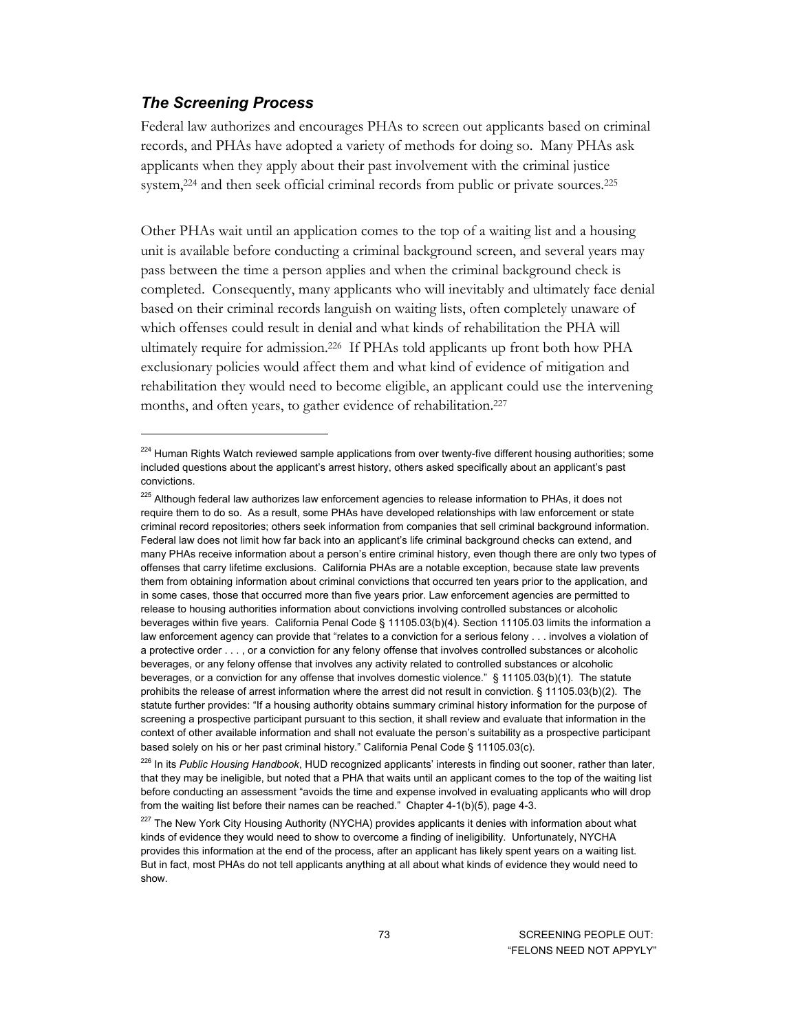### *The Screening Process*

Federal law authorizes and encourages PHAs to screen out applicants based on criminal records, and PHAs have adopted a variety of methods for doing so. Many PHAs ask applicants when they apply about their past involvement with the criminal justice system,[224] and then seek official criminal records from public or private sources.[225]

Other PHAs wait until an application comes to the top of a waiting list and a housing unit is available before conducting a criminal background screen, and several years may pass between the time a person applies and when the criminal background check is completed. Consequently, many applicants who will inevitably and ultimately face denial based on their criminal records languish on waiting lists, often completely unaware of which offenses could result in denial and what kinds of rehabilitation the PHA will ultimately require for admission.[226] If PHAs told applicants up front both how PHA exclusionary policies would affect them and what kind of evidence of mitigation and rehabilitation they would need to become eligible, an applicant could use the intervening months, and often years, to gather evidence of rehabilitation.[227]

---

[224] Human Rights Watch reviewed sample applications from over twenty-five different housing authorities; some included questions about the applicant's arrest history, others asked specifically about an applicant's past convictions.

[225] Although federal law authorizes law enforcement agencies to release information to PHAs, it does not require them to do so. As a result, some PHAs have developed relationships with law enforcement or state criminal record repositories; others seek information from companies that sell criminal background information. Federal law does not limit how far back into an applicant's life criminal background checks can extend, and many PHAs receive information about a person's entire criminal history, even though there are only two types of offenses that carry lifetime exclusions. California PHAs are a notable exception, because state law prevents them from obtaining information about criminal convictions that occurred ten years prior to the application, and in some cases, those that occurred more than five years prior. Law enforcement agencies are permitted to release to housing authorities information about convictions involving controlled substances or alcoholic beverages within five years. California Penal Code § 11105.03(b)(4). Section 11105.03 limits the information a law enforcement agency can provide that "relates to a conviction for a serious felony . . . involves a violation of a protective order . . . , or a conviction for any felony offense that involves controlled substances or alcoholic beverages, or any felony offense that involves any activity related to controlled substances or alcoholic beverages, or a conviction for any offense that involves domestic violence." § 11105.03(b)(1). The statute prohibits the release of arrest information where the arrest did not result in conviction. § 11105.03(b)(2). The statute further provides: "If a housing authority obtains summary criminal history information for the purpose of screening a prospective participant pursuant to this section, it shall review and evaluate that information in the context of other available information and shall not evaluate the person's suitability as a prospective participant based solely on his or her past criminal history." California Penal Code § 11105.03(c).

[226] In its *Public Housing Handbook*, HUD recognized applicants' interests in finding out sooner, rather than later, that they may be ineligible, but noted that a PHA that waits until an applicant comes to the top of the waiting list before conducting an assessment "avoids the time and expense involved in evaluating applicants who will drop from the waiting list before their names can be reached." Chapter 4-1(b)(5), page 4-3.

[227] The New York City Housing Authority (NYCHA) provides applicants it denies with information about what kinds of evidence they would need to show to overcome a finding of ineligibility. Unfortunately, NYCHA provides this information at the end of the process, after an applicant has likely spent years on a waiting list. But in fact, most PHAs do not tell applicants anything at all about what kinds of evidence they would need to show.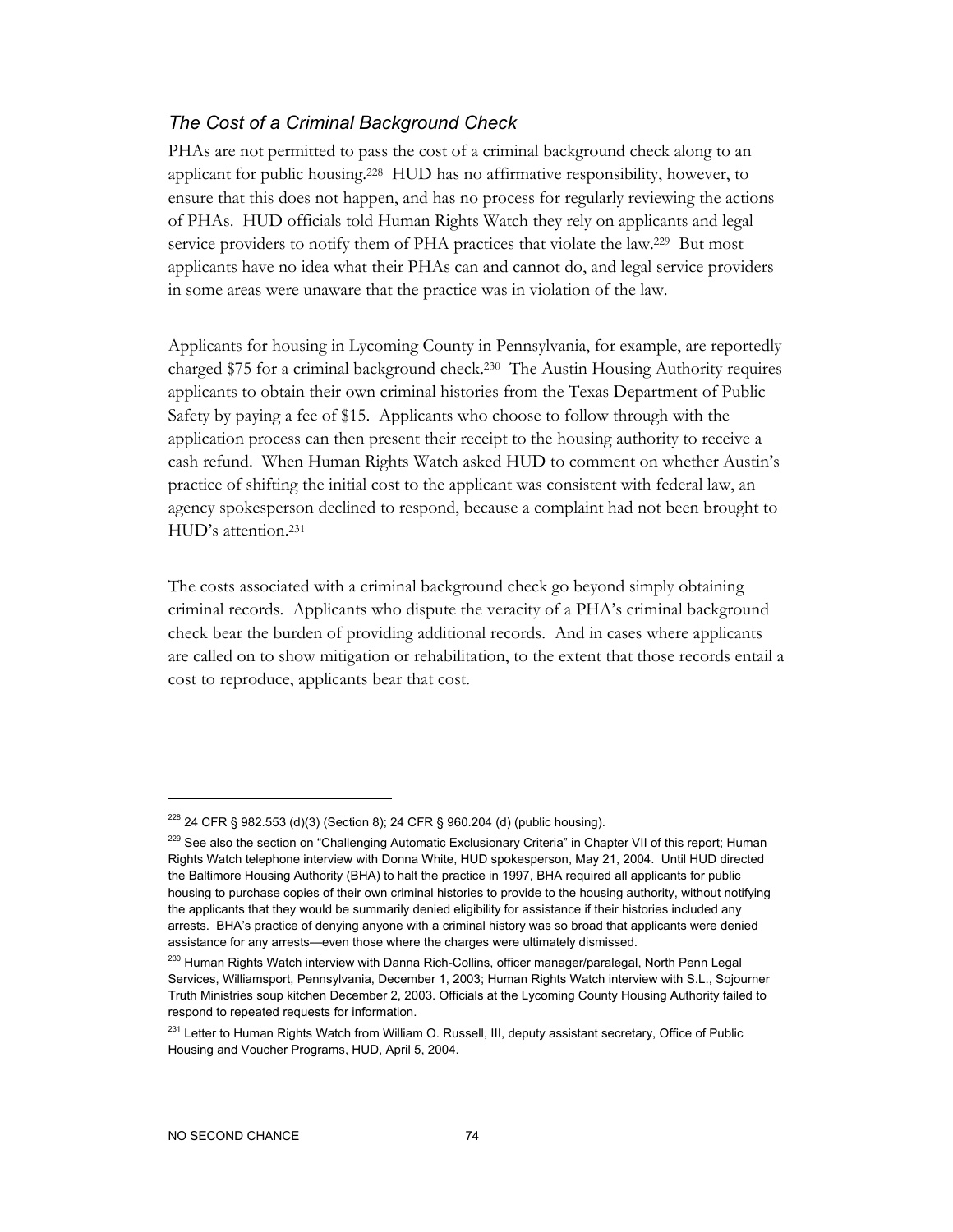### *The Cost of a Criminal Background Check*

PHAs are not permitted to pass the cost of a criminal background check along to an applicant for public housing.[228] HUD has no affirmative responsibility, however, to ensure that this does not happen, and has no process for regularly reviewing the actions of PHAs. HUD officials told Human Rights Watch they rely on applicants and legal service providers to notify them of PHA practices that violate the law.[229] But most applicants have no idea what their PHAs can and cannot do, and legal service providers in some areas were unaware that the practice was in violation of the law.

Applicants for housing in Lycoming County in Pennsylvania, for example, are reportedly charged $75 for a criminal background check.[230] The Austin Housing Authority requires applicants to obtain their own criminal histories from the Texas Department of Public Safety by paying a fee of $15. Applicants who choose to follow through with the application process can then present their receipt to the housing authority to receive a cash refund. When Human Rights Watch asked HUD to comment on whether Austin's practice of shifting the initial cost to the applicant was consistent with federal law, an agency spokesperson declined to respond, because a complaint had not been brought to HUD's attention.[231]

The costs associated with a criminal background check go beyond simply obtaining criminal records. Applicants who dispute the veracity of a PHA's criminal background check bear the burden of providing additional records. And in cases where applicants are called on to show mitigation or rehabilitation, to the extent that those records entail a cost to reproduce, applicants bear that cost.

---

[228] 24 CFR § 982.553 (d)(3) (Section 8); 24 CFR § 960.204 (d) (public housing).

[229] See also the section on "Challenging Automatic Exclusionary Criteria" in Chapter VII of this report; Human Rights Watch telephone interview with Donna White, HUD spokesperson, May 21, 2004. Until HUD directed the Baltimore Housing Authority (BHA) to halt the practice in 1997, BHA required all applicants for public housing to purchase copies of their own criminal histories to provide to the housing authority, without notifying the applicants that they would be summarily denied eligibility for assistance if their histories included any arrests. BHA's practice of denying anyone with a criminal history was so broad that applicants were denied assistance for any arrests—even those where the charges were ultimately dismissed.

[230] Human Rights Watch interview with Danna Rich-Collins, officer manager/paralegal, North Penn Legal Services, Williamsport, Pennsylvania, December 1, 2003; Human Rights Watch interview with S.L., Sojourner Truth Ministries soup kitchen December 2, 2003. Officials at the Lycoming County Housing Authority failed to respond to repeated requests for information.

[231] Letter to Human Rights Watch from William O. Russell, III, deputy assistant secretary, Office of Public Housing and Voucher Programs, HUD, April 5, 2004.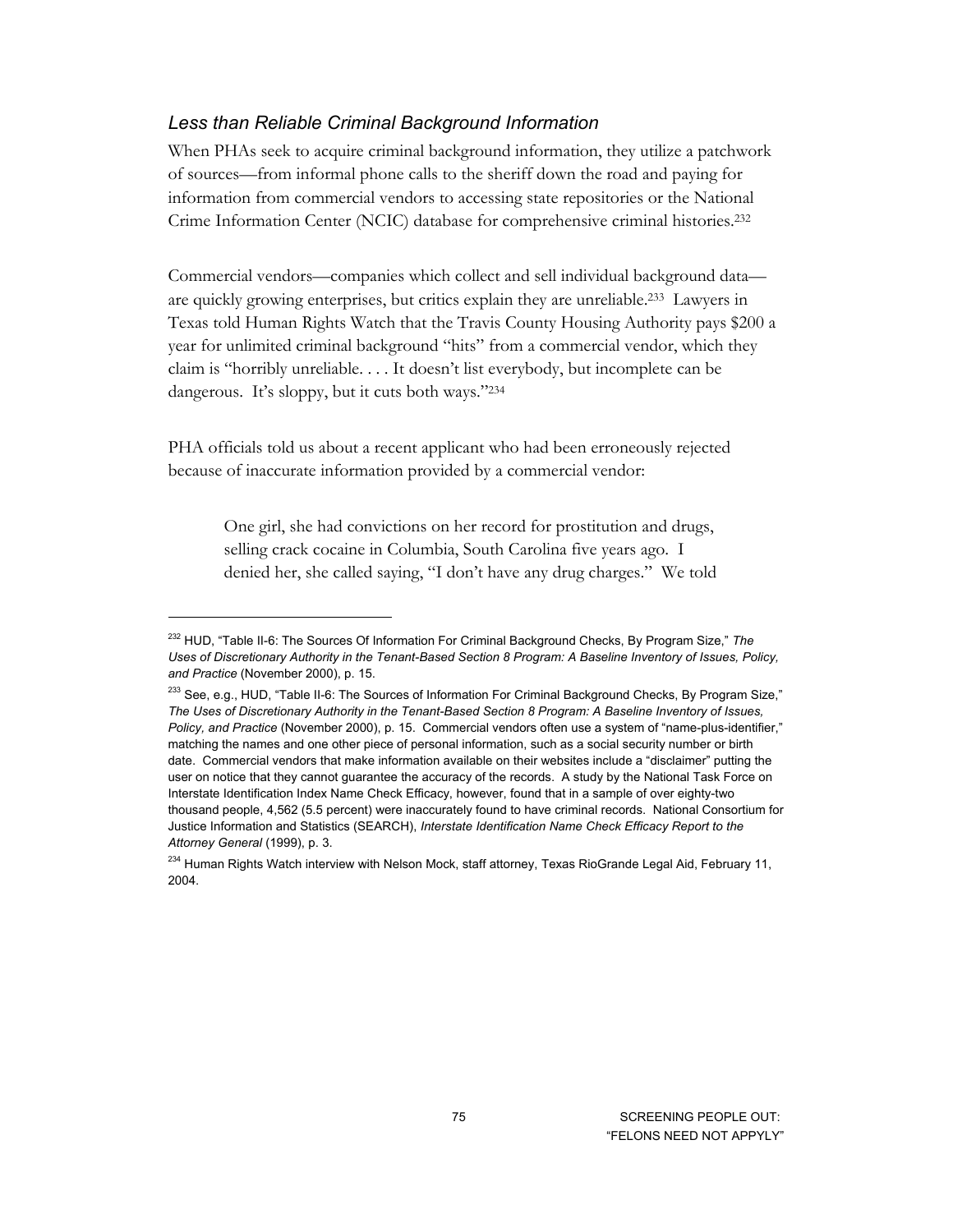### *Less than Reliable Criminal Background Information*

When PHAs seek to acquire criminal background information, they utilize a patchwork of sources—from informal phone calls to the sheriff down the road and paying for information from commercial vendors to accessing state repositories or the National Crime Information Center (NCIC) database for comprehensive criminal histories.[232]

Commercial vendors—companies which collect and sell individual background data—are quickly growing enterprises, but critics explain they are unreliable.[233] Lawyers in Texas told Human Rights Watch that the Travis County Housing Authority pays $200 a year for unlimited criminal background "hits" from a commercial vendor, which they claim is "horribly unreliable. . . . It doesn't list everybody, but incomplete can be dangerous. It's sloppy, but it cuts both ways."[234]

PHA officials told us about a recent applicant who had been erroneously rejected because of inaccurate information provided by a commercial vendor:

> One girl, she had convictions on her record for prostitution and drugs, selling crack cocaine in Columbia, South Carolina five years ago. I denied her, she called saying, "I don't have any drug charges." We told

---

[232] HUD, "Table II-6: The Sources Of Information For Criminal Background Checks, By Program Size," *The Uses of Discretionary Authority in the Tenant-Based Section 8 Program: A Baseline Inventory of Issues, Policy, and Practice* (November 2000), p. 15.

[233] See, e.g., HUD, "Table II-6: The Sources of Information For Criminal Background Checks, By Program Size," *The Uses of Discretionary Authority in the Tenant-Based Section 8 Program: A Baseline Inventory of Issues, Policy, and Practice* (November 2000), p. 15. Commercial vendors often use a system of "name-plus-identifier," matching the names and one other piece of personal information, such as a social security number or birth date. Commercial vendors that make information available on their websites include a "disclaimer" putting the user on notice that they cannot guarantee the accuracy of the records. A study by the National Task Force on Interstate Identification Index Name Check Efficacy, however, found that in a sample of over eighty-two thousand people, 4,562 (5.5 percent) were inaccurately found to have criminal records. National Consortium for Justice Information and Statistics (SEARCH), *Interstate Identification Name Check Efficacy Report to the Attorney General* (1999), p. 3.

[234] Human Rights Watch interview with Nelson Mock, staff attorney, Texas RioGrande Legal Aid, February 11, 2004.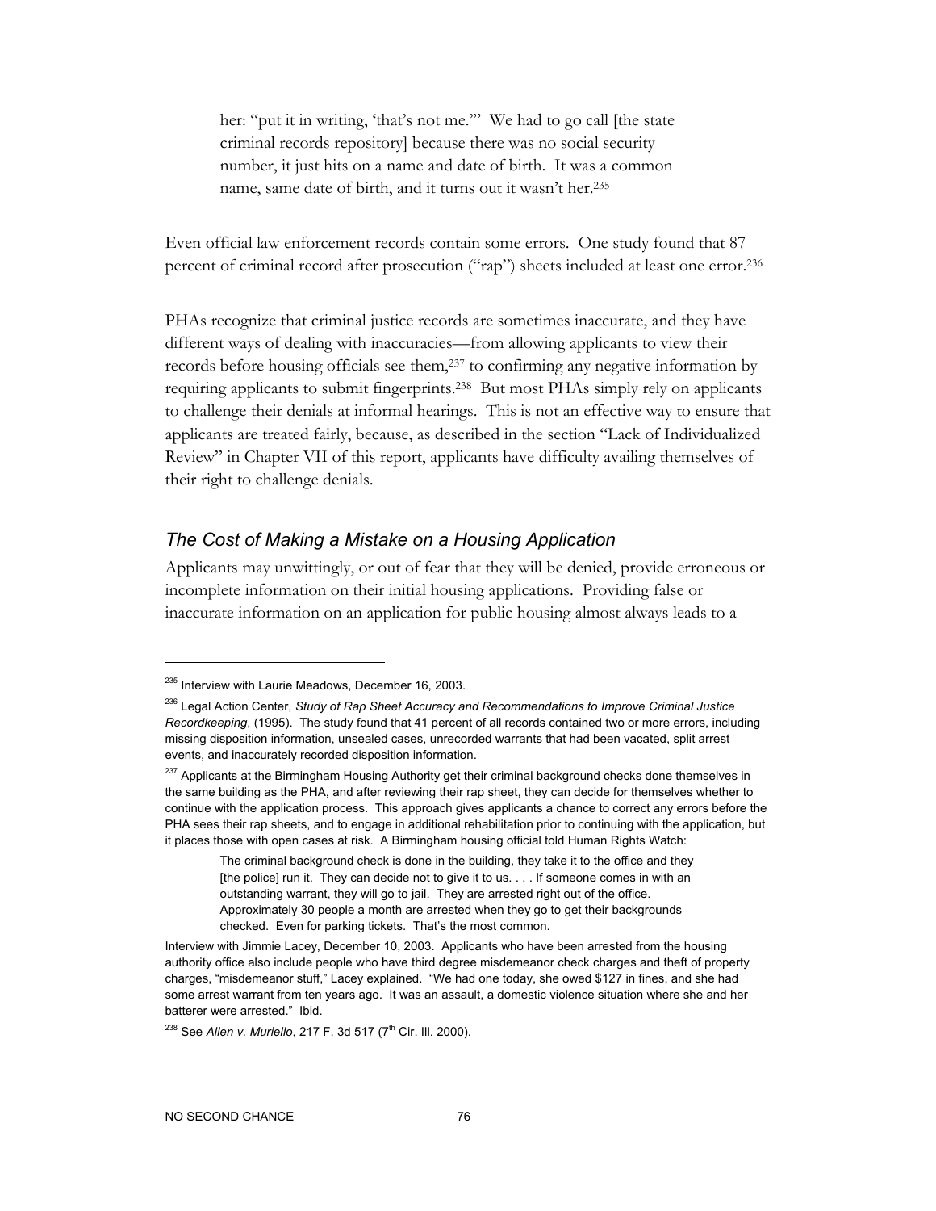> her: "put it in writing, 'that's not me.'" We had to go call [the state criminal records repository] because there was no social security number, it just hits on a name and date of birth. It was a common name, same date of birth, and it turns out it wasn't her.[235]

Even official law enforcement records contain some errors. One study found that 87 percent of criminal record after prosecution ("rap") sheets included at least one error.[236]

PHAs recognize that criminal justice records are sometimes inaccurate, and they have different ways of dealing with inaccuracies—from allowing applicants to view their records before housing officials see them,[237] to confirming any negative information by requiring applicants to submit fingerprints.[238] But most PHAs simply rely on applicants to challenge their denials at informal hearings. This is not an effective way to ensure that applicants are treated fairly, because, as described in the section "Lack of Individualized Review" in Chapter VII of this report, applicants have difficulty availing themselves of their right to challenge denials.

### *The Cost of Making a Mistake on a Housing Application*

Applicants may unwittingly, or out of fear that they will be denied, provide erroneous or incomplete information on their initial housing applications. Providing false or inaccurate information on an application for public housing almost always leads to a

---

[235] Interview with Laurie Meadows, December 16, 2003.

[236] Legal Action Center, *Study of Rap Sheet Accuracy and Recommendations to Improve Criminal Justice Recordkeeping*, (1995). The study found that 41 percent of all records contained two or more errors, including missing disposition information, unsealed cases, unrecorded warrants that had been vacated, split arrest events, and inaccurately recorded disposition information.

[237] Applicants at the Birmingham Housing Authority get their criminal background checks done themselves in the same building as the PHA, and after reviewing their rap sheet, they can decide for themselves whether to continue with the application process. This approach gives applicants a chance to correct any errors before the PHA sees their rap sheets, and to engage in additional rehabilitation prior to continuing with the application, but it places those with open cases at risk. A Birmingham housing official told Human Rights Watch:

> The criminal background check is done in the building, they take it to the office and they [the police] run it. They can decide not to give it to us. . . . If someone comes in with an outstanding warrant, they will go to jail. They are arrested right out of the office. Approximately 30 people a month are arrested when they go to get their backgrounds checked. Even for parking tickets. That's the most common.

Interview with Jimmie Lacey, December 10, 2003. Applicants who have been arrested from the housing authority office also include people who have third degree misdemeanor check charges and theft of property charges, "misdemeanor stuff," Lacey explained. "We had one today, she owed $127 in fines, and she had some arrest warrant from ten years ago. It was an assault, a domestic violence situation where she and her batterer were arrested." Ibid.

[238] See *Allen v. Muriello*, 217 F. 3d 517 (7th Cir. Ill. 2000).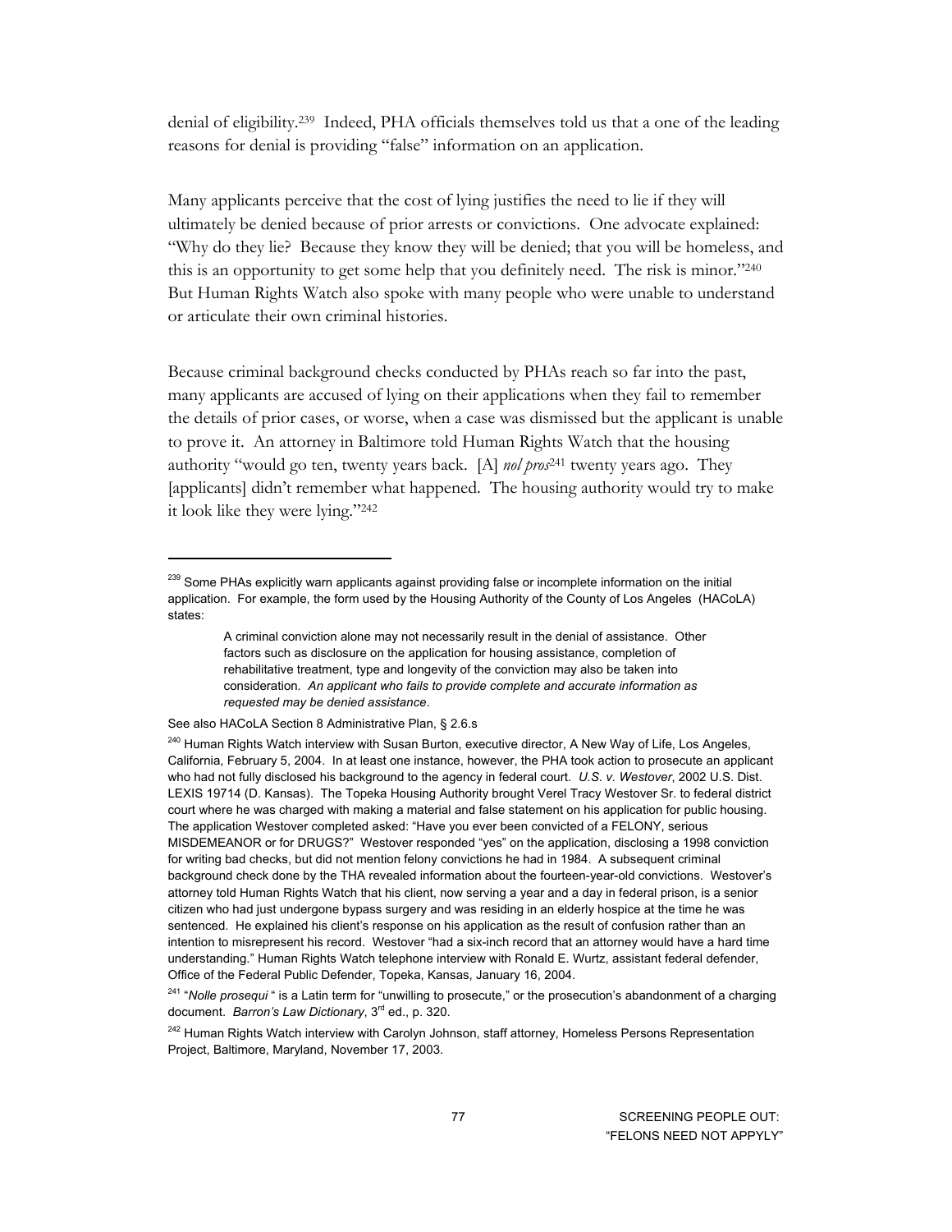denial of eligibility.[239] Indeed, PHA officials themselves told us that a one of the leading reasons for denial is providing "false" information on an application.

Many applicants perceive that the cost of lying justifies the need to lie if they will ultimately be denied because of prior arrests or convictions. One advocate explained: "Why do they lie? Because they know they will be denied; that you will be homeless, and this is an opportunity to get some help that you definitely need. The risk is minor."[240] But Human Rights Watch also spoke with many people who were unable to understand or articulate their own criminal histories.

Because criminal background checks conducted by PHAs reach so far into the past, many applicants are accused of lying on their applications when they fail to remember the details of prior cases, or worse, when a case was dismissed but the applicant is unable to prove it. An attorney in Baltimore told Human Rights Watch that the housing authority "would go ten, twenty years back. [A] *nol pros*[241] twenty years ago. They [applicants] didn't remember what happened. The housing authority would try to make it look like they were lying."[242]

---

[239] Some PHAs explicitly warn applicants against providing false or incomplete information on the initial application. For example, the form used by the Housing Authority of the County of Los Angeles (HACoLA) states:

> A criminal conviction alone may not necessarily result in the denial of assistance. Other factors such as disclosure on the application for housing assistance, completion of rehabilitative treatment, type and longevity of the conviction may also be taken into consideration. *An applicant who fails to provide complete and accurate information as requested may be denied assistance*.

See also HACoLA Section 8 Administrative Plan, § 2.6.s

[240] Human Rights Watch interview with Susan Burton, executive director, A New Way of Life, Los Angeles, California, February 5, 2004. In at least one instance, however, the PHA took action to prosecute an applicant who had not fully disclosed his background to the agency in federal court. *U.S. v. Westover*, 2002 U.S. Dist. LEXIS 19714 (D. Kansas). The Topeka Housing Authority brought Verel Tracy Westover Sr. to federal district court where he was charged with making a material and false statement on his application for public housing. The application Westover completed asked: "Have you ever been convicted of a FELONY, serious MISDEMEANOR or for DRUGS?" Westover responded "yes" on the application, disclosing a 1998 conviction for writing bad checks, but did not mention felony convictions he had in 1984. A subsequent criminal background check done by the THA revealed information about the fourteen-year-old convictions. Westover's attorney told Human Rights Watch that his client, now serving a year and a day in federal prison, is a senior citizen who had just undergone bypass surgery and was residing in an elderly hospice at the time he was sentenced. He explained his client's response on his application as the result of confusion rather than an intention to misrepresent his record. Westover "had a six-inch record that an attorney would have a hard time understanding." Human Rights Watch telephone interview with Ronald E. Wurtz, assistant federal defender, Office of the Federal Public Defender, Topeka, Kansas, January 16, 2004.

[241] "*Nolle prosequi* " is a Latin term for "unwilling to prosecute," or the prosecution's abandonment of a charging document. *Barron's Law Dictionary*, 3rd ed., p. 320.

[242] Human Rights Watch interview with Carolyn Johnson, staff attorney, Homeless Persons Representation Project, Baltimore, Maryland, November 17, 2003.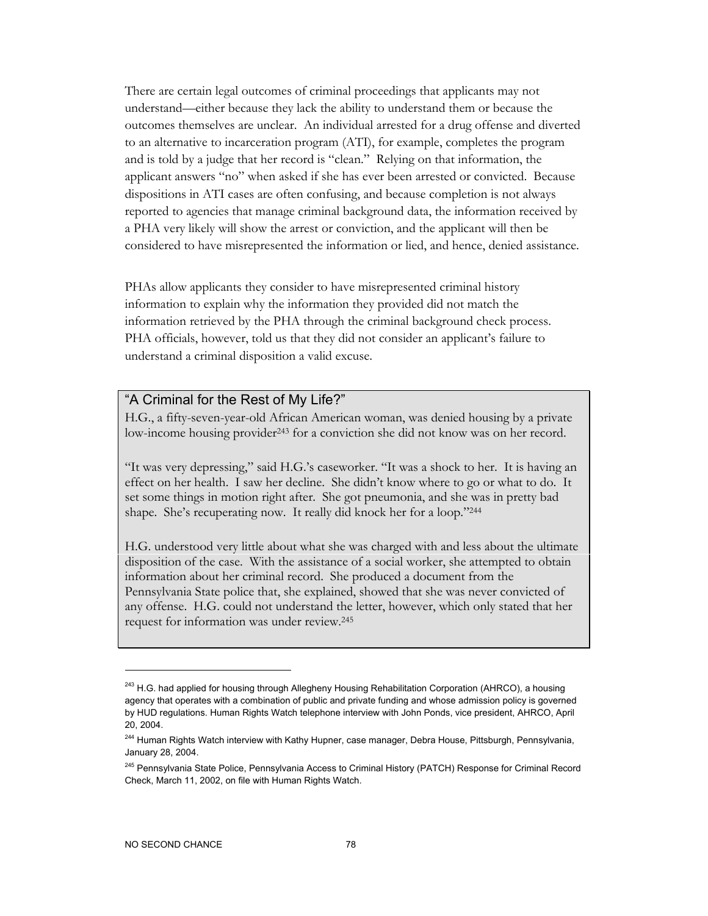There are certain legal outcomes of criminal proceedings that applicants may not understand—either because they lack the ability to understand them or because the outcomes themselves are unclear. An individual arrested for a drug offense and diverted to an alternative to incarceration program (ATI), for example, completes the program and is told by a judge that her record is "clean." Relying on that information, the applicant answers "no" when asked if she has ever been arrested or convicted. Because dispositions in ATI cases are often confusing, and because completion is not always reported to agencies that manage criminal background data, the information received by a PHA very likely will show the arrest or conviction, and the applicant will then be considered to have misrepresented the information or lied, and hence, denied assistance.

PHAs allow applicants they consider to have misrepresented criminal history information to explain why the information they provided did not match the information retrieved by the PHA through the criminal background check process. PHA officials, however, told us that they did not consider an applicant's failure to understand a criminal disposition a valid excuse.

### "A Criminal for the Rest of My Life?"

H.G., a fifty-seven-year-old African American woman, was denied housing by a private low-income housing provider[243] for a conviction she did not know was on her record.

"It was very depressing," said H.G.'s caseworker. "It was a shock to her. It is having an effect on her health. I saw her decline. She didn't know where to go or what to do. It set some things in motion right after. She got pneumonia, and she was in pretty bad shape. She's recuperating now. It really did knock her for a loop."[244]

H.G. understood very little about what she was charged with and less about the ultimate disposition of the case. With the assistance of a social worker, she attempted to obtain information about her criminal record. She produced a document from the Pennsylvania State police that, she explained, showed that she was never convicted of any offense. H.G. could not understand the letter, however, which only stated that her request for information was under review.[245]

---

[243] H.G. had applied for housing through Allegheny Housing Rehabilitation Corporation (AHRCO), a housing agency that operates with a combination of public and private funding and whose admission policy is governed by HUD regulations. Human Rights Watch telephone interview with John Ponds, vice president, AHRCO, April 20, 2004.

[244] Human Rights Watch interview with Kathy Hupner, case manager, Debra House, Pittsburgh, Pennsylvania, January 28, 2004.

[245] Pennsylvania State Police, Pennsylvania Access to Criminal History (PATCH) Response for Criminal Record Check, March 11, 2002, on file with Human Rights Watch.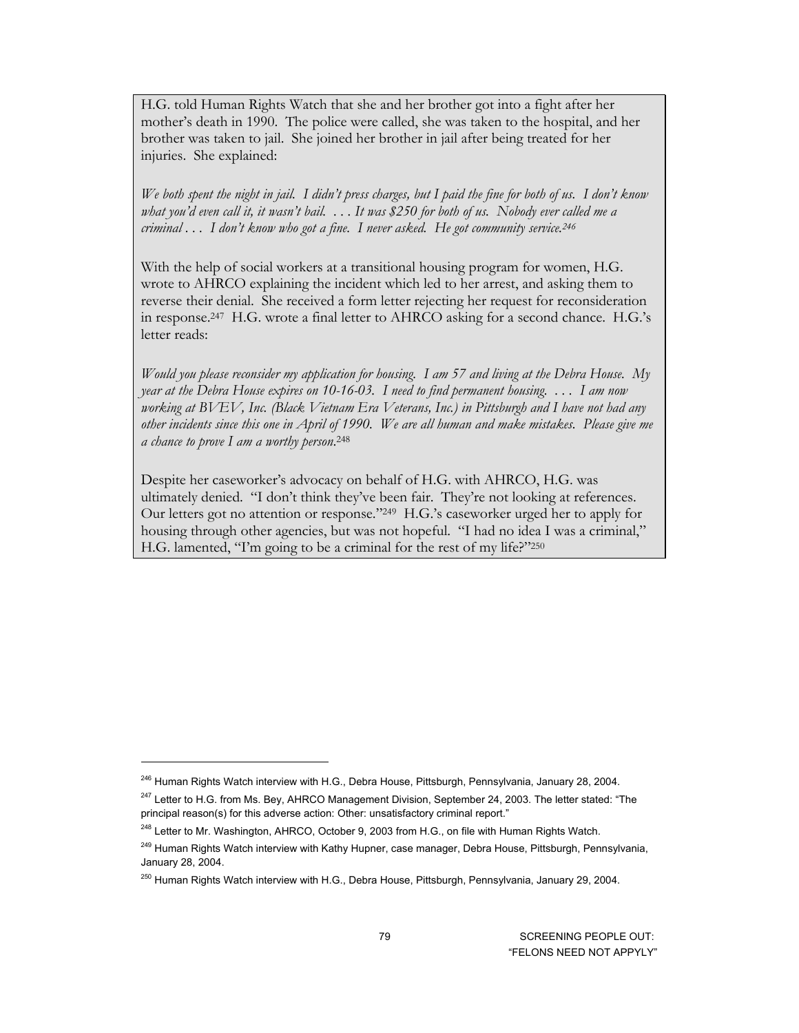H.G. told Human Rights Watch that she and her brother got into a fight after her mother's death in 1990. The police were called, she was taken to the hospital, and her brother was taken to jail. She joined her brother in jail after being treated for her injuries. She explained:

*We both spent the night in jail. I didn't press charges, but I paid the fine for both of us. I don't know what you'd even call it, it wasn't bail. . . . It was $250 for both of us. Nobody ever called me a criminal . . . I don't know who got a fine. I never asked. He got community service.*[246]

With the help of social workers at a transitional housing program for women, H.G. wrote to AHRCO explaining the incident which led to her arrest, and asking them to reverse their denial. She received a form letter rejecting her request for reconsideration in response.[247] H.G. wrote a final letter to AHRCO asking for a second chance. H.G.'s letter reads:

*Would you please reconsider my application for housing. I am 57 and living at the Debra House. My year at the Debra House expires on 10-16-03. I need to find permanent housing. . . . I am now working at BVEV, Inc. (Black Vietnam Era Veterans, Inc.) in Pittsburgh and I have not had any other incidents since this one in April of 1990. We are all human and make mistakes. Please give me a chance to prove I am a worthy person.*[248]

Despite her caseworker's advocacy on behalf of H.G. with AHRCO, H.G. was ultimately denied. "I don't think they've been fair. They're not looking at references. Our letters got no attention or response."[249] H.G.'s caseworker urged her to apply for housing through other agencies, but was not hopeful. "I had no idea I was a criminal," H.G. lamented, "I'm going to be a criminal for the rest of my life?"[250]

---

[246] Human Rights Watch interview with H.G., Debra House, Pittsburgh, Pennsylvania, January 28, 2004.

[247] Letter to H.G. from Ms. Bey, AHRCO Management Division, September 24, 2003. The letter stated: "The principal reason(s) for this adverse action: Other: unsatisfactory criminal report."

[248] Letter to Mr. Washington, AHRCO, October 9, 2003 from H.G., on file with Human Rights Watch.

[249] Human Rights Watch interview with Kathy Hupner, case manager, Debra House, Pittsburgh, Pennsylvania, January 28, 2004.

[250] Human Rights Watch interview with H.G., Debra House, Pittsburgh, Pennsylvania, January 29, 2004.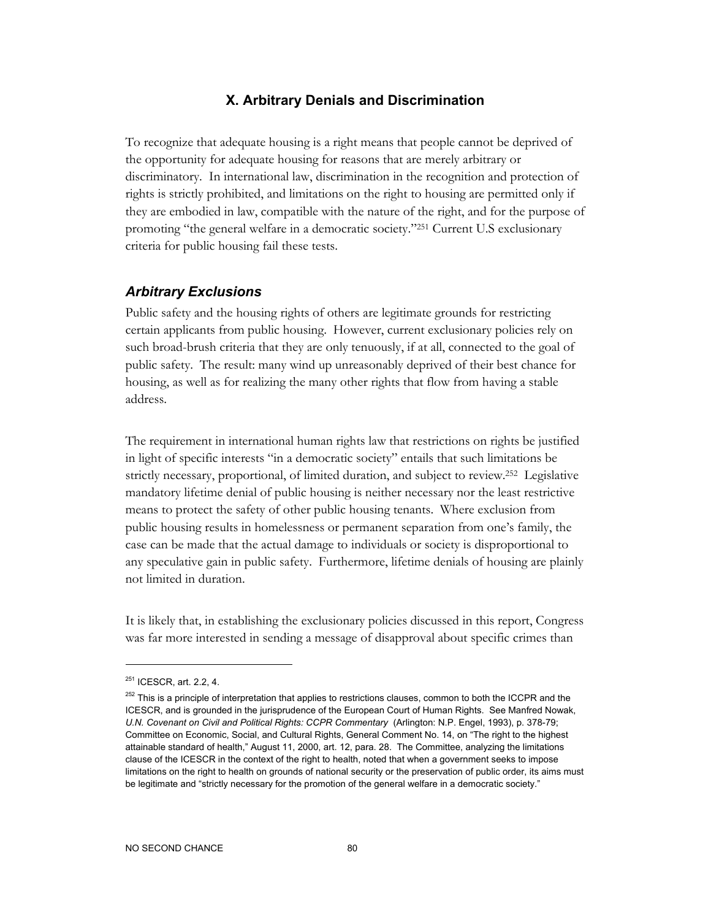## X. Arbitrary Denials and Discrimination

To recognize that adequate housing is a right means that people cannot be deprived of the opportunity for adequate housing for reasons that are merely arbitrary or discriminatory. In international law, discrimination in the recognition and protection of rights is strictly prohibited, and limitations on the right to housing are permitted only if they are embodied in law, compatible with the nature of the right, and for the purpose of promoting "the general welfare in a democratic society."[251] Current U.S exclusionary criteria for public housing fail these tests.

### *Arbitrary Exclusions*

Public safety and the housing rights of others are legitimate grounds for restricting certain applicants from public housing. However, current exclusionary policies rely on such broad-brush criteria that they are only tenuously, if at all, connected to the goal of public safety. The result: many wind up unreasonably deprived of their best chance for housing, as well as for realizing the many other rights that flow from having a stable address.

The requirement in international human rights law that restrictions on rights be justified in light of specific interests "in a democratic society" entails that such limitations be strictly necessary, proportional, of limited duration, and subject to review.[252] Legislative mandatory lifetime denial of public housing is neither necessary nor the least restrictive means to protect the safety of other public housing tenants. Where exclusion from public housing results in homelessness or permanent separation from one's family, the case can be made that the actual damage to individuals or society is disproportional to any speculative gain in public safety. Furthermore, lifetime denials of housing are plainly not limited in duration.

It is likely that, in establishing the exclusionary policies discussed in this report, Congress was far more interested in sending a message of disapproval about specific crimes than

---

[251] ICESCR, art. 2.2, 4.

[252] This is a principle of interpretation that applies to restrictions clauses, common to both the ICCPR and the ICESCR, and is grounded in the jurisprudence of the European Court of Human Rights. See Manfred Nowak, *U.N. Covenant on Civil and Political Rights: CCPR Commentary* (Arlington: N.P. Engel, 1993), p. 378-79; Committee on Economic, Social, and Cultural Rights, General Comment No. 14, on "The right to the highest attainable standard of health," August 11, 2000, art. 12, para. 28. The Committee, analyzing the limitations clause of the ICESCR in the context of the right to health, noted that when a government seeks to impose limitations on the right to health on grounds of national security or the preservation of public order, its aims must be legitimate and "strictly necessary for the promotion of the general welfare in a democratic society."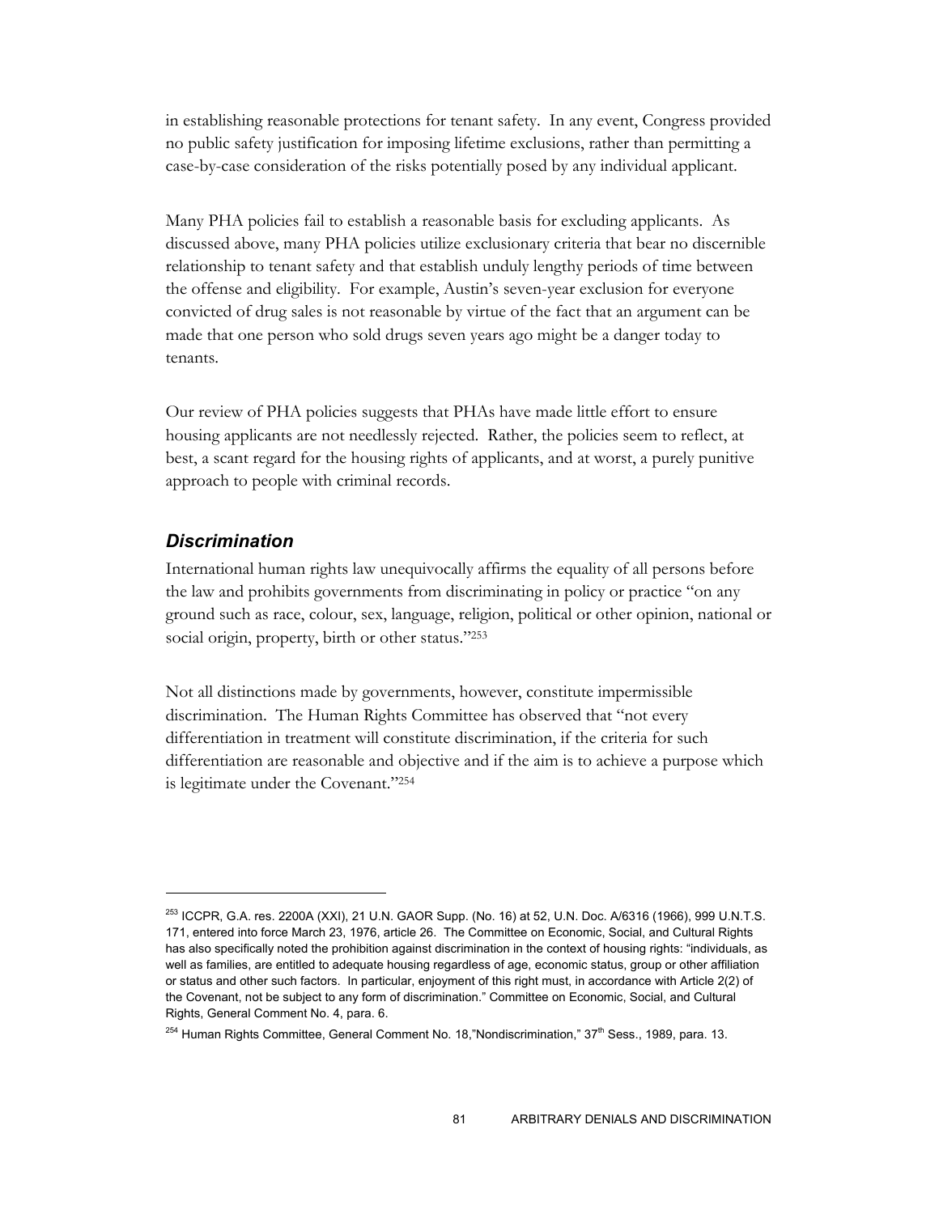in establishing reasonable protections for tenant safety. In any event, Congress provided no public safety justification for imposing lifetime exclusions, rather than permitting a case-by-case consideration of the risks potentially posed by any individual applicant.

Many PHA policies fail to establish a reasonable basis for excluding applicants. As discussed above, many PHA policies utilize exclusionary criteria that bear no discernible relationship to tenant safety and that establish unduly lengthy periods of time between the offense and eligibility. For example, Austin's seven-year exclusion for everyone convicted of drug sales is not reasonable by virtue of the fact that an argument can be made that one person who sold drugs seven years ago might be a danger today to tenants.

Our review of PHA policies suggests that PHAs have made little effort to ensure housing applicants are not needlessly rejected. Rather, the policies seem to reflect, at best, a scant regard for the housing rights of applicants, and at worst, a purely punitive approach to people with criminal records.

### *Discrimination*

International human rights law unequivocally affirms the equality of all persons before the law and prohibits governments from discriminating in policy or practice "on any ground such as race, colour, sex, language, religion, political or other opinion, national or social origin, property, birth or other status."[253]

Not all distinctions made by governments, however, constitute impermissible discrimination. The Human Rights Committee has observed that "not every differentiation in treatment will constitute discrimination, if the criteria for such differentiation are reasonable and objective and if the aim is to achieve a purpose which is legitimate under the Covenant."[254]

---

[253] ICCPR, G.A. res. 2200A (XXI), 21 U.N. GAOR Supp. (No. 16) at 52, U.N. Doc. A/6316 (1966), 999 U.N.T.S. 171, entered into force March 23, 1976, article 26. The Committee on Economic, Social, and Cultural Rights has also specifically noted the prohibition against discrimination in the context of housing rights: "individuals, as well as families, are entitled to adequate housing regardless of age, economic status, group or other affiliation or status and other such factors. In particular, enjoyment of this right must, in accordance with Article 2(2) of the Covenant, not be subject to any form of discrimination." Committee on Economic, Social, and Cultural Rights, General Comment No. 4, para. 6.

[254] Human Rights Committee, General Comment No. 18,"Nondiscrimination," 37th Sess., 1989, para. 13.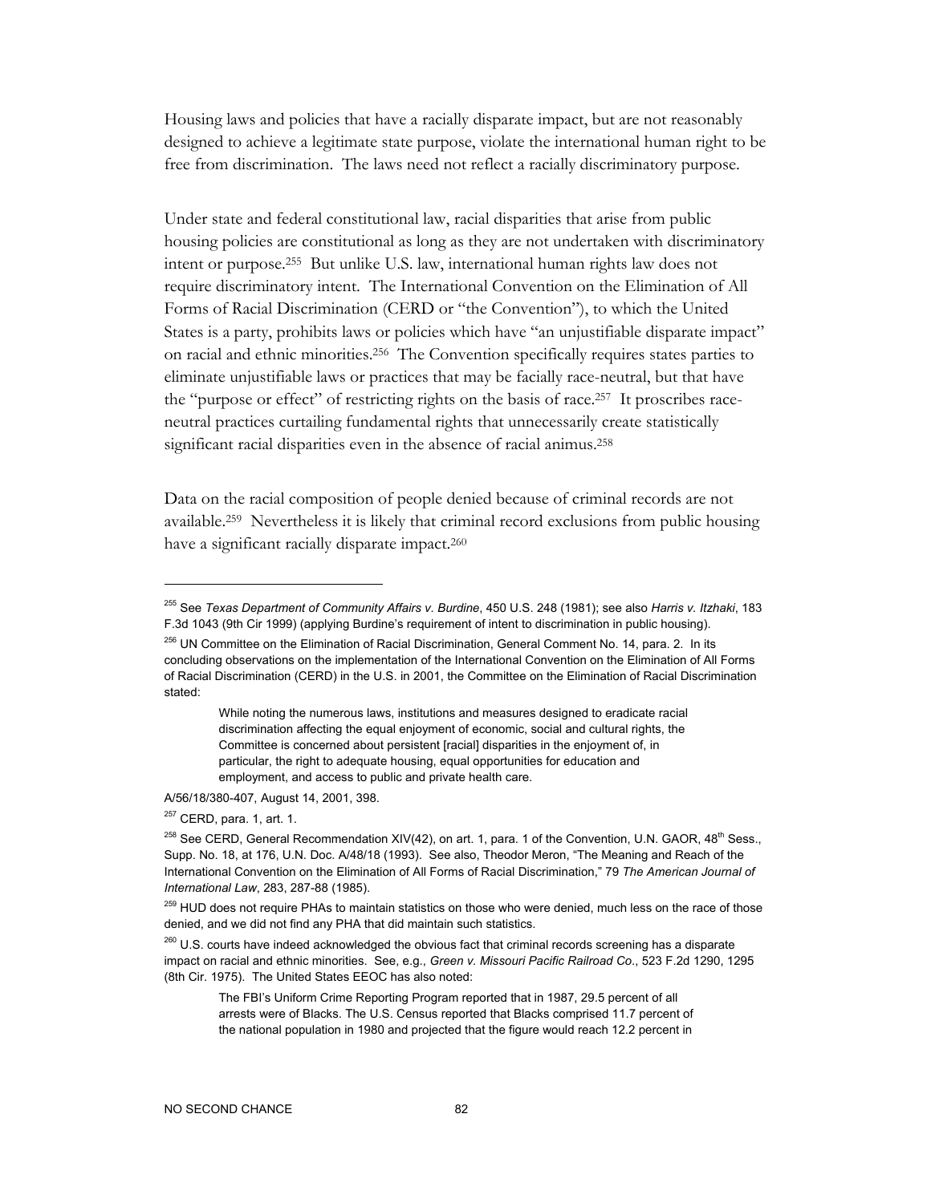Housing laws and policies that have a racially disparate impact, but are not reasonably designed to achieve a legitimate state purpose, violate the international human right to be free from discrimination. The laws need not reflect a racially discriminatory purpose.

Under state and federal constitutional law, racial disparities that arise from public housing policies are constitutional as long as they are not undertaken with discriminatory intent or purpose.[255] But unlike U.S. law, international human rights law does not require discriminatory intent. The International Convention on the Elimination of All Forms of Racial Discrimination (CERD or "the Convention"), to which the United States is a party, prohibits laws or policies which have "an unjustifiable disparate impact" on racial and ethnic minorities.[256] The Convention specifically requires states parties to eliminate unjustifiable laws or practices that may be facially race-neutral, but that have the "purpose or effect" of restricting rights on the basis of race.[257] It proscribes race-neutral practices curtailing fundamental rights that unnecessarily create statistically significant racial disparities even in the absence of racial animus.[258]

Data on the racial composition of people denied because of criminal records are not available.[259] Nevertheless it is likely that criminal record exclusions from public housing have a significant racially disparate impact.[260]

---

[255] See *Texas Department of Community Affairs v. Burdine*, 450 U.S. 248 (1981); see also *Harris v. Itzhaki*, 183 F.3d 1043 (9th Cir 1999) (applying Burdine's requirement of intent to discrimination in public housing).

[256] UN Committee on the Elimination of Racial Discrimination, General Comment No. 14, para. 2. In its concluding observations on the implementation of the International Convention on the Elimination of All Forms of Racial Discrimination (CERD) in the U.S. in 2001, the Committee on the Elimination of Racial Discrimination stated:

> While noting the numerous laws, institutions and measures designed to eradicate racial discrimination affecting the equal enjoyment of economic, social and cultural rights, the Committee is concerned about persistent [racial] disparities in the enjoyment of, in particular, the right to adequate housing, equal opportunities for education and employment, and access to public and private health care.

A/56/18/380-407, August 14, 2001, 398.

[257] CERD, para. 1, art. 1.

[258] See CERD, General Recommendation XIV(42), on art. 1, para. 1 of the Convention, U.N. GAOR, 48th Sess., Supp. No. 18, at 176, U.N. Doc. A/48/18 (1993). See also, Theodor Meron, "The Meaning and Reach of the International Convention on the Elimination of All Forms of Racial Discrimination," 79 *The American Journal of International Law*, 283, 287-88 (1985).

[259] HUD does not require PHAs to maintain statistics on those who were denied, much less on the race of those denied, and we did not find any PHA that did maintain such statistics.

[260] U.S. courts have indeed acknowledged the obvious fact that criminal records screening has a disparate impact on racial and ethnic minorities. See, e.g., *Green v. Missouri Pacific Railroad Co*., 523 F.2d 1290, 1295 (8th Cir. 1975). The United States EEOC has also noted:

> The FBI's Uniform Crime Reporting Program reported that in 1987, 29.5 percent of all arrests were of Blacks. The U.S. Census reported that Blacks comprised 11.7 percent of the national population in 1980 and projected that the figure would reach 12.2 percent in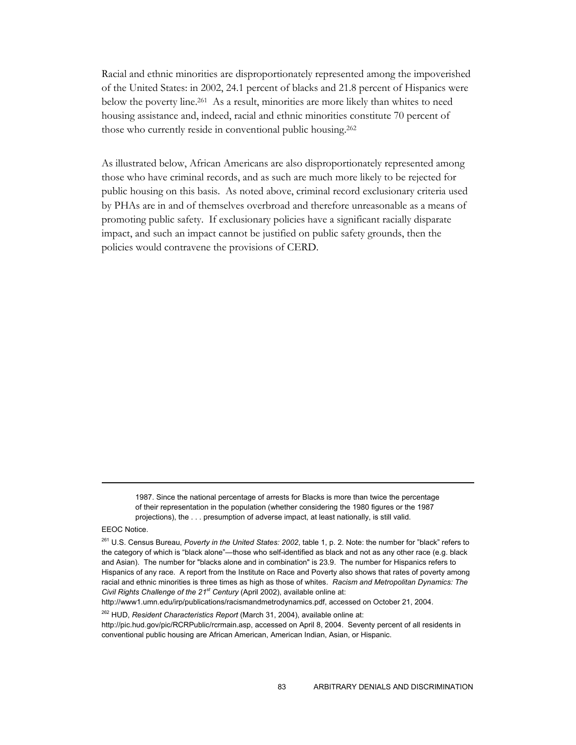Racial and ethnic minorities are disproportionately represented among the impoverished of the United States: in 2002, 24.1 percent of blacks and 21.8 percent of Hispanics were below the poverty line.[261] As a result, minorities are more likely than whites to need housing assistance and, indeed, racial and ethnic minorities constitute 70 percent of those who currently reside in conventional public housing.[262]

As illustrated below, African Americans are also disproportionately represented among those who have criminal records, and as such are much more likely to be rejected for public housing on this basis. As noted above, criminal record exclusionary criteria used by PHAs are in and of themselves overbroad and therefore unreasonable as a means of promoting public safety. If exclusionary policies have a significant racially disparate impact, and such an impact cannot be justified on public safety grounds, then the policies would contravene the provisions of CERD.

---

> 1987. Since the national percentage of arrests for Blacks is more than twice the percentage of their representation in the population (whether considering the 1980 figures or the 1987 projections), the . . . presumption of adverse impact, at least nationally, is still valid.

EEOC Notice.

[261] U.S. Census Bureau, *Poverty in the United States: 2002*, table 1, p. 2. Note: the number for "black" refers to the category of which is "black alone"—those who self-identified as black and not as any other race (e.g. black and Asian). The number for "blacks alone and in combination" is 23.9. The number for Hispanics refers to Hispanics of any race. A report from the Institute on Race and Poverty also shows that rates of poverty among racial and ethnic minorities is three times as high as those of whites. *Racism and Metropolitan Dynamics: The Civil Rights Challenge of the 21st Century* (April 2002), available online at: http://www1.umn.edu/irp/publications/racismandmetrodynamics.pdf, accessed on October 21, 2004.

[262] HUD, *Resident Characteristics Report* (March 31, 2004), available online at: http://pic.hud.gov/pic/RCRPublic/rcrmain.asp, accessed on April 8, 2004. Seventy percent of all residents in conventional public housing are African American, American Indian, Asian, or Hispanic.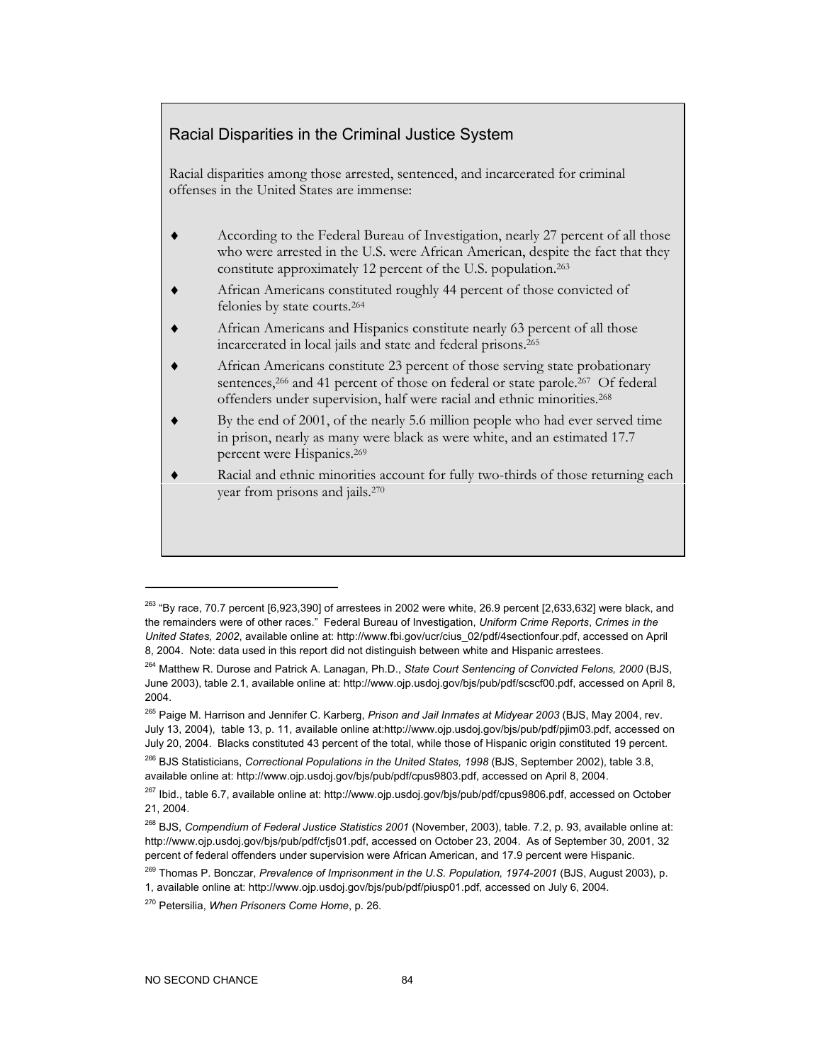## Racial Disparities in the Criminal Justice System

Racial disparities among those arrested, sentenced, and incarcerated for criminal offenses in the United States are immense:

- According to the Federal Bureau of Investigation, nearly 27 percent of all those who were arrested in the U.S. were African American, despite the fact that they constitute approximately 12 percent of the U.S. population.[263]
- African Americans constituted roughly 44 percent of those convicted of felonies by state courts.[264]
- African Americans and Hispanics constitute nearly 63 percent of all those incarcerated in local jails and state and federal prisons.[265]
- African Americans constitute 23 percent of those serving state probationary sentences,[266] and 41 percent of those on federal or state parole.[267] Of federal offenders under supervision, half were racial and ethnic minorities.[268]
- By the end of 2001, of the nearly 5.6 million people who had ever served time in prison, nearly as many were black as were white, and an estimated 17.7 percent were Hispanics.[269]
- Racial and ethnic minorities account for fully two-thirds of those returning each year from prisons and jails.[270]

---

[263] "By race, 70.7 percent [6,923,390] of arrestees in 2002 were white, 26.9 percent [2,633,632] were black, and the remainders were of other races." Federal Bureau of Investigation, *Uniform Crime Reports*, *Crimes in the United States, 2002*, available online at: http://www.fbi.gov/ucr/cius_02/pdf/4sectionfour.pdf, accessed on April 8, 2004. Note: data used in this report did not distinguish between white and Hispanic arrestees.

[264] Matthew R. Durose and Patrick A. Lanagan, Ph.D., *State Court Sentencing of Convicted Felons, 2000* (BJS, June 2003), table 2.1, available online at: http://www.ojp.usdoj.gov/bjs/pub/pdf/scscf00.pdf, accessed on April 8, 2004.

[265] Paige M. Harrison and Jennifer C. Karberg, *Prison and Jail Inmates at Midyear 2003* (BJS, May 2004, rev. July 13, 2004), table 13, p. 11, available online at:http://www.ojp.usdoj.gov/bjs/pub/pdf/pjim03.pdf, accessed on July 20, 2004. Blacks constituted 43 percent of the total, while those of Hispanic origin constituted 19 percent.

[266] BJS Statisticians, *Correctional Populations in the United States, 1998* (BJS, September 2002), table 3.8, available online at: http://www.ojp.usdoj.gov/bjs/pub/pdf/cpus9803.pdf, accessed on April 8, 2004.

[267] Ibid., table 6.7, available online at: http://www.ojp.usdoj.gov/bjs/pub/pdf/cpus9806.pdf, accessed on October 21, 2004.

[268] BJS, *Compendium of Federal Justice Statistics 2001* (November, 2003), table. 7.2, p. 93, available online at: http://www.ojp.usdoj.gov/bjs/pub/pdf/cfjs01.pdf, accessed on October 23, 2004. As of September 30, 2001, 32 percent of federal offenders under supervision were African American, and 17.9 percent were Hispanic.

[269] Thomas P. Bonczar, *Prevalence of Imprisonment in the U.S. Population, 1974-2001* (BJS, August 2003), p. 1, available online at: http://www.ojp.usdoj.gov/bjs/pub/pdf/piusp01.pdf, accessed on July 6, 2004.

[270] Petersilia, *When Prisoners Come Home*, p. 26.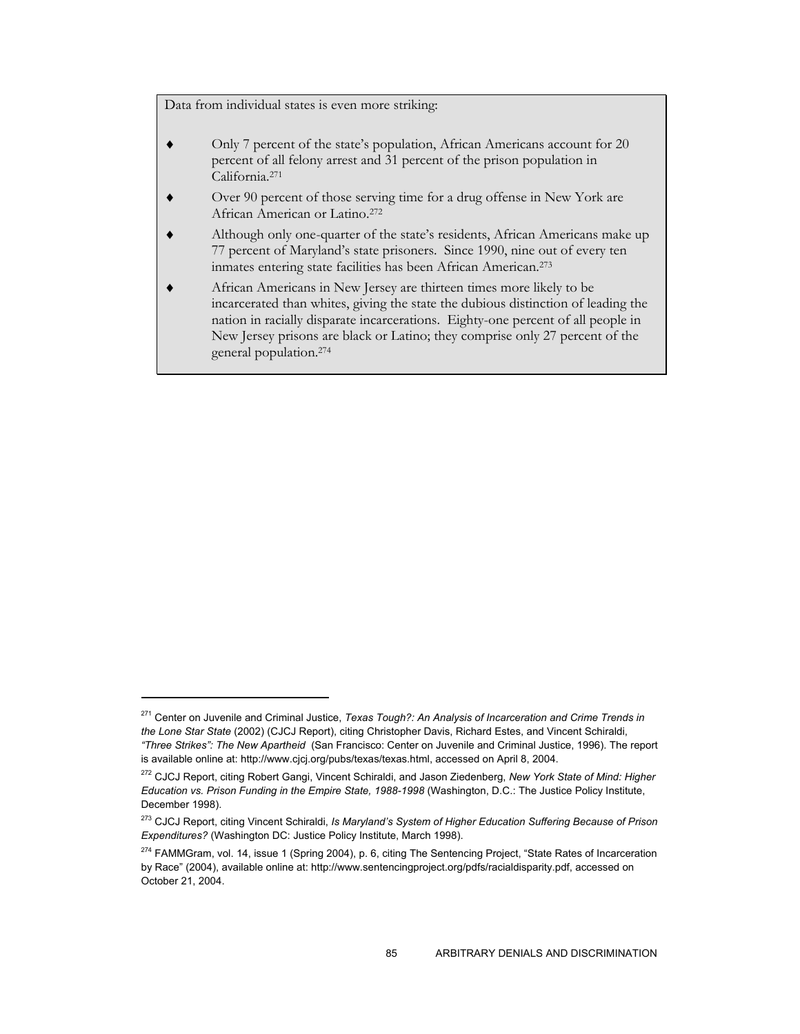Data from individual states is even more striking:

- Only 7 percent of the state's population, African Americans account for 20 percent of all felony arrest and 31 percent of the prison population in California.[271]
- Over 90 percent of those serving time for a drug offense in New York are African American or Latino.[272]
- Although only one-quarter of the state's residents, African Americans make up 77 percent of Maryland's state prisoners. Since 1990, nine out of every ten inmates entering state facilities has been African American.[273]
- African Americans in New Jersey are thirteen times more likely to be incarcerated than whites, giving the state the dubious distinction of leading the nation in racially disparate incarcerations. Eighty-one percent of all people in New Jersey prisons are black or Latino; they comprise only 27 percent of the general population.[274]

---

[271] Center on Juvenile and Criminal Justice, *Texas Tough?: An Analysis of Incarceration and Crime Trends in the Lone Star State* (2002) (CJCJ Report), citing Christopher Davis, Richard Estes, and Vincent Schiraldi, *"Three Strikes": The New Apartheid* (San Francisco: Center on Juvenile and Criminal Justice, 1996). The report is available online at: http://www.cjcj.org/pubs/texas/texas.html, accessed on April 8, 2004.

[272] CJCJ Report, citing Robert Gangi, Vincent Schiraldi, and Jason Ziedenberg, *New York State of Mind: Higher Education vs. Prison Funding in the Empire State, 1988-1998* (Washington, D.C.: The Justice Policy Institute, December 1998).

[273] CJCJ Report, citing Vincent Schiraldi, *Is Maryland's System of Higher Education Suffering Because of Prison Expenditures?* (Washington DC: Justice Policy Institute, March 1998).

[274] FAMMGram, vol. 14, issue 1 (Spring 2004), p. 6, citing The Sentencing Project, "State Rates of Incarceration by Race" (2004), available online at: http://www.sentencingproject.org/pdfs/racialdisparity.pdf, accessed on October 21, 2004.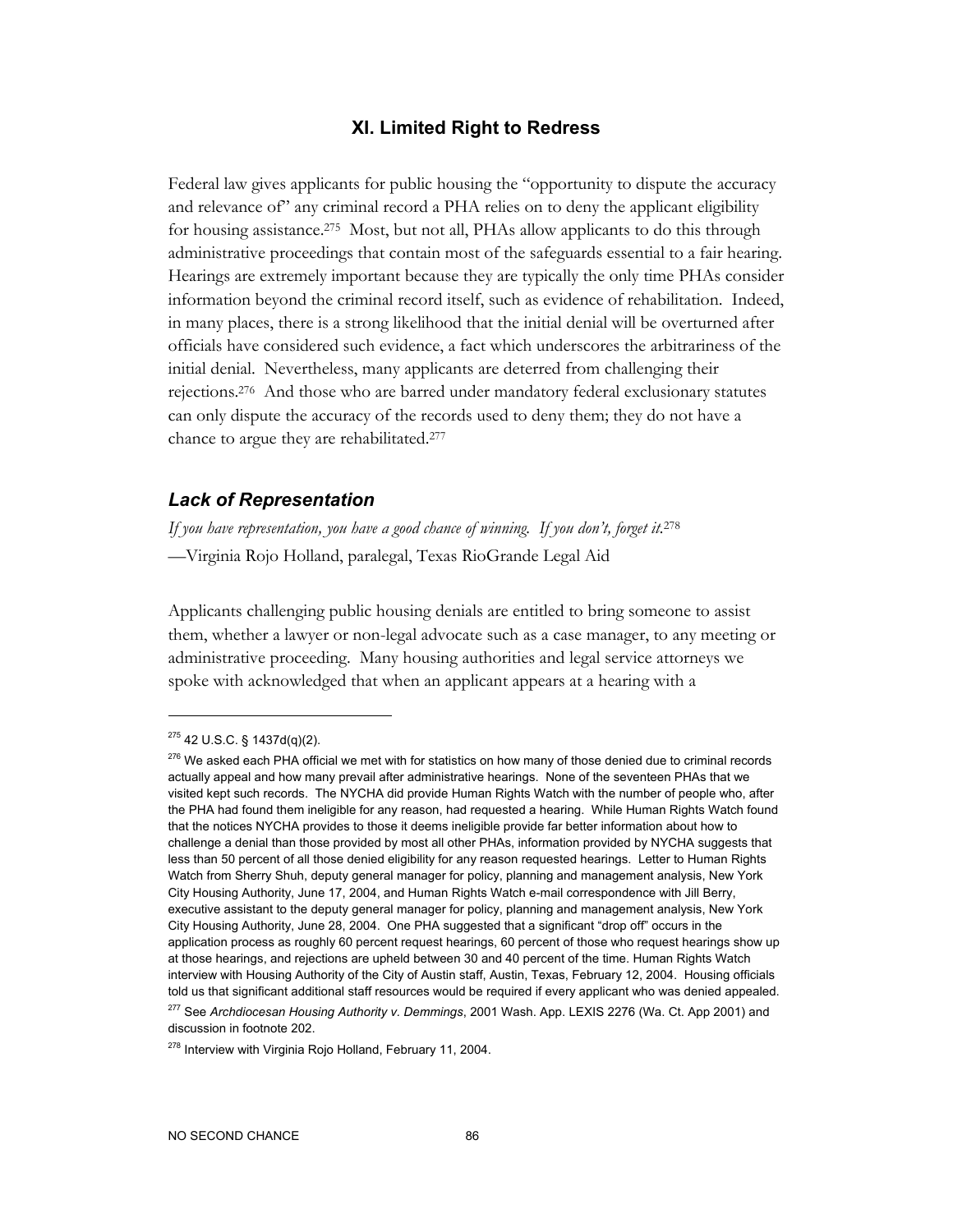## XI. Limited Right to Redress

Federal law gives applicants for public housing the "opportunity to dispute the accuracy and relevance of" any criminal record a PHA relies on to deny the applicant eligibility for housing assistance.[275] Most, but not all, PHAs allow applicants to do this through administrative proceedings that contain most of the safeguards essential to a fair hearing. Hearings are extremely important because they are typically the only time PHAs consider information beyond the criminal record itself, such as evidence of rehabilitation. Indeed, in many places, there is a strong likelihood that the initial denial will be overturned after officials have considered such evidence, a fact which underscores the arbitrariness of the initial denial. Nevertheless, many applicants are deterred from challenging their rejections.[276] And those who are barred under mandatory federal exclusionary statutes can only dispute the accuracy of the records used to deny them; they do not have a chance to argue they are rehabilitated.[277]

### *Lack of Representation*

*If you have representation, you have a good chance of winning. If you don't, forget it.*[278]
—Virginia Rojo Holland, paralegal, Texas RioGrande Legal Aid

Applicants challenging public housing denials are entitled to bring someone to assist them, whether a lawyer or non-legal advocate such as a case manager, to any meeting or administrative proceeding. Many housing authorities and legal service attorneys we spoke with acknowledged that when an applicant appears at a hearing with a

---

[275] 42 U.S.C. § 1437d(q)(2).

[276] We asked each PHA official we met with for statistics on how many of those denied due to criminal records actually appeal and how many prevail after administrative hearings. None of the seventeen PHAs that we visited kept such records. The NYCHA did provide Human Rights Watch with the number of people who, after the PHA had found them ineligible for any reason, had requested a hearing. While Human Rights Watch found that the notices NYCHA provides to those it deems ineligible provide far better information about how to challenge a denial than those provided by most all other PHAs, information provided by NYCHA suggests that less than 50 percent of all those denied eligibility for any reason requested hearings. Letter to Human Rights Watch from Sherry Shuh, deputy general manager for policy, planning and management analysis, New York City Housing Authority, June 17, 2004, and Human Rights Watch e-mail correspondence with Jill Berry, executive assistant to the deputy general manager for policy, planning and management analysis, New York City Housing Authority, June 28, 2004. One PHA suggested that a significant "drop off" occurs in the application process as roughly 60 percent request hearings, 60 percent of those who request hearings show up at those hearings, and rejections are upheld between 30 and 40 percent of the time. Human Rights Watch interview with Housing Authority of the City of Austin staff, Austin, Texas, February 12, 2004. Housing officials told us that significant additional staff resources would be required if every applicant who was denied appealed.

[277] See *Archdiocesan Housing Authority v. Demmings*, 2001 Wash. App. LEXIS 2276 (Wa. Ct. App 2001) and discussion in footnote 202.

[278] Interview with Virginia Rojo Holland, February 11, 2004.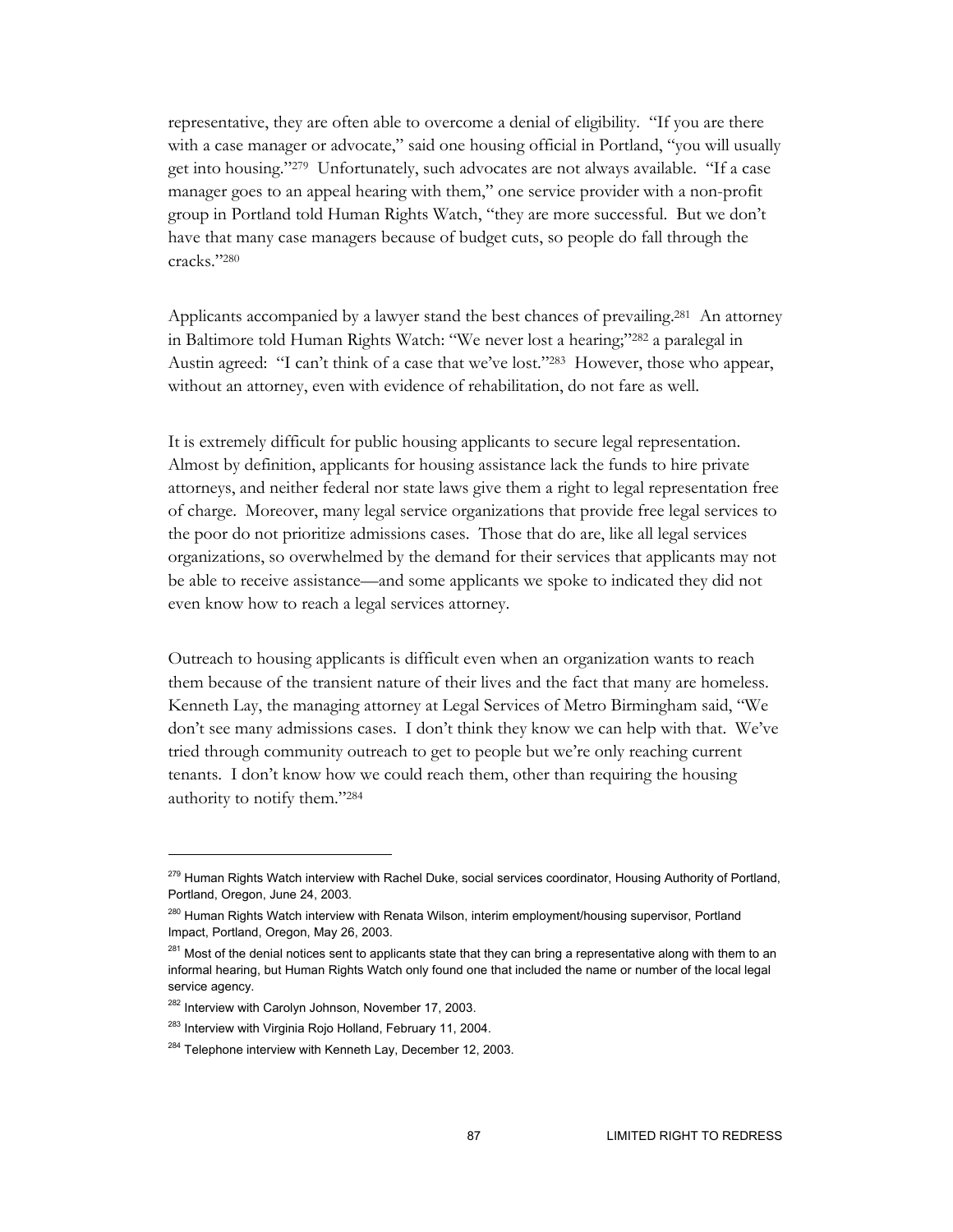representative, they are often able to overcome a denial of eligibility. "If you are there with a case manager or advocate," said one housing official in Portland, "you will usually get into housing."[279] Unfortunately, such advocates are not always available. "If a case manager goes to an appeal hearing with them," one service provider with a non-profit group in Portland told Human Rights Watch, "they are more successful. But we don't have that many case managers because of budget cuts, so people do fall through the cracks."[280]

Applicants accompanied by a lawyer stand the best chances of prevailing.[281] An attorney in Baltimore told Human Rights Watch: "We never lost a hearing;"[282] a paralegal in Austin agreed: "I can't think of a case that we've lost."[283] However, those who appear, without an attorney, even with evidence of rehabilitation, do not fare as well.

It is extremely difficult for public housing applicants to secure legal representation. Almost by definition, applicants for housing assistance lack the funds to hire private attorneys, and neither federal nor state laws give them a right to legal representation free of charge. Moreover, many legal service organizations that provide free legal services to the poor do not prioritize admissions cases. Those that do are, like all legal services organizations, so overwhelmed by the demand for their services that applicants may not be able to receive assistance—and some applicants we spoke to indicated they did not even know how to reach a legal services attorney.

Outreach to housing applicants is difficult even when an organization wants to reach them because of the transient nature of their lives and the fact that many are homeless. Kenneth Lay, the managing attorney at Legal Services of Metro Birmingham said, "We don't see many admissions cases. I don't think they know we can help with that. We've tried through community outreach to get to people but we're only reaching current tenants. I don't know how we could reach them, other than requiring the housing authority to notify them."[284]

---

[279] Human Rights Watch interview with Rachel Duke, social services coordinator, Housing Authority of Portland, Portland, Oregon, June 24, 2003.

[280] Human Rights Watch interview with Renata Wilson, interim employment/housing supervisor, Portland Impact, Portland, Oregon, May 26, 2003.

[281] Most of the denial notices sent to applicants state that they can bring a representative along with them to an informal hearing, but Human Rights Watch only found one that included the name or number of the local legal service agency.

[282] Interview with Carolyn Johnson, November 17, 2003.

[283] Interview with Virginia Rojo Holland, February 11, 2004.

[284] Telephone interview with Kenneth Lay, December 12, 2003.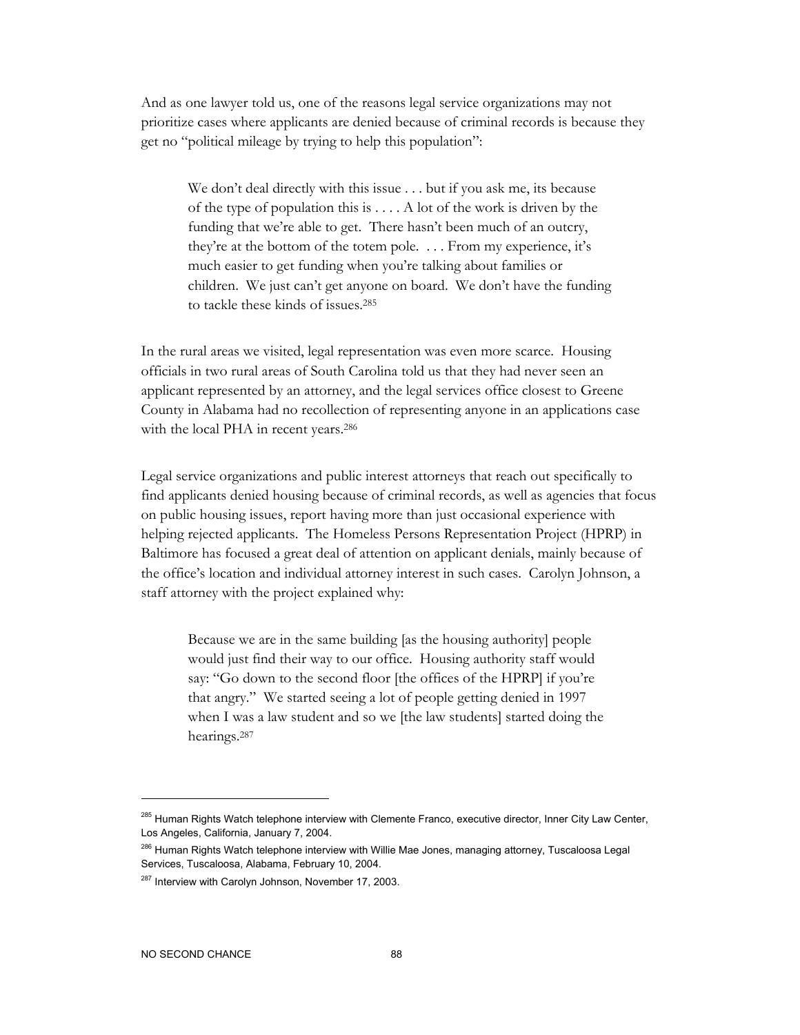And as one lawyer told us, one of the reasons legal service organizations may not prioritize cases where applicants are denied because of criminal records is because they get no "political mileage by trying to help this population":

> We don't deal directly with this issue . . . but if you ask me, its because of the type of population this is . . . . A lot of the work is driven by the funding that we're able to get. There hasn't been much of an outcry, they're at the bottom of the totem pole. . . . From my experience, it's much easier to get funding when you're talking about families or children. We just can't get anyone on board. We don't have the funding to tackle these kinds of issues.[285]

In the rural areas we visited, legal representation was even more scarce. Housing officials in two rural areas of South Carolina told us that they had never seen an applicant represented by an attorney, and the legal services office closest to Greene County in Alabama had no recollection of representing anyone in an applications case with the local PHA in recent years.[286]

Legal service organizations and public interest attorneys that reach out specifically to find applicants denied housing because of criminal records, as well as agencies that focus on public housing issues, report having more than just occasional experience with helping rejected applicants. The Homeless Persons Representation Project (HPRP) in Baltimore has focused a great deal of attention on applicant denials, mainly because of the office's location and individual attorney interest in such cases. Carolyn Johnson, a staff attorney with the project explained why:

> Because we are in the same building [as the housing authority] people would just find their way to our office. Housing authority staff would say: "Go down to the second floor [the offices of the HPRP] if you're that angry." We started seeing a lot of people getting denied in 1997 when I was a law student and so we [the law students] started doing the hearings.[287]

---

[285] Human Rights Watch telephone interview with Clemente Franco, executive director, Inner City Law Center, Los Angeles, California, January 7, 2004.

[286] Human Rights Watch telephone interview with Willie Mae Jones, managing attorney, Tuscaloosa Legal Services, Tuscaloosa, Alabama, February 10, 2004.

[287] Interview with Carolyn Johnson, November 17, 2003.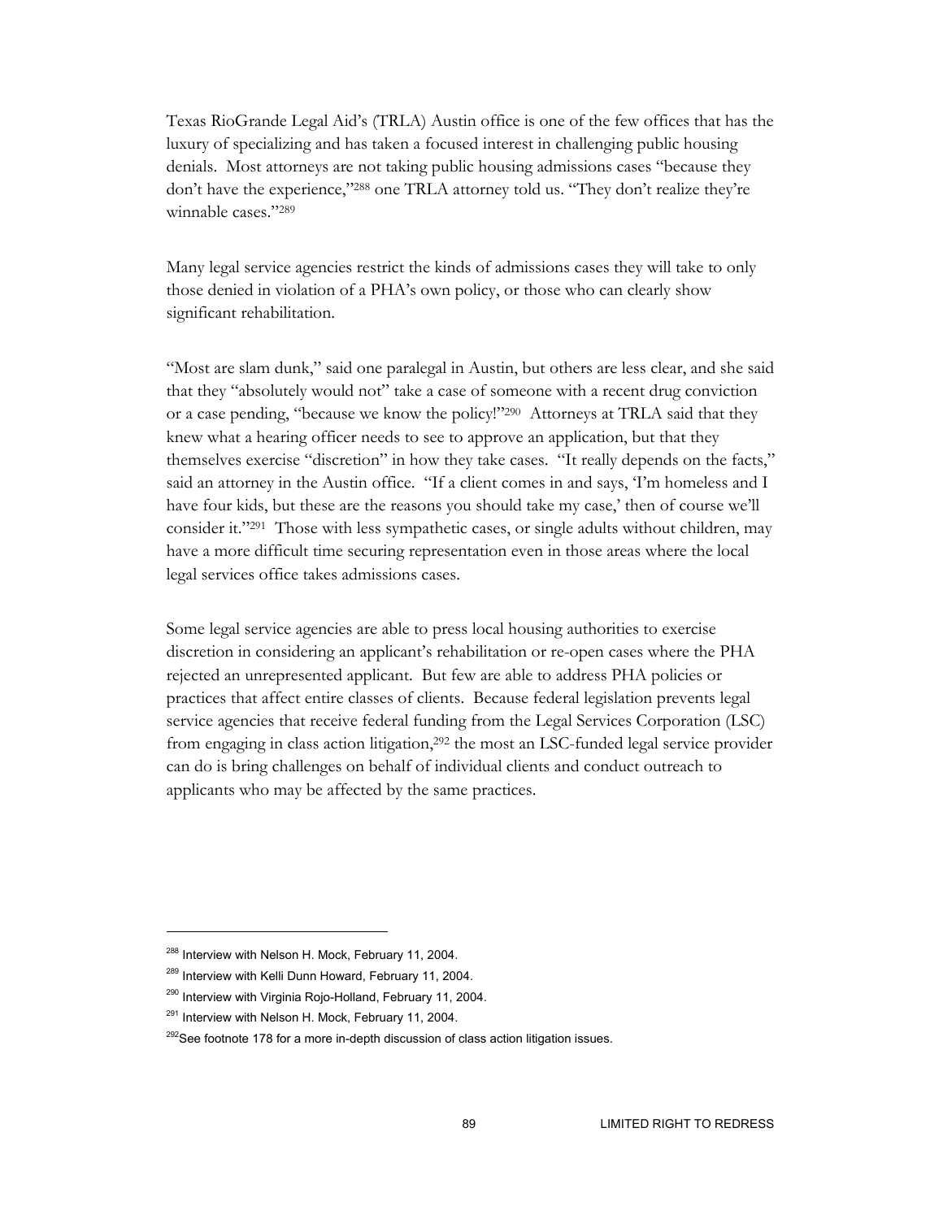Texas RioGrande Legal Aid's (TRLA) Austin office is one of the few offices that has the luxury of specializing and has taken a focused interest in challenging public housing denials. Most attorneys are not taking public housing admissions cases "because they don't have the experience,"[288] one TRLA attorney told us. "They don't realize they're winnable cases."[289]

Many legal service agencies restrict the kinds of admissions cases they will take to only those denied in violation of a PHA's own policy, or those who can clearly show significant rehabilitation.

"Most are slam dunk," said one paralegal in Austin, but others are less clear, and she said that they "absolutely would not" take a case of someone with a recent drug conviction or a case pending, "because we know the policy!"[290] Attorneys at TRLA said that they knew what a hearing officer needs to see to approve an application, but that they themselves exercise "discretion" in how they take cases. "It really depends on the facts," said an attorney in the Austin office. "If a client comes in and says, 'I'm homeless and I have four kids, but these are the reasons you should take my case,' then of course we'll consider it."[291] Those with less sympathetic cases, or single adults without children, may have a more difficult time securing representation even in those areas where the local legal services office takes admissions cases.

Some legal service agencies are able to press local housing authorities to exercise discretion in considering an applicant's rehabilitation or re-open cases where the PHA rejected an unrepresented applicant. But few are able to address PHA policies or practices that affect entire classes of clients. Because federal legislation prevents legal service agencies that receive federal funding from the Legal Services Corporation (LSC) from engaging in class action litigation,[292] the most an LSC-funded legal service provider can do is bring challenges on behalf of individual clients and conduct outreach to applicants who may be affected by the same practices.

---

[288] Interview with Nelson H. Mock, February 11, 2004.

[289] Interview with Kelli Dunn Howard, February 11, 2004.

[290] Interview with Virginia Rojo-Holland, February 11, 2004.

[291] Interview with Nelson H. Mock, February 11, 2004.

[292] See footnote 178 for a more in-depth discussion of class action litigation issues.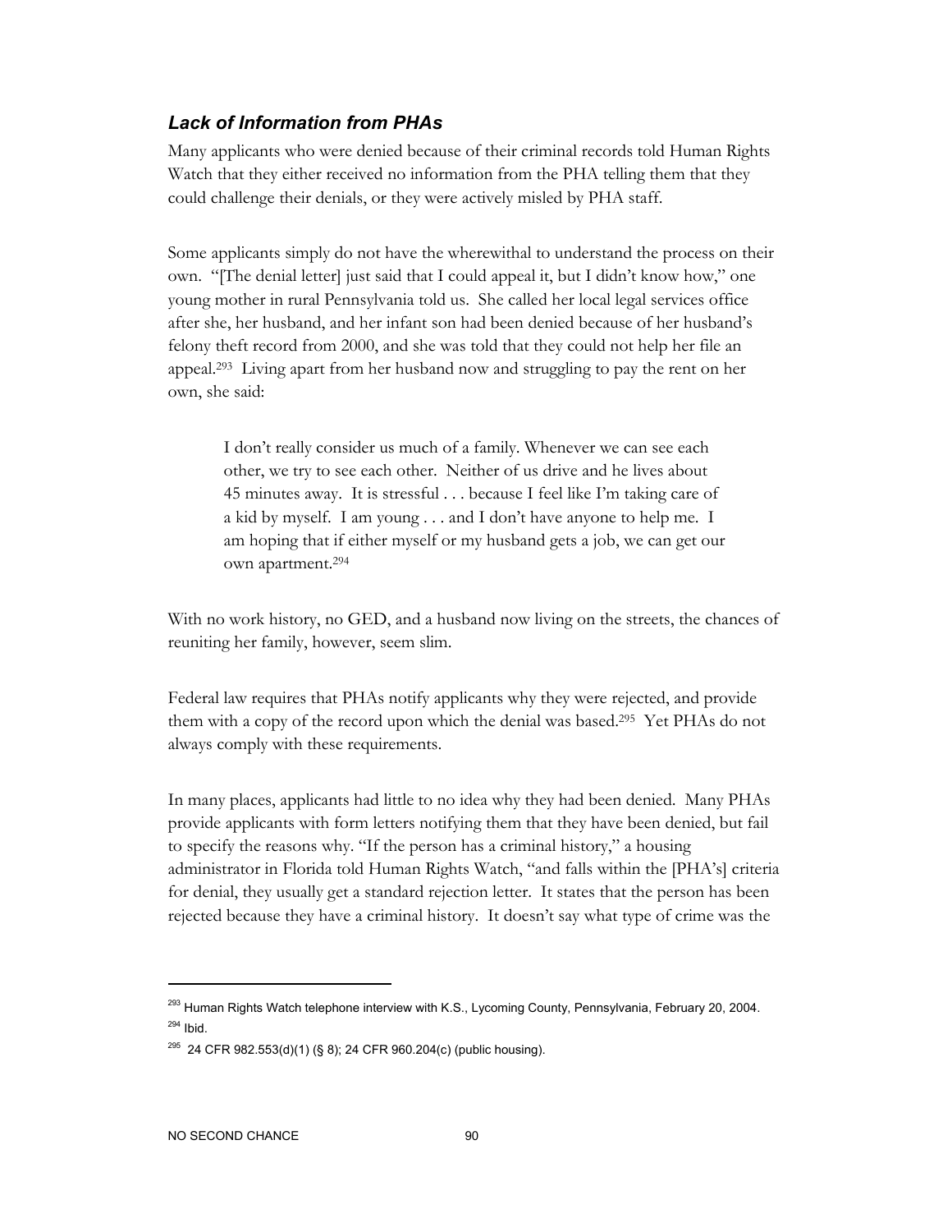### *Lack of Information from PHAs*

Many applicants who were denied because of their criminal records told Human Rights Watch that they either received no information from the PHA telling them that they could challenge their denials, or they were actively misled by PHA staff.

Some applicants simply do not have the wherewithal to understand the process on their own. "[The denial letter] just said that I could appeal it, but I didn't know how," one young mother in rural Pennsylvania told us. She called her local legal services office after she, her husband, and her infant son had been denied because of her husband's felony theft record from 2000, and she was told that they could not help her file an appeal.[293] Living apart from her husband now and struggling to pay the rent on her own, she said:

> I don't really consider us much of a family. Whenever we can see each other, we try to see each other. Neither of us drive and he lives about 45 minutes away. It is stressful . . . because I feel like I'm taking care of a kid by myself. I am young . . . and I don't have anyone to help me. I am hoping that if either myself or my husband gets a job, we can get our own apartment.[294]

With no work history, no GED, and a husband now living on the streets, the chances of reuniting her family, however, seem slim.

Federal law requires that PHAs notify applicants why they were rejected, and provide them with a copy of the record upon which the denial was based.[295] Yet PHAs do not always comply with these requirements.

In many places, applicants had little to no idea why they had been denied. Many PHAs provide applicants with form letters notifying them that they have been denied, but fail to specify the reasons why. "If the person has a criminal history," a housing administrator in Florida told Human Rights Watch, "and falls within the [PHA's] criteria for denial, they usually get a standard rejection letter. It states that the person has been rejected because they have a criminal history. It doesn't say what type of crime was the

---

[293] Human Rights Watch telephone interview with K.S., Lycoming County, Pennsylvania, February 20, 2004.

[294] Ibid.

[295] 24 CFR 982.553(d)(1) (§ 8); 24 CFR 960.204(c) (public housing).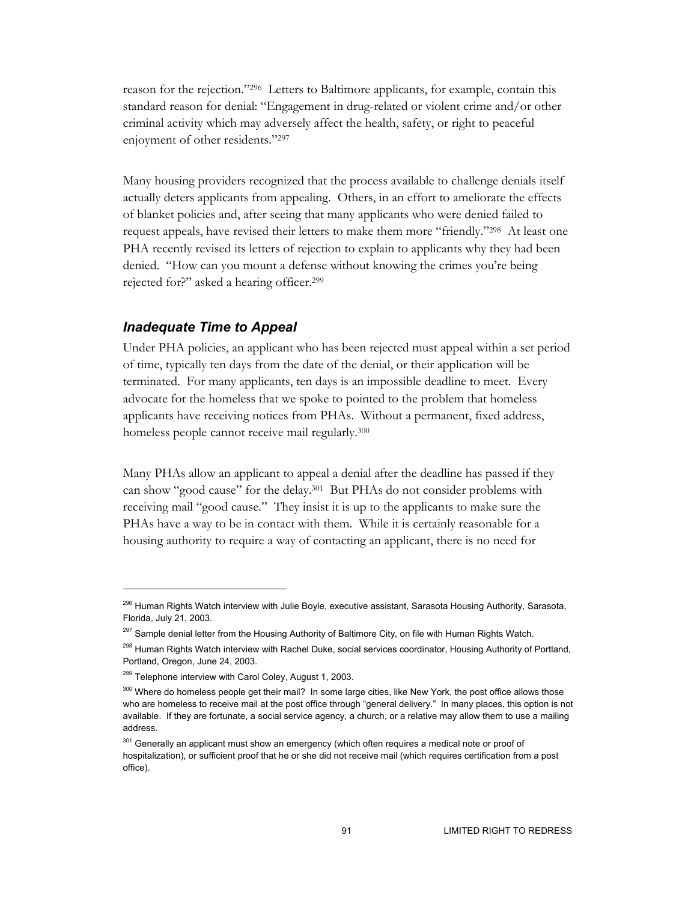reason for the rejection."[296] Letters to Baltimore applicants, for example, contain this standard reason for denial: "Engagement in drug-related or violent crime and/or other criminal activity which may adversely affect the health, safety, or right to peaceful enjoyment of other residents."[297]

Many housing providers recognized that the process available to challenge denials itself actually deters applicants from appealing. Others, in an effort to ameliorate the effects of blanket policies and, after seeing that many applicants who were denied failed to request appeals, have revised their letters to make them more "friendly."[298] At least one PHA recently revised its letters of rejection to explain to applicants why they had been denied. "How can you mount a defense without knowing the crimes you're being rejected for?" asked a hearing officer.[299]

### *Inadequate Time to Appeal*

Under PHA policies, an applicant who has been rejected must appeal within a set period of time, typically ten days from the date of the denial, or their application will be terminated. For many applicants, ten days is an impossible deadline to meet. Every advocate for the homeless that we spoke to pointed to the problem that homeless applicants have receiving notices from PHAs. Without a permanent, fixed address, homeless people cannot receive mail regularly.[300]

Many PHAs allow an applicant to appeal a denial after the deadline has passed if they can show "good cause" for the delay.[301] But PHAs do not consider problems with receiving mail "good cause." They insist it is up to the applicants to make sure the PHAs have a way to be in contact with them. While it is certainly reasonable for a housing authority to require a way of contacting an applicant, there is no need for

---

[296] Human Rights Watch interview with Julie Boyle, executive assistant, Sarasota Housing Authority, Sarasota, Florida, July 21, 2003.

[297] Sample denial letter from the Housing Authority of Baltimore City, on file with Human Rights Watch.

[298] Human Rights Watch interview with Rachel Duke, social services coordinator, Housing Authority of Portland, Portland, Oregon, June 24, 2003.

[299] Telephone interview with Carol Coley, August 1, 2003.

[300] Where do homeless people get their mail? In some large cities, like New York, the post office allows those who are homeless to receive mail at the post office through "general delivery." In many places, this option is not available. If they are fortunate, a social service agency, a church, or a relative may allow them to use a mailing address.

[301] Generally an applicant must show an emergency (which often requires a medical note or proof of hospitalization), or sufficient proof that he or she did not receive mail (which requires certification from a post office).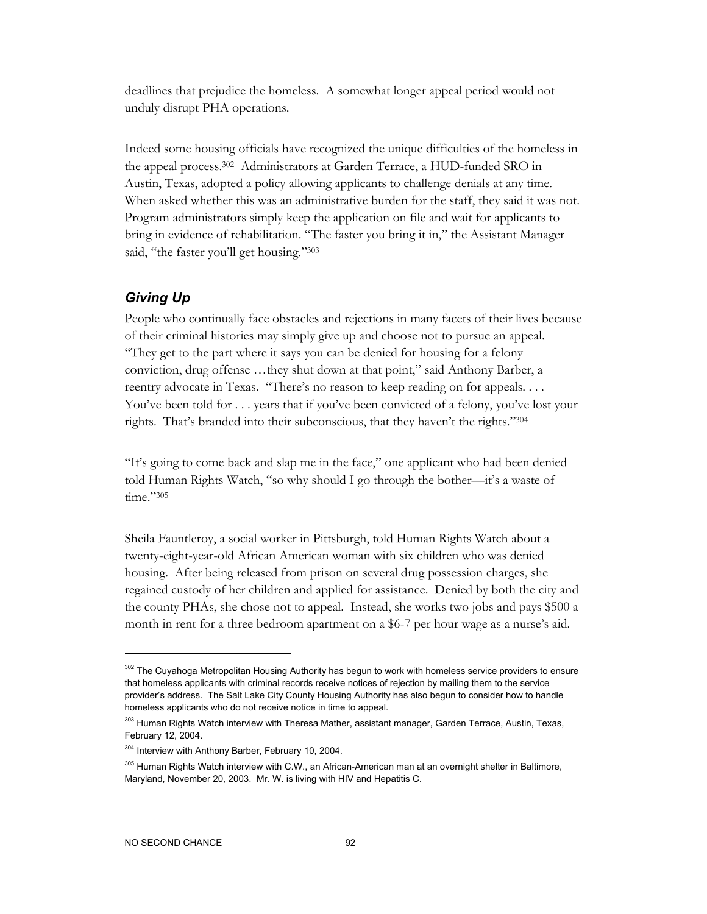deadlines that prejudice the homeless. A somewhat longer appeal period would not unduly disrupt PHA operations.

Indeed some housing officials have recognized the unique difficulties of the homeless in the appeal process.[302] Administrators at Garden Terrace, a HUD-funded SRO in Austin, Texas, adopted a policy allowing applicants to challenge denials at any time. When asked whether this was an administrative burden for the staff, they said it was not. Program administrators simply keep the application on file and wait for applicants to bring in evidence of rehabilitation. "The faster you bring it in," the Assistant Manager said, "the faster you'll get housing."[303]

### *Giving Up*

People who continually face obstacles and rejections in many facets of their lives because of their criminal histories may simply give up and choose not to pursue an appeal. "They get to the part where it says you can be denied for housing for a felony conviction, drug offense …they shut down at that point," said Anthony Barber, a reentry advocate in Texas. "There's no reason to keep reading on for appeals. . . . You've been told for . . . years that if you've been convicted of a felony, you've lost your rights. That's branded into their subconscious, that they haven't the rights."[304]

"It's going to come back and slap me in the face," one applicant who had been denied told Human Rights Watch, "so why should I go through the bother—it's a waste of time."[305]

Sheila Fauntleroy, a social worker in Pittsburgh, told Human Rights Watch about a twenty-eight-year-old African American woman with six children who was denied housing. After being released from prison on several drug possession charges, she regained custody of her children and applied for assistance. Denied by both the city and the county PHAs, she chose not to appeal. Instead, she works two jobs and pays $500 a month in rent for a three bedroom apartment on a $6-7 per hour wage as a nurse's aid.

---

[302] The Cuyahoga Metropolitan Housing Authority has begun to work with homeless service providers to ensure that homeless applicants with criminal records receive notices of rejection by mailing them to the service provider's address. The Salt Lake City County Housing Authority has also begun to consider how to handle homeless applicants who do not receive notice in time to appeal.

[303] Human Rights Watch interview with Theresa Mather, assistant manager, Garden Terrace, Austin, Texas, February 12, 2004.

[304] Interview with Anthony Barber, February 10, 2004.

[305] Human Rights Watch interview with C.W., an African-American man at an overnight shelter in Baltimore, Maryland, November 20, 2003. Mr. W. is living with HIV and Hepatitis C.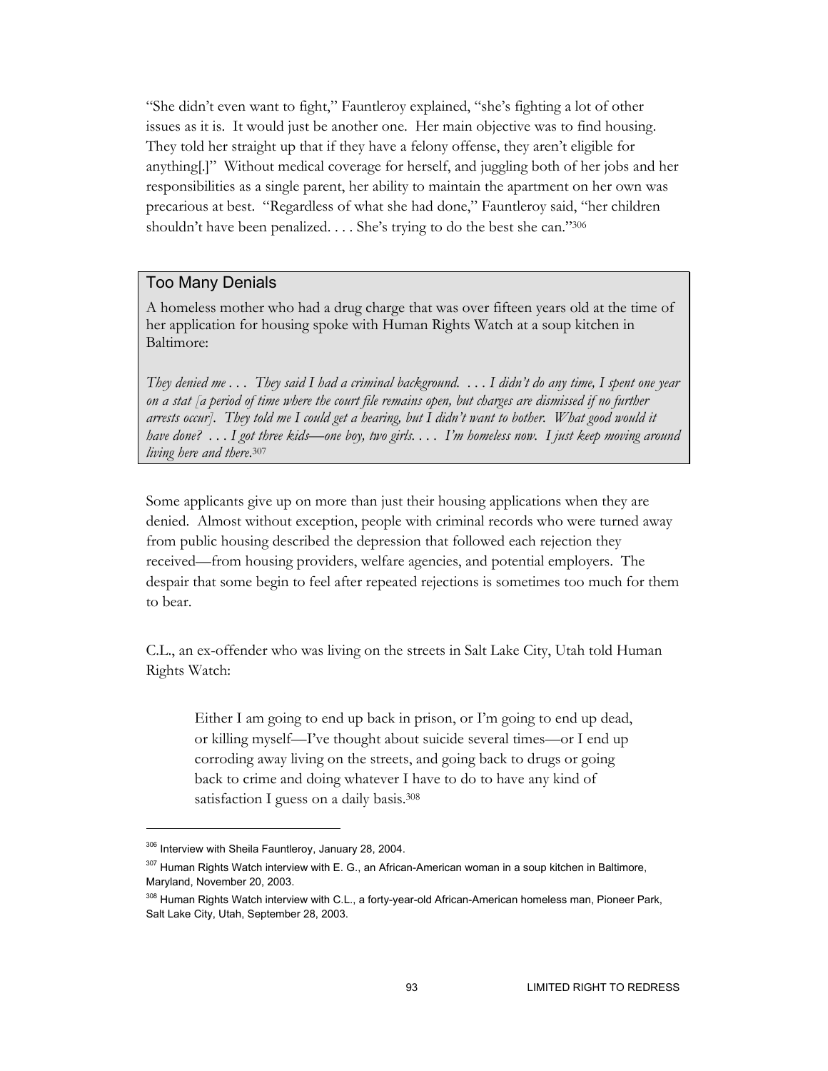"She didn't even want to fight," Fauntleroy explained, "she's fighting a lot of other issues as it is. It would just be another one. Her main objective was to find housing. They told her straight up that if they have a felony offense, they aren't eligible for anything[.]" Without medical coverage for herself, and juggling both of her jobs and her responsibilities as a single parent, her ability to maintain the apartment on her own was precarious at best. "Regardless of what she had done," Fauntleroy said, "her children shouldn't have been penalized. . . . She's trying to do the best she can."[306]

### Too Many Denials

A homeless mother who had a drug charge that was over fifteen years old at the time of her application for housing spoke with Human Rights Watch at a soup kitchen in Baltimore:

*They denied me . . . They said I had a criminal background. . . . I didn't do any time, I spent one year on a stat [a period of time where the court file remains open, but charges are dismissed if no further arrests occur]. They told me I could get a hearing, but I didn't want to bother. What good would it have done? . . . I got three kids—one boy, two girls. . . . I'm homeless now. I just keep moving around living here and there.*[307]

Some applicants give up on more than just their housing applications when they are denied. Almost without exception, people with criminal records who were turned away from public housing described the depression that followed each rejection they received—from housing providers, welfare agencies, and potential employers. The despair that some begin to feel after repeated rejections is sometimes too much for them to bear.

C.L., an ex-offender who was living on the streets in Salt Lake City, Utah told Human Rights Watch:

> Either I am going to end up back in prison, or I'm going to end up dead, or killing myself—I've thought about suicide several times—or I end up corroding away living on the streets, and going back to drugs or going back to crime and doing whatever I have to do to have any kind of satisfaction I guess on a daily basis.[308]

---

[306] Interview with Sheila Fauntleroy, January 28, 2004.

[307] Human Rights Watch interview with E. G., an African-American woman in a soup kitchen in Baltimore, Maryland, November 20, 2003.

[308] Human Rights Watch interview with C.L., a forty-year-old African-American homeless man, Pioneer Park, Salt Lake City, Utah, September 28, 2003.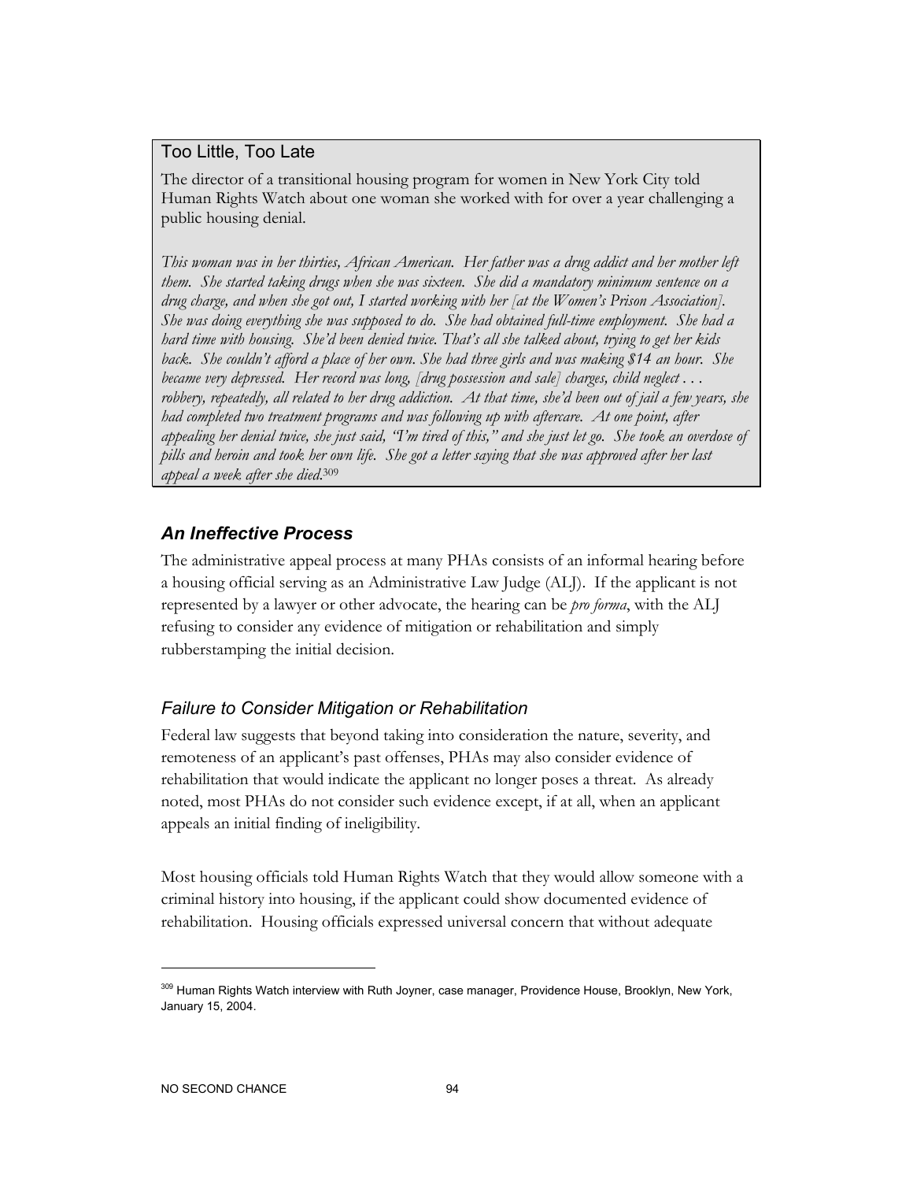### Too Little, Too Late

The director of a transitional housing program for women in New York City told Human Rights Watch about one woman she worked with for over a year challenging a public housing denial.

*This woman was in her thirties, African American. Her father was a drug addict and her mother left them. She started taking drugs when she was sixteen. She did a mandatory minimum sentence on a drug charge, and when she got out, I started working with her [at the Women's Prison Association]. She was doing everything she was supposed to do. She had obtained full-time employment. She had a hard time with housing. She'd been denied twice. That's all she talked about, trying to get her kids back. She couldn't afford a place of her own. She had three girls and was making $14 an hour. She became very depressed. Her record was long, [drug possession and sale] charges, child neglect . . . robbery, repeatedly, all related to her drug addiction. At that time, she'd been out of jail a few years, she had completed two treatment programs and was following up with aftercare. At one point, after appealing her denial twice, she just said, "I'm tired of this," and she just let go. She took an overdose of pills and heroin and took her own life. She got a letter saying that she was approved after her last appeal a week after she died.*[309]

## *An Ineffective Process*

The administrative appeal process at many PHAs consists of an informal hearing before a housing official serving as an Administrative Law Judge (ALJ). If the applicant is not represented by a lawyer or other advocate, the hearing can be *pro forma*, with the ALJ refusing to consider any evidence of mitigation or rehabilitation and simply rubberstamping the initial decision.

### *Failure to Consider Mitigation or Rehabilitation*

Federal law suggests that beyond taking into consideration the nature, severity, and remoteness of an applicant's past offenses, PHAs may also consider evidence of rehabilitation that would indicate the applicant no longer poses a threat. As already noted, most PHAs do not consider such evidence except, if at all, when an applicant appeals an initial finding of ineligibility.

Most housing officials told Human Rights Watch that they would allow someone with a criminal history into housing, if the applicant could show documented evidence of rehabilitation. Housing officials expressed universal concern that without adequate

---

[309] Human Rights Watch interview with Ruth Joyner, case manager, Providence House, Brooklyn, New York, January 15, 2004.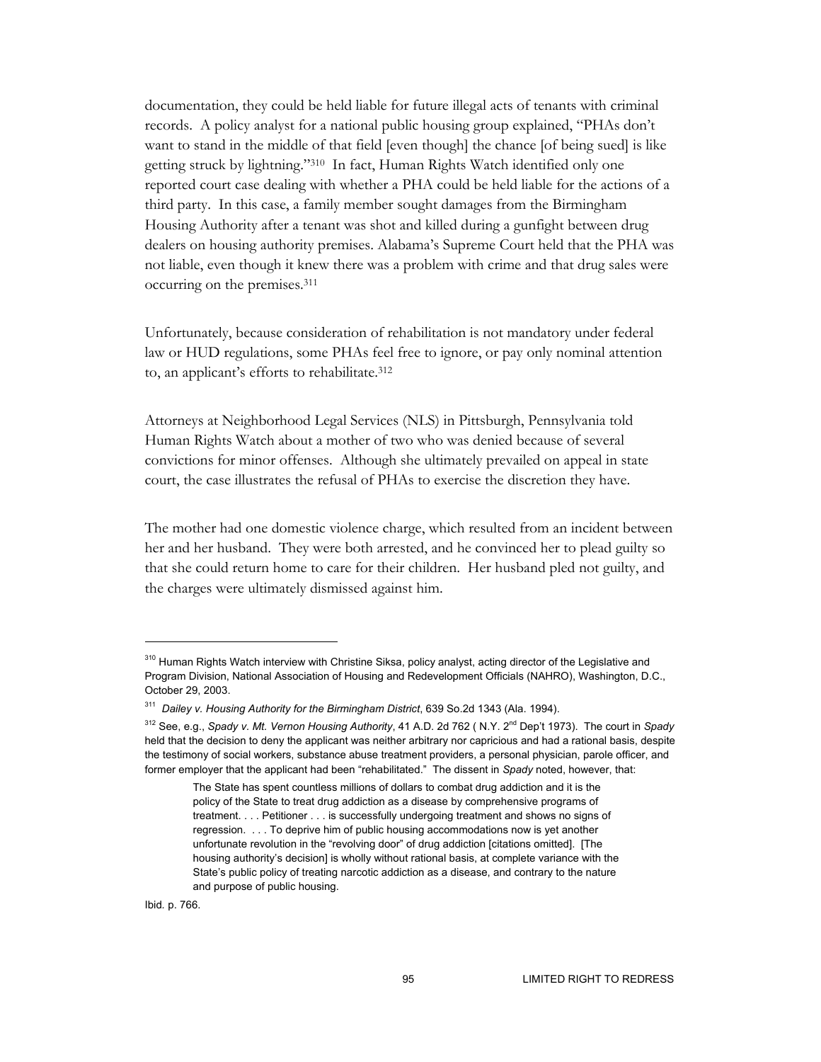documentation, they could be held liable for future illegal acts of tenants with criminal records. A policy analyst for a national public housing group explained, "PHAs don't want to stand in the middle of that field [even though] the chance [of being sued] is like getting struck by lightning."[310] In fact, Human Rights Watch identified only one reported court case dealing with whether a PHA could be held liable for the actions of a third party. In this case, a family member sought damages from the Birmingham Housing Authority after a tenant was shot and killed during a gunfight between drug dealers on housing authority premises. Alabama's Supreme Court held that the PHA was not liable, even though it knew there was a problem with crime and that drug sales were occurring on the premises.[311]

Unfortunately, because consideration of rehabilitation is not mandatory under federal law or HUD regulations, some PHAs feel free to ignore, or pay only nominal attention to, an applicant's efforts to rehabilitate.[312]

Attorneys at Neighborhood Legal Services (NLS) in Pittsburgh, Pennsylvania told Human Rights Watch about a mother of two who was denied because of several convictions for minor offenses. Although she ultimately prevailed on appeal in state court, the case illustrates the refusal of PHAs to exercise the discretion they have.

The mother had one domestic violence charge, which resulted from an incident between her and her husband. They were both arrested, and he convinced her to plead guilty so that she could return home to care for their children. Her husband pled not guilty, and the charges were ultimately dismissed against him.

---

[310] Human Rights Watch interview with Christine Siksa, policy analyst, acting director of the Legislative and Program Division, National Association of Housing and Redevelopment Officials (NAHRO), Washington, D.C., October 29, 2003.

[311] *Dailey v. Housing Authority for the Birmingham District*, 639 So.2d 1343 (Ala. 1994).

[312] See, e.g., *Spady v. Mt. Vernon Housing Authority*, 41 A.D. 2d 762 ( N.Y. 2nd Dep't 1973). The court in *Spady* held that the decision to deny the applicant was neither arbitrary nor capricious and had a rational basis, despite the testimony of social workers, substance abuse treatment providers, a personal physician, parole officer, and former employer that the applicant had been "rehabilitated." The dissent in *Spady* noted, however, that:

> The State has spent countless millions of dollars to combat drug addiction and it is the policy of the State to treat drug addiction as a disease by comprehensive programs of treatment. . . . Petitioner . . . is successfully undergoing treatment and shows no signs of regression. . . . To deprive him of public housing accommodations now is yet another unfortunate revolution in the "revolving door" of drug addiction [citations omitted]. [The housing authority's decision] is wholly without rational basis, at complete variance with the State's public policy of treating narcotic addiction as a disease, and contrary to the nature and purpose of public housing.

Ibid. p. 766.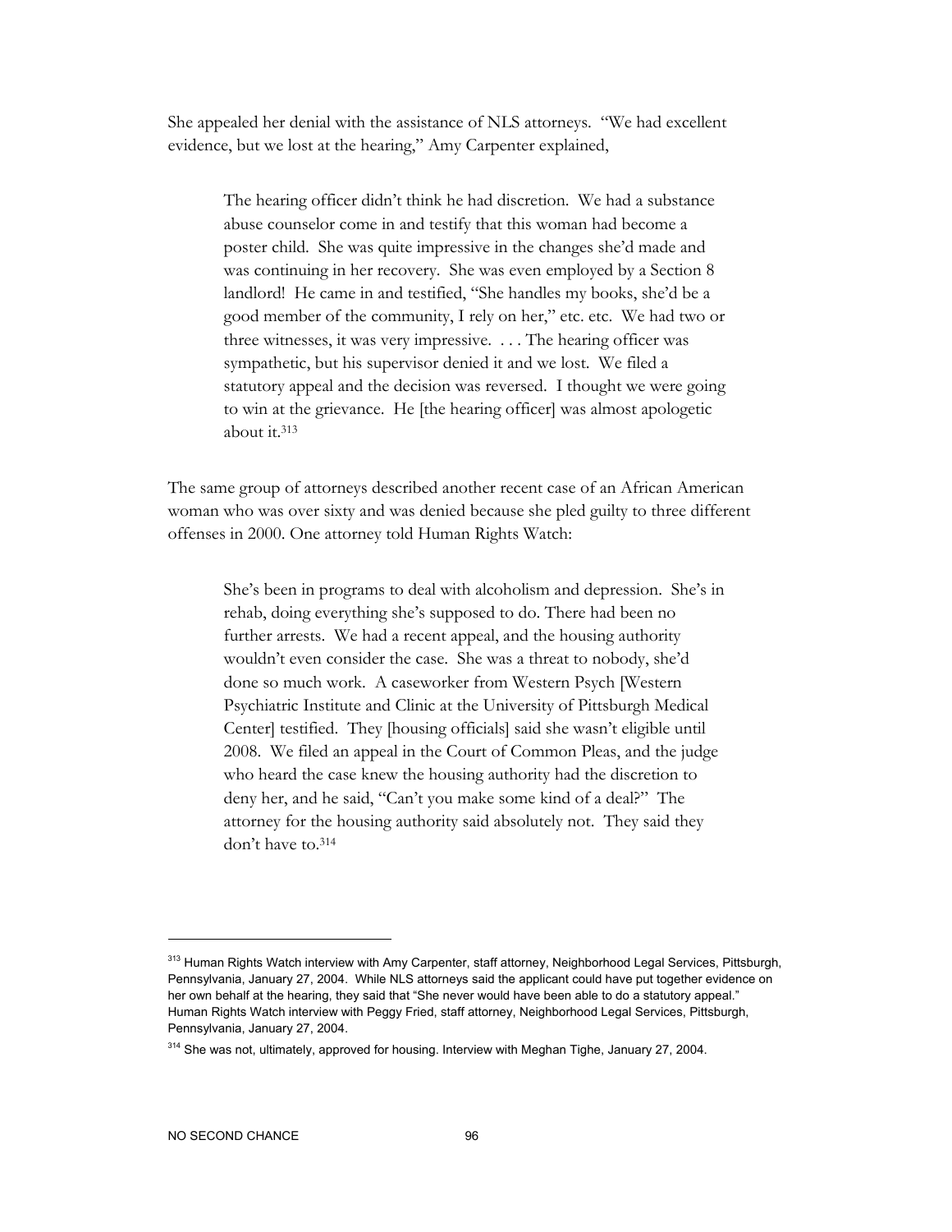She appealed her denial with the assistance of NLS attorneys. "We had excellent evidence, but we lost at the hearing," Amy Carpenter explained,

> The hearing officer didn't think he had discretion. We had a substance abuse counselor come in and testify that this woman had become a poster child. She was quite impressive in the changes she'd made and was continuing in her recovery. She was even employed by a Section 8 landlord! He came in and testified, "She handles my books, she'd be a good member of the community, I rely on her," etc. etc. We had two or three witnesses, it was very impressive. . . . The hearing officer was sympathetic, but his supervisor denied it and we lost. We filed a statutory appeal and the decision was reversed. I thought we were going to win at the grievance. He [the hearing officer] was almost apologetic about it.[313]

The same group of attorneys described another recent case of an African American woman who was over sixty and was denied because she pled guilty to three different offenses in 2000. One attorney told Human Rights Watch:

> She's been in programs to deal with alcoholism and depression. She's in rehab, doing everything she's supposed to do. There had been no further arrests. We had a recent appeal, and the housing authority wouldn't even consider the case. She was a threat to nobody, she'd done so much work. A caseworker from Western Psych [Western Psychiatric Institute and Clinic at the University of Pittsburgh Medical Center] testified. They [housing officials] said she wasn't eligible until 2008. We filed an appeal in the Court of Common Pleas, and the judge who heard the case knew the housing authority had the discretion to deny her, and he said, "Can't you make some kind of a deal?" The attorney for the housing authority said absolutely not. They said they don't have to.[314]

---

[313] Human Rights Watch interview with Amy Carpenter, staff attorney, Neighborhood Legal Services, Pittsburgh, Pennsylvania, January 27, 2004. While NLS attorneys said the applicant could have put together evidence on her own behalf at the hearing, they said that "She never would have been able to do a statutory appeal." Human Rights Watch interview with Peggy Fried, staff attorney, Neighborhood Legal Services, Pittsburgh, Pennsylvania, January 27, 2004.

[314] She was not, ultimately, approved for housing. Interview with Meghan Tighe, January 27, 2004.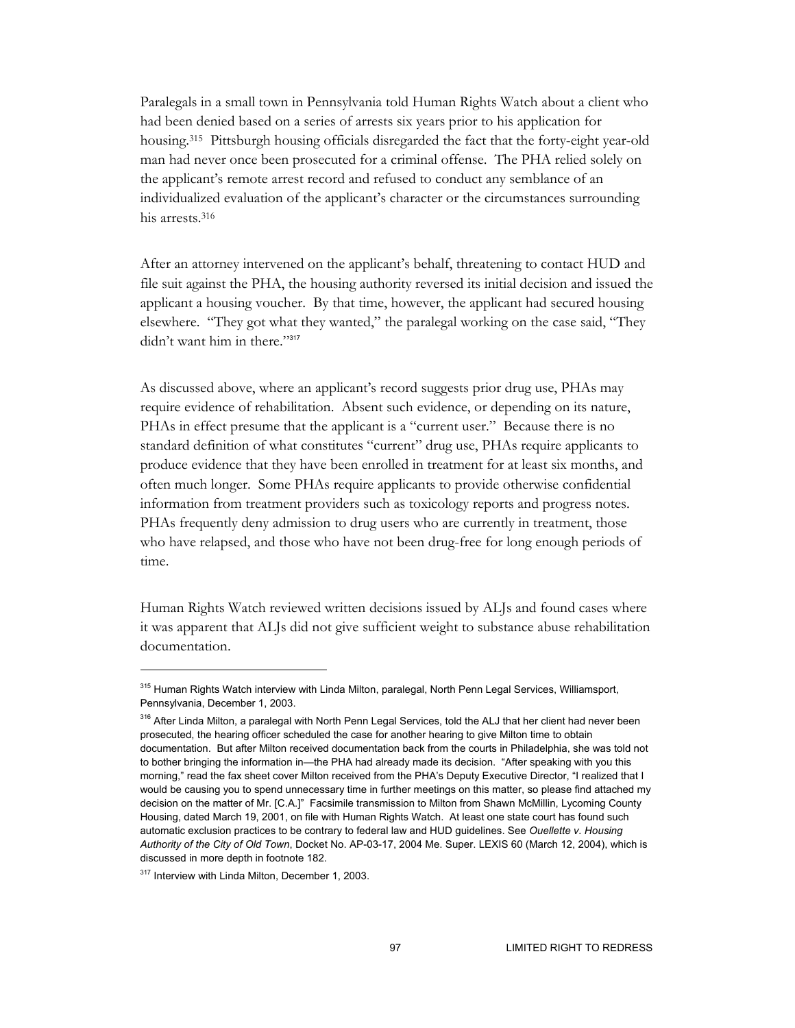Paralegals in a small town in Pennsylvania told Human Rights Watch about a client who had been denied based on a series of arrests six years prior to his application for housing.[315] Pittsburgh housing officials disregarded the fact that the forty-eight year-old man had never once been prosecuted for a criminal offense. The PHA relied solely on the applicant's remote arrest record and refused to conduct any semblance of an individualized evaluation of the applicant's character or the circumstances surrounding his arrests.[316]

After an attorney intervened on the applicant's behalf, threatening to contact HUD and file suit against the PHA, the housing authority reversed its initial decision and issued the applicant a housing voucher. By that time, however, the applicant had secured housing elsewhere. "They got what they wanted," the paralegal working on the case said, "They didn't want him in there."[317]

As discussed above, where an applicant's record suggests prior drug use, PHAs may require evidence of rehabilitation. Absent such evidence, or depending on its nature, PHAs in effect presume that the applicant is a "current user." Because there is no standard definition of what constitutes "current" drug use, PHAs require applicants to produce evidence that they have been enrolled in treatment for at least six months, and often much longer. Some PHAs require applicants to provide otherwise confidential information from treatment providers such as toxicology reports and progress notes. PHAs frequently deny admission to drug users who are currently in treatment, those who have relapsed, and those who have not been drug-free for long enough periods of time.

Human Rights Watch reviewed written decisions issued by ALJs and found cases where it was apparent that ALJs did not give sufficient weight to substance abuse rehabilitation documentation.

---

[315] Human Rights Watch interview with Linda Milton, paralegal, North Penn Legal Services, Williamsport, Pennsylvania, December 1, 2003.

[316] After Linda Milton, a paralegal with North Penn Legal Services, told the ALJ that her client had never been prosecuted, the hearing officer scheduled the case for another hearing to give Milton time to obtain documentation. But after Milton received documentation back from the courts in Philadelphia, she was told not to bother bringing the information in—the PHA had already made its decision. "After speaking with you this morning," read the fax sheet cover Milton received from the PHA's Deputy Executive Director, "I realized that I would be causing you to spend unnecessary time in further meetings on this matter, so please find attached my decision on the matter of Mr. [C.A.]" Facsimile transmission to Milton from Shawn McMillin, Lycoming County Housing, dated March 19, 2001, on file with Human Rights Watch. At least one state court has found such automatic exclusion practices to be contrary to federal law and HUD guidelines. See *Ouellette v. Housing Authority of the City of Old Town*, Docket No. AP-03-17, 2004 Me. Super. LEXIS 60 (March 12, 2004), which is discussed in more depth in footnote 182.

[317] Interview with Linda Milton, December 1, 2003.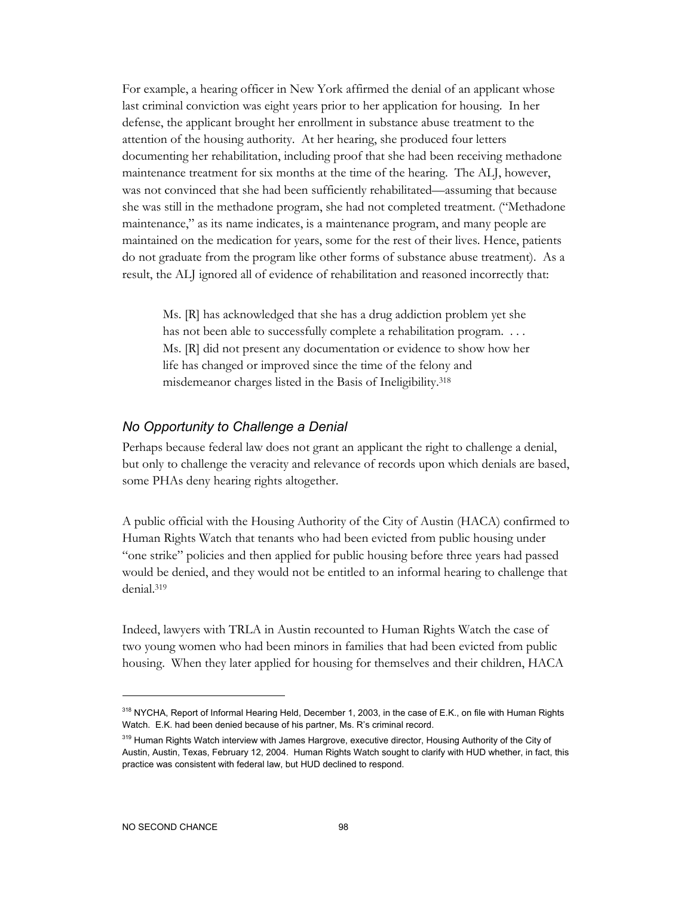For example, a hearing officer in New York affirmed the denial of an applicant whose last criminal conviction was eight years prior to her application for housing. In her defense, the applicant brought her enrollment in substance abuse treatment to the attention of the housing authority. At her hearing, she produced four letters documenting her rehabilitation, including proof that she had been receiving methadone maintenance treatment for six months at the time of the hearing. The ALJ, however, was not convinced that she had been sufficiently rehabilitated—assuming that because she was still in the methadone program, she had not completed treatment. ("Methadone maintenance," as its name indicates, is a maintenance program, and many people are maintained on the medication for years, some for the rest of their lives. Hence, patients do not graduate from the program like other forms of substance abuse treatment). As a result, the ALJ ignored all of evidence of rehabilitation and reasoned incorrectly that:

> Ms. [R] has acknowledged that she has a drug addiction problem yet she has not been able to successfully complete a rehabilitation program. . . . Ms. [R] did not present any documentation or evidence to show how her life has changed or improved since the time of the felony and misdemeanor charges listed in the Basis of Ineligibility.[318]

### *No Opportunity to Challenge a Denial*

Perhaps because federal law does not grant an applicant the right to challenge a denial, but only to challenge the veracity and relevance of records upon which denials are based, some PHAs deny hearing rights altogether.

A public official with the Housing Authority of the City of Austin (HACA) confirmed to Human Rights Watch that tenants who had been evicted from public housing under "one strike" policies and then applied for public housing before three years had passed would be denied, and they would not be entitled to an informal hearing to challenge that denial.[319]

Indeed, lawyers with TRLA in Austin recounted to Human Rights Watch the case of two young women who had been minors in families that had been evicted from public housing. When they later applied for housing for themselves and their children, HACA

---

[318] NYCHA, Report of Informal Hearing Held, December 1, 2003, in the case of E.K., on file with Human Rights Watch. E.K. had been denied because of his partner, Ms. R's criminal record.

[319] Human Rights Watch interview with James Hargrove, executive director, Housing Authority of the City of Austin, Austin, Texas, February 12, 2004. Human Rights Watch sought to clarify with HUD whether, in fact, this practice was consistent with federal law, but HUD declined to respond.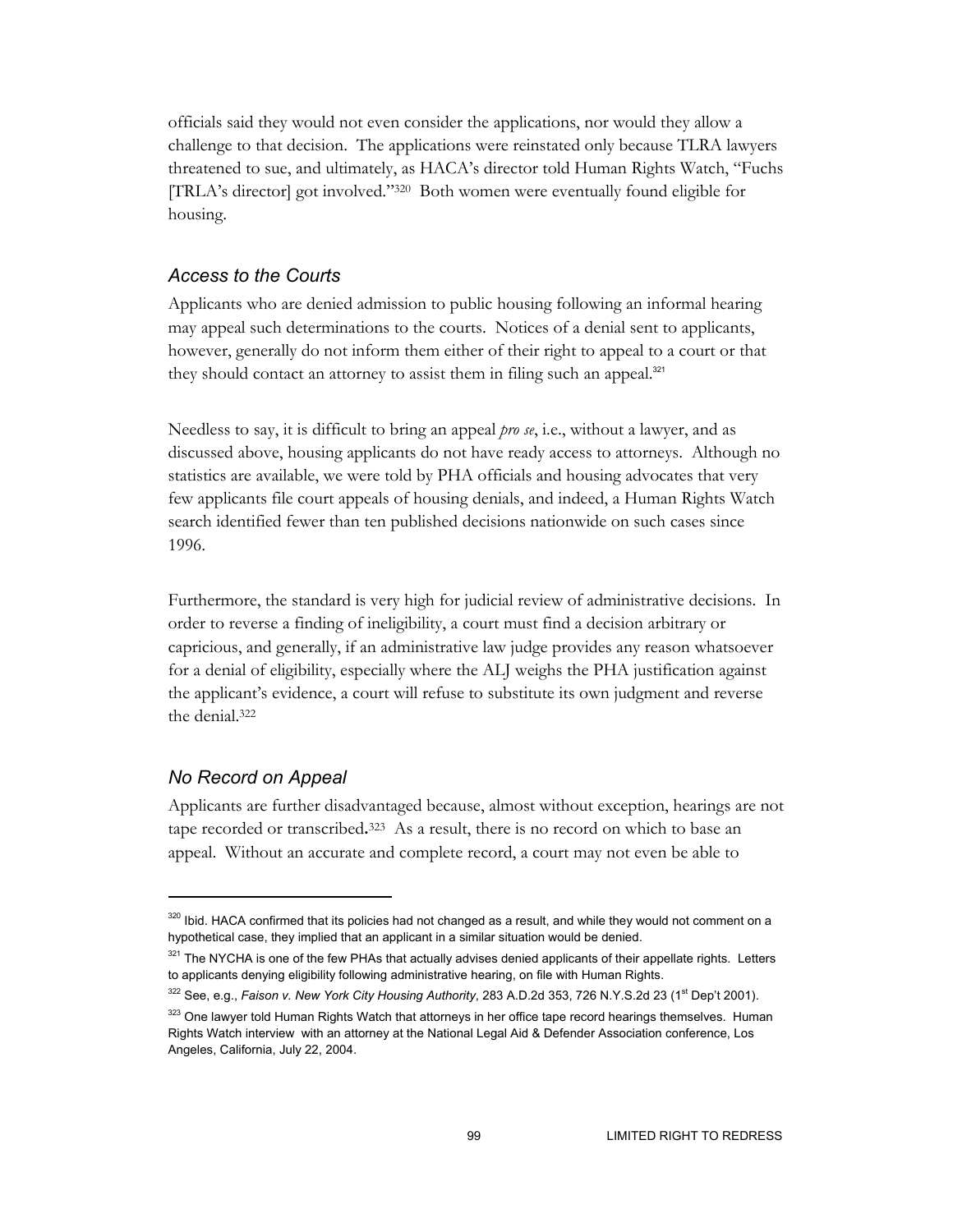officials said they would not even consider the applications, nor would they allow a challenge to that decision. The applications were reinstated only because TLRA lawyers threatened to sue, and ultimately, as HACA's director told Human Rights Watch, "Fuchs [TRLA's director] got involved."[320] Both women were eventually found eligible for housing.

### Access to the Courts

Applicants who are denied admission to public housing following an informal hearing may appeal such determinations to the courts. Notices of a denial sent to applicants, however, generally do not inform them either of their right to appeal to a court or that they should contact an attorney to assist them in filing such an appeal.[321]

Needless to say, it is difficult to bring an appeal *pro se*, i.e., without a lawyer, and as discussed above, housing applicants do not have ready access to attorneys. Although no statistics are available, we were told by PHA officials and housing advocates that very few applicants file court appeals of housing denials, and indeed, a Human Rights Watch search identified fewer than ten published decisions nationwide on such cases since 1996.

Furthermore, the standard is very high for judicial review of administrative decisions. In order to reverse a finding of ineligibility, a court must find a decision arbitrary or capricious, and generally, if an administrative law judge provides any reason whatsoever for a denial of eligibility, especially where the ALJ weighs the PHA justification against the applicant's evidence, a court will refuse to substitute its own judgment and reverse the denial.[322]

### No Record on Appeal

Applicants are further disadvantaged because, almost without exception, hearings are not tape recorded or transcribed.[323] As a result, there is no record on which to base an appeal. Without an accurate and complete record, a court may not even be able to

---

[320] Ibid. HACA confirmed that its policies had not changed as a result, and while they would not comment on a hypothetical case, they implied that an applicant in a similar situation would be denied.

[321] The NYCHA is one of the few PHAs that actually advises denied applicants of their appellate rights. Letters to applicants denying eligibility following administrative hearing, on file with Human Rights.

[322] See, e.g., *Faison v. New York City Housing Authority*, 283 A.D.2d 353, 726 N.Y.S.2d 23 (1st Dep't 2001).

[323] One lawyer told Human Rights Watch that attorneys in her office tape record hearings themselves. Human Rights Watch interview with an attorney at the National Legal Aid & Defender Association conference, Los Angeles, California, July 22, 2004.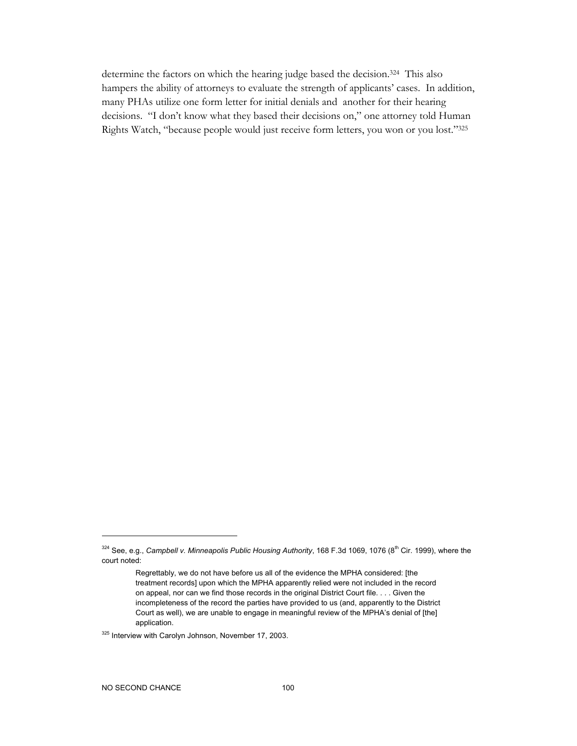determine the factors on which the hearing judge based the decision.[324] This also hampers the ability of attorneys to evaluate the strength of applicants' cases. In addition, many PHAs utilize one form letter for initial denials and another for their hearing decisions. "I don't know what they based their decisions on," one attorney told Human Rights Watch, "because people would just receive form letters, you won or you lost."[325]

---

[324] See, e.g., *Campbell v. Minneapolis Public Housing Authority*, 168 F.3d 1069, 1076 (8th Cir. 1999), where the court noted:

> Regrettably, we do not have before us all of the evidence the MPHA considered: [the treatment records] upon which the MPHA apparently relied were not included in the record on appeal, nor can we find those records in the original District Court file. . . . Given the incompleteness of the record the parties have provided to us (and, apparently to the District Court as well), we are unable to engage in meaningful review of the MPHA's denial of [the] application.

[325] Interview with Carolyn Johnson, November 17, 2003.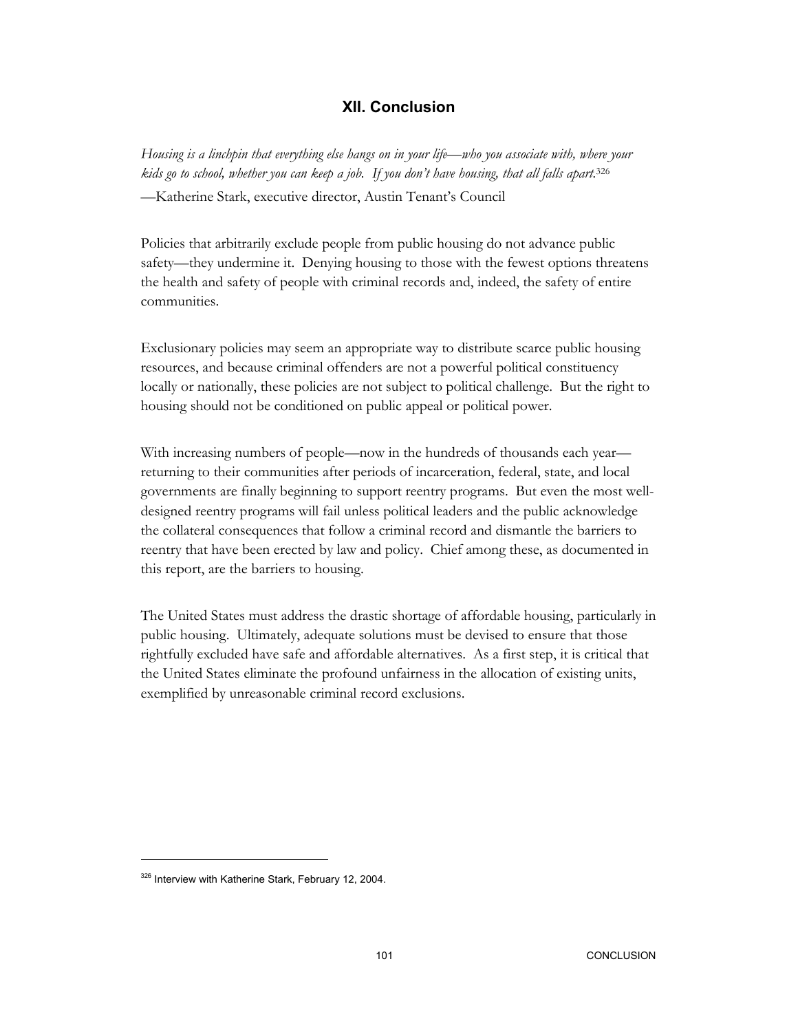## XII. Conclusion

*Housing is a linchpin that everything else hangs on in your life—who you associate with, where your kids go to school, whether you can keep a job. If you don't have housing, that all falls apart.*[326]

—Katherine Stark, executive director, Austin Tenant's Council

Policies that arbitrarily exclude people from public housing do not advance public safety—they undermine it. Denying housing to those with the fewest options threatens the health and safety of people with criminal records and, indeed, the safety of entire communities.

Exclusionary policies may seem an appropriate way to distribute scarce public housing resources, and because criminal offenders are not a powerful political constituency locally or nationally, these policies are not subject to political challenge. But the right to housing should not be conditioned on public appeal or political power.

With increasing numbers of people—now in the hundreds of thousands each year—returning to their communities after periods of incarceration, federal, state, and local governments are finally beginning to support reentry programs. But even the most well-designed reentry programs will fail unless political leaders and the public acknowledge the collateral consequences that follow a criminal record and dismantle the barriers to reentry that have been erected by law and policy. Chief among these, as documented in this report, are the barriers to housing.

The United States must address the drastic shortage of affordable housing, particularly in public housing. Ultimately, adequate solutions must be devised to ensure that those rightfully excluded have safe and affordable alternatives. As a first step, it is critical that the United States eliminate the profound unfairness in the allocation of existing units, exemplified by unreasonable criminal record exclusions.

---

[326] Interview with Katherine Stark, February 12, 2004.